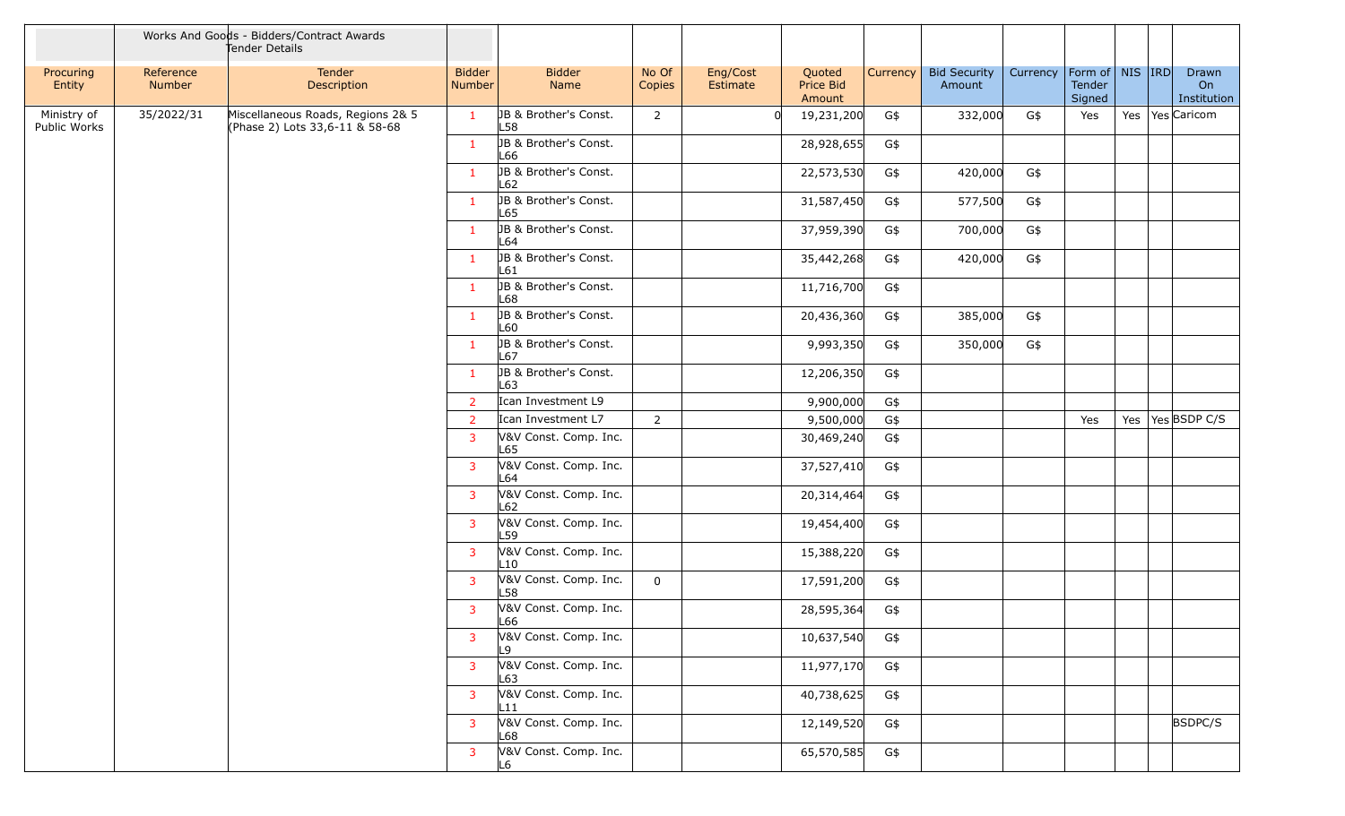| | Works And Goods - Bidders/Contract Awards Tender Details | | | | | | | | | | | | | |
|---|---|---|---|---|---|---|---|---|---|---|---|---|---|---|
| Procuring Entity | Reference Number | Tender Description | Bidder Number | Bidder Name | No Of Copies | Eng/Cost Estimate | Quoted Price Bid Amount | Currency | Bid Security Amount | Currency | Form of Tender Signed | NIS | IRD | Drawn On Institution |
| Ministry of Public Works | 35/2022/31 | Miscellaneous Roads, Regions 2& 5 (Phase 2) Lots 33,6-11 & 58-68 | 1 | JB & Brother's Const. L58 | 2 | 0 | 19,231,200 | G$ | 332,000 | G$ | Yes | Yes | Yes | Caricom |
| | | | 1 | JB & Brother's Const. L66 | | | 28,928,655 | G$ | | | | | | |
| | | | 1 | JB & Brother's Const. L62 | | | 22,573,530 | G$ | 420,000 | G$ | | | | |
| | | | 1 | JB & Brother's Const. L65 | | | 31,587,450 | G$ | 577,500 | G$ | | | | |
| | | | 1 | JB & Brother's Const. L64 | | | 37,959,390 | G$ | 700,000 | G$ | | | | |
| | | | 1 | JB & Brother's Const. L61 | | | 35,442,268 | G$ | 420,000 | G$ | | | | |
| | | | 1 | JB & Brother's Const. L68 | | | 11,716,700 | G$ | | | | | | |
| | | | 1 | JB & Brother's Const. L60 | | | 20,436,360 | G$ | 385,000 | G$ | | | | |
| | | | 1 | JB & Brother's Const. L67 | | | 9,993,350 | G$ | 350,000 | G$ | | | | |
| | | | 1 | JB & Brother's Const. L63 | | | 12,206,350 | G$ | | | | | | |
| | | | 2 | Ican Investment L9 | | | 9,900,000 | G$ | | | | | | |
| | | | 2 | Ican Investment L7 | 2 | | 9,500,000 | G$ | | | Yes | Yes | Yes | BSDP C/S |
| | | | 3 | V&V Const. Comp. Inc. L65 | | | 30,469,240 | G$ | | | | | | |
| | | | 3 | V&V Const. Comp. Inc. L64 | | | 37,527,410 | G$ | | | | | | |
| | | | 3 | V&V Const. Comp. Inc. L62 | | | 20,314,464 | G$ | | | | | | |
| | | | 3 | V&V Const. Comp. Inc. L59 | | | 19,454,400 | G$ | | | | | | |
| | | | 3 | V&V Const. Comp. Inc. L10 | | | 15,388,220 | G$ | | | | | | |
| | | | 3 | V&V Const. Comp. Inc. L58 | 0 | | 17,591,200 | G$ | | | | | | |
| | | | 3 | V&V Const. Comp. Inc. L66 | | | 28,595,364 | G$ | | | | | | |
| | | | 3 | V&V Const. Comp. Inc. L9 | | | 10,637,540 | G$ | | | | | | |
| | | | 3 | V&V Const. Comp. Inc. L63 | | | 11,977,170 | G$ | | | | | | |
| | | | 3 | V&V Const. Comp. Inc. L11 | | | 40,738,625 | G$ | | | | | | |
| | | | 3 | V&V Const. Comp. Inc. L68 | | | 12,149,520 | G$ | | | | | | BSDPC/S |
| | | | 3 | V&V Const. Comp. Inc. L6 | | | 65,570,585 | G$ | | | | | | |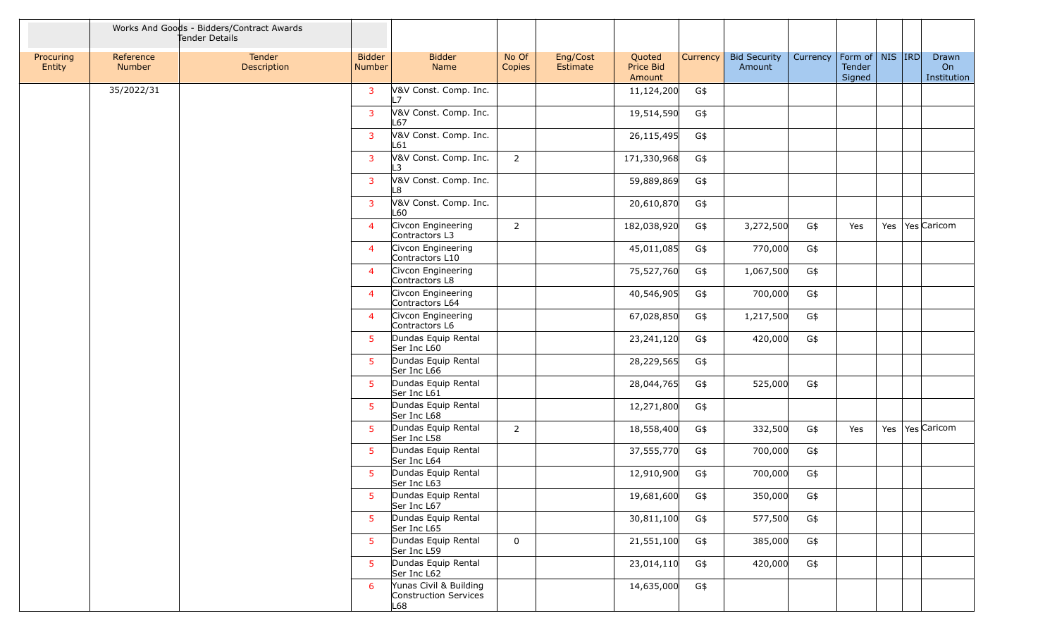| | Works And Goods - Bidders/Contract Awards Tender Details | | | | | | | | | | | | | | |
|---|---|---|---|---|---|---|---|---|---|---|---|---|---|---|---|
| Procuring Entity | Reference Number | Tender Description | Bidder Number | Bidder Name | No Of Copies | Eng/Cost Estimate | Quoted Price Bid Amount | Currency | Bid Security Amount | Currency | Form of Tender Signed | NIS | IRD | Drawn On Institution |
| | 35/2022/31 | | 3 | V&V Const. Comp. Inc. L7 | | | 11,124,200 | G$ | | | | | | |
| | | | 3 | V&V Const. Comp. Inc. L67 | | | 19,514,590 | G$ | | | | | | |
| | | | 3 | V&V Const. Comp. Inc. L61 | | | 26,115,495 | G$ | | | | | | |
| | | | 3 | V&V Const. Comp. Inc. L3 | 2 | | 171,330,968 | G$ | | | | | | |
| | | | 3 | V&V Const. Comp. Inc. L8 | | | 59,889,869 | G$ | | | | | | |
| | | | 3 | V&V Const. Comp. Inc. L60 | | | 20,610,870 | G$ | | | | | | |
| | | | 4 | Civcon Engineering Contractors L3 | 2 | | 182,038,920 | G$ | 3,272,500 | G$ | Yes | Yes | Yes | Caricom |
| | | | 4 | Civcon Engineering Contractors L10 | | | 45,011,085 | G$ | 770,000 | G$ | | | | |
| | | | 4 | Civcon Engineering Contractors L8 | | | 75,527,760 | G$ | 1,067,500 | G$ | | | | |
| | | | 4 | Civcon Engineering Contractors L64 | | | 40,546,905 | G$ | 700,000 | G$ | | | | |
| | | | 4 | Civcon Engineering Contractors L6 | | | 67,028,850 | G$ | 1,217,500 | G$ | | | | |
| | | | 5 | Dundas Equip Rental Ser Inc L60 | | | 23,241,120 | G$ | 420,000 | G$ | | | | |
| | | | 5 | Dundas Equip Rental Ser Inc L66 | | | 28,229,565 | G$ | | | | | | |
| | | | 5 | Dundas Equip Rental Ser Inc L61 | | | 28,044,765 | G$ | 525,000 | G$ | | | | |
| | | | 5 | Dundas Equip Rental Ser Inc L68 | | | 12,271,800 | G$ | | | | | | |
| | | | 5 | Dundas Equip Rental Ser Inc L58 | 2 | | 18,558,400 | G$ | 332,500 | G$ | Yes | Yes | Yes | Caricom |
| | | | 5 | Dundas Equip Rental Ser Inc L64 | | | 37,555,770 | G$ | 700,000 | G$ | | | | |
| | | | 5 | Dundas Equip Rental Ser Inc L63 | | | 12,910,900 | G$ | 700,000 | G$ | | | | |
| | | | 5 | Dundas Equip Rental Ser Inc L67 | | | 19,681,600 | G$ | 350,000 | G$ | | | | |
| | | | 5 | Dundas Equip Rental Ser Inc L65 | | | 30,811,100 | G$ | 577,500 | G$ | | | | |
| | | | 5 | Dundas Equip Rental Ser Inc L59 | 0 | | 21,551,100 | G$ | 385,000 | G$ | | | | |
| | | | 5 | Dundas Equip Rental Ser Inc L62 | | | 23,014,110 | G$ | 420,000 | G$ | | | | |
| | | | 6 | Yunas Civil & Building Construction Services L68 | | | 14,635,000 | G$ | | | | | | |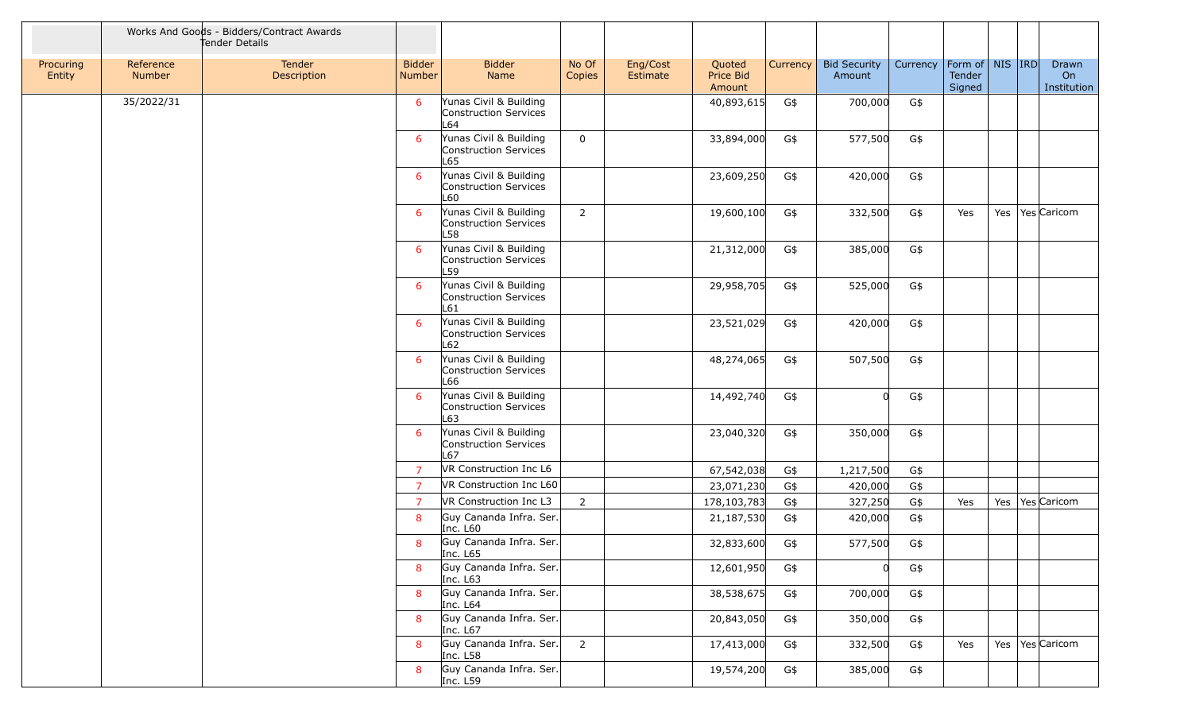| | Works And Goods - Bidders/Contract Awards Tender Details | | | | | | | | | | | | | |
|---|---|---|---|---|---|---|---|---|---|---|---|---|---|---|
| Procuring Entity | Reference Number | Tender Description | Bidder Number | Bidder Name | No Of Copies | Eng/Cost Estimate | Quoted Price Bid Amount | Currency | Bid Security Amount | Currency | Form of Tender Signed | NIS | IRD | Drawn On Institution |
| | 35/2022/31 | | 6 | Yunas Civil & Building Construction Services L64 | | | 40,893,615 | G$ | 700,000 | G$ | | | | |
| | | | 6 | Yunas Civil & Building Construction Services L65 | 0 | | 33,894,000 | G$ | 577,500 | G$ | | | | |
| | | | 6 | Yunas Civil & Building Construction Services L60 | | | 23,609,250 | G$ | 420,000 | G$ | | | | |
| | | | 6 | Yunas Civil & Building Construction Services L58 | 2 | | 19,600,100 | G$ | 332,500 | G$ | Yes | Yes | Yes | Caricom |
| | | | 6 | Yunas Civil & Building Construction Services L59 | | | 21,312,000 | G$ | 385,000 | G$ | | | | |
| | | | 6 | Yunas Civil & Building Construction Services L61 | | | 29,958,705 | G$ | 525,000 | G$ | | | | |
| | | | 6 | Yunas Civil & Building Construction Services L62 | | | 23,521,029 | G$ | 420,000 | G$ | | | | |
| | | | 6 | Yunas Civil & Building Construction Services L66 | | | 48,274,065 | G$ | 507,500 | G$ | | | | |
| | | | 6 | Yunas Civil & Building Construction Services L63 | | | 14,492,740 | G$ | 0 | G$ | | | | |
| | | | 6 | Yunas Civil & Building Construction Services L67 | | | 23,040,320 | G$ | 350,000 | G$ | | | | |
| | | | 7 | VR Construction Inc L6 | | | 67,542,038 | G$ | 1,217,500 | G$ | | | | |
| | | | 7 | VR Construction Inc L60 | | | 23,071,230 | G$ | 420,000 | G$ | | | | |
| | | | 7 | VR Construction Inc L3 | 2 | | 178,103,783 | G$ | 327,250 | G$ | Yes | Yes | Yes | Caricom |
| | | | 8 | Guy Cananda Infra. Ser. Inc. L60 | | | 21,187,530 | G$ | 420,000 | G$ | | | | |
| | | | 8 | Guy Cananda Infra. Ser. Inc. L65 | | | 32,833,600 | G$ | 577,500 | G$ | | | | |
| | | | 8 | Guy Cananda Infra. Ser. Inc. L63 | | | 12,601,950 | G$ | 0 | G$ | | | | |
| | | | 8 | Guy Cananda Infra. Ser. Inc. L64 | | | 38,538,675 | G$ | 700,000 | G$ | | | | |
| | | | 8 | Guy Cananda Infra. Ser. Inc. L67 | | | 20,843,050 | G$ | 350,000 | G$ | | | | |
| | | | 8 | Guy Cananda Infra. Ser. Inc. L58 | 2 | | 17,413,000 | G$ | 332,500 | G$ | Yes | Yes | Yes | Caricom |
| | | | 8 | Guy Cananda Infra. Ser. Inc. L59 | | | 19,574,200 | G$ | 385,000 | G$ | | | | |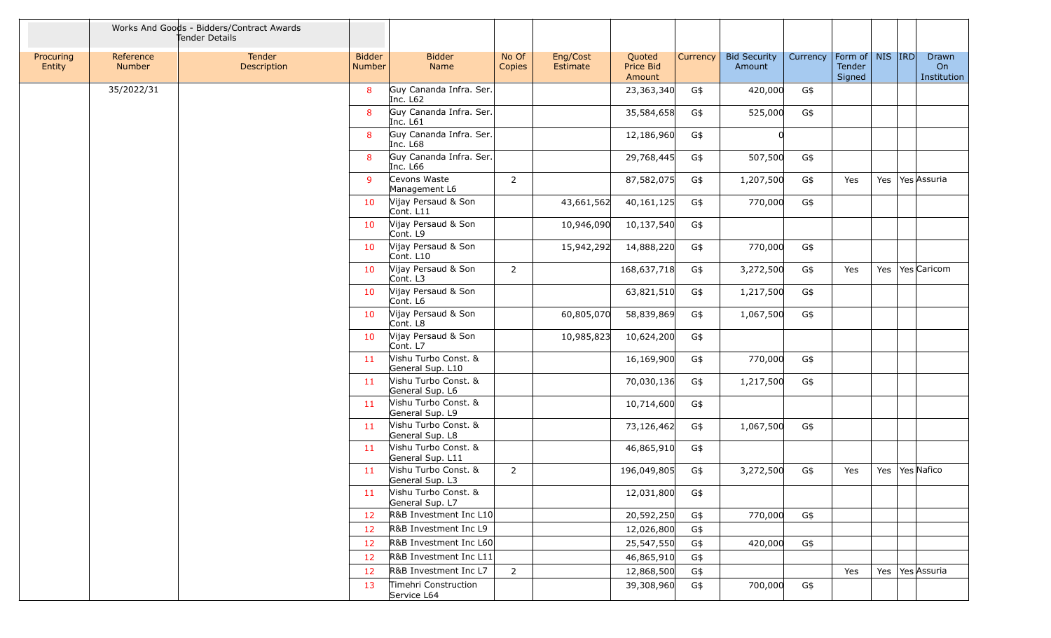| | Works And Goods - Bidders/Contract Awards Tender Details | | | | | | | | | | | | | |
|---|---|---|---|---|---|---|---|---|---|---|---|---|---|---|
| Procuring Entity | Reference Number | Tender Description | Bidder Number | Bidder Name | No Of Copies | Eng/Cost Estimate | Quoted Price Bid Amount | Currency | Bid Security Amount | Currency | Form of Tender Signed | NIS | IRD | Drawn On Institution |
| | 35/2022/31 | | 8 | Guy Cananda Infra. Ser. Inc. L62 | | | 23,363,340 | G$ | 420,000 | G$ | | | | |
| | | | 8 | Guy Cananda Infra. Ser. Inc. L61 | | | 35,584,658 | G$ | 525,000 | G$ | | | | |
| | | | 8 | Guy Cananda Infra. Ser. Inc. L68 | | | 12,186,960 | G$ | 0 | | | | | |
| | | | 8 | Guy Cananda Infra. Ser. Inc. L66 | | | 29,768,445 | G$ | 507,500 | G$ | | | | |
| | | | 9 | Cevons Waste Management L6 | 2 | | 87,582,075 | G$ | 1,207,500 | G$ | Yes | Yes | Yes | Assuria |
| | | | 10 | Vijay Persaud & Son Cont. L11 | | 43,661,562 | 40,161,125 | G$ | 770,000 | G$ | | | | |
| | | | 10 | Vijay Persaud & Son Cont. L9 | | 10,946,090 | 10,137,540 | G$ | | | | | | |
| | | | 10 | Vijay Persaud & Son Cont. L10 | | 15,942,292 | 14,888,220 | G$ | 770,000 | G$ | | | | |
| | | | 10 | Vijay Persaud & Son Cont. L3 | 2 | | 168,637,718 | G$ | 3,272,500 | G$ | Yes | Yes | Yes | Caricom |
| | | | 10 | Vijay Persaud & Son Cont. L6 | | | 63,821,510 | G$ | 1,217,500 | G$ | | | | |
| | | | 10 | Vijay Persaud & Son Cont. L8 | | 60,805,070 | 58,839,869 | G$ | 1,067,500 | G$ | | | | |
| | | | 10 | Vijay Persaud & Son Cont. L7 | | 10,985,823 | 10,624,200 | G$ | | | | | | |
| | | | 11 | Vishu Turbo Const. & General Sup. L10 | | | 16,169,900 | G$ | 770,000 | G$ | | | | |
| | | | 11 | Vishu Turbo Const. & General Sup. L6 | | | 70,030,136 | G$ | 1,217,500 | G$ | | | | |
| | | | 11 | Vishu Turbo Const. & General Sup. L9 | | | 10,714,600 | G$ | | | | | | |
| | | | 11 | Vishu Turbo Const. & General Sup. L8 | | | 73,126,462 | G$ | 1,067,500 | G$ | | | | |
| | | | 11 | Vishu Turbo Const. & General Sup. L11 | | | 46,865,910 | G$ | | | | | | |
| | | | 11 | Vishu Turbo Const. & General Sup. L3 | 2 | | 196,049,805 | G$ | 3,272,500 | G$ | Yes | Yes | Yes | Nafico |
| | | | 11 | Vishu Turbo Const. & General Sup. L7 | | | 12,031,800 | G$ | | | | | | |
| | | | 12 | R&B Investment Inc L10 | | | 20,592,250 | G$ | 770,000 | G$ | | | | |
| | | | 12 | R&B Investment Inc L9 | | | 12,026,800 | G$ | | | | | | |
| | | | 12 | R&B Investment Inc L60 | | | 25,547,550 | G$ | 420,000 | G$ | | | | |
| | | | 12 | R&B Investment Inc L11 | | | 46,865,910 | G$ | | | | | | |
| | | | 12 | R&B Investment Inc L7 | 2 | | 12,868,500 | G$ | | | Yes | Yes | Yes | Assuria |
| | | | 13 | Timehri Construction Service L64 | | | 39,308,960 | G$ | 700,000 | G$ | | | | |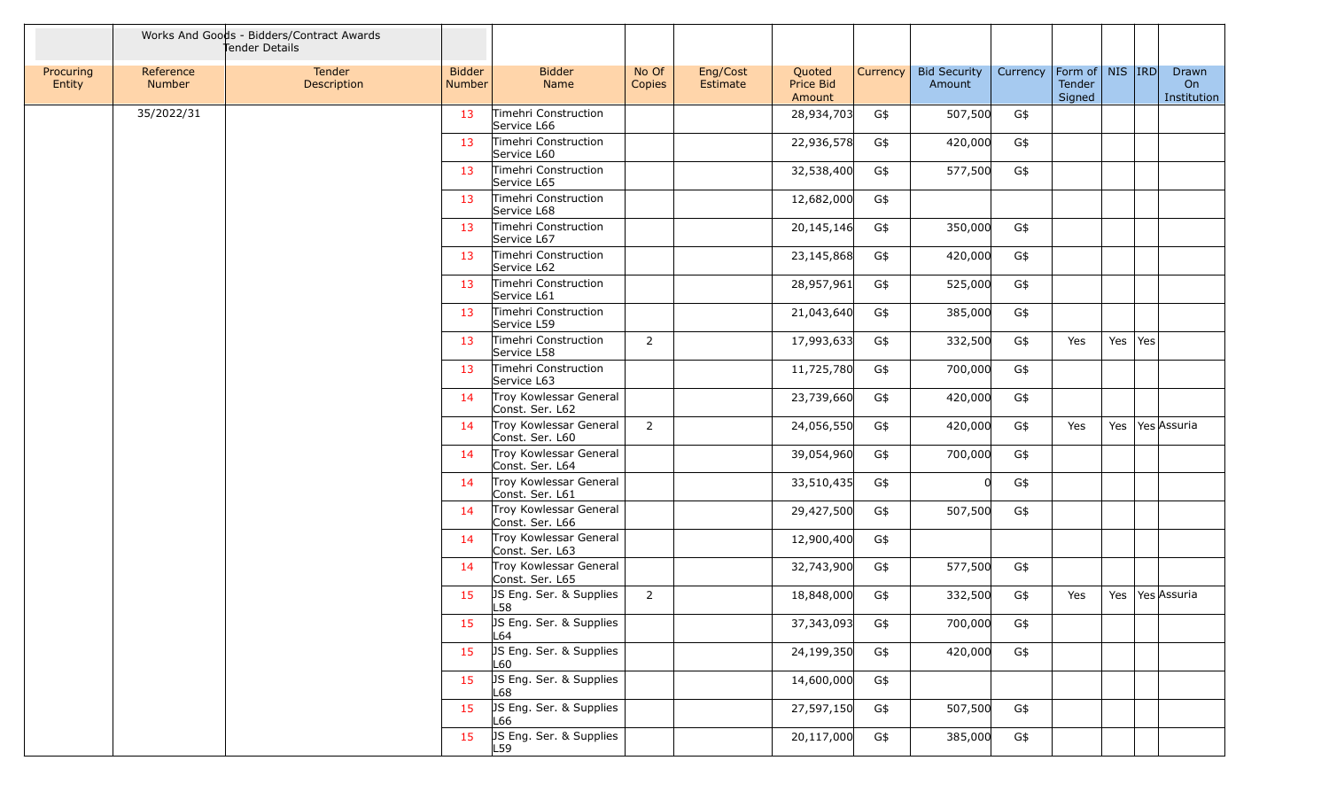| | Works And Goods - Bidders/Contract Awards Tender Details | | | | | | | | | | | | | | |
|---|---|---|---|---|---|---|---|---|---|---|---|---|---|---|---|
| Procuring Entity | Reference Number | Tender Description | Bidder Number | Bidder Name | No Of Copies | Eng/Cost Estimate | Quoted Price Bid Amount | Currency | Bid Security Amount | Currency | Form of Tender Signed | NIS | IRD | Drawn On Institution |
| | 35/2022/31 | | 13 | Timehri Construction Service L66 | | | 28,934,703 | G$ | 507,500 | G$ | | | | |
| | | | 13 | Timehri Construction Service L60 | | | 22,936,578 | G$ | 420,000 | G$ | | | | |
| | | | 13 | Timehri Construction Service L65 | | | 32,538,400 | G$ | 577,500 | G$ | | | | |
| | | | 13 | Timehri Construction Service L68 | | | 12,682,000 | G$ | | | | | | |
| | | | 13 | Timehri Construction Service L67 | | | 20,145,146 | G$ | 350,000 | G$ | | | | |
| | | | 13 | Timehri Construction Service L62 | | | 23,145,868 | G$ | 420,000 | G$ | | | | |
| | | | 13 | Timehri Construction Service L61 | | | 28,957,961 | G$ | 525,000 | G$ | | | | |
| | | | 13 | Timehri Construction Service L59 | | | 21,043,640 | G$ | 385,000 | G$ | | | | |
| | | | 13 | Timehri Construction Service L58 | 2 | | 17,993,633 | G$ | 332,500 | G$ | Yes | Yes | Yes | |
| | | | 13 | Timehri Construction Service L63 | | | 11,725,780 | G$ | 700,000 | G$ | | | | |
| | | | 14 | Troy Kowlessar General Const. Ser. L62 | | | 23,739,660 | G$ | 420,000 | G$ | | | | |
| | | | 14 | Troy Kowlessar General Const. Ser. L60 | 2 | | 24,056,550 | G$ | 420,000 | G$ | Yes | Yes | Yes | Assuria |
| | | | 14 | Troy Kowlessar General Const. Ser. L64 | | | 39,054,960 | G$ | 700,000 | G$ | | | | |
| | | | 14 | Troy Kowlessar General Const. Ser. L61 | | | 33,510,435 | G$ | 0 | G$ | | | | |
| | | | 14 | Troy Kowlessar General Const. Ser. L66 | | | 29,427,500 | G$ | 507,500 | G$ | | | | |
| | | | 14 | Troy Kowlessar General Const. Ser. L63 | | | 12,900,400 | G$ | | | | | | |
| | | | 14 | Troy Kowlessar General Const. Ser. L65 | | | 32,743,900 | G$ | 577,500 | G$ | | | | |
| | | | 15 | JS Eng. Ser. & Supplies L58 | 2 | | 18,848,000 | G$ | 332,500 | G$ | Yes | Yes | Yes | Assuria |
| | | | 15 | JS Eng. Ser. & Supplies L64 | | | 37,343,093 | G$ | 700,000 | G$ | | | | |
| | | | 15 | JS Eng. Ser. & Supplies L60 | | | 24,199,350 | G$ | 420,000 | G$ | | | | |
| | | | 15 | JS Eng. Ser. & Supplies L68 | | | 14,600,000 | G$ | | | | | | |
| | | | 15 | JS Eng. Ser. & Supplies L66 | | | 27,597,150 | G$ | 507,500 | G$ | | | | |
| | | | 15 | JS Eng. Ser. & Supplies L59 | | | 20,117,000 | G$ | 385,000 | G$ | | | | |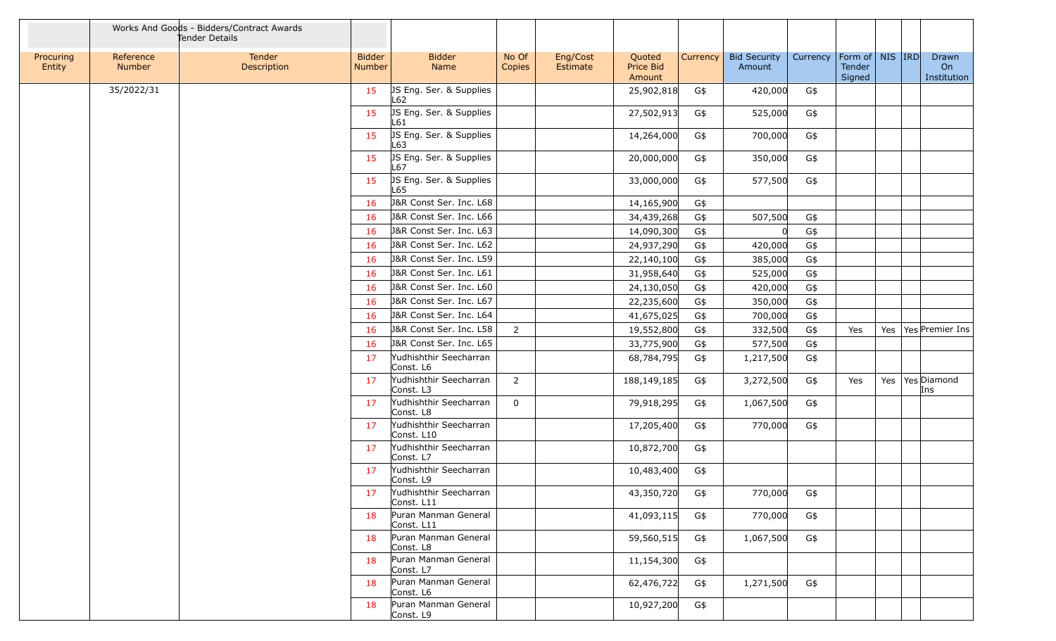| | Works And Goods - Bidders/Contract Awards Tender Details | | | | | | | | | | | | | |
|---|---|---|---|---|---|---|---|---|---|---|---|---|---|---|
| Procuring Entity | Reference Number | Tender Description | Bidder Number | Bidder Name | No Of Copies | Eng/Cost Estimate | Quoted Price Bid Amount | Currency | Bid Security Amount | Currency | Form of Tender Signed | NIS | IRD | Drawn On Institution |
| | 35/2022/31 | | 15 | JS Eng. Ser. & Supplies L62 | | | 25,902,818 | G$ | 420,000 | G$ | | | | |
| | | | 15 | JS Eng. Ser. & Supplies L61 | | | 27,502,913 | G$ | 525,000 | G$ | | | | |
| | | | 15 | JS Eng. Ser. & Supplies L63 | | | 14,264,000 | G$ | 700,000 | G$ | | | | |
| | | | 15 | JS Eng. Ser. & Supplies L67 | | | 20,000,000 | G$ | 350,000 | G$ | | | | |
| | | | 15 | JS Eng. Ser. & Supplies L65 | | | 33,000,000 | G$ | 577,500 | G$ | | | | |
| | | | 16 | J&R Const Ser. Inc. L68 | | | 14,165,900 | G$ | | | | | | |
| | | | 16 | J&R Const Ser. Inc. L66 | | | 34,439,268 | G$ | 507,500 | G$ | | | | |
| | | | 16 | J&R Const Ser. Inc. L63 | | | 14,090,300 | G$ | 0 | G$ | | | | |
| | | | 16 | J&R Const Ser. Inc. L62 | | | 24,937,290 | G$ | 420,000 | G$ | | | | |
| | | | 16 | J&R Const Ser. Inc. L59 | | | 22,140,100 | G$ | 385,000 | G$ | | | | |
| | | | 16 | J&R Const Ser. Inc. L61 | | | 31,958,640 | G$ | 525,000 | G$ | | | | |
| | | | 16 | J&R Const Ser. Inc. L60 | | | 24,130,050 | G$ | 420,000 | G$ | | | | |
| | | | 16 | J&R Const Ser. Inc. L67 | | | 22,235,600 | G$ | 350,000 | G$ | | | | |
| | | | 16 | J&R Const Ser. Inc. L64 | | | 41,675,025 | G$ | 700,000 | G$ | | | | |
| | | | 16 | J&R Const Ser. Inc. L58 | 2 | | 19,552,800 | G$ | 332,500 | G$ | Yes | Yes | Yes | Premier Ins |
| | | | 16 | J&R Const Ser. Inc. L65 | | | 33,775,900 | G$ | 577,500 | G$ | | | | |
| | | | 17 | Yudhishthir Seecharran Const. L6 | | | 68,784,795 | G$ | 1,217,500 | G$ | | | | |
| | | | 17 | Yudhishthir Seecharran Const. L3 | 2 | | 188,149,185 | G$ | 3,272,500 | G$ | Yes | Yes | Yes | Diamond Ins |
| | | | 17 | Yudhishthir Seecharran Const. L8 | 0 | | 79,918,295 | G$ | 1,067,500 | G$ | | | | |
| | | | 17 | Yudhishthir Seecharran Const. L10 | | | 17,205,400 | G$ | 770,000 | G$ | | | | |
| | | | 17 | Yudhishthir Seecharran Const. L7 | | | 10,872,700 | G$ | | | | | | |
| | | | 17 | Yudhishthir Seecharran Const. L9 | | | 10,483,400 | G$ | | | | | | |
| | | | 17 | Yudhishthir Seecharran Const. L11 | | | 43,350,720 | G$ | 770,000 | G$ | | | | |
| | | | 18 | Puran Manman General Const. L11 | | | 41,093,115 | G$ | 770,000 | G$ | | | | |
| | | | 18 | Puran Manman General Const. L8 | | | 59,560,515 | G$ | 1,067,500 | G$ | | | | |
| | | | 18 | Puran Manman General Const. L7 | | | 11,154,300 | G$ | | | | | | |
| | | | 18 | Puran Manman General Const. L6 | | | 62,476,722 | G$ | 1,271,500 | G$ | | | | |
| | | | 18 | Puran Manman General Const. L9 | | | 10,927,200 | G$ | | | | | | |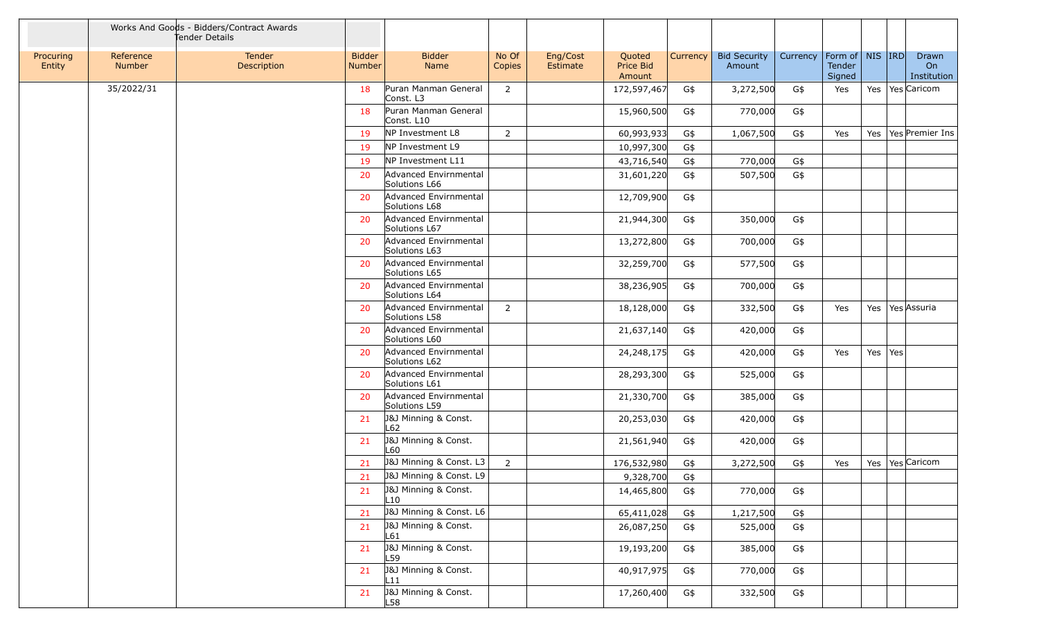| | Works And Goods - Bidders/Contract Awards Tender Details | | | | | | | | | | | | | |
|---|---|---|---|---|---|---|---|---|---|---|---|---|---|---|
| Procuring Entity | Reference Number | Tender Description | Bidder Number | Bidder Name | No Of Copies | Eng/Cost Estimate | Quoted Price Bid Amount | Currency | Bid Security Amount | Currency | Form of Tender Signed | NIS | IRD | Drawn On Institution |
| | 35/2022/31 | | 18 | Puran Manman General Const. L3 | 2 | | 172,597,467 | G$ | 3,272,500 | G$ | Yes | Yes | Yes | Caricom |
| | | | 18 | Puran Manman General Const. L10 | | | 15,960,500 | G$ | 770,000 | G$ | | | | |
| | | | 19 | NP Investment L8 | 2 | | 60,993,933 | G$ | 1,067,500 | G$ | Yes | Yes | Yes | Premier Ins |
| | | | 19 | NP Investment L9 | | | 10,997,300 | G$ | | | | | | |
| | | | 19 | NP Investment L11 | | | 43,716,540 | G$ | 770,000 | G$ | | | | |
| | | | 20 | Advanced Envirnmental Solutions L66 | | | 31,601,220 | G$ | 507,500 | G$ | | | | |
| | | | 20 | Advanced Envirnmental Solutions L68 | | | 12,709,900 | G$ | | | | | | |
| | | | 20 | Advanced Envirnmental Solutions L67 | | | 21,944,300 | G$ | 350,000 | G$ | | | | |
| | | | 20 | Advanced Envirnmental Solutions L63 | | | 13,272,800 | G$ | 700,000 | G$ | | | | |
| | | | 20 | Advanced Envirnmental Solutions L65 | | | 32,259,700 | G$ | 577,500 | G$ | | | | |
| | | | 20 | Advanced Envirnmental Solutions L64 | | | 38,236,905 | G$ | 700,000 | G$ | | | | |
| | | | 20 | Advanced Envirnmental Solutions L58 | 2 | | 18,128,000 | G$ | 332,500 | G$ | Yes | Yes | Yes | Assuria |
| | | | 20 | Advanced Envirnmental Solutions L60 | | | 21,637,140 | G$ | 420,000 | G$ | | | | |
| | | | 20 | Advanced Envirnmental Solutions L62 | | | 24,248,175 | G$ | 420,000 | G$ | Yes | Yes | Yes | |
| | | | 20 | Advanced Envirnmental Solutions L61 | | | 28,293,300 | G$ | 525,000 | G$ | | | | |
| | | | 20 | Advanced Envirnmental Solutions L59 | | | 21,330,700 | G$ | 385,000 | G$ | | | | |
| | | | 21 | J&J Minning & Const. L62 | | | 20,253,030 | G$ | 420,000 | G$ | | | | |
| | | | 21 | J&J Minning & Const. L60 | | | 21,561,940 | G$ | 420,000 | G$ | | | | |
| | | | 21 | J&J Minning & Const. L3 | 2 | | 176,532,980 | G$ | 3,272,500 | G$ | Yes | Yes | Yes | Caricom |
| | | | 21 | J&J Minning & Const. L9 | | | 9,328,700 | G$ | | | | | | |
| | | | 21 | J&J Minning & Const. L10 | | | 14,465,800 | G$ | 770,000 | G$ | | | | |
| | | | 21 | J&J Minning & Const. L6 | | | 65,411,028 | G$ | 1,217,500 | G$ | | | | |
| | | | 21 | J&J Minning & Const. L61 | | | 26,087,250 | G$ | 525,000 | G$ | | | | |
| | | | 21 | J&J Minning & Const. L59 | | | 19,193,200 | G$ | 385,000 | G$ | | | | |
| | | | 21 | J&J Minning & Const. L11 | | | 40,917,975 | G$ | 770,000 | G$ | | | | |
| | | | 21 | J&J Minning & Const. L58 | | | 17,260,400 | G$ | 332,500 | G$ | | | | |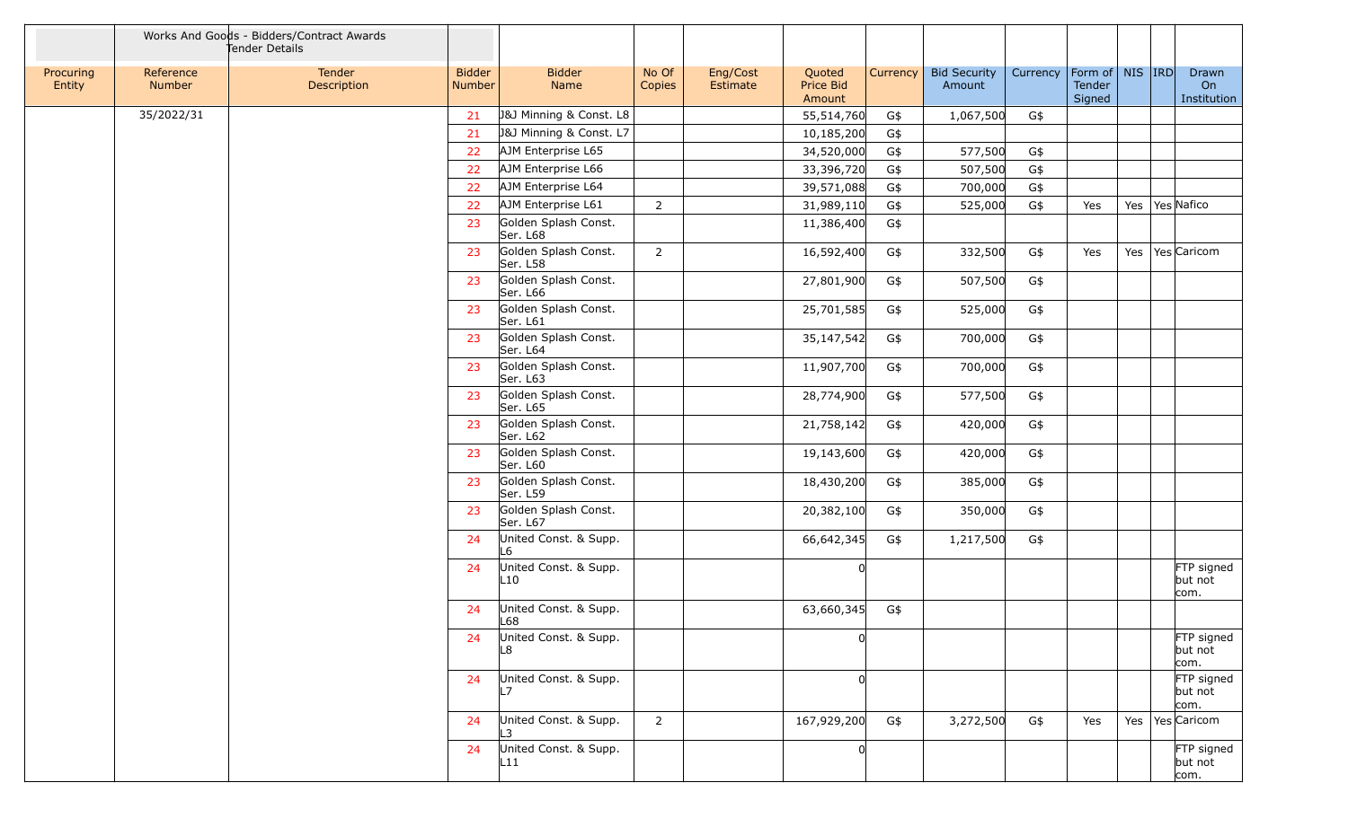| | Works And Goods - Bidders/Contract Awards Tender Details | | | | | | | | | | | | | |
|---|---|---|---|---|---|---|---|---|---|---|---|---|---|---|
| Procuring Entity | Reference Number | Tender Description | Bidder Number | Bidder Name | No Of Copies | Eng/Cost Estimate | Quoted Price Bid Amount | Currency | Bid Security Amount | Currency | Form of Tender Signed | NIS | IRD | Drawn On Institution |
| | 35/2022/31 | | 21 | J&J Minning & Const. L8 | | | 55,514,760 | G$ | 1,067,500 | G$ | | | | |
| | | | 21 | J&J Minning & Const. L7 | | | 10,185,200 | G$ | | | | | | |
| | | | 22 | AJM Enterprise L65 | | | 34,520,000 | G$ | 577,500 | G$ | | | | |
| | | | 22 | AJM Enterprise L66 | | | 33,396,720 | G$ | 507,500 | G$ | | | | |
| | | | 22 | AJM Enterprise L64 | | | 39,571,088 | G$ | 700,000 | G$ | | | | |
| | | | 22 | AJM Enterprise L61 | 2 | | 31,989,110 | G$ | 525,000 | G$ | Yes | Yes | Yes | Nafico |
| | | | 23 | Golden Splash Const. Ser. L68 | | | 11,386,400 | G$ | | | | | | |
| | | | 23 | Golden Splash Const. Ser. L58 | 2 | | 16,592,400 | G$ | 332,500 | G$ | Yes | Yes | Yes | Caricom |
| | | | 23 | Golden Splash Const. Ser. L66 | | | 27,801,900 | G$ | 507,500 | G$ | | | | |
| | | | 23 | Golden Splash Const. Ser. L61 | | | 25,701,585 | G$ | 525,000 | G$ | | | | |
| | | | 23 | Golden Splash Const. Ser. L64 | | | 35,147,542 | G$ | 700,000 | G$ | | | | |
| | | | 23 | Golden Splash Const. Ser. L63 | | | 11,907,700 | G$ | 700,000 | G$ | | | | |
| | | | 23 | Golden Splash Const. Ser. L65 | | | 28,774,900 | G$ | 577,500 | G$ | | | | |
| | | | 23 | Golden Splash Const. Ser. L62 | | | 21,758,142 | G$ | 420,000 | G$ | | | | |
| | | | 23 | Golden Splash Const. Ser. L60 | | | 19,143,600 | G$ | 420,000 | G$ | | | | |
| | | | 23 | Golden Splash Const. Ser. L59 | | | 18,430,200 | G$ | 385,000 | G$ | | | | |
| | | | 23 | Golden Splash Const. Ser. L67 | | | 20,382,100 | G$ | 350,000 | G$ | | | | |
| | | | 24 | United Const. & Supp. L6 | | | 66,642,345 | G$ | 1,217,500 | G$ | | | | |
| | | | 24 | United Const. & Supp. L10 | | | 0 | | | | | | | FTP signed but not com. |
| | | | 24 | United Const. & Supp. L68 | | | 63,660,345 | G$ | | | | | | |
| | | | 24 | United Const. & Supp. L8 | | | 0 | | | | | | | FTP signed but not com. |
| | | | 24 | United Const. & Supp. L7 | | | 0 | | | | | | | FTP signed but not com. |
| | | | 24 | United Const. & Supp. L3 | 2 | | 167,929,200 | G$ | 3,272,500 | G$ | Yes | Yes | Yes | Caricom |
| | | | 24 | United Const. & Supp. L11 | | | 0 | | | | | | | FTP signed but not com. |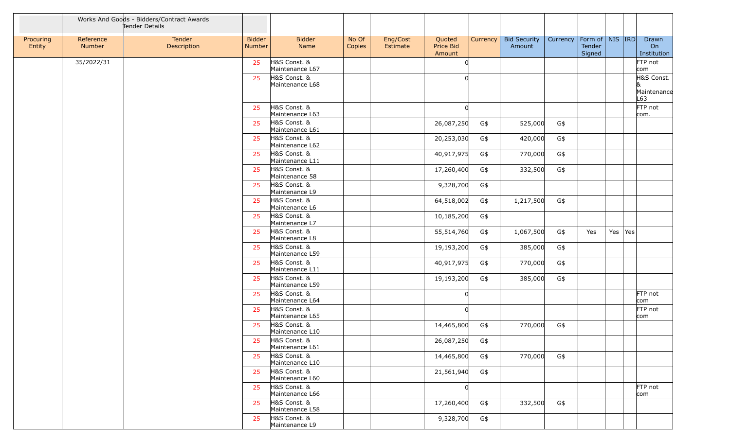| | Works And Goods - Bidders/Contract Awards Tender Details | | | | | | | | | | | | | | |
|---|---|---|---|---|---|---|---|---|---|---|---|---|---|---|---|
| Procuring Entity | Reference Number | Tender Description | Bidder Number | Bidder Name | No Of Copies | Eng/Cost Estimate | Quoted Price Bid Amount | Currency | Bid Security Amount | Currency | Form of Tender Signed | NIS | IRD | Drawn On Institution |
| | 35/2022/31 | | 25 | H&S Const. & Maintenance L67 | | | 0 | | | | | | | FTP not com |
| | | | 25 | H&S Const. & Maintenance L68 | | | 0 | | | | | | | H&S Const. & Maintenance L63 |
| | | | 25 | H&S Const. & Maintenance L63 | | | 0 | | | | | | | FTP not com. |
| | | | 25 | H&S Const. & Maintenance L61 | | | 26,087,250 | G$ | 525,000 | G$ | | | | |
| | | | 25 | H&S Const. & Maintenance L62 | | | 20,253,030 | G$ | 420,000 | G$ | | | | |
| | | | 25 | H&S Const. & Maintenance L11 | | | 40,917,975 | G$ | 770,000 | G$ | | | | |
| | | | 25 | H&S Const. & Maintenance 58 | | | 17,260,400 | G$ | 332,500 | G$ | | | | |
| | | | 25 | H&S Const. & Maintenance L9 | | | 9,328,700 | G$ | | | | | | |
| | | | 25 | H&S Const. & Maintenance L6 | | | 64,518,002 | G$ | 1,217,500 | G$ | | | | |
| | | | 25 | H&S Const. & Maintenance L7 | | | 10,185,200 | G$ | | | | | | |
| | | | 25 | H&S Const. & Maintenance L8 | | | 55,514,760 | G$ | 1,067,500 | G$ | Yes | Yes | Yes | |
| | | | 25 | H&S Const. & Maintenance L59 | | | 19,193,200 | G$ | 385,000 | G$ | | | | |
| | | | 25 | H&S Const. & Maintenance L11 | | | 40,917,975 | G$ | 770,000 | G$ | | | | |
| | | | 25 | H&S Const. & Maintenance L59 | | | 19,193,200 | G$ | 385,000 | G$ | | | | |
| | | | 25 | H&S Const. & Maintenance L64 | | | 0 | | | | | | | FTP not com |
| | | | 25 | H&S Const. & Maintenance L65 | | | 0 | | | | | | | FTP not com |
| | | | 25 | H&S Const. & Maintenance L10 | | | 14,465,800 | G$ | 770,000 | G$ | | | | |
| | | | 25 | H&S Const. & Maintenance L61 | | | 26,087,250 | G$ | | | | | | |
| | | | 25 | H&S Const. & Maintenance L10 | | | 14,465,800 | G$ | 770,000 | G$ | | | | |
| | | | 25 | H&S Const. & Maintenance L60 | | | 21,561,940 | G$ | | | | | | |
| | | | 25 | H&S Const. & Maintenance L66 | | | 0 | | | | | | | FTP not com |
| | | | 25 | H&S Const. & Maintenance L58 | | | 17,260,400 | G$ | 332,500 | G$ | | | | |
| | | | 25 | H&S Const. & Maintenance L9 | | | 9,328,700 | G$ | | | | | | |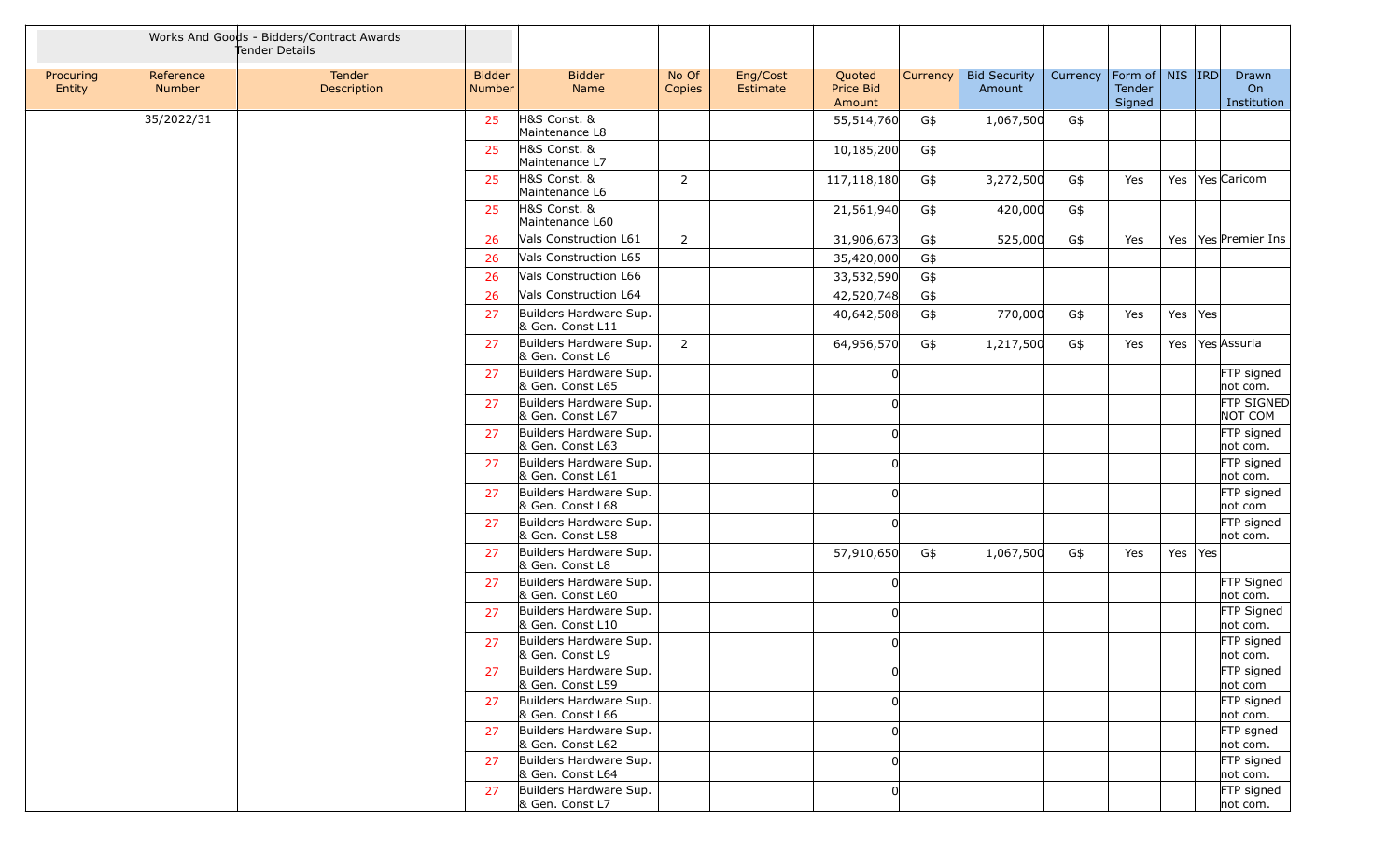| | Works And Goods - Bidders/Contract Awards Tender Details | | | | | | | | | | | | | |
|---|---|---|---|---|---|---|---|---|---|---|---|---|---|---|
| Procuring Entity | Reference Number | Tender Description | Bidder Number | Bidder Name | No Of Copies | Eng/Cost Estimate | Quoted Price Bid Amount | Currency | Bid Security Amount | Currency | Form of Tender Signed | NIS | IRD | Drawn On Institution |
| | 35/2022/31 | | 25 | H&S Const. & Maintenance L8 | | | 55,514,760 | G$ | 1,067,500 | G$ | | | | |
| | | | 25 | H&S Const. & Maintenance L7 | | | 10,185,200 | G$ | | | | | | |
| | | | 25 | H&S Const. & Maintenance L6 | 2 | | 117,118,180 | G$ | 3,272,500 | G$ | Yes | Yes | Yes | Caricom |
| | | | 25 | H&S Const. & Maintenance L60 | | | 21,561,940 | G$ | 420,000 | G$ | | | | |
| | | | 26 | Vals Construction L61 | 2 | | 31,906,673 | G$ | 525,000 | G$ | Yes | Yes | Yes | Premier Ins |
| | | | 26 | Vals Construction L65 | | | 35,420,000 | G$ | | | | | | |
| | | | 26 | Vals Construction L66 | | | 33,532,590 | G$ | | | | | | |
| | | | 26 | Vals Construction L64 | | | 42,520,748 | G$ | | | | | | |
| | | | 27 | Builders Hardware Sup. & Gen. Const L11 | | | 40,642,508 | G$ | 770,000 | G$ | Yes | Yes | Yes | |
| | | | 27 | Builders Hardware Sup. & Gen. Const L6 | 2 | | 64,956,570 | G$ | 1,217,500 | G$ | Yes | Yes | Yes | Assuria |
| | | | 27 | Builders Hardware Sup. & Gen. Const L65 | | | 0 | | | | | | | FTP signed not com. |
| | | | 27 | Builders Hardware Sup. & Gen. Const L67 | | | 0 | | | | | | | FTP SIGNED NOT COM |
| | | | 27 | Builders Hardware Sup. & Gen. Const L63 | | | 0 | | | | | | | FTP signed not com. |
| | | | 27 | Builders Hardware Sup. & Gen. Const L61 | | | 0 | | | | | | | FTP signed not com. |
| | | | 27 | Builders Hardware Sup. & Gen. Const L68 | | | 0 | | | | | | | FTP signed not com |
| | | | 27 | Builders Hardware Sup. & Gen. Const L58 | | | 0 | | | | | | | FTP signed not com. |
| | | | 27 | Builders Hardware Sup. & Gen. Const L8 | | | 57,910,650 | G$ | 1,067,500 | G$ | Yes | Yes | Yes | |
| | | | 27 | Builders Hardware Sup. & Gen. Const L60 | | | 0 | | | | | | | FTP Signed not com. |
| | | | 27 | Builders Hardware Sup. & Gen. Const L10 | | | 0 | | | | | | | FTP Signed not com. |
| | | | 27 | Builders Hardware Sup. & Gen. Const L9 | | | 0 | | | | | | | FTP signed not com. |
| | | | 27 | Builders Hardware Sup. & Gen. Const L59 | | | 0 | | | | | | | FTP signed not com |
| | | | 27 | Builders Hardware Sup. & Gen. Const L66 | | | 0 | | | | | | | FTP signed not com. |
| | | | 27 | Builders Hardware Sup. & Gen. Const L62 | | | 0 | | | | | | | FTP sgned not com. |
| | | | 27 | Builders Hardware Sup. & Gen. Const L64 | | | 0 | | | | | | | FTP signed not com. |
| | | | 27 | Builders Hardware Sup. & Gen. Const L7 | | | 0 | | | | | | | FTP signed not com. |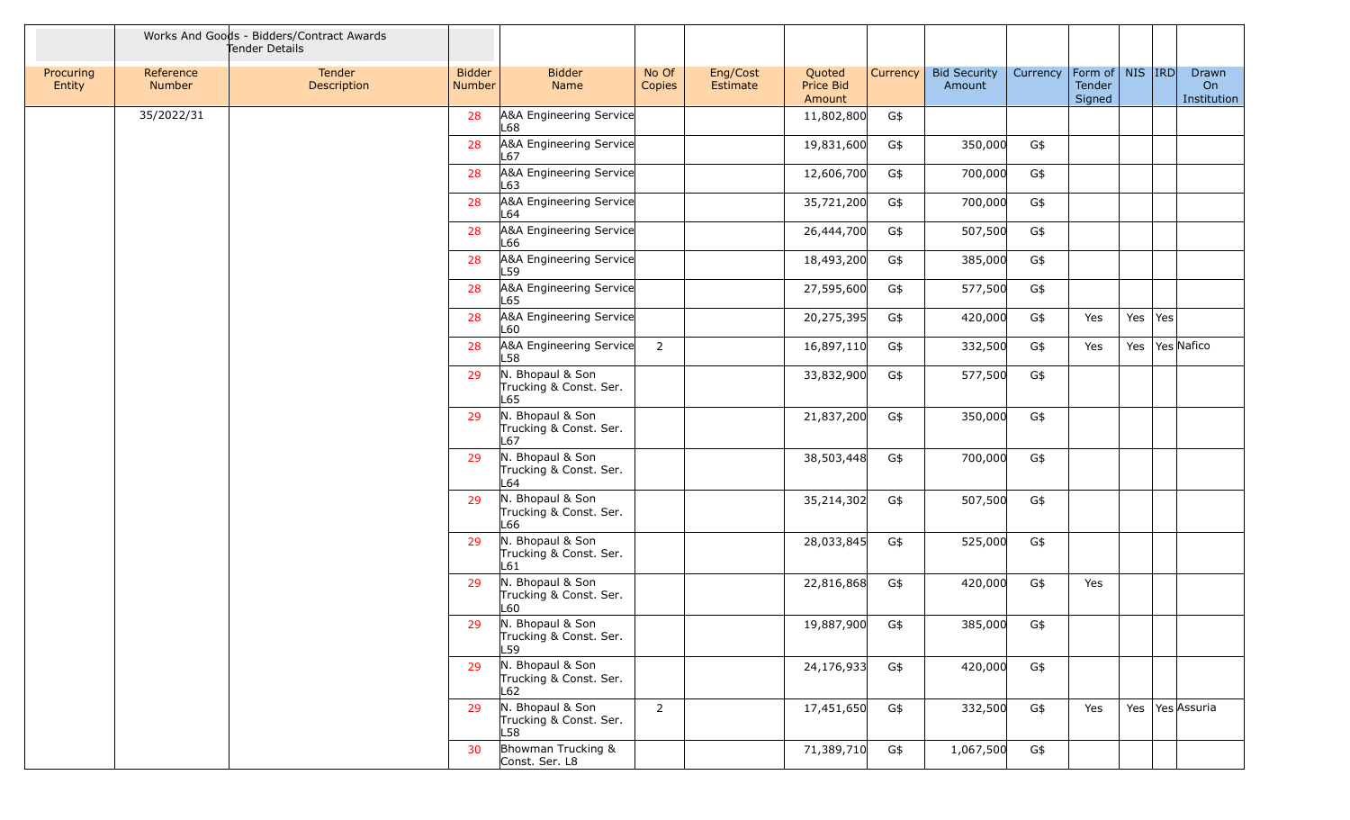| | Works And Goods - Bidders/Contract Awards Tender Details | | | | | | | | | | | | | |
|---|---|---|---|---|---|---|---|---|---|---|---|---|---|---|
| Procuring Entity | Reference Number | Tender Description | Bidder Number | Bidder Name | No Of Copies | Eng/Cost Estimate | Quoted Price Bid Amount | Currency | Bid Security Amount | Currency | Form of Tender Signed | NIS | IRD | Drawn On Institution |
| | 35/2022/31 | | 28 | A&A Engineering Service L68 | | | 11,802,800 | G$ | | | | | | |
| | | | 28 | A&A Engineering Service L67 | | | 19,831,600 | G$ | 350,000 | G$ | | | | |
| | | | 28 | A&A Engineering Service L63 | | | 12,606,700 | G$ | 700,000 | G$ | | | | |
| | | | 28 | A&A Engineering Service L64 | | | 35,721,200 | G$ | 700,000 | G$ | | | | |
| | | | 28 | A&A Engineering Service L66 | | | 26,444,700 | G$ | 507,500 | G$ | | | | |
| | | | 28 | A&A Engineering Service L59 | | | 18,493,200 | G$ | 385,000 | G$ | | | | |
| | | | 28 | A&A Engineering Service L65 | | | 27,595,600 | G$ | 577,500 | G$ | | | | |
| | | | 28 | A&A Engineering Service L60 | | | 20,275,395 | G$ | 420,000 | G$ | Yes | Yes | Yes | |
| | | | 28 | A&A Engineering Service L58 | 2 | | 16,897,110 | G$ | 332,500 | G$ | Yes | Yes | Yes | Nafico |
| | | | 29 | N. Bhopaul & Son Trucking & Const. Ser. L65 | | | 33,832,900 | G$ | 577,500 | G$ | | | | |
| | | | 29 | N. Bhopaul & Son Trucking & Const. Ser. L67 | | | 21,837,200 | G$ | 350,000 | G$ | | | | |
| | | | 29 | N. Bhopaul & Son Trucking & Const. Ser. L64 | | | 38,503,448 | G$ | 700,000 | G$ | | | | |
| | | | 29 | N. Bhopaul & Son Trucking & Const. Ser. L66 | | | 35,214,302 | G$ | 507,500 | G$ | | | | |
| | | | 29 | N. Bhopaul & Son Trucking & Const. Ser. L61 | | | 28,033,845 | G$ | 525,000 | G$ | | | | |
| | | | 29 | N. Bhopaul & Son Trucking & Const. Ser. L60 | | | 22,816,868 | G$ | 420,000 | G$ | Yes | | | |
| | | | 29 | N. Bhopaul & Son Trucking & Const. Ser. L59 | | | 19,887,900 | G$ | 385,000 | G$ | | | | |
| | | | 29 | N. Bhopaul & Son Trucking & Const. Ser. L62 | | | 24,176,933 | G$ | 420,000 | G$ | | | | |
| | | | 29 | N. Bhopaul & Son Trucking & Const. Ser. L58 | 2 | | 17,451,650 | G$ | 332,500 | G$ | Yes | Yes | Yes | Assuria |
| | | | 30 | Bhowman Trucking & Const. Ser. L8 | | | 71,389,710 | G$ | 1,067,500 | G$ | | | | |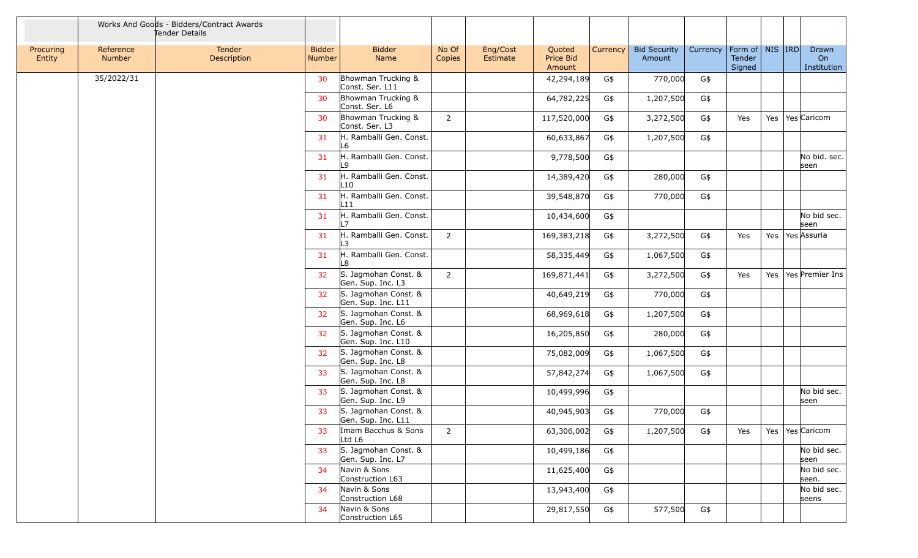| | Works And Goods - Bidders/Contract Awards Tender Details | | | | | | | | | | | | | | |
|---|---|---|---|---|---|---|---|---|---|---|---|---|---|---|---|
| Procuring Entity | Reference Number | Tender Description | Bidder Number | Bidder Name | No Of Copies | Eng/Cost Estimate | Quoted Price Bid Amount | Currency | Bid Security Amount | Currency | Form of Tender Signed | NIS | IRD | Drawn On Institution |
| | 35/2022/31 | | 30 | Bhowman Trucking & Const. Ser. L11 | | | 42,294,189 | G$ | 770,000 | G$ | | | | |
| | | | 30 | Bhowman Trucking & Const. Ser. L6 | | | 64,782,225 | G$ | 1,207,500 | G$ | | | | |
| | | | 30 | Bhowman Trucking & Const. Ser. L3 | 2 | | 117,520,000 | G$ | 3,272,500 | G$ | Yes | Yes | Yes | Caricom |
| | | | 31 | H. Ramballi Gen. Const. L6 | | | 60,633,867 | G$ | 1,207,500 | G$ | | | | |
| | | | 31 | H. Ramballi Gen. Const. L9 | | | 9,778,500 | G$ | | | | | | No bid. sec. seen |
| | | | 31 | H. Ramballi Gen. Const. L10 | | | 14,389,420 | G$ | 280,000 | G$ | | | | |
| | | | 31 | H. Ramballi Gen. Const. L11 | | | 39,548,870 | G$ | 770,000 | G$ | | | | |
| | | | 31 | H. Ramballi Gen. Const. L7 | | | 10,434,600 | G$ | | | | | | No bid sec. seen |
| | | | 31 | H. Ramballi Gen. Const. L3 | 2 | | 169,383,218 | G$ | 3,272,500 | G$ | Yes | Yes | Yes | Assuria |
| | | | 31 | H. Ramballi Gen. Const. L8 | | | 58,335,449 | G$ | 1,067,500 | G$ | | | | |
| | | | 32 | S. Jagmohan Const. & Gen. Sup. Inc. L3 | 2 | | 169,871,441 | G$ | 3,272,500 | G$ | Yes | Yes | Yes | Premier Ins |
| | | | 32 | S. Jagmohan Const. & Gen. Sup. Inc. L11 | | | 40,649,219 | G$ | 770,000 | G$ | | | | |
| | | | 32 | S. Jagmohan Const. & Gen. Sup. Inc. L6 | | | 68,969,618 | G$ | 1,207,500 | G$ | | | | |
| | | | 32 | S. Jagmohan Const. & Gen. Sup. Inc. L10 | | | 16,205,850 | G$ | 280,000 | G$ | | | | |
| | | | 32 | S. Jagmohan Const. & Gen. Sup. Inc. L8 | | | 75,082,009 | G$ | 1,067,500 | G$ | | | | |
| | | | 33 | S. Jagmohan Const. & Gen. Sup. Inc. L8 | | | 57,842,274 | G$ | 1,067,500 | G$ | | | | |
| | | | 33 | S. Jagmohan Const. & Gen. Sup. Inc. L9 | | | 10,499,996 | G$ | | | | | | No bid sec. seen |
| | | | 33 | S. Jagmohan Const. & Gen. Sup. Inc. L11 | | | 40,945,903 | G$ | 770,000 | G$ | | | | |
| | | | 33 | Imam Bacchus & Sons Ltd L6 | 2 | | 63,306,002 | G$ | 1,207,500 | G$ | Yes | Yes | Yes | Caricom |
| | | | 33 | S. Jagmohan Const. & Gen. Sup. Inc. L7 | | | 10,499,186 | G$ | | | | | | No bid sec. seen |
| | | | 34 | Navin & Sons Construction L63 | | | 11,625,400 | G$ | | | | | | No bid sec. seen. |
| | | | 34 | Navin & Sons Construction L68 | | | 13,943,400 | G$ | | | | | | No bid sec. seens |
| | | | 34 | Navin & Sons Construction L65 | | | 29,817,550 | G$ | 577,500 | G$ | | | | |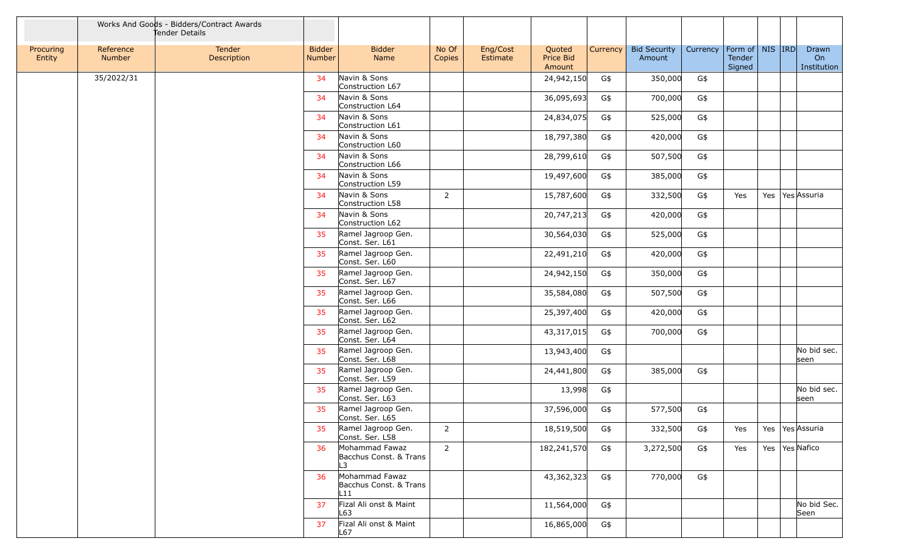| | Works And Goods - Bidders/Contract Awards Tender Details | | | | | | | | | | | | | |
|---|---|---|---|---|---|---|---|---|---|---|---|---|---|---|
| Procuring Entity | Reference Number | Tender Description | Bidder Number | Bidder Name | No Of Copies | Eng/Cost Estimate | Quoted Price Bid Amount | Currency | Bid Security Amount | Currency | Form of Tender Signed | NIS | IRD | Drawn On Institution |
| | 35/2022/31 | | 34 | Navin & Sons Construction L67 | | | 24,942,150 | G$ | 350,000 | G$ | | | | |
| | | | 34 | Navin & Sons Construction L64 | | | 36,095,693 | G$ | 700,000 | G$ | | | | |
| | | | 34 | Navin & Sons Construction L61 | | | 24,834,075 | G$ | 525,000 | G$ | | | | |
| | | | 34 | Navin & Sons Construction L60 | | | 18,797,380 | G$ | 420,000 | G$ | | | | |
| | | | 34 | Navin & Sons Construction L66 | | | 28,799,610 | G$ | 507,500 | G$ | | | | |
| | | | 34 | Navin & Sons Construction L59 | | | 19,497,600 | G$ | 385,000 | G$ | | | | |
| | | | 34 | Navin & Sons Construction L58 | 2 | | 15,787,600 | G$ | 332,500 | G$ | Yes | Yes | Yes | Assuria |
| | | | 34 | Navin & Sons Construction L62 | | | 20,747,213 | G$ | 420,000 | G$ | | | | |
| | | | 35 | Ramel Jagroop Gen. Const. Ser. L61 | | | 30,564,030 | G$ | 525,000 | G$ | | | | |
| | | | 35 | Ramel Jagroop Gen. Const. Ser. L60 | | | 22,491,210 | G$ | 420,000 | G$ | | | | |
| | | | 35 | Ramel Jagroop Gen. Const. Ser. L67 | | | 24,942,150 | G$ | 350,000 | G$ | | | | |
| | | | 35 | Ramel Jagroop Gen. Const. Ser. L66 | | | 35,584,080 | G$ | 507,500 | G$ | | | | |
| | | | 35 | Ramel Jagroop Gen. Const. Ser. L62 | | | 25,397,400 | G$ | 420,000 | G$ | | | | |
| | | | 35 | Ramel Jagroop Gen. Const. Ser. L64 | | | 43,317,015 | G$ | 700,000 | G$ | | | | |
| | | | 35 | Ramel Jagroop Gen. Const. Ser. L68 | | | 13,943,400 | G$ | | | | | | No bid sec. seen |
| | | | 35 | Ramel Jagroop Gen. Const. Ser. L59 | | | 24,441,800 | G$ | 385,000 | G$ | | | | |
| | | | 35 | Ramel Jagroop Gen. Const. Ser. L63 | | | 13,998 | G$ | | | | | | No bid sec. seen |
| | | | 35 | Ramel Jagroop Gen. Const. Ser. L65 | | | 37,596,000 | G$ | 577,500 | G$ | | | | |
| | | | 35 | Ramel Jagroop Gen. Const. Ser. L58 | 2 | | 18,519,500 | G$ | 332,500 | G$ | Yes | Yes | Yes | Assuria |
| | | | 36 | Mohammad Fawaz Bacchus Const. & Trans L3 | 2 | | 182,241,570 | G$ | 3,272,500 | G$ | Yes | Yes | Yes | Nafico |
| | | | 36 | Mohammad Fawaz Bacchus Const. & Trans L11 | | | 43,362,323 | G$ | 770,000 | G$ | | | | |
| | | | 37 | Fizal Ali onst & Maint L63 | | | 11,564,000 | G$ | | | | | | No bid Sec. Seen |
| | | | 37 | Fizal Ali onst & Maint L67 | | | 16,865,000 | G$ | | | | | | |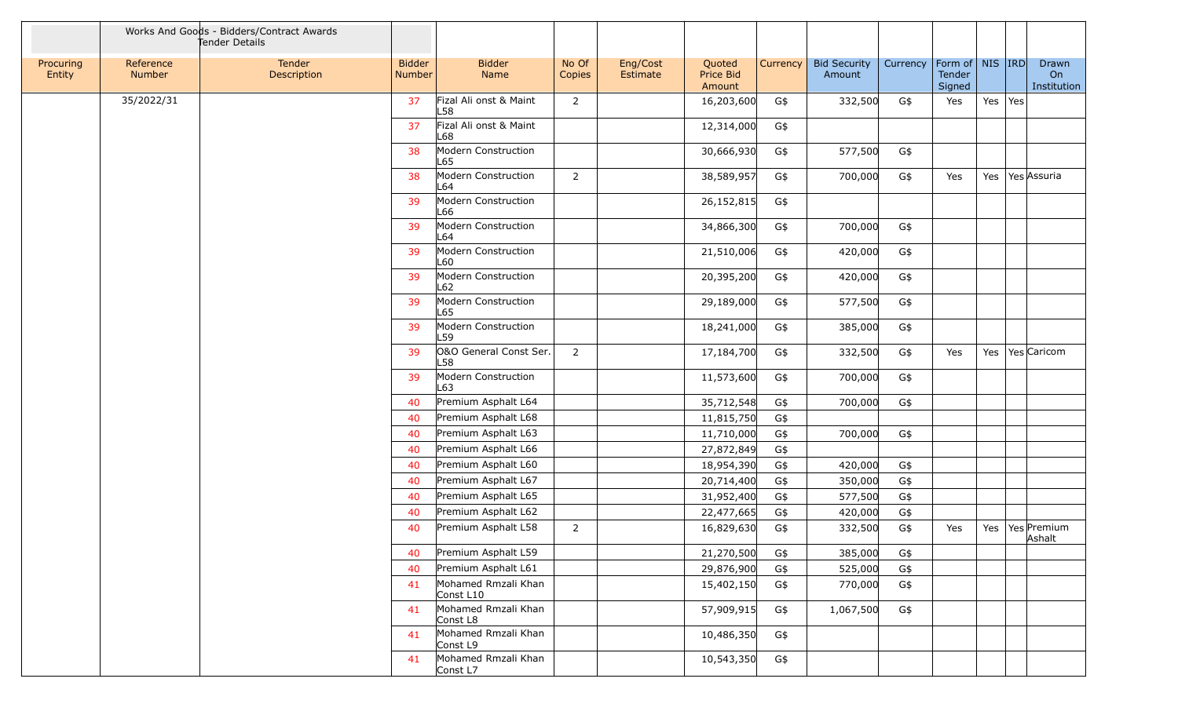| | Works And Goods - Bidders/Contract Awards Tender Details | | | | | | | | | | | | | | |
|---|---|---|---|---|---|---|---|---|---|---|---|---|---|---|---|
| Procuring Entity | Reference Number | Tender Description | Bidder Number | Bidder Name | No Of Copies | Eng/Cost Estimate | Quoted Price Bid Amount | Currency | Bid Security Amount | Currency | Form of Tender Signed | NIS | IRD | Drawn On Institution |
| | 35/2022/31 | | 37 | Fizal Ali onst & Maint L58 | 2 | | 16,203,600 | G$ | 332,500 | G$ | Yes | Yes | Yes | |
| | | | 37 | Fizal Ali onst & Maint L68 | | | 12,314,000 | G$ | | | | | | |
| | | | 38 | Modern Construction L65 | | | 30,666,930 | G$ | 577,500 | G$ | | | | |
| | | | 38 | Modern Construction L64 | 2 | | 38,589,957 | G$ | 700,000 | G$ | Yes | Yes | Yes | Assuria |
| | | | 39 | Modern Construction L66 | | | 26,152,815 | G$ | | | | | | |
| | | | 39 | Modern Construction L64 | | | 34,866,300 | G$ | 700,000 | G$ | | | | |
| | | | 39 | Modern Construction L60 | | | 21,510,006 | G$ | 420,000 | G$ | | | | |
| | | | 39 | Modern Construction L62 | | | 20,395,200 | G$ | 420,000 | G$ | | | | |
| | | | 39 | Modern Construction L65 | | | 29,189,000 | G$ | 577,500 | G$ | | | | |
| | | | 39 | Modern Construction L59 | | | 18,241,000 | G$ | 385,000 | G$ | | | | |
| | | | 39 | O&O General Const Ser. L58 | 2 | | 17,184,700 | G$ | 332,500 | G$ | Yes | Yes | Yes | Caricom |
| | | | 39 | Modern Construction L63 | | | 11,573,600 | G$ | 700,000 | G$ | | | | |
| | | | 40 | Premium Asphalt L64 | | | 35,712,548 | G$ | 700,000 | G$ | | | | |
| | | | 40 | Premium Asphalt L68 | | | 11,815,750 | G$ | | | | | | |
| | | | 40 | Premium Asphalt L63 | | | 11,710,000 | G$ | 700,000 | G$ | | | | |
| | | | 40 | Premium Asphalt L66 | | | 27,872,849 | G$ | | | | | | |
| | | | 40 | Premium Asphalt L60 | | | 18,954,390 | G$ | 420,000 | G$ | | | | |
| | | | 40 | Premium Asphalt L67 | | | 20,714,400 | G$ | 350,000 | G$ | | | | |
| | | | 40 | Premium Asphalt L65 | | | 31,952,400 | G$ | 577,500 | G$ | | | | |
| | | | 40 | Premium Asphalt L62 | | | 22,477,665 | G$ | 420,000 | G$ | | | | |
| | | | 40 | Premium Asphalt L58 | 2 | | 16,829,630 | G$ | 332,500 | G$ | Yes | Yes | Yes | Premium Ashalt |
| | | | 40 | Premium Asphalt L59 | | | 21,270,500 | G$ | 385,000 | G$ | | | | |
| | | | 40 | Premium Asphalt L61 | | | 29,876,900 | G$ | 525,000 | G$ | | | | |
| | | | 41 | Mohamed Rmzali Khan Const L10 | | | 15,402,150 | G$ | 770,000 | G$ | | | | |
| | | | 41 | Mohamed Rmzali Khan Const L8 | | | 57,909,915 | G$ | 1,067,500 | G$ | | | | |
| | | | 41 | Mohamed Rmzali Khan Const L9 | | | 10,486,350 | G$ | | | | | | |
| | | | 41 | Mohamed Rmzali Khan Const L7 | | | 10,543,350 | G$ | | | | | | |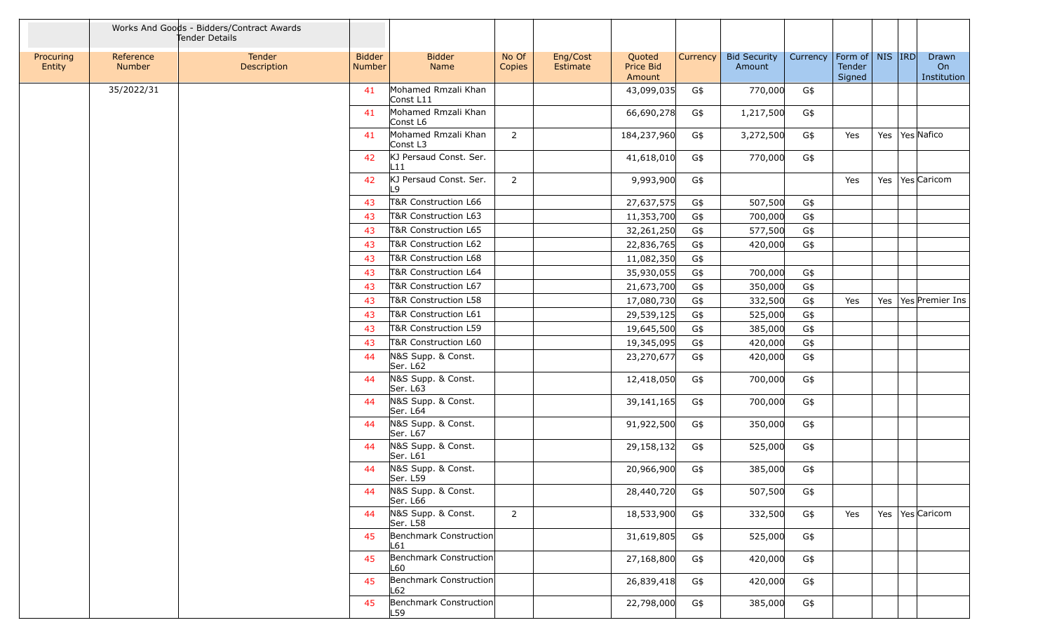| Works And Goods - Bidders/Contract Awards Tender Details | | | | | | | | | | | | | | | |
|---|---|---|---|---|---|---|---|---|---|---|---|---|---|---|---|
| Procuring Entity | Reference Number | Tender Description | Bidder Number | Bidder Name | No Of Copies | Eng/Cost Estimate | Quoted Price Bid Amount | Currency | Bid Security Amount | Currency | Form of Tender Signed | NIS | IRD | Drawn On Institution |
| | 35/2022/31 | | 41 | Mohamed Rmzali Khan Const L11 | | | 43,099,035 | G$ | 770,000 | G$ | | | | |
| | | | 41 | Mohamed Rmzali Khan Const L6 | | | 66,690,278 | G$ | 1,217,500 | G$ | | | | |
| | | | 41 | Mohamed Rmzali Khan Const L3 | 2 | | 184,237,960 | G$ | 3,272,500 | G$ | Yes | Yes | Yes | Nafico |
| | | | 42 | KJ Persaud Const. Ser. L11 | | | 41,618,010 | G$ | 770,000 | G$ | | | | |
| | | | 42 | KJ Persaud Const. Ser. L9 | 2 | | 9,993,900 | G$ | | | Yes | Yes | Yes | Caricom |
| | | | 43 | T&R Construction L66 | | | 27,637,575 | G$ | 507,500 | G$ | | | | |
| | | | 43 | T&R Construction L63 | | | 11,353,700 | G$ | 700,000 | G$ | | | | |
| | | | 43 | T&R Construction L65 | | | 32,261,250 | G$ | 577,500 | G$ | | | | |
| | | | 43 | T&R Construction L62 | | | 22,836,765 | G$ | 420,000 | G$ | | | | |
| | | | 43 | T&R Construction L68 | | | 11,082,350 | G$ | | | | | | |
| | | | 43 | T&R Construction L64 | | | 35,930,055 | G$ | 700,000 | G$ | | | | |
| | | | 43 | T&R Construction L67 | | | 21,673,700 | G$ | 350,000 | G$ | | | | |
| | | | 43 | T&R Construction L58 | | | 17,080,730 | G$ | 332,500 | G$ | Yes | Yes | Yes | Premier Ins |
| | | | 43 | T&R Construction L61 | | | 29,539,125 | G$ | 525,000 | G$ | | | | |
| | | | 43 | T&R Construction L59 | | | 19,645,500 | G$ | 385,000 | G$ | | | | |
| | | | 43 | T&R Construction L60 | | | 19,345,095 | G$ | 420,000 | G$ | | | | |
| | | | 44 | N&S Supp. & Const. Ser. L62 | | | 23,270,677 | G$ | 420,000 | G$ | | | | |
| | | | 44 | N&S Supp. & Const. Ser. L63 | | | 12,418,050 | G$ | 700,000 | G$ | | | | |
| | | | 44 | N&S Supp. & Const. Ser. L64 | | | 39,141,165 | G$ | 700,000 | G$ | | | | |
| | | | 44 | N&S Supp. & Const. Ser. L67 | | | 91,922,500 | G$ | 350,000 | G$ | | | | |
| | | | 44 | N&S Supp. & Const. Ser. L61 | | | 29,158,132 | G$ | 525,000 | G$ | | | | |
| | | | 44 | N&S Supp. & Const. Ser. L59 | | | 20,966,900 | G$ | 385,000 | G$ | | | | |
| | | | 44 | N&S Supp. & Const. Ser. L66 | | | 28,440,720 | G$ | 507,500 | G$ | | | | |
| | | | 44 | N&S Supp. & Const. Ser. L58 | 2 | | 18,533,900 | G$ | 332,500 | G$ | Yes | Yes | Yes | Caricom |
| | | | 45 | Benchmark Construction L61 | | | 31,619,805 | G$ | 525,000 | G$ | | | | |
| | | | 45 | Benchmark Construction L60 | | | 27,168,800 | G$ | 420,000 | G$ | | | | |
| | | | 45 | Benchmark Construction L62 | | | 26,839,418 | G$ | 420,000 | G$ | | | | |
| | | | 45 | Benchmark Construction L59 | | | 22,798,000 | G$ | 385,000 | G$ | | | | |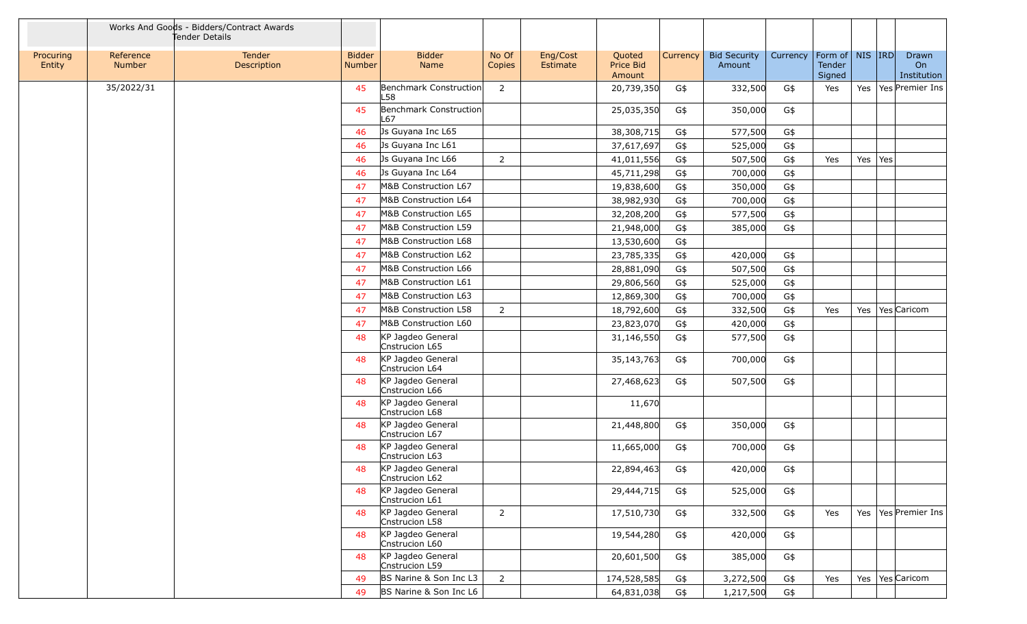| | Works And Goods - Bidders/Contract Awards Tender Details | | | | | | | | | | | | | |
|---|---|---|---|---|---|---|---|---|---|---|---|---|---|---|
| Procuring Entity | Reference Number | Tender Description | Bidder Number | Bidder Name | No Of Copies | Eng/Cost Estimate | Quoted Price Bid Amount | Currency | Bid Security Amount | Currency | Form of Tender Signed | NIS | IRD | Drawn On Institution |
| | 35/2022/31 | | 45 | Benchmark Construction L58 | 2 | | 20,739,350 | G$ | 332,500 | G$ | Yes | Yes | Yes | Premier Ins |
| | | | 45 | Benchmark Construction L67 | | | 25,035,350 | G$ | 350,000 | G$ | | | | |
| | | | 46 | Js Guyana Inc L65 | | | 38,308,715 | G$ | 577,500 | G$ | | | | |
| | | | 46 | Js Guyana Inc L61 | | | 37,617,697 | G$ | 525,000 | G$ | | | | |
| | | | 46 | Js Guyana Inc L66 | 2 | | 41,011,556 | G$ | 507,500 | G$ | Yes | Yes | Yes | |
| | | | 46 | Js Guyana Inc L64 | | | 45,711,298 | G$ | 700,000 | G$ | | | | |
| | | | 47 | M&B Construction L67 | | | 19,838,600 | G$ | 350,000 | G$ | | | | |
| | | | 47 | M&B Construction L64 | | | 38,982,930 | G$ | 700,000 | G$ | | | | |
| | | | 47 | M&B Construction L65 | | | 32,208,200 | G$ | 577,500 | G$ | | | | |
| | | | 47 | M&B Construction L59 | | | 21,948,000 | G$ | 385,000 | G$ | | | | |
| | | | 47 | M&B Construction L68 | | | 13,530,600 | G$ | | | | | | |
| | | | 47 | M&B Construction L62 | | | 23,785,335 | G$ | 420,000 | G$ | | | | |
| | | | 47 | M&B Construction L66 | | | 28,881,090 | G$ | 507,500 | G$ | | | | |
| | | | 47 | M&B Construction L61 | | | 29,806,560 | G$ | 525,000 | G$ | | | | |
| | | | 47 | M&B Construction L63 | | | 12,869,300 | G$ | 700,000 | G$ | | | | |
| | | | 47 | M&B Construction L58 | 2 | | 18,792,600 | G$ | 332,500 | G$ | Yes | Yes | Yes | Caricom |
| | | | 47 | M&B Construction L60 | | | 23,823,070 | G$ | 420,000 | G$ | | | | |
| | | | 48 | KP Jagdeo General Cnstrucion L65 | | | 31,146,550 | G$ | 577,500 | G$ | | | | |
| | | | 48 | KP Jagdeo General Cnstrucion L64 | | | 35,143,763 | G$ | 700,000 | G$ | | | | |
| | | | 48 | KP Jagdeo General Cnstrucion L66 | | | 27,468,623 | G$ | 507,500 | G$ | | | | |
| | | | 48 | KP Jagdeo General Cnstrucion L68 | | | 11,670 | | | | | | | |
| | | | 48 | KP Jagdeo General Cnstrucion L67 | | | 21,448,800 | G$ | 350,000 | G$ | | | | |
| | | | 48 | KP Jagdeo General Cnstrucion L63 | | | 11,665,000 | G$ | 700,000 | G$ | | | | |
| | | | 48 | KP Jagdeo General Cnstrucion L62 | | | 22,894,463 | G$ | 420,000 | G$ | | | | |
| | | | 48 | KP Jagdeo General Cnstrucion L61 | | | 29,444,715 | G$ | 525,000 | G$ | | | | |
| | | | 48 | KP Jagdeo General Cnstrucion L58 | 2 | | 17,510,730 | G$ | 332,500 | G$ | Yes | Yes | Yes | Premier Ins |
| | | | 48 | KP Jagdeo General Cnstrucion L60 | | | 19,544,280 | G$ | 420,000 | G$ | | | | |
| | | | 48 | KP Jagdeo General Cnstrucion L59 | | | 20,601,500 | G$ | 385,000 | G$ | | | | |
| | | | 49 | BS Narine & Son Inc L3 | 2 | | 174,528,585 | G$ | 3,272,500 | G$ | Yes | Yes | Yes | Caricom |
| | | | 49 | BS Narine & Son Inc L6 | | | 64,831,038 | G$ | 1,217,500 | G$ | | | | |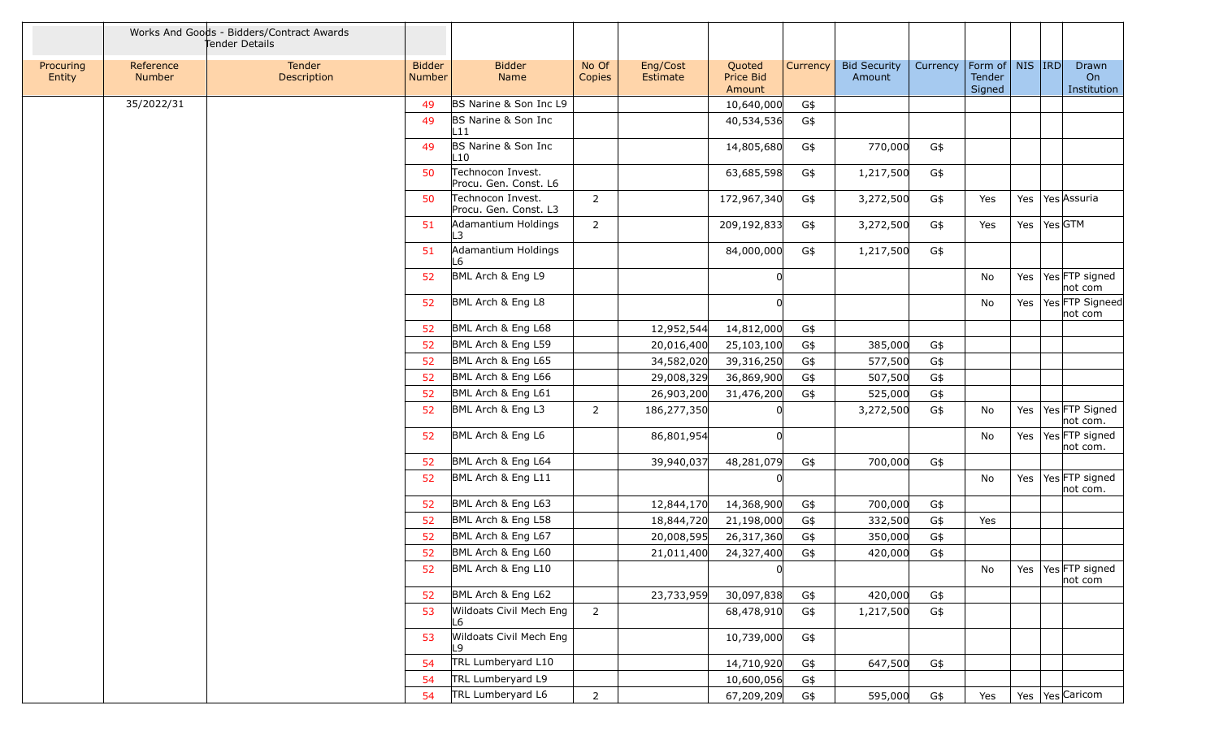| | Works And Goods - Bidders/Contract Awards Tender Details | | | | | | | | | | | | | |
|---|---|---|---|---|---|---|---|---|---|---|---|---|---|---|
| Procuring Entity | Reference Number | Tender Description | Bidder Number | Bidder Name | No Of Copies | Eng/Cost Estimate | Quoted Price Bid Amount | Currency | Bid Security Amount | Currency | Form of Tender Signed | NIS | IRD | Drawn On Institution |
| | 35/2022/31 | | 49 | BS Narine & Son Inc L9 | | | 10,640,000 | G$ | | | | | | |
| | | | 49 | BS Narine & Son Inc L11 | | | 40,534,536 | G$ | | | | | | |
| | | | 49 | BS Narine & Son Inc L10 | | | 14,805,680 | G$ | 770,000 | G$ | | | | |
| | | | 50 | Technocon Invest. Procu. Gen. Const. L6 | | | 63,685,598 | G$ | 1,217,500 | G$ | | | | |
| | | | 50 | Technocon Invest. Procu. Gen. Const. L3 | 2 | | 172,967,340 | G$ | 3,272,500 | G$ | Yes | Yes | Yes | Assuria |
| | | | 51 | Adamantium Holdings L3 | 2 | | 209,192,833 | G$ | 3,272,500 | G$ | Yes | Yes | Yes | GTM |
| | | | 51 | Adamantium Holdings L6 | | | 84,000,000 | G$ | 1,217,500 | G$ | | | | |
| | | | 52 | BML Arch & Eng L9 | | | 0 | | | | No | Yes | Yes | FTP signed not com |
| | | | 52 | BML Arch & Eng L8 | | | 0 | | | | No | Yes | Yes | FTP Signeed not com |
| | | | 52 | BML Arch & Eng L68 | | 12,952,544 | 14,812,000 | G$ | | | | | | |
| | | | 52 | BML Arch & Eng L59 | | 20,016,400 | 25,103,100 | G$ | 385,000 | G$ | | | | |
| | | | 52 | BML Arch & Eng L65 | | 34,582,020 | 39,316,250 | G$ | 577,500 | G$ | | | | |
| | | | 52 | BML Arch & Eng L66 | | 29,008,329 | 36,869,900 | G$ | 507,500 | G$ | | | | |
| | | | 52 | BML Arch & Eng L61 | | 26,903,200 | 31,476,200 | G$ | 525,000 | G$ | | | | |
| | | | 52 | BML Arch & Eng L3 | 2 | 186,277,350 | 0 | | 3,272,500 | G$ | No | Yes | Yes | FTP Signed not com. |
| | | | 52 | BML Arch & Eng L6 | | 86,801,954 | 0 | | | | No | Yes | Yes | FTP signed not com. |
| | | | 52 | BML Arch & Eng L64 | | 39,940,037 | 48,281,079 | G$ | 700,000 | G$ | | | | |
| | | | 52 | BML Arch & Eng L11 | | | 0 | | | | No | Yes | Yes | FTP signed not com. |
| | | | 52 | BML Arch & Eng L63 | | 12,844,170 | 14,368,900 | G$ | 700,000 | G$ | | | | |
| | | | 52 | BML Arch & Eng L58 | | 18,844,720 | 21,198,000 | G$ | 332,500 | G$ | Yes | | | |
| | | | 52 | BML Arch & Eng L67 | | 20,008,595 | 26,317,360 | G$ | 350,000 | G$ | | | | |
| | | | 52 | BML Arch & Eng L60 | | 21,011,400 | 24,327,400 | G$ | 420,000 | G$ | | | | |
| | | | 52 | BML Arch & Eng L10 | | | 0 | | | | No | Yes | Yes | FTP signed not com |
| | | | 52 | BML Arch & Eng L62 | | 23,733,959 | 30,097,838 | G$ | 420,000 | G$ | | | | |
| | | | 53 | Wildoats Civil Mech Eng L6 | 2 | | 68,478,910 | G$ | 1,217,500 | G$ | | | | |
| | | | 53 | Wildoats Civil Mech Eng L9 | | | 10,739,000 | G$ | | | | | | |
| | | | 54 | TRL Lumberyard L10 | | | 14,710,920 | G$ | 647,500 | G$ | | | | |
| | | | 54 | TRL Lumberyard L9 | | | 10,600,056 | G$ | | | | | | |
| | | | 54 | TRL Lumberyard L6 | 2 | | 67,209,209 | G$ | 595,000 | G$ | Yes | Yes | Yes | Caricom |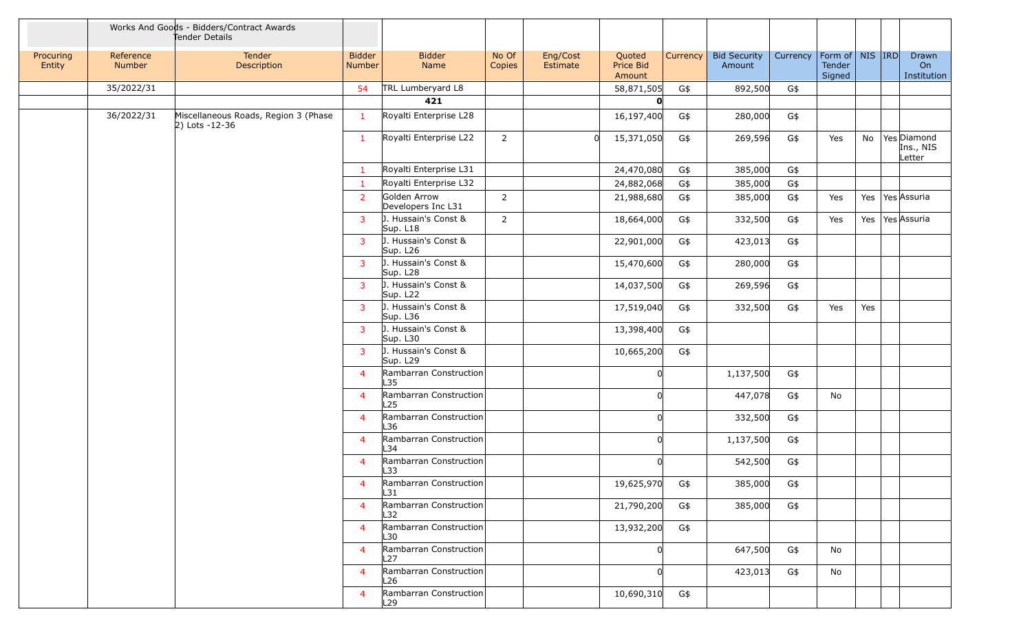| | Works And Goods - Bidders/Contract Awards Tender Details | | | | | | | | | | | | | | |
|---|---|---|---|---|---|---|---|---|---|---|---|---|---|---|---|
| Procuring Entity | Reference Number | Tender Description | Bidder Number | Bidder Name | No Of Copies | Eng/Cost Estimate | Quoted Price Bid Amount | Currency | Bid Security Amount | Currency | Form of Tender Signed | NIS | IRD | Drawn On Institution |
| | 35/2022/31 | | 54 | TRL Lumberyard L8 | | | 58,871,505 | G$ | 892,500 | G$ | | | | |
| | | | **421** | | | | **0** | | | | | | | |
| | 36/2022/31 | Miscellaneous Roads, Region 3 (Phase 2) Lots -12-36 | 1 | Royalti Enterprise L28 | | | 16,197,400 | G$ | 280,000 | G$ | | | | |
| | | | 1 | Royalti Enterprise L22 | 2 | 0 | 15,371,050 | G$ | 269,596 | G$ | Yes | No | Yes | Diamond Ins., NIS Letter |
| | | | 1 | Royalti Enterprise L31 | | | 24,470,080 | G$ | 385,000 | G$ | | | | |
| | | | 1 | Royalti Enterprise L32 | | | 24,882,068 | G$ | 385,000 | G$ | | | | |
| | | | 2 | Golden Arrow Developers Inc L31 | 2 | | 21,988,680 | G$ | 385,000 | G$ | Yes | Yes | Yes | Assuria |
| | | | 3 | J. Hussain's Const & Sup. L18 | 2 | | 18,664,000 | G$ | 332,500 | G$ | Yes | Yes | Yes | Assuria |
| | | | 3 | J. Hussain's Const & Sup. L26 | | | 22,901,000 | G$ | 423,013 | G$ | | | | |
| | | | 3 | J. Hussain's Const & Sup. L28 | | | 15,470,600 | G$ | 280,000 | G$ | | | | |
| | | | 3 | J. Hussain's Const & Sup. L22 | | | 14,037,500 | G$ | 269,596 | G$ | | | | |
| | | | 3 | J. Hussain's Const & Sup. L36 | | | 17,519,040 | G$ | 332,500 | G$ | Yes | Yes | | |
| | | | 3 | J. Hussain's Const & Sup. L30 | | | 13,398,400 | G$ | | | | | | |
| | | | 3 | J. Hussain's Const & Sup. L29 | | | 10,665,200 | G$ | | | | | | |
| | | | 4 | Rambarran Construction L35 | | | 0 | | 1,137,500 | G$ | | | | |
| | | | 4 | Rambarran Construction L25 | | | 0 | | 447,078 | G$ | No | | | |
| | | | 4 | Rambarran Construction L36 | | | 0 | | 332,500 | G$ | | | | |
| | | | 4 | Rambarran Construction L34 | | | 0 | | 1,137,500 | G$ | | | | |
| | | | 4 | Rambarran Construction L33 | | | 0 | | 542,500 | G$ | | | | |
| | | | 4 | Rambarran Construction L31 | | | 19,625,970 | G$ | 385,000 | G$ | | | | |
| | | | 4 | Rambarran Construction L32 | | | 21,790,200 | G$ | 385,000 | G$ | | | | |
| | | | 4 | Rambarran Construction L30 | | | 13,932,200 | G$ | | | | | | |
| | | | 4 | Rambarran Construction L27 | | | 0 | | 647,500 | G$ | No | | | |
| | | | 4 | Rambarran Construction L26 | | | 0 | | 423,013 | G$ | No | | | |
| | | | 4 | Rambarran Construction L29 | | | 10,690,310 | G$ | | | | | | |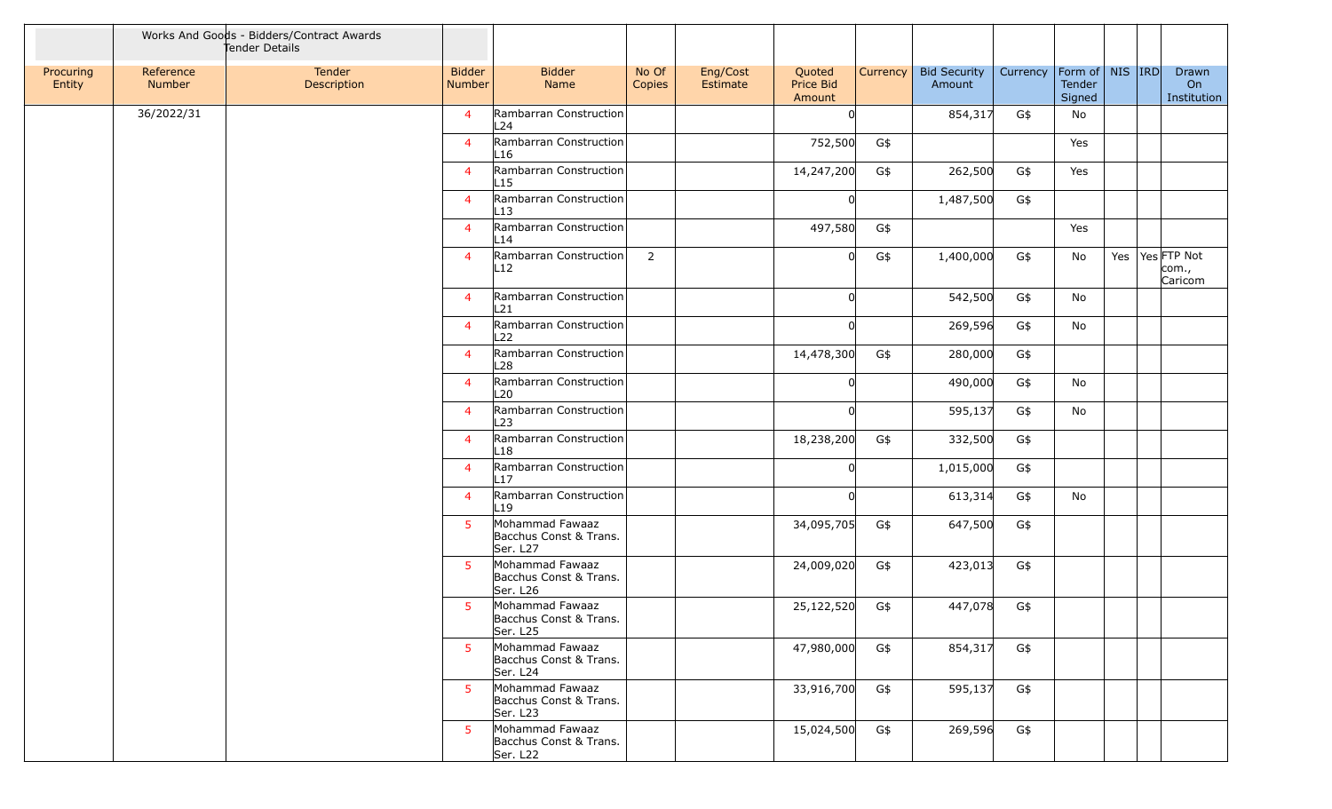| | Works And Goods - Bidders/Contract Awards Tender Details | | | | | | | | | | | | | |
|---|---|---|---|---|---|---|---|---|---|---|---|---|---|---|
| Procuring Entity | Reference Number | Tender Description | Bidder Number | Bidder Name | No Of Copies | Eng/Cost Estimate | Quoted Price Bid Amount | Currency | Bid Security Amount | Currency | Form of Tender Signed | NIS | IRD | Drawn On Institution |
| | 36/2022/31 | | 4 | Rambarran Construction L24 | | | 0 | | 854,317 | G$ | No | | | |
| | | | 4 | Rambarran Construction L16 | | | 752,500 | G$ | | | Yes | | | |
| | | | 4 | Rambarran Construction L15 | | | 14,247,200 | G$ | 262,500 | G$ | Yes | | | |
| | | | 4 | Rambarran Construction L13 | | | 0 | | 1,487,500 | G$ | | | | |
| | | | 4 | Rambarran Construction L14 | | | 497,580 | G$ | | | Yes | | | |
| | | | 4 | Rambarran Construction L12 | 2 | | 0 | G$ | 1,400,000 | G$ | No | Yes | Yes | FTP Not com., Caricom |
| | | | 4 | Rambarran Construction L21 | | | 0 | | 542,500 | G$ | No | | | |
| | | | 4 | Rambarran Construction L22 | | | 0 | | 269,596 | G$ | No | | | |
| | | | 4 | Rambarran Construction L28 | | | 14,478,300 | G$ | 280,000 | G$ | | | | |
| | | | 4 | Rambarran Construction L20 | | | 0 | | 490,000 | G$ | No | | | |
| | | | 4 | Rambarran Construction L23 | | | 0 | | 595,137 | G$ | No | | | |
| | | | 4 | Rambarran Construction L18 | | | 18,238,200 | G$ | 332,500 | G$ | | | | |
| | | | 4 | Rambarran Construction L17 | | | 0 | | 1,015,000 | G$ | | | | |
| | | | 4 | Rambarran Construction L19 | | | 0 | | 613,314 | G$ | No | | | |
| | | | 5 | Mohammad Fawaaz Bacchus Const & Trans. Ser. L27 | | | 34,095,705 | G$ | 647,500 | G$ | | | | |
| | | | 5 | Mohammad Fawaaz Bacchus Const & Trans. Ser. L26 | | | 24,009,020 | G$ | 423,013 | G$ | | | | |
| | | | 5 | Mohammad Fawaaz Bacchus Const & Trans. Ser. L25 | | | 25,122,520 | G$ | 447,078 | G$ | | | | |
| | | | 5 | Mohammad Fawaaz Bacchus Const & Trans. Ser. L24 | | | 47,980,000 | G$ | 854,317 | G$ | | | | |
| | | | 5 | Mohammad Fawaaz Bacchus Const & Trans. Ser. L23 | | | 33,916,700 | G$ | 595,137 | G$ | | | | |
| | | | 5 | Mohammad Fawaaz Bacchus Const & Trans. Ser. L22 | | | 15,024,500 | G$ | 269,596 | G$ | | | | |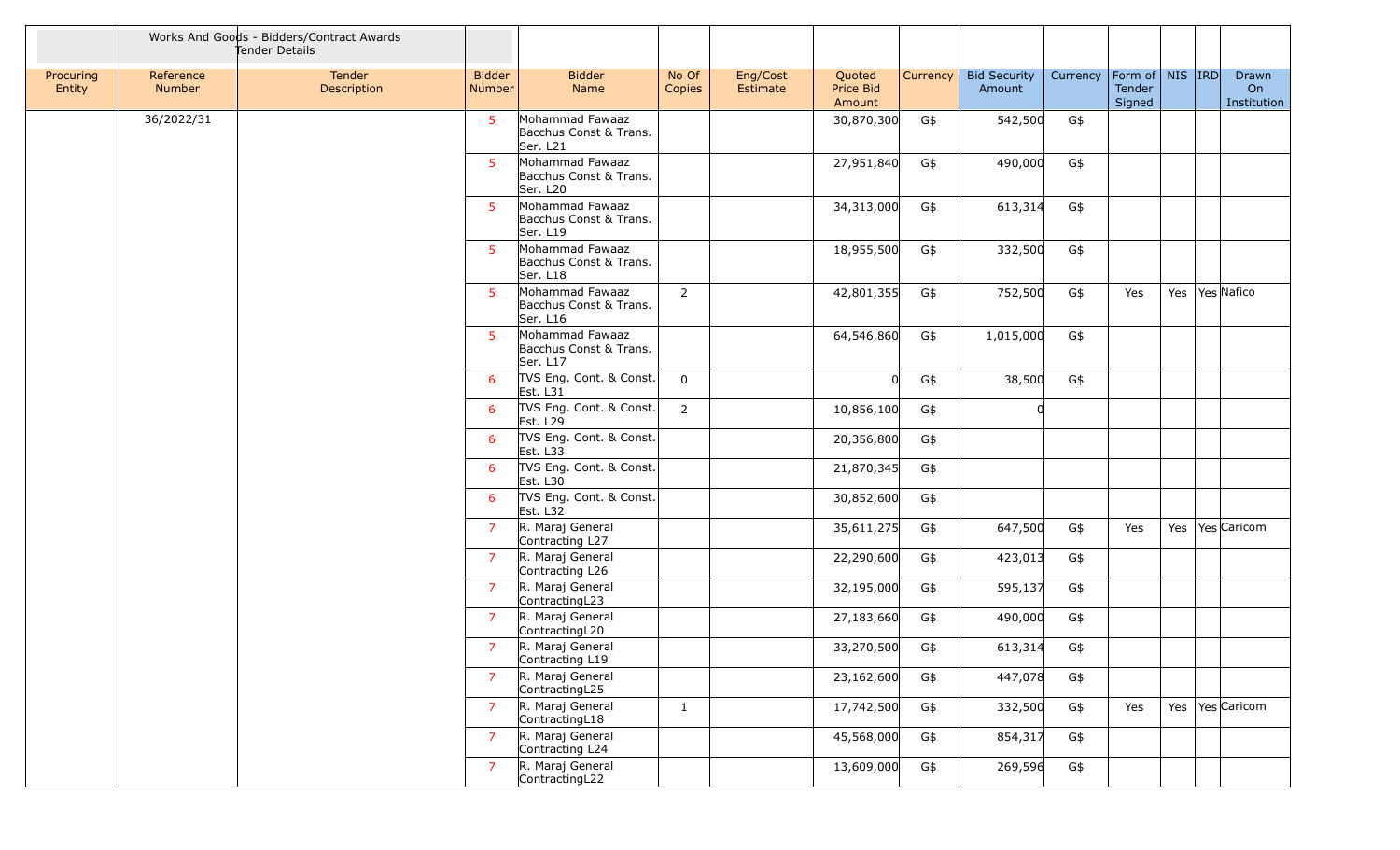| | Works And Goods - Bidders/Contract Awards Tender Details | | | | | | | | | | | | | | |
|---|---|---|---|---|---|---|---|---|---|---|---|---|---|---|---|
| Procuring Entity | Reference Number | Tender Description | Bidder Number | Bidder Name | No Of Copies | Eng/Cost Estimate | Quoted Price Bid Amount | Currency | Bid Security Amount | Currency | Form of Tender Signed | NIS | IRD | Drawn On Institution |
| | 36/2022/31 | | 5 | Mohammad Fawaaz Bacchus Const & Trans. Ser. L21 | | | 30,870,300 | G$ | 542,500 | G$ | | | | |
| | | | 5 | Mohammad Fawaaz Bacchus Const & Trans. Ser. L20 | | | 27,951,840 | G$ | 490,000 | G$ | | | | |
| | | | 5 | Mohammad Fawaaz Bacchus Const & Trans. Ser. L19 | | | 34,313,000 | G$ | 613,314 | G$ | | | | |
| | | | 5 | Mohammad Fawaaz Bacchus Const & Trans. Ser. L18 | | | 18,955,500 | G$ | 332,500 | G$ | | | | |
| | | | 5 | Mohammad Fawaaz Bacchus Const & Trans. Ser. L16 | 2 | | 42,801,355 | G$ | 752,500 | G$ | Yes | Yes | Yes | Nafico |
| | | | 5 | Mohammad Fawaaz Bacchus Const & Trans. Ser. L17 | | | 64,546,860 | G$ | 1,015,000 | G$ | | | | |
| | | | 6 | TVS Eng. Cont. & Const. Est. L31 | 0 | | 0 | G$ | 38,500 | G$ | | | | |
| | | | 6 | TVS Eng. Cont. & Const. Est. L29 | 2 | | 10,856,100 | G$ | 0 | | | | | |
| | | | 6 | TVS Eng. Cont. & Const. Est. L33 | | | 20,356,800 | G$ | | | | | | |
| | | | 6 | TVS Eng. Cont. & Const. Est. L30 | | | 21,870,345 | G$ | | | | | | |
| | | | 6 | TVS Eng. Cont. & Const. Est. L32 | | | 30,852,600 | G$ | | | | | | |
| | | | 7 | R. Maraj General Contracting L27 | | | 35,611,275 | G$ | 647,500 | G$ | Yes | Yes | Yes | Caricom |
| | | | 7 | R. Maraj General Contracting L26 | | | 22,290,600 | G$ | 423,013 | G$ | | | | |
| | | | 7 | R. Maraj General ContractingL23 | | | 32,195,000 | G$ | 595,137 | G$ | | | | |
| | | | 7 | R. Maraj General ContractingL20 | | | 27,183,660 | G$ | 490,000 | G$ | | | | |
| | | | 7 | R. Maraj General Contracting L19 | | | 33,270,500 | G$ | 613,314 | G$ | | | | |
| | | | 7 | R. Maraj General ContractingL25 | | | 23,162,600 | G$ | 447,078 | G$ | | | | |
| | | | 7 | R. Maraj General ContractingL18 | 1 | | 17,742,500 | G$ | 332,500 | G$ | Yes | Yes | Yes | Caricom |
| | | | 7 | R. Maraj General Contracting L24 | | | 45,568,000 | G$ | 854,317 | G$ | | | | |
| | | | 7 | R. Maraj General ContractingL22 | | | 13,609,000 | G$ | 269,596 | G$ | | | | |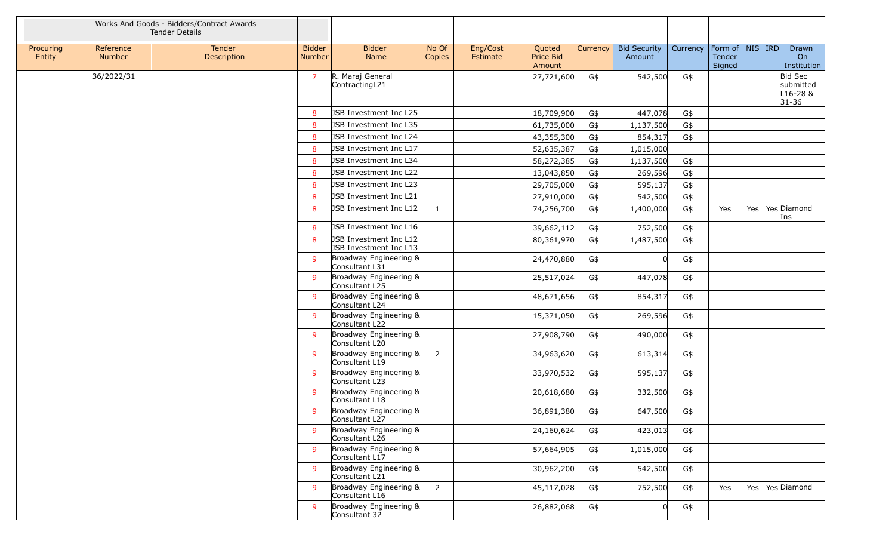| | Works And Goods - Bidders/Contract Awards Tender Details | | | | | | | | | | | | | |
|---|---|---|---|---|---|---|---|---|---|---|---|---|---|---|
| Procuring Entity | Reference Number | Tender Description | Bidder Number | Bidder Name | No Of Copies | Eng/Cost Estimate | Quoted Price Bid Amount | Currency | Bid Security Amount | Currency | Form of Tender Signed | NIS | IRD | Drawn On Institution |
| | 36/2022/31 | | 7 | R. Maraj General ContractingL21 | | | 27,721,600 | G$ | 542,500 | G$ | | | | Bid Sec submitted L16-28 & 31-36 |
| | | | 8 | JSB Investment Inc L25 | | | 18,709,900 | G$ | 447,078 | G$ | | | | |
| | | | 8 | JSB Investment Inc L35 | | | 61,735,000 | G$ | 1,137,500 | G$ | | | | |
| | | | 8 | JSB Investment Inc L24 | | | 43,355,300 | G$ | 854,317 | G$ | | | | |
| | | | 8 | JSB Investment Inc L17 | | | 52,635,387 | G$ | 1,015,000 | | | | | |
| | | | 8 | JSB Investment Inc L34 | | | 58,272,385 | G$ | 1,137,500 | G$ | | | | |
| | | | 8 | JSB Investment Inc L22 | | | 13,043,850 | G$ | 269,596 | G$ | | | | |
| | | | 8 | JSB Investment Inc L23 | | | 29,705,000 | G$ | 595,137 | G$ | | | | |
| | | | 8 | JSB Investment Inc L21 | | | 27,910,000 | G$ | 542,500 | G$ | | | | |
| | | | 8 | JSB Investment Inc L12 | 1 | | 74,256,700 | G$ | 1,400,000 | G$ | Yes | Yes | Yes | Diamond Ins |
| | | | 8 | JSB Investment Inc L16 | | | 39,662,112 | G$ | 752,500 | G$ | | | | |
| | | | 8 | JSB Investment Inc L12 JSB Investment Inc L13 | | | 80,361,970 | G$ | 1,487,500 | G$ | | | | |
| | | | 9 | Broadway Engineering & Consultant L31 | | | 24,470,880 | G$ | 0 | G$ | | | | |
| | | | 9 | Broadway Engineering & Consultant L25 | | | 25,517,024 | G$ | 447,078 | G$ | | | | |
| | | | 9 | Broadway Engineering & Consultant L24 | | | 48,671,656 | G$ | 854,317 | G$ | | | | |
| | | | 9 | Broadway Engineering & Consultant L22 | | | 15,371,050 | G$ | 269,596 | G$ | | | | |
| | | | 9 | Broadway Engineering & Consultant L20 | | | 27,908,790 | G$ | 490,000 | G$ | | | | |
| | | | 9 | Broadway Engineering & Consultant L19 | 2 | | 34,963,620 | G$ | 613,314 | G$ | | | | |
| | | | 9 | Broadway Engineering & Consultant L23 | | | 33,970,532 | G$ | 595,137 | G$ | | | | |
| | | | 9 | Broadway Engineering & Consultant L18 | | | 20,618,680 | G$ | 332,500 | G$ | | | | |
| | | | 9 | Broadway Engineering & Consultant L27 | | | 36,891,380 | G$ | 647,500 | G$ | | | | |
| | | | 9 | Broadway Engineering & Consultant L26 | | | 24,160,624 | G$ | 423,013 | G$ | | | | |
| | | | 9 | Broadway Engineering & Consultant L17 | | | 57,664,905 | G$ | 1,015,000 | G$ | | | | |
| | | | 9 | Broadway Engineering & Consultant L21 | | | 30,962,200 | G$ | 542,500 | G$ | | | | |
| | | | 9 | Broadway Engineering & Consultant L16 | 2 | | 45,117,028 | G$ | 752,500 | G$ | Yes | Yes | Yes | Diamond |
| | | | 9 | Broadway Engineering & Consultant 32 | | | 26,882,068 | G$ | 0 | G$ | | | | |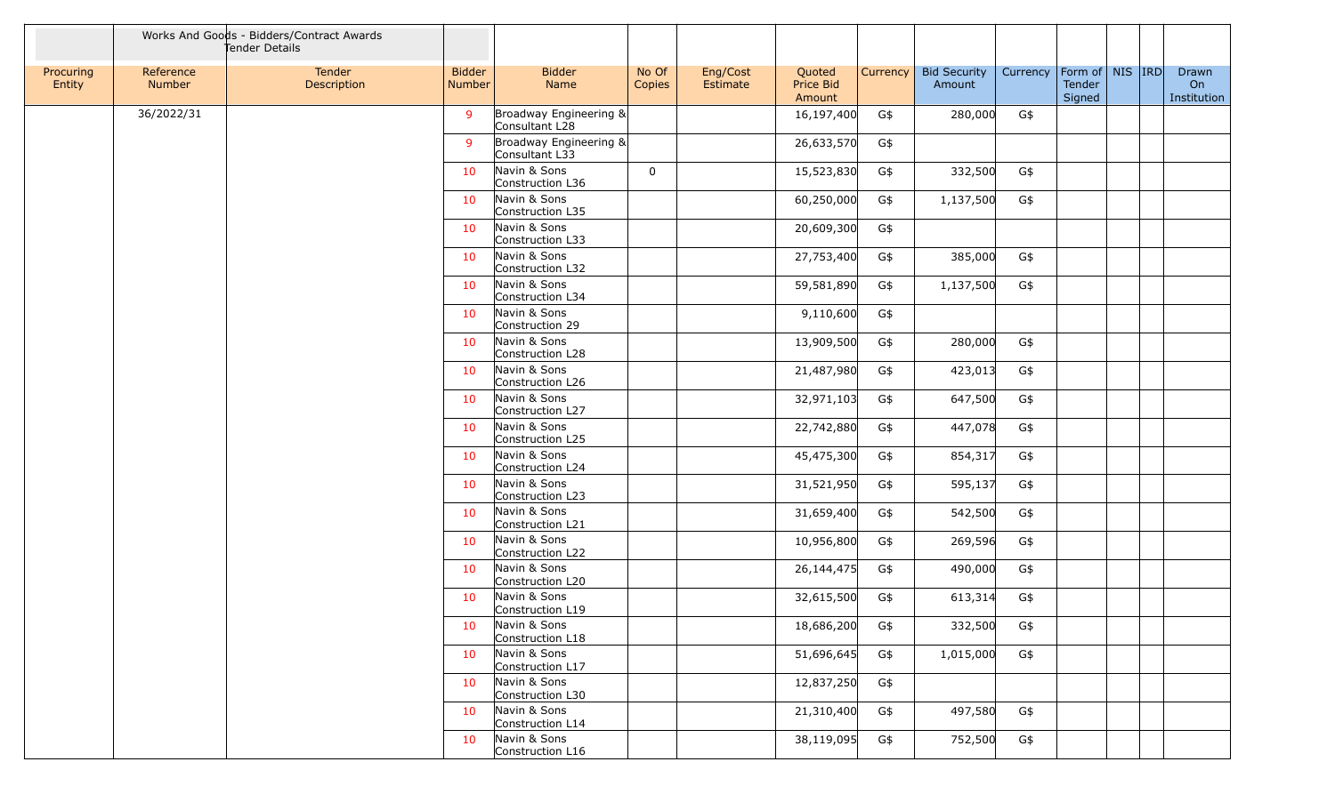| | Works And Goods - Bidders/Contract Awards Tender Details | | | | | | | | | | | | | | |
|---|---|---|---|---|---|---|---|---|---|---|---|---|---|---|---|
| Procuring Entity | Reference Number | Tender Description | Bidder Number | Bidder Name | No Of Copies | Eng/Cost Estimate | Quoted Price Bid Amount | Currency | Bid Security Amount | Currency | Form of Tender Signed | NIS | IRD | Drawn On Institution |
| | 36/2022/31 | | 9 | Broadway Engineering & Consultant L28 | | | 16,197,400 | G$ | 280,000 | G$ | | | | |
| | | | 9 | Broadway Engineering & Consultant L33 | | | 26,633,570 | G$ | | | | | | |
| | | | 10 | Navin & Sons Construction L36 | 0 | | 15,523,830 | G$ | 332,500 | G$ | | | | |
| | | | 10 | Navin & Sons Construction L35 | | | 60,250,000 | G$ | 1,137,500 | G$ | | | | |
| | | | 10 | Navin & Sons Construction L33 | | | 20,609,300 | G$ | | | | | | |
| | | | 10 | Navin & Sons Construction L32 | | | 27,753,400 | G$ | 385,000 | G$ | | | | |
| | | | 10 | Navin & Sons Construction L34 | | | 59,581,890 | G$ | 1,137,500 | G$ | | | | |
| | | | 10 | Navin & Sons Construction 29 | | | 9,110,600 | G$ | | | | | | |
| | | | 10 | Navin & Sons Construction L28 | | | 13,909,500 | G$ | 280,000 | G$ | | | | |
| | | | 10 | Navin & Sons Construction L26 | | | 21,487,980 | G$ | 423,013 | G$ | | | | |
| | | | 10 | Navin & Sons Construction L27 | | | 32,971,103 | G$ | 647,500 | G$ | | | | |
| | | | 10 | Navin & Sons Construction L25 | | | 22,742,880 | G$ | 447,078 | G$ | | | | |
| | | | 10 | Navin & Sons Construction L24 | | | 45,475,300 | G$ | 854,317 | G$ | | | | |
| | | | 10 | Navin & Sons Construction L23 | | | 31,521,950 | G$ | 595,137 | G$ | | | | |
| | | | 10 | Navin & Sons Construction L21 | | | 31,659,400 | G$ | 542,500 | G$ | | | | |
| | | | 10 | Navin & Sons Construction L22 | | | 10,956,800 | G$ | 269,596 | G$ | | | | |
| | | | 10 | Navin & Sons Construction L20 | | | 26,144,475 | G$ | 490,000 | G$ | | | | |
| | | | 10 | Navin & Sons Construction L19 | | | 32,615,500 | G$ | 613,314 | G$ | | | | |
| | | | 10 | Navin & Sons Construction L18 | | | 18,686,200 | G$ | 332,500 | G$ | | | | |
| | | | 10 | Navin & Sons Construction L17 | | | 51,696,645 | G$ | 1,015,000 | G$ | | | | |
| | | | 10 | Navin & Sons Construction L30 | | | 12,837,250 | G$ | | | | | | |
| | | | 10 | Navin & Sons Construction L14 | | | 21,310,400 | G$ | 497,580 | G$ | | | | |
| | | | 10 | Navin & Sons Construction L16 | | | 38,119,095 | G$ | 752,500 | G$ | | | | |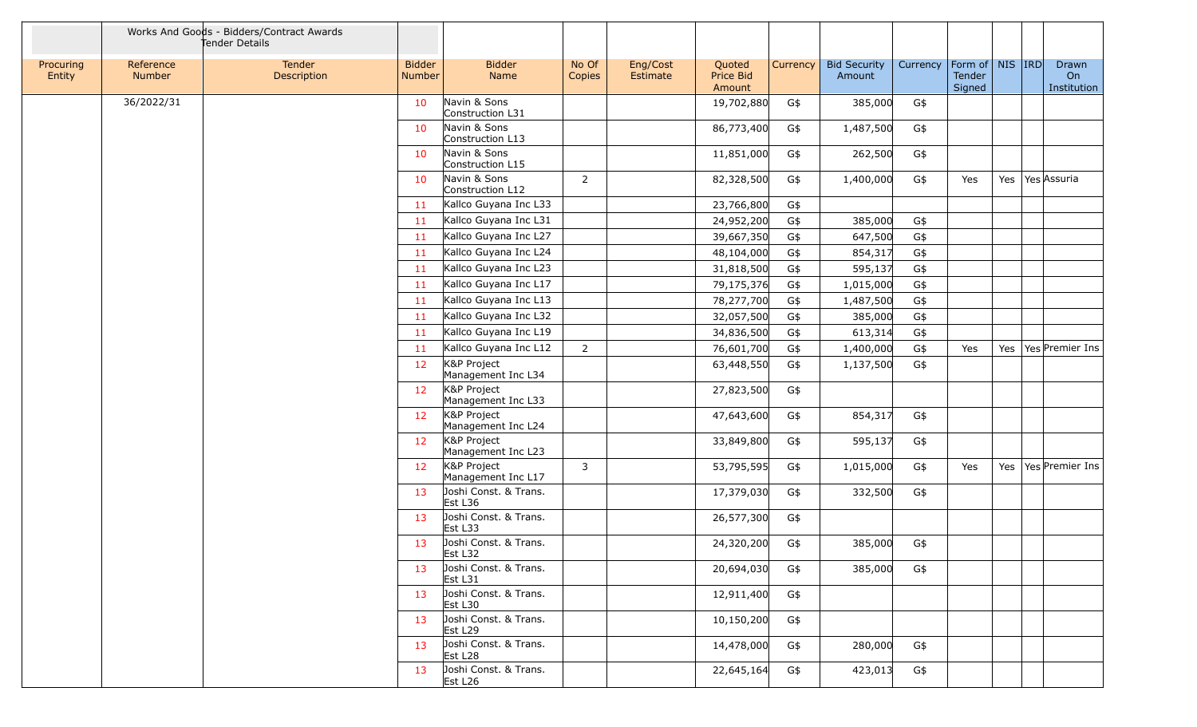| | Works And Goods - Bidders/Contract Awards Tender Details | | | | | | | | | | | | | | |
|---|---|---|---|---|---|---|---|---|---|---|---|---|---|---|---|
| Procuring Entity | Reference Number | Tender Description | Bidder Number | Bidder Name | No Of Copies | Eng/Cost Estimate | Quoted Price Bid Amount | Currency | Bid Security Amount | Currency | Form of Tender Signed | NIS | IRD | Drawn On Institution |
| | 36/2022/31 | | 10 | Navin & Sons Construction L31 | | | 19,702,880 | G$ | 385,000 | G$ | | | | |
| | | | 10 | Navin & Sons Construction L13 | | | 86,773,400 | G$ | 1,487,500 | G$ | | | | |
| | | | 10 | Navin & Sons Construction L15 | | | 11,851,000 | G$ | 262,500 | G$ | | | | |
| | | | 10 | Navin & Sons Construction L12 | 2 | | 82,328,500 | G$ | 1,400,000 | G$ | Yes | Yes | Yes | Assuria |
| | | | 11 | Kallco Guyana Inc L33 | | | 23,766,800 | G$ | | | | | | |
| | | | 11 | Kallco Guyana Inc L31 | | | 24,952,200 | G$ | 385,000 | G$ | | | | |
| | | | 11 | Kallco Guyana Inc L27 | | | 39,667,350 | G$ | 647,500 | G$ | | | | |
| | | | 11 | Kallco Guyana Inc L24 | | | 48,104,000 | G$ | 854,317 | G$ | | | | |
| | | | 11 | Kallco Guyana Inc L23 | | | 31,818,500 | G$ | 595,137 | G$ | | | | |
| | | | 11 | Kallco Guyana Inc L17 | | | 79,175,376 | G$ | 1,015,000 | G$ | | | | |
| | | | 11 | Kallco Guyana Inc L13 | | | 78,277,700 | G$ | 1,487,500 | G$ | | | | |
| | | | 11 | Kallco Guyana Inc L32 | | | 32,057,500 | G$ | 385,000 | G$ | | | | |
| | | | 11 | Kallco Guyana Inc L19 | | | 34,836,500 | G$ | 613,314 | G$ | | | | |
| | | | 11 | Kallco Guyana Inc L12 | 2 | | 76,601,700 | G$ | 1,400,000 | G$ | Yes | Yes | Yes | Premier Ins |
| | | | 12 | K&P Project Management Inc L34 | | | 63,448,550 | G$ | 1,137,500 | G$ | | | | |
| | | | 12 | K&P Project Management Inc L33 | | | 27,823,500 | G$ | | | | | | |
| | | | 12 | K&P Project Management Inc L24 | | | 47,643,600 | G$ | 854,317 | G$ | | | | |
| | | | 12 | K&P Project Management Inc L23 | | | 33,849,800 | G$ | 595,137 | G$ | | | | |
| | | | 12 | K&P Project Management Inc L17 | 3 | | 53,795,595 | G$ | 1,015,000 | G$ | Yes | Yes | Yes | Premier Ins |
| | | | 13 | Joshi Const. & Trans. Est L36 | | | 17,379,030 | G$ | 332,500 | G$ | | | | |
| | | | 13 | Joshi Const. & Trans. Est L33 | | | 26,577,300 | G$ | | | | | | |
| | | | 13 | Joshi Const. & Trans. Est L32 | | | 24,320,200 | G$ | 385,000 | G$ | | | | |
| | | | 13 | Joshi Const. & Trans. Est L31 | | | 20,694,030 | G$ | 385,000 | G$ | | | | |
| | | | 13 | Joshi Const. & Trans. Est L30 | | | 12,911,400 | G$ | | | | | | |
| | | | 13 | Joshi Const. & Trans. Est L29 | | | 10,150,200 | G$ | | | | | | |
| | | | 13 | Joshi Const. & Trans. Est L28 | | | 14,478,000 | G$ | 280,000 | G$ | | | | |
| | | | 13 | Joshi Const. & Trans. Est L26 | | | 22,645,164 | G$ | 423,013 | G$ | | | | |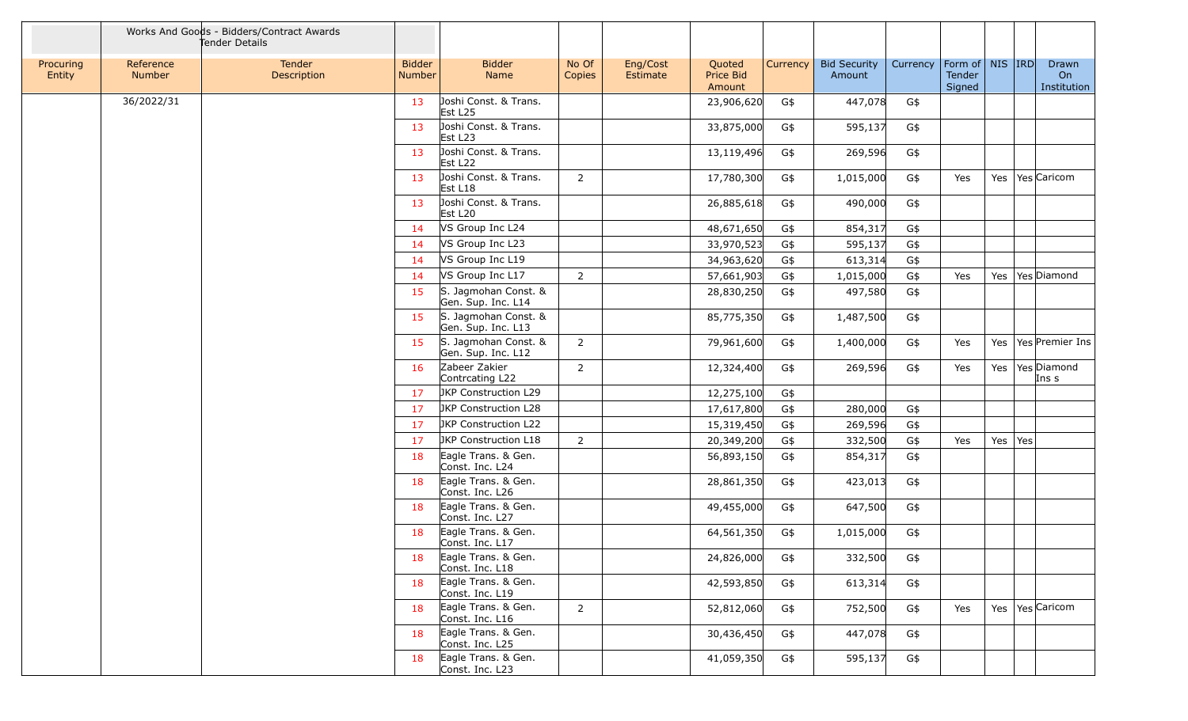| | Works And Goods - Bidders/Contract Awards Tender Details | | | | | | | | | | | | | |
|---|---|---|---|---|---|---|---|---|---|---|---|---|---|---|
| Procuring Entity | Reference Number | Tender Description | Bidder Number | Bidder Name | No Of Copies | Eng/Cost Estimate | Quoted Price Bid Amount | Currency | Bid Security Amount | Currency | Form of Tender Signed | NIS | IRD | Drawn On Institution |
| | 36/2022/31 | | 13 | Joshi Const. & Trans. Est L25 | | | 23,906,620 | G$ | 447,078 | G$ | | | | |
| | | | 13 | Joshi Const. & Trans. Est L23 | | | 33,875,000 | G$ | 595,137 | G$ | | | | |
| | | | 13 | Joshi Const. & Trans. Est L22 | | | 13,119,496 | G$ | 269,596 | G$ | | | | |
| | | | 13 | Joshi Const. & Trans. Est L18 | 2 | | 17,780,300 | G$ | 1,015,000 | G$ | Yes | Yes | Yes | Caricom |
| | | | 13 | Joshi Const. & Trans. Est L20 | | | 26,885,618 | G$ | 490,000 | G$ | | | | |
| | | | 14 | VS Group Inc L24 | | | 48,671,650 | G$ | 854,317 | G$ | | | | |
| | | | 14 | VS Group Inc L23 | | | 33,970,523 | G$ | 595,137 | G$ | | | | |
| | | | 14 | VS Group Inc L19 | | | 34,963,620 | G$ | 613,314 | G$ | | | | |
| | | | 14 | VS Group Inc L17 | 2 | | 57,661,903 | G$ | 1,015,000 | G$ | Yes | Yes | Yes | Diamond |
| | | | 15 | S. Jagmohan Const. & Gen. Sup. Inc. L14 | | | 28,830,250 | G$ | 497,580 | G$ | | | | |
| | | | 15 | S. Jagmohan Const. & Gen. Sup. Inc. L13 | | | 85,775,350 | G$ | 1,487,500 | G$ | | | | |
| | | | 15 | S. Jagmohan Const. & Gen. Sup. Inc. L12 | 2 | | 79,961,600 | G$ | 1,400,000 | G$ | Yes | Yes | Yes | Premier Ins |
| | | | 16 | Zabeer Zakier Contrcating L22 | 2 | | 12,324,400 | G$ | 269,596 | G$ | Yes | Yes | Yes | Diamond Ins s |
| | | | 17 | JKP Construction L29 | | | 12,275,100 | G$ | | | | | | |
| | | | 17 | JKP Construction L28 | | | 17,617,800 | G$ | 280,000 | G$ | | | | |
| | | | 17 | JKP Construction L22 | | | 15,319,450 | G$ | 269,596 | G$ | | | | |
| | | | 17 | JKP Construction L18 | 2 | | 20,349,200 | G$ | 332,500 | G$ | Yes | Yes | Yes | |
| | | | 18 | Eagle Trans. & Gen. Const. Inc. L24 | | | 56,893,150 | G$ | 854,317 | G$ | | | | |
| | | | 18 | Eagle Trans. & Gen. Const. Inc. L26 | | | 28,861,350 | G$ | 423,013 | G$ | | | | |
| | | | 18 | Eagle Trans. & Gen. Const. Inc. L27 | | | 49,455,000 | G$ | 647,500 | G$ | | | | |
| | | | 18 | Eagle Trans. & Gen. Const. Inc. L17 | | | 64,561,350 | G$ | 1,015,000 | G$ | | | | |
| | | | 18 | Eagle Trans. & Gen. Const. Inc. L18 | | | 24,826,000 | G$ | 332,500 | G$ | | | | |
| | | | 18 | Eagle Trans. & Gen. Const. Inc. L19 | | | 42,593,850 | G$ | 613,314 | G$ | | | | |
| | | | 18 | Eagle Trans. & Gen. Const. Inc. L16 | 2 | | 52,812,060 | G$ | 752,500 | G$ | Yes | Yes | Yes | Caricom |
| | | | 18 | Eagle Trans. & Gen. Const. Inc. L25 | | | 30,436,450 | G$ | 447,078 | G$ | | | | |
| | | | 18 | Eagle Trans. & Gen. Const. Inc. L23 | | | 41,059,350 | G$ | 595,137 | G$ | | | | |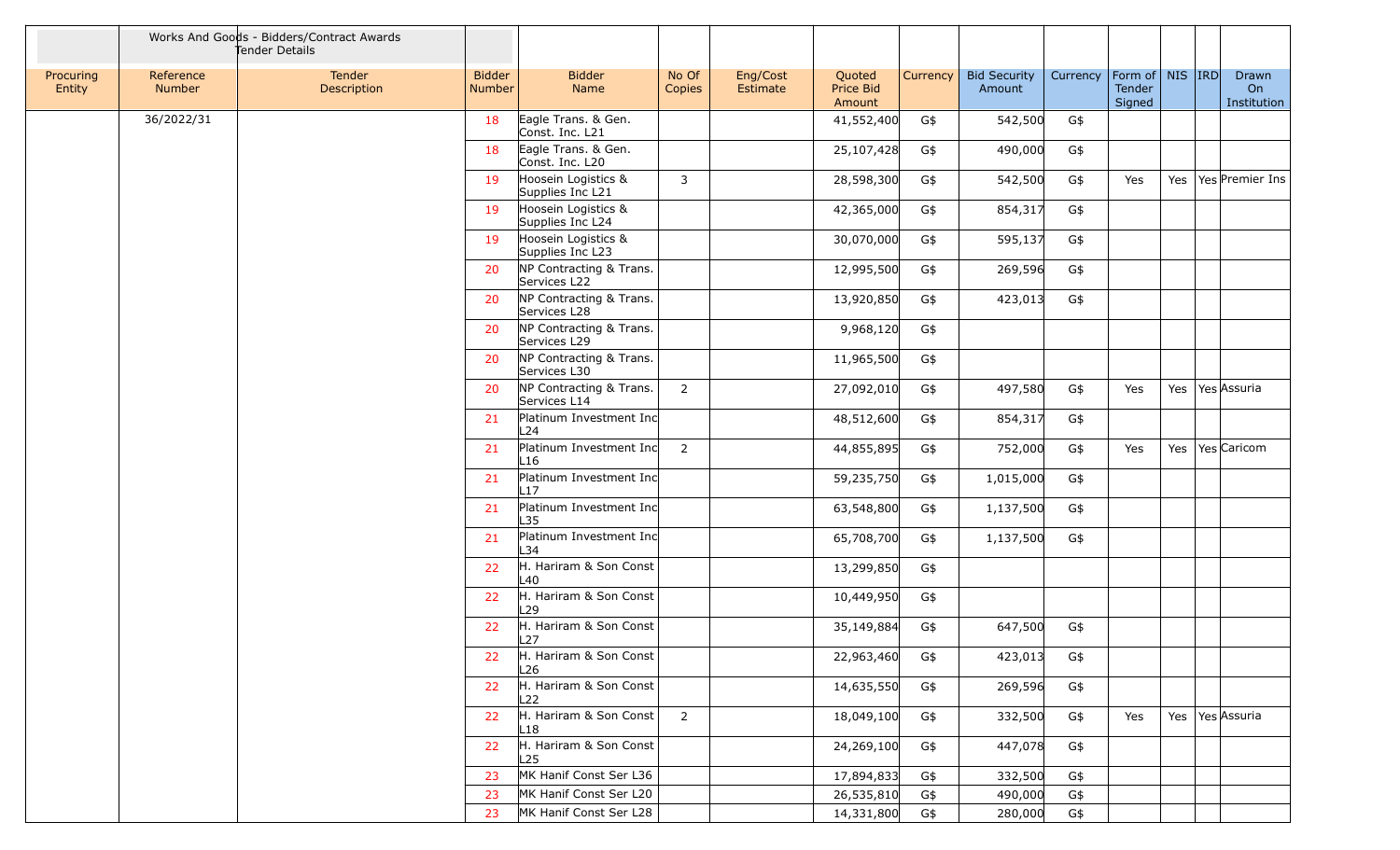| | Works And Goods - Bidders/Contract Awards Tender Details | | | | | | | | | | | | | |
|---|---|---|---|---|---|---|---|---|---|---|---|---|---|---|
| Procuring Entity | Reference Number | Tender Description | Bidder Number | Bidder Name | No Of Copies | Eng/Cost Estimate | Quoted Price Bid Amount | Currency | Bid Security Amount | Currency | Form of Tender Signed | NIS | IRD | Drawn On Institution |
| | 36/2022/31 | | 18 | Eagle Trans. & Gen. Const. Inc. L21 | | | 41,552,400 | G$ | 542,500 | G$ | | | | |
| | | | 18 | Eagle Trans. & Gen. Const. Inc. L20 | | | 25,107,428 | G$ | 490,000 | G$ | | | | |
| | | | 19 | Hoosein Logistics & Supplies Inc L21 | 3 | | 28,598,300 | G$ | 542,500 | G$ | Yes | Yes | Yes | Premier Ins |
| | | | 19 | Hoosein Logistics & Supplies Inc L24 | | | 42,365,000 | G$ | 854,317 | G$ | | | | |
| | | | 19 | Hoosein Logistics & Supplies Inc L23 | | | 30,070,000 | G$ | 595,137 | G$ | | | | |
| | | | 20 | NP Contracting & Trans. Services L22 | | | 12,995,500 | G$ | 269,596 | G$ | | | | |
| | | | 20 | NP Contracting & Trans. Services L28 | | | 13,920,850 | G$ | 423,013 | G$ | | | | |
| | | | 20 | NP Contracting & Trans. Services L29 | | | 9,968,120 | G$ | | | | | | |
| | | | 20 | NP Contracting & Trans. Services L30 | | | 11,965,500 | G$ | | | | | | |
| | | | 20 | NP Contracting & Trans. Services L14 | 2 | | 27,092,010 | G$ | 497,580 | G$ | Yes | Yes | Yes | Assuria |
| | | | 21 | Platinum Investment Inc L24 | | | 48,512,600 | G$ | 854,317 | G$ | | | | |
| | | | 21 | Platinum Investment Inc L16 | 2 | | 44,855,895 | G$ | 752,000 | G$ | Yes | Yes | Yes | Caricom |
| | | | 21 | Platinum Investment Inc L17 | | | 59,235,750 | G$ | 1,015,000 | G$ | | | | |
| | | | 21 | Platinum Investment Inc L35 | | | 63,548,800 | G$ | 1,137,500 | G$ | | | | |
| | | | 21 | Platinum Investment Inc L34 | | | 65,708,700 | G$ | 1,137,500 | G$ | | | | |
| | | | 22 | H. Hariram & Son Const L40 | | | 13,299,850 | G$ | | | | | | |
| | | | 22 | H. Hariram & Son Const L29 | | | 10,449,950 | G$ | | | | | | |
| | | | 22 | H. Hariram & Son Const L27 | | | 35,149,884 | G$ | 647,500 | G$ | | | | |
| | | | 22 | H. Hariram & Son Const L26 | | | 22,963,460 | G$ | 423,013 | G$ | | | | |
| | | | 22 | H. Hariram & Son Const L22 | | | 14,635,550 | G$ | 269,596 | G$ | | | | |
| | | | 22 | H. Hariram & Son Const L18 | 2 | | 18,049,100 | G$ | 332,500 | G$ | Yes | Yes | Yes | Assuria |
| | | | 22 | H. Hariram & Son Const L25 | | | 24,269,100 | G$ | 447,078 | G$ | | | | |
| | | | 23 | MK Hanif Const Ser L36 | | | 17,894,833 | G$ | 332,500 | G$ | | | | |
| | | | 23 | MK Hanif Const Ser L20 | | | 26,535,810 | G$ | 490,000 | G$ | | | | |
| | | | 23 | MK Hanif Const Ser L28 | | | 14,331,800 | G$ | 280,000 | G$ | | | | |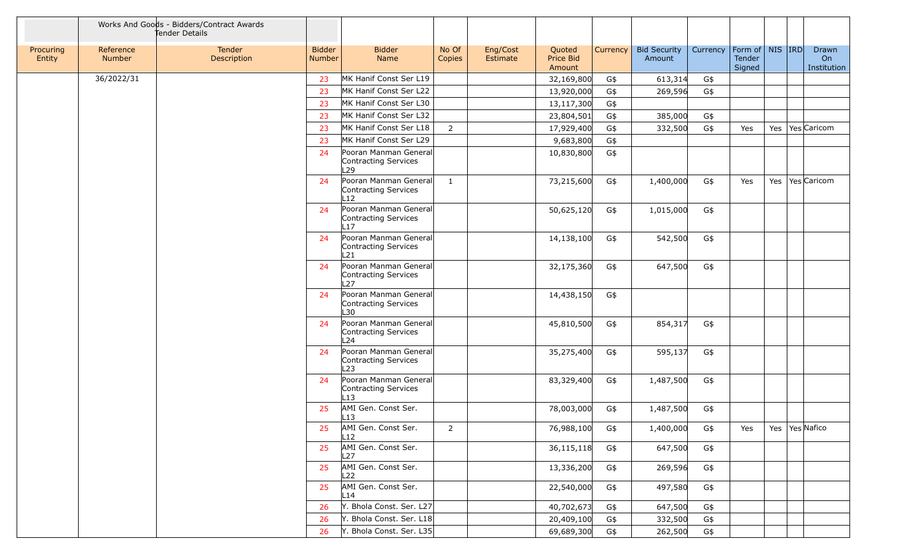| | Works And Goods - Bidders/Contract Awards Tender Details | | | | | | | | | | | | | | |
|---|---|---|---|---|---|---|---|---|---|---|---|---|---|---|---|
| Procuring Entity | Reference Number | Tender Description | Bidder Number | Bidder Name | No Of Copies | Eng/Cost Estimate | Quoted Price Bid Amount | Currency | Bid Security Amount | Currency | Form of Tender Signed | NIS | IRD | Drawn On Institution |
| | 36/2022/31 | | 23 | MK Hanif Const Ser L19 | | | 32,169,800 | G$ | 613,314 | G$ | | | | |
| | | | 23 | MK Hanif Const Ser L22 | | | 13,920,000 | G$ | 269,596 | G$ | | | | |
| | | | 23 | MK Hanif Const Ser L30 | | | 13,117,300 | G$ | | | | | | |
| | | | 23 | MK Hanif Const Ser L32 | | | 23,804,501 | G$ | 385,000 | G$ | | | | |
| | | | 23 | MK Hanif Const Ser L18 | 2 | | 17,929,400 | G$ | 332,500 | G$ | Yes | Yes | Yes | Caricom |
| | | | 23 | MK Hanif Const Ser L29 | | | 9,683,800 | G$ | | | | | | |
| | | | 24 | Pooran Manman General Contracting Services L29 | | | 10,830,800 | G$ | | | | | | |
| | | | 24 | Pooran Manman General Contracting Services L12 | 1 | | 73,215,600 | G$ | 1,400,000 | G$ | Yes | Yes | Yes | Caricom |
| | | | 24 | Pooran Manman General Contracting Services L17 | | | 50,625,120 | G$ | 1,015,000 | G$ | | | | |
| | | | 24 | Pooran Manman General Contracting Services L21 | | | 14,138,100 | G$ | 542,500 | G$ | | | | |
| | | | 24 | Pooran Manman General Contracting Services L27 | | | 32,175,360 | G$ | 647,500 | G$ | | | | |
| | | | 24 | Pooran Manman General Contracting Services L30 | | | 14,438,150 | G$ | | | | | | |
| | | | 24 | Pooran Manman General Contracting Services L24 | | | 45,810,500 | G$ | 854,317 | G$ | | | | |
| | | | 24 | Pooran Manman General Contracting Services L23 | | | 35,275,400 | G$ | 595,137 | G$ | | | | |
| | | | 24 | Pooran Manman General Contracting Services L13 | | | 83,329,400 | G$ | 1,487,500 | G$ | | | | |
| | | | 25 | AMI Gen. Const Ser. L13 | | | 78,003,000 | G$ | 1,487,500 | G$ | | | | |
| | | | 25 | AMI Gen. Const Ser. L12 | 2 | | 76,988,100 | G$ | 1,400,000 | G$ | Yes | Yes | Yes | Nafico |
| | | | 25 | AMI Gen. Const Ser. L27 | | | 36,115,118 | G$ | 647,500 | G$ | | | | |
| | | | 25 | AMI Gen. Const Ser. L22 | | | 13,336,200 | G$ | 269,596 | G$ | | | | |
| | | | 25 | AMI Gen. Const Ser. L14 | | | 22,540,000 | G$ | 497,580 | G$ | | | | |
| | | | 26 | Y. Bhola Const. Ser. L27 | | | 40,702,673 | G$ | 647,500 | G$ | | | | |
| | | | 26 | Y. Bhola Const. Ser. L18 | | | 20,409,100 | G$ | 332,500 | G$ | | | | |
| | | | 26 | Y. Bhola Const. Ser. L35 | | | 69,689,300 | G$ | 262,500 | G$ | | | | |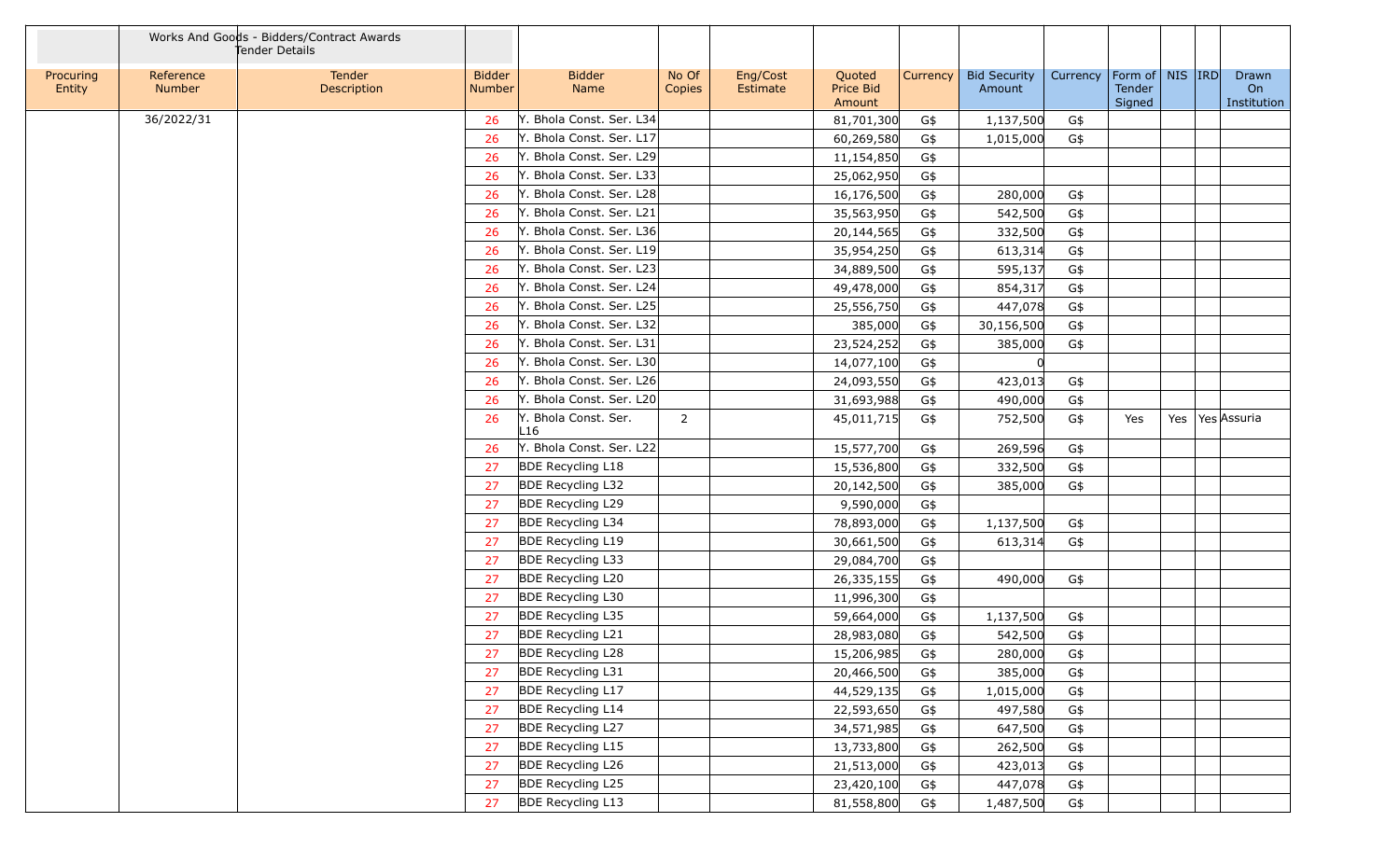| | Works And Goods - Bidders/Contract Awards Tender Details | | | | | | | | | | | | | |
|---|---|---|---|---|---|---|---|---|---|---|---|---|---|---|
| Procuring Entity | Reference Number | Tender Description | Bidder Number | Bidder Name | No Of Copies | Eng/Cost Estimate | Quoted Price Bid Amount | Currency | Bid Security Amount | Currency | Form of Tender Signed | NIS | IRD | Drawn On Institution |
| | 36/2022/31 | | 26 | Y. Bhola Const. Ser. L34 | | | 81,701,300 | G$ | 1,137,500 | G$ | | | | |
| | | | 26 | Y. Bhola Const. Ser. L17 | | | 60,269,580 | G$ | 1,015,000 | G$ | | | | |
| | | | 26 | Y. Bhola Const. Ser. L29 | | | 11,154,850 | G$ | | | | | | |
| | | | 26 | Y. Bhola Const. Ser. L33 | | | 25,062,950 | G$ | | | | | | |
| | | | 26 | Y. Bhola Const. Ser. L28 | | | 16,176,500 | G$ | 280,000 | G$ | | | | |
| | | | 26 | Y. Bhola Const. Ser. L21 | | | 35,563,950 | G$ | 542,500 | G$ | | | | |
| | | | 26 | Y. Bhola Const. Ser. L36 | | | 20,144,565 | G$ | 332,500 | G$ | | | | |
| | | | 26 | Y. Bhola Const. Ser. L19 | | | 35,954,250 | G$ | 613,314 | G$ | | | | |
| | | | 26 | Y. Bhola Const. Ser. L23 | | | 34,889,500 | G$ | 595,137 | G$ | | | | |
| | | | 26 | Y. Bhola Const. Ser. L24 | | | 49,478,000 | G$ | 854,317 | G$ | | | | |
| | | | 26 | Y. Bhola Const. Ser. L25 | | | 25,556,750 | G$ | 447,078 | G$ | | | | |
| | | | 26 | Y. Bhola Const. Ser. L32 | | | 385,000 | G$ | 30,156,500 | G$ | | | | |
| | | | 26 | Y. Bhola Const. Ser. L31 | | | 23,524,252 | G$ | 385,000 | G$ | | | | |
| | | | 26 | Y. Bhola Const. Ser. L30 | | | 14,077,100 | G$ | 0 | | | | | |
| | | | 26 | Y. Bhola Const. Ser. L26 | | | 24,093,550 | G$ | 423,013 | G$ | | | | |
| | | | 26 | Y. Bhola Const. Ser. L20 | | | 31,693,988 | G$ | 490,000 | G$ | | | | |
| | | | 26 | Y. Bhola Const. Ser. L16 | 2 | | 45,011,715 | G$ | 752,500 | G$ | Yes | Yes | Yes | Assuria |
| | | | 26 | Y. Bhola Const. Ser. L22 | | | 15,577,700 | G$ | 269,596 | G$ | | | | |
| | | | 27 | BDE Recycling L18 | | | 15,536,800 | G$ | 332,500 | G$ | | | | |
| | | | 27 | BDE Recycling L32 | | | 20,142,500 | G$ | 385,000 | G$ | | | | |
| | | | 27 | BDE Recycling L29 | | | 9,590,000 | G$ | | | | | | |
| | | | 27 | BDE Recycling L34 | | | 78,893,000 | G$ | 1,137,500 | G$ | | | | |
| | | | 27 | BDE Recycling L19 | | | 30,661,500 | G$ | 613,314 | G$ | | | | |
| | | | 27 | BDE Recycling L33 | | | 29,084,700 | G$ | | | | | | |
| | | | 27 | BDE Recycling L20 | | | 26,335,155 | G$ | 490,000 | G$ | | | | |
| | | | 27 | BDE Recycling L30 | | | 11,996,300 | G$ | | | | | | |
| | | | 27 | BDE Recycling L35 | | | 59,664,000 | G$ | 1,137,500 | G$ | | | | |
| | | | 27 | BDE Recycling L21 | | | 28,983,080 | G$ | 542,500 | G$ | | | | |
| | | | 27 | BDE Recycling L28 | | | 15,206,985 | G$ | 280,000 | G$ | | | | |
| | | | 27 | BDE Recycling L31 | | | 20,466,500 | G$ | 385,000 | G$ | | | | |
| | | | 27 | BDE Recycling L17 | | | 44,529,135 | G$ | 1,015,000 | G$ | | | | |
| | | | 27 | BDE Recycling L14 | | | 22,593,650 | G$ | 497,580 | G$ | | | | |
| | | | 27 | BDE Recycling L27 | | | 34,571,985 | G$ | 647,500 | G$ | | | | |
| | | | 27 | BDE Recycling L15 | | | 13,733,800 | G$ | 262,500 | G$ | | | | |
| | | | 27 | BDE Recycling L26 | | | 21,513,000 | G$ | 423,013 | G$ | | | | |
| | | | 27 | BDE Recycling L25 | | | 23,420,100 | G$ | 447,078 | G$ | | | | |
| | | | 27 | BDE Recycling L13 | | | 81,558,800 | G$ | 1,487,500 | G$ | | | | |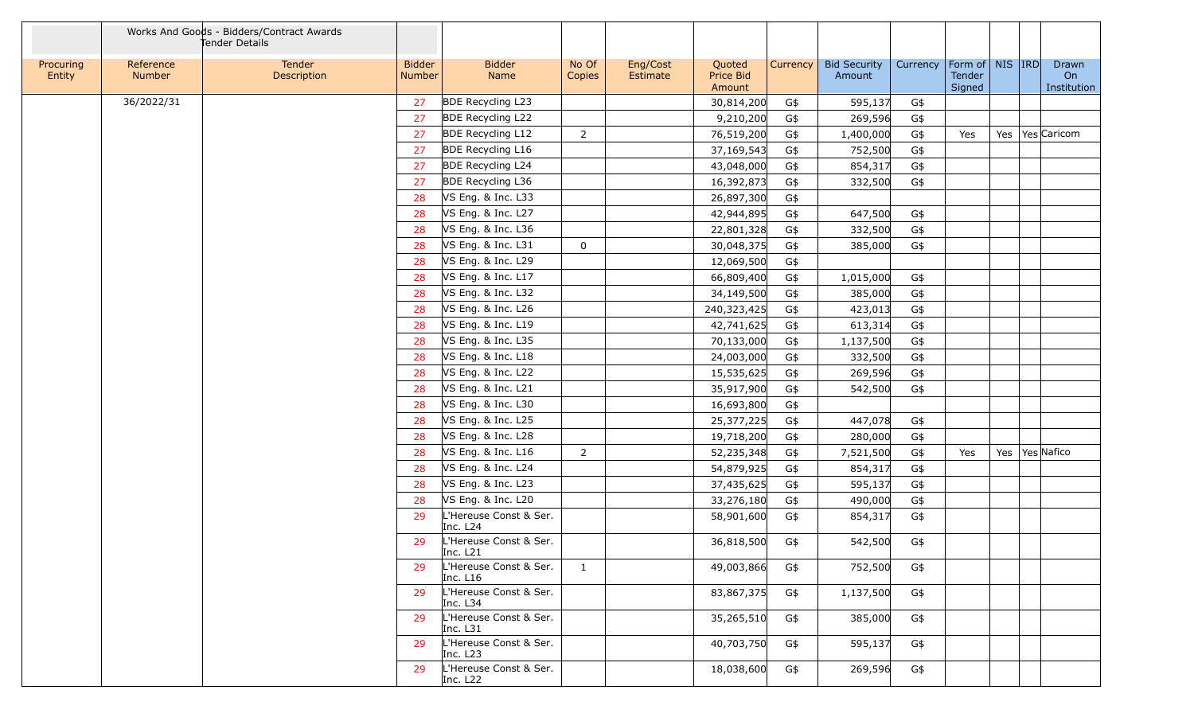| | Works And Goods - Bidders/Contract Awards Tender Details | | | | | | | | | | | | | | |
|---|---|---|---|---|---|---|---|---|---|---|---|---|---|---|---|
| Procuring Entity | Reference Number | Tender Description | Bidder Number | Bidder Name | No Of Copies | Eng/Cost Estimate | Quoted Price Bid Amount | Currency | Bid Security Amount | Currency | Form of Tender Signed | NIS | IRD | Drawn On Institution |
| | 36/2022/31 | | 27 | BDE Recycling L23 | | | 30,814,200 | G$ | 595,137 | G$ | | | | |
| | | | 27 | BDE Recycling L22 | | | 9,210,200 | G$ | 269,596 | G$ | | | | |
| | | | 27 | BDE Recycling L12 | 2 | | 76,519,200 | G$ | 1,400,000 | G$ | Yes | Yes | Yes | Caricom |
| | | | 27 | BDE Recycling L16 | | | 37,169,543 | G$ | 752,500 | G$ | | | | |
| | | | 27 | BDE Recycling L24 | | | 43,048,000 | G$ | 854,317 | G$ | | | | |
| | | | 27 | BDE Recycling L36 | | | 16,392,873 | G$ | 332,500 | G$ | | | | |
| | | | 28 | VS Eng. & Inc. L33 | | | 26,897,300 | G$ | | | | | | |
| | | | 28 | VS Eng. & Inc. L27 | | | 42,944,895 | G$ | 647,500 | G$ | | | | |
| | | | 28 | VS Eng. & Inc. L36 | | | 22,801,328 | G$ | 332,500 | G$ | | | | |
| | | | 28 | VS Eng. & Inc. L31 | 0 | | 30,048,375 | G$ | 385,000 | G$ | | | | |
| | | | 28 | VS Eng. & Inc. L29 | | | 12,069,500 | G$ | | | | | | |
| | | | 28 | VS Eng. & Inc. L17 | | | 66,809,400 | G$ | 1,015,000 | G$ | | | | |
| | | | 28 | VS Eng. & Inc. L32 | | | 34,149,500 | G$ | 385,000 | G$ | | | | |
| | | | 28 | VS Eng. & Inc. L26 | | | 240,323,425 | G$ | 423,013 | G$ | | | | |
| | | | 28 | VS Eng. & Inc. L19 | | | 42,741,625 | G$ | 613,314 | G$ | | | | |
| | | | 28 | VS Eng. & Inc. L35 | | | 70,133,000 | G$ | 1,137,500 | G$ | | | | |
| | | | 28 | VS Eng. & Inc. L18 | | | 24,003,000 | G$ | 332,500 | G$ | | | | |
| | | | 28 | VS Eng. & Inc. L22 | | | 15,535,625 | G$ | 269,596 | G$ | | | | |
| | | | 28 | VS Eng. & Inc. L21 | | | 35,917,900 | G$ | 542,500 | G$ | | | | |
| | | | 28 | VS Eng. & Inc. L30 | | | 16,693,800 | G$ | | | | | | |
| | | | 28 | VS Eng. & Inc. L25 | | | 25,377,225 | G$ | 447,078 | G$ | | | | |
| | | | 28 | VS Eng. & Inc. L28 | | | 19,718,200 | G$ | 280,000 | G$ | | | | |
| | | | 28 | VS Eng. & Inc. L16 | 2 | | 52,235,348 | G$ | 7,521,500 | G$ | Yes | Yes | Yes | Nafico |
| | | | 28 | VS Eng. & Inc. L24 | | | 54,879,925 | G$ | 854,317 | G$ | | | | |
| | | | 28 | VS Eng. & Inc. L23 | | | 37,435,625 | G$ | 595,137 | G$ | | | | |
| | | | 28 | VS Eng. & Inc. L20 | | | 33,276,180 | G$ | 490,000 | G$ | | | | |
| | | | 29 | L'Hereuse Const & Ser. Inc. L24 | | | 58,901,600 | G$ | 854,317 | G$ | | | | |
| | | | 29 | L'Hereuse Const & Ser. Inc. L21 | | | 36,818,500 | G$ | 542,500 | G$ | | | | |
| | | | 29 | L'Hereuse Const & Ser. Inc. L16 | 1 | | 49,003,866 | G$ | 752,500 | G$ | | | | |
| | | | 29 | L'Hereuse Const & Ser. Inc. L34 | | | 83,867,375 | G$ | 1,137,500 | G$ | | | | |
| | | | 29 | L'Hereuse Const & Ser. Inc. L31 | | | 35,265,510 | G$ | 385,000 | G$ | | | | |
| | | | 29 | L'Hereuse Const & Ser. Inc. L23 | | | 40,703,750 | G$ | 595,137 | G$ | | | | |
| | | | 29 | L'Hereuse Const & Ser. Inc. L22 | | | 18,038,600 | G$ | 269,596 | G$ | | | | |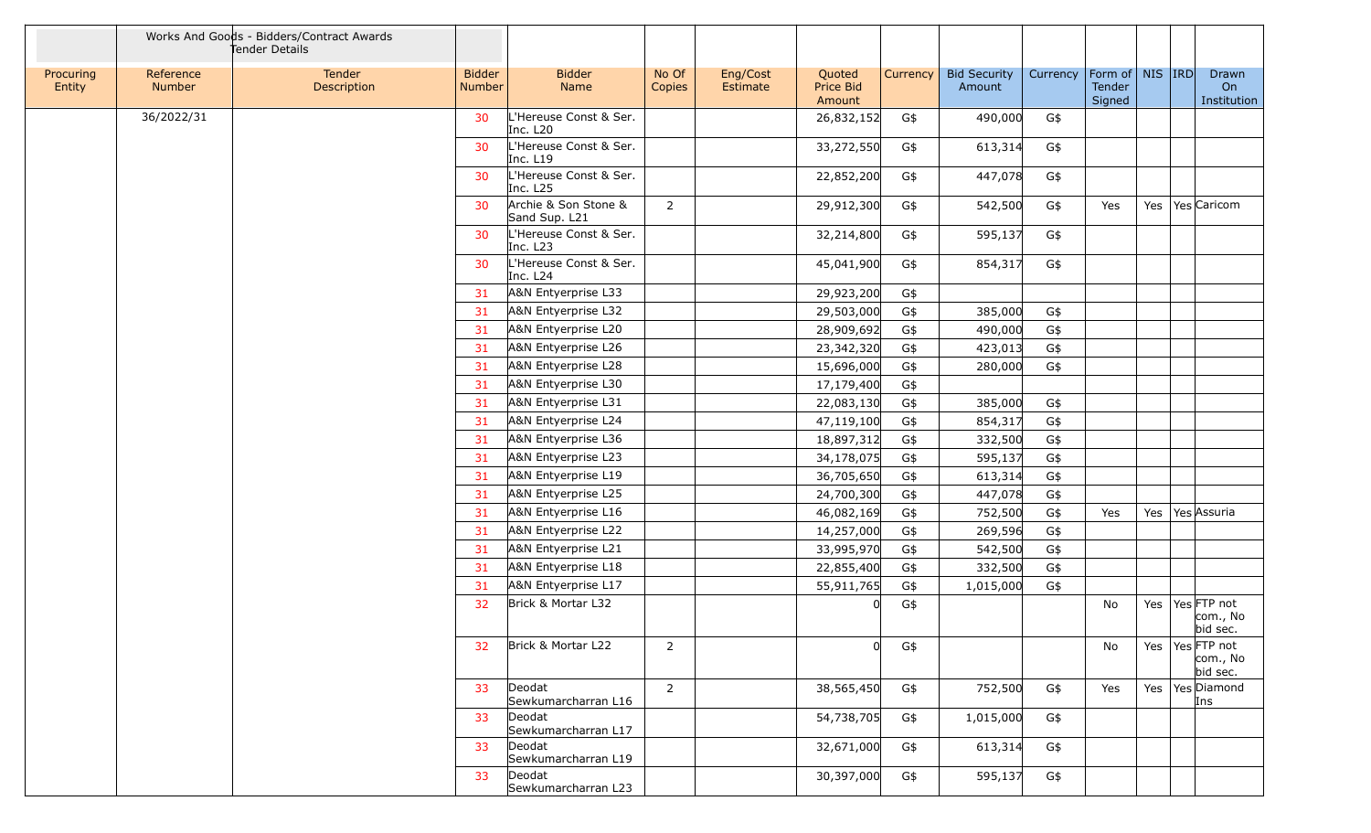| | Works And Goods - Bidders/Contract Awards Tender Details | | | | | | | | | | | | | | |
|---|---|---|---|---|---|---|---|---|---|---|---|---|---|---|---|
| Procuring Entity | Reference Number | Tender Description | Bidder Number | Bidder Name | No Of Copies | Eng/Cost Estimate | Quoted Price Bid Amount | Currency | Bid Security Amount | Currency | Form of Tender Signed | NIS | IRD | Drawn On Institution |
| | 36/2022/31 | | 30 | L'Hereuse Const & Ser. Inc. L20 | | | 26,832,152 | G$ | 490,000 | G$ | | | | |
| | | | 30 | L'Hereuse Const & Ser. Inc. L19 | | | 33,272,550 | G$ | 613,314 | G$ | | | | |
| | | | 30 | L'Hereuse Const & Ser. Inc. L25 | | | 22,852,200 | G$ | 447,078 | G$ | | | | |
| | | | 30 | Archie & Son Stone & Sand Sup. L21 | 2 | | 29,912,300 | G$ | 542,500 | G$ | Yes | Yes | Yes | Caricom |
| | | | 30 | L'Hereuse Const & Ser. Inc. L23 | | | 32,214,800 | G$ | 595,137 | G$ | | | | |
| | | | 30 | L'Hereuse Const & Ser. Inc. L24 | | | 45,041,900 | G$ | 854,317 | G$ | | | | |
| | | | 31 | A&N Entyerprise L33 | | | 29,923,200 | G$ | | | | | | |
| | | | 31 | A&N Entyerprise L32 | | | 29,503,000 | G$ | 385,000 | G$ | | | | |
| | | | 31 | A&N Entyerprise L20 | | | 28,909,692 | G$ | 490,000 | G$ | | | | |
| | | | 31 | A&N Entyerprise L26 | | | 23,342,320 | G$ | 423,013 | G$ | | | | |
| | | | 31 | A&N Entyerprise L28 | | | 15,696,000 | G$ | 280,000 | G$ | | | | |
| | | | 31 | A&N Entyerprise L30 | | | 17,179,400 | G$ | | | | | | |
| | | | 31 | A&N Entyerprise L31 | | | 22,083,130 | G$ | 385,000 | G$ | | | | |
| | | | 31 | A&N Entyerprise L24 | | | 47,119,100 | G$ | 854,317 | G$ | | | | |
| | | | 31 | A&N Entyerprise L36 | | | 18,897,312 | G$ | 332,500 | G$ | | | | |
| | | | 31 | A&N Entyerprise L23 | | | 34,178,075 | G$ | 595,137 | G$ | | | | |
| | | | 31 | A&N Entyerprise L19 | | | 36,705,650 | G$ | 613,314 | G$ | | | | |
| | | | 31 | A&N Entyerprise L25 | | | 24,700,300 | G$ | 447,078 | G$ | | | | |
| | | | 31 | A&N Entyerprise L16 | | | 46,082,169 | G$ | 752,500 | G$ | Yes | Yes | Yes | Assuria |
| | | | 31 | A&N Entyerprise L22 | | | 14,257,000 | G$ | 269,596 | G$ | | | | |
| | | | 31 | A&N Entyerprise L21 | | | 33,995,970 | G$ | 542,500 | G$ | | | | |
| | | | 31 | A&N Entyerprise L18 | | | 22,855,400 | G$ | 332,500 | G$ | | | | |
| | | | 31 | A&N Entyerprise L17 | | | 55,911,765 | G$ | 1,015,000 | G$ | | | | |
| | | | 32 | Brick & Mortar L32 | | | 0 | G$ | | | No | Yes | Yes | FTP not com., No bid sec. |
| | | | 32 | Brick & Mortar L22 | 2 | | 0 | G$ | | | No | Yes | Yes | FTP not com., No bid sec. |
| | | | 33 | Deodat Sewkumarcharran L16 | 2 | | 38,565,450 | G$ | 752,500 | G$ | Yes | Yes | Yes | Diamond Ins |
| | | | 33 | Deodat Sewkumarcharran L17 | | | 54,738,705 | G$ | 1,015,000 | G$ | | | | |
| | | | 33 | Deodat Sewkumarcharran L19 | | | 32,671,000 | G$ | 613,314 | G$ | | | | |
| | | | 33 | Deodat Sewkumarcharran L23 | | | 30,397,000 | G$ | 595,137 | G$ | | | | |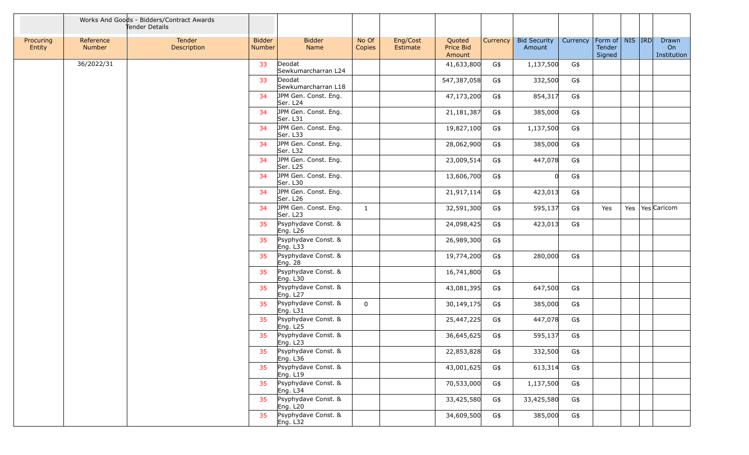| | Works And Goods - Bidders/Contract Awards Tender Details | | | | | | | | | | | | | | |
|---|---|---|---|---|---|---|---|---|---|---|---|---|---|---|---|
| Procuring Entity | Reference Number | Tender Description | Bidder Number | Bidder Name | No Of Copies | Eng/Cost Estimate | Quoted Price Bid Amount | Currency | Bid Security Amount | Currency | Form of Tender Signed | NIS | IRD | Drawn On Institution |
| | 36/2022/31 | | 33 | Deodat Sewkumarcharran L24 | | | 41,633,800 | G$ | 1,137,500 | G$ | | | | |
| | | | 33 | Deodat Sewkumarcharran L18 | | | 547,387,058 | G$ | 332,500 | G$ | | | | |
| | | | 34 | JPM Gen. Const. Eng. Ser. L24 | | | 47,173,200 | G$ | 854,317 | G$ | | | | |
| | | | 34 | JPM Gen. Const. Eng. Ser. L31 | | | 21,181,387 | G$ | 385,000 | G$ | | | | |
| | | | 34 | JPM Gen. Const. Eng. Ser. L33 | | | 19,827,100 | G$ | 1,137,500 | G$ | | | | |
| | | | 34 | JPM Gen. Const. Eng. Ser. L32 | | | 28,062,900 | G$ | 385,000 | G$ | | | | |
| | | | 34 | JPM Gen. Const. Eng. Ser. L25 | | | 23,009,514 | G$ | 447,078 | G$ | | | | |
| | | | 34 | JPM Gen. Const. Eng. Ser. L30 | | | 13,606,700 | G$ | 0 | G$ | | | | |
| | | | 34 | JPM Gen. Const. Eng. Ser. L26 | | | 21,917,114 | G$ | 423,013 | G$ | | | | |
| | | | 34 | JPM Gen. Const. Eng. Ser. L23 | 1 | | 32,591,300 | G$ | 595,137 | G$ | Yes | Yes | Yes | Caricom |
| | | | 35 | Psyphydave Const. & Eng. L26 | | | 24,098,425 | G$ | 423,013 | G$ | | | | |
| | | | 35 | Psyphydave Const. & Eng. L33 | | | 26,989,300 | G$ | | | | | | |
| | | | 35 | Psyphydave Const. & Eng. 28 | | | 19,774,200 | G$ | 280,000 | G$ | | | | |
| | | | 35 | Psyphydave Const. & Eng. L30 | | | 16,741,800 | G$ | | | | | | |
| | | | 35 | Psyphydave Const. & Eng. L27 | | | 43,081,395 | G$ | 647,500 | G$ | | | | |
| | | | 35 | Psyphydave Const. & Eng. L31 | 0 | | 30,149,175 | G$ | 385,000 | G$ | | | | |
| | | | 35 | Psyphydave Const. & Eng. L25 | | | 25,447,225 | G$ | 447,078 | G$ | | | | |
| | | | 35 | Psyphydave Const. & Eng. L23 | | | 36,645,625 | G$ | 595,137 | G$ | | | | |
| | | | 35 | Psyphydave Const. & Eng. L36 | | | 22,853,828 | G$ | 332,500 | G$ | | | | |
| | | | 35 | Psyphydave Const. & Eng. L19 | | | 43,001,625 | G$ | 613,314 | G$ | | | | |
| | | | 35 | Psyphydave Const. & Eng. L34 | | | 70,533,000 | G$ | 1,137,500 | G$ | | | | |
| | | | 35 | Psyphydave Const. & Eng. L20 | | | 33,425,580 | G$ | 33,425,580 | G$ | | | | |
| | | | 35 | Psyphydave Const. & Eng. L32 | | | 34,609,500 | G$ | 385,000 | G$ | | | | |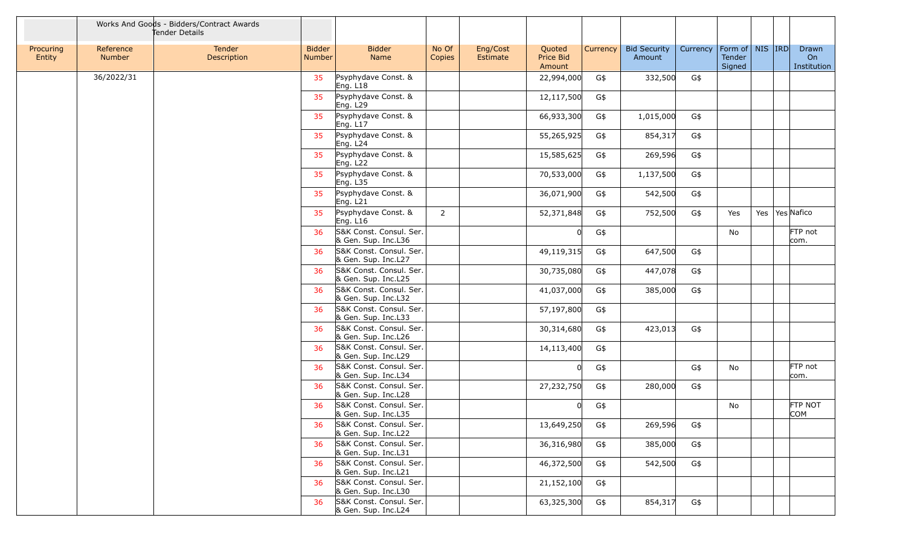| | Works And Goods - Bidders/Contract Awards Tender Details | | | | | | | | | | | | | |
|---|---|---|---|---|---|---|---|---|---|---|---|---|---|---|
| Procuring Entity | Reference Number | Tender Description | Bidder Number | Bidder Name | No Of Copies | Eng/Cost Estimate | Quoted Price Bid Amount | Currency | Bid Security Amount | Currency | Form of Tender Signed | NIS | IRD | Drawn On Institution |
| | 36/2022/31 | | 35 | Psyphydave Const. & Eng. L18 | | | 22,994,000 | G$ | 332,500 | G$ | | | | |
| | | | 35 | Psyphydave Const. & Eng. L29 | | | 12,117,500 | G$ | | | | | | |
| | | | 35 | Psyphydave Const. & Eng. L17 | | | 66,933,300 | G$ | 1,015,000 | G$ | | | | |
| | | | 35 | Psyphydave Const. & Eng. L24 | | | 55,265,925 | G$ | 854,317 | G$ | | | | |
| | | | 35 | Psyphydave Const. & Eng. L22 | | | 15,585,625 | G$ | 269,596 | G$ | | | | |
| | | | 35 | Psyphydave Const. & Eng. L35 | | | 70,533,000 | G$ | 1,137,500 | G$ | | | | |
| | | | 35 | Psyphydave Const. & Eng. L21 | | | 36,071,900 | G$ | 542,500 | G$ | | | | |
| | | | 35 | Psyphydave Const. & Eng. L16 | 2 | | 52,371,848 | G$ | 752,500 | G$ | Yes | Yes | Yes | Nafico |
| | | | 36 | S&K Const. Consul. Ser. & Gen. Sup. Inc.L36 | | | 0 | G$ | | | No | | | FTP not com. |
| | | | 36 | S&K Const. Consul. Ser. & Gen. Sup. Inc.L27 | | | 49,119,315 | G$ | 647,500 | G$ | | | | |
| | | | 36 | S&K Const. Consul. Ser. & Gen. Sup. Inc.L25 | | | 30,735,080 | G$ | 447,078 | G$ | | | | |
| | | | 36 | S&K Const. Consul. Ser. & Gen. Sup. Inc.L32 | | | 41,037,000 | G$ | 385,000 | G$ | | | | |
| | | | 36 | S&K Const. Consul. Ser. & Gen. Sup. Inc.L33 | | | 57,197,800 | G$ | | | | | | |
| | | | 36 | S&K Const. Consul. Ser. & Gen. Sup. Inc.L26 | | | 30,314,680 | G$ | 423,013 | G$ | | | | |
| | | | 36 | S&K Const. Consul. Ser. & Gen. Sup. Inc.L29 | | | 14,113,400 | G$ | | | | | | |
| | | | 36 | S&K Const. Consul. Ser. & Gen. Sup. Inc.L34 | | | 0 | G$ | | G$ | No | | | FTP not com. |
| | | | 36 | S&K Const. Consul. Ser. & Gen. Sup. Inc.L28 | | | 27,232,750 | G$ | 280,000 | G$ | | | | |
| | | | 36 | S&K Const. Consul. Ser. & Gen. Sup. Inc.L35 | | | 0 | G$ | | | No | | | FTP NOT COM |
| | | | 36 | S&K Const. Consul. Ser. & Gen. Sup. Inc.L22 | | | 13,649,250 | G$ | 269,596 | G$ | | | | |
| | | | 36 | S&K Const. Consul. Ser. & Gen. Sup. Inc.L31 | | | 36,316,980 | G$ | 385,000 | G$ | | | | |
| | | | 36 | S&K Const. Consul. Ser. & Gen. Sup. Inc.L21 | | | 46,372,500 | G$ | 542,500 | G$ | | | | |
| | | | 36 | S&K Const. Consul. Ser. & Gen. Sup. Inc.L30 | | | 21,152,100 | G$ | | | | | | |
| | | | 36 | S&K Const. Consul. Ser. & Gen. Sup. Inc.L24 | | | 63,325,300 | G$ | 854,317 | G$ | | | | |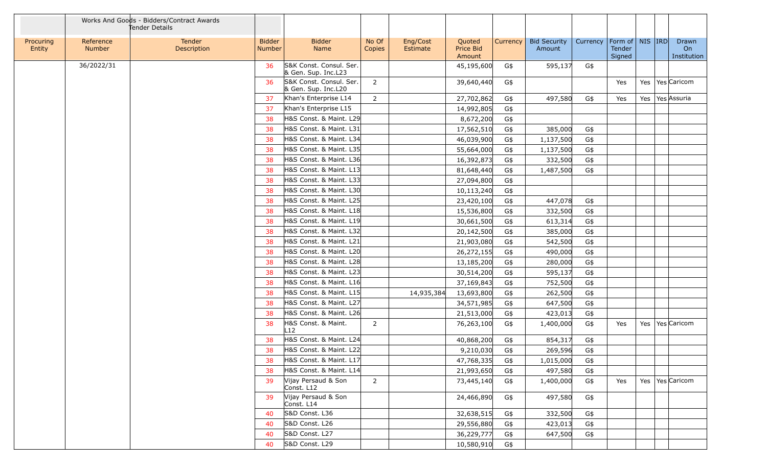| | Works And Goods - Bidders/Contract Awards Tender Details | | | | | | | | | | | | | |
|---|---|---|---|---|---|---|---|---|---|---|---|---|---|---|
| Procuring Entity | Reference Number | Tender Description | Bidder Number | Bidder Name | No Of Copies | Eng/Cost Estimate | Quoted Price Bid Amount | Currency | Bid Security Amount | Currency | Form of Tender Signed | NIS | IRD | Drawn On Institution |
| | 36/2022/31 | | 36 | S&K Const. Consul. Ser. & Gen. Sup. Inc.L23 | | | 45,195,600 | G$ | 595,137 | G$ | | | | |
| | | | 36 | S&K Const. Consul. Ser. & Gen. Sup. Inc.L20 | 2 | | 39,640,440 | G$ | | | Yes | Yes | Yes | Caricom |
| | | | 37 | Khan's Enterprise L14 | 2 | | 27,702,862 | G$ | 497,580 | G$ | Yes | Yes | Yes | Assuria |
| | | | 37 | Khan's Enterprise L15 | | | 14,992,805 | G$ | | | | | | |
| | | | 38 | H&S Const. & Maint. L29 | | | 8,672,200 | G$ | | | | | | |
| | | | 38 | H&S Const. & Maint. L31 | | | 17,562,510 | G$ | 385,000 | G$ | | | | |
| | | | 38 | H&S Const. & Maint. L34 | | | 46,039,900 | G$ | 1,137,500 | G$ | | | | |
| | | | 38 | H&S Const. & Maint. L35 | | | 55,664,000 | G$ | 1,137,500 | G$ | | | | |
| | | | 38 | H&S Const. & Maint. L36 | | | 16,392,873 | G$ | 332,500 | G$ | | | | |
| | | | 38 | H&S Const. & Maint. L13 | | | 81,648,440 | G$ | 1,487,500 | G$ | | | | |
| | | | 38 | H&S Const. & Maint. L33 | | | 27,094,800 | G$ | | | | | | |
| | | | 38 | H&S Const. & Maint. L30 | | | 10,113,240 | G$ | | | | | | |
| | | | 38 | H&S Const. & Maint. L25 | | | 23,420,100 | G$ | 447,078 | G$ | | | | |
| | | | 38 | H&S Const. & Maint. L18 | | | 15,536,800 | G$ | 332,500 | G$ | | | | |
| | | | 38 | H&S Const. & Maint. L19 | | | 30,661,500 | G$ | 613,314 | G$ | | | | |
| | | | 38 | H&S Const. & Maint. L32 | | | 20,142,500 | G$ | 385,000 | G$ | | | | |
| | | | 38 | H&S Const. & Maint. L21 | | | 21,903,080 | G$ | 542,500 | G$ | | | | |
| | | | 38 | H&S Const. & Maint. L20 | | | 26,272,155 | G$ | 490,000 | G$ | | | | |
| | | | 38 | H&S Const. & Maint. L28 | | | 13,185,200 | G$ | 280,000 | G$ | | | | |
| | | | 38 | H&S Const. & Maint. L23 | | | 30,514,200 | G$ | 595,137 | G$ | | | | |
| | | | 38 | H&S Const. & Maint. L16 | | | 37,169,843 | G$ | 752,500 | G$ | | | | |
| | | | 38 | H&S Const. & Maint. L15 | | 14,935,384 | 13,693,800 | G$ | 262,500 | G$ | | | | |
| | | | 38 | H&S Const. & Maint. L27 | | | 34,571,985 | G$ | 647,500 | G$ | | | | |
| | | | 38 | H&S Const. & Maint. L26 | | | 21,513,000 | G$ | 423,013 | G$ | | | | |
| | | | 38 | H&S Const. & Maint. L12 | 2 | | 76,263,100 | G$ | 1,400,000 | G$ | Yes | Yes | Yes | Caricom |
| | | | 38 | H&S Const. & Maint. L24 | | | 40,868,200 | G$ | 854,317 | G$ | | | | |
| | | | 38 | H&S Const. & Maint. L22 | | | 9,210,030 | G$ | 269,596 | G$ | | | | |
| | | | 38 | H&S Const. & Maint. L17 | | | 47,768,335 | G$ | 1,015,000 | G$ | | | | |
| | | | 38 | H&S Const. & Maint. L14 | | | 21,993,650 | G$ | 497,580 | G$ | | | | |
| | | | 39 | Vijay Persaud & Son Const. L12 | 2 | | 73,445,140 | G$ | 1,400,000 | G$ | Yes | Yes | Yes | Caricom |
| | | | 39 | Vijay Persaud & Son Const. L14 | | | 24,466,890 | G$ | 497,580 | G$ | | | | |
| | | | 40 | S&D Const. L36 | | | 32,638,515 | G$ | 332,500 | G$ | | | | |
| | | | 40 | S&D Const. L26 | | | 29,556,880 | G$ | 423,013 | G$ | | | | |
| | | | 40 | S&D Const. L27 | | | 36,229,777 | G$ | 647,500 | G$ | | | | |
| | | | 40 | S&D Const. L29 | | | 10,580,910 | G$ | | | | | | |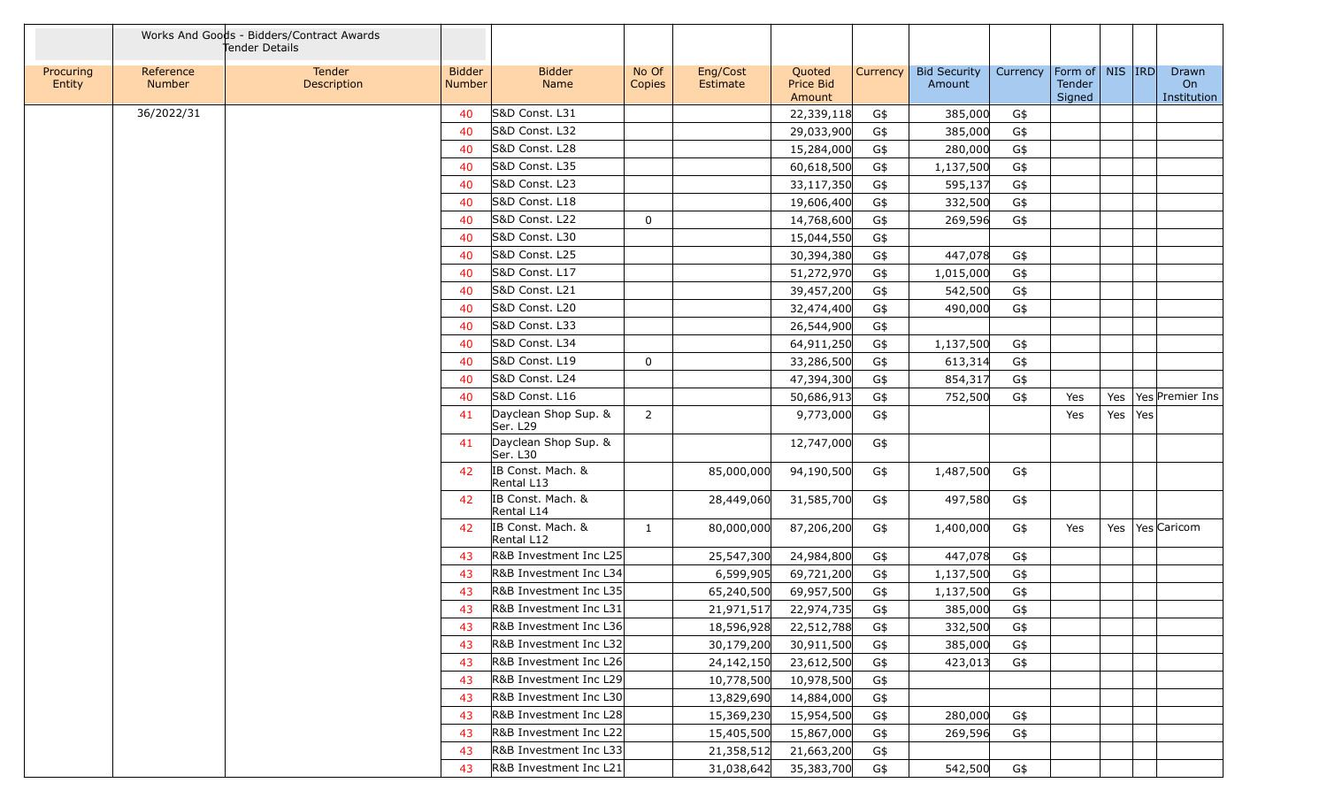| | Works And Goods - Bidders/Contract Awards Tender Details | | | | | | | | | | | | | | |
|---|---|---|---|---|---|---|---|---|---|---|---|---|---|---|---|
| Procuring Entity | Reference Number | Tender Description | Bidder Number | Bidder Name | No Of Copies | Eng/Cost Estimate | Quoted Price Bid Amount | Currency | Bid Security Amount | Currency | Form of Tender Signed | NIS | IRD | Drawn On Institution |
| | 36/2022/31 | | 40 | S&D Const. L31 | | | 22,339,118 | G$ | 385,000 | G$ | | | | |
| | | | 40 | S&D Const. L32 | | | 29,033,900 | G$ | 385,000 | G$ | | | | |
| | | | 40 | S&D Const. L28 | | | 15,284,000 | G$ | 280,000 | G$ | | | | |
| | | | 40 | S&D Const. L35 | | | 60,618,500 | G$ | 1,137,500 | G$ | | | | |
| | | | 40 | S&D Const. L23 | | | 33,117,350 | G$ | 595,137 | G$ | | | | |
| | | | 40 | S&D Const. L18 | | | 19,606,400 | G$ | 332,500 | G$ | | | | |
| | | | 40 | S&D Const. L22 | 0 | | 14,768,600 | G$ | 269,596 | G$ | | | | |
| | | | 40 | S&D Const. L30 | | | 15,044,550 | G$ | | | | | | |
| | | | 40 | S&D Const. L25 | | | 30,394,380 | G$ | 447,078 | G$ | | | | |
| | | | 40 | S&D Const. L17 | | | 51,272,970 | G$ | 1,015,000 | G$ | | | | |
| | | | 40 | S&D Const. L21 | | | 39,457,200 | G$ | 542,500 | G$ | | | | |
| | | | 40 | S&D Const. L20 | | | 32,474,400 | G$ | 490,000 | G$ | | | | |
| | | | 40 | S&D Const. L33 | | | 26,544,900 | G$ | | | | | | |
| | | | 40 | S&D Const. L34 | | | 64,911,250 | G$ | 1,137,500 | G$ | | | | |
| | | | 40 | S&D Const. L19 | 0 | | 33,286,500 | G$ | 613,314 | G$ | | | | |
| | | | 40 | S&D Const. L24 | | | 47,394,300 | G$ | 854,317 | G$ | | | | |
| | | | 40 | S&D Const. L16 | | | 50,686,913 | G$ | 752,500 | G$ | Yes | Yes | Yes | Premier Ins |
| | | | 41 | Dayclean Shop Sup. & Ser. L29 | 2 | | 9,773,000 | G$ | | | Yes | Yes | Yes | |
| | | | 41 | Dayclean Shop Sup. & Ser. L30 | | | 12,747,000 | G$ | | | | | | |
| | | | 42 | IB Const. Mach. & Rental L13 | | 85,000,000 | 94,190,500 | G$ | 1,487,500 | G$ | | | | |
| | | | 42 | IB Const. Mach. & Rental L14 | | 28,449,060 | 31,585,700 | G$ | 497,580 | G$ | | | | |
| | | | 42 | IB Const. Mach. & Rental L12 | 1 | 80,000,000 | 87,206,200 | G$ | 1,400,000 | G$ | Yes | Yes | Yes | Caricom |
| | | | 43 | R&B Investment Inc L25 | | 25,547,300 | 24,984,800 | G$ | 447,078 | G$ | | | | |
| | | | 43 | R&B Investment Inc L34 | | 6,599,905 | 69,721,200 | G$ | 1,137,500 | G$ | | | | |
| | | | 43 | R&B Investment Inc L35 | | 65,240,500 | 69,957,500 | G$ | 1,137,500 | G$ | | | | |
| | | | 43 | R&B Investment Inc L31 | | 21,971,517 | 22,974,735 | G$ | 385,000 | G$ | | | | |
| | | | 43 | R&B Investment Inc L36 | | 18,596,928 | 22,512,788 | G$ | 332,500 | G$ | | | | |
| | | | 43 | R&B Investment Inc L32 | | 30,179,200 | 30,911,500 | G$ | 385,000 | G$ | | | | |
| | | | 43 | R&B Investment Inc L26 | | 24,142,150 | 23,612,500 | G$ | 423,013 | G$ | | | | |
| | | | 43 | R&B Investment Inc L29 | | 10,778,500 | 10,978,500 | G$ | | | | | | |
| | | | 43 | R&B Investment Inc L30 | | 13,829,690 | 14,884,000 | G$ | | | | | | |
| | | | 43 | R&B Investment Inc L28 | | 15,369,230 | 15,954,500 | G$ | 280,000 | G$ | | | | |
| | | | 43 | R&B Investment Inc L22 | | 15,405,500 | 15,867,000 | G$ | 269,596 | G$ | | | | |
| | | | 43 | R&B Investment Inc L33 | | 21,358,512 | 21,663,200 | G$ | | | | | | |
| | | | 43 | R&B Investment Inc L21 | | 31,038,642 | 35,383,700 | G$ | 542,500 | G$ | | | | |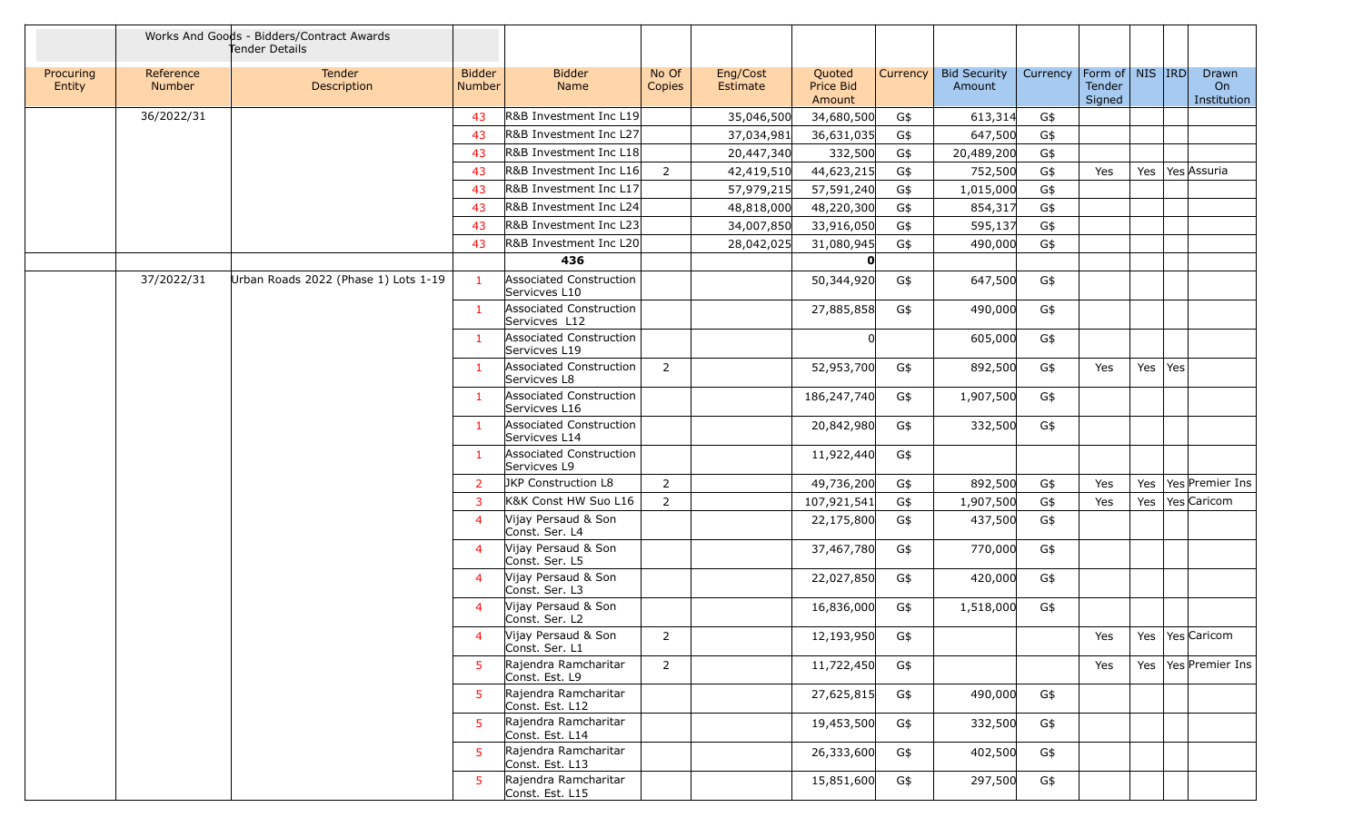| | Works And Goods - Bidders/Contract Awards Tender Details | | | | | | | | | | | | | | |
|---|---|---|---|---|---|---|---|---|---|---|---|---|---|---|---|
| Procuring Entity | Reference Number | Tender Description | Bidder Number | Bidder Name | No Of Copies | Eng/Cost Estimate | Quoted Price Bid Amount | Currency | Bid Security Amount | Currency | Form of Tender Signed | NIS | IRD | Drawn On Institution |
| | 36/2022/31 | | 43 | R&B Investment Inc L19 | | 35,046,500 | 34,680,500 | G$ | 613,314 | G$ | | | | |
| | | | 43 | R&B Investment Inc L27 | | 37,034,981 | 36,631,035 | G$ | 647,500 | G$ | | | | |
| | | | 43 | R&B Investment Inc L18 | | 20,447,340 | 332,500 | G$ | 20,489,200 | G$ | | | | |
| | | | 43 | R&B Investment Inc L16 | 2 | 42,419,510 | 44,623,215 | G$ | 752,500 | G$ | Yes | Yes | Yes | Assuria |
| | | | 43 | R&B Investment Inc L17 | | 57,979,215 | 57,591,240 | G$ | 1,015,000 | G$ | | | | |
| | | | 43 | R&B Investment Inc L24 | | 48,818,000 | 48,220,300 | G$ | 854,317 | G$ | | | | |
| | | | 43 | R&B Investment Inc L23 | | 34,007,850 | 33,916,050 | G$ | 595,137 | G$ | | | | |
| | | | 43 | R&B Investment Inc L20 | | 28,042,025 | 31,080,945 | G$ | 490,000 | G$ | | | | |
| | | | | **436** | | | **0** | | | | | | | |
| | 37/2022/31 | Urban Roads 2022 (Phase 1) Lots 1-19 | 1 | Associated Construction Servicves L10 | | | 50,344,920 | G$ | 647,500 | G$ | | | | |
| | | | 1 | Associated Construction Servicves L12 | | | 27,885,858 | G$ | 490,000 | G$ | | | | |
| | | | 1 | Associated Construction Servicves L19 | | | 0 | | 605,000 | G$ | | | | |
| | | | 1 | Associated Construction Servicves L8 | 2 | | 52,953,700 | G$ | 892,500 | G$ | Yes | Yes | Yes | |
| | | | 1 | Associated Construction Servicves L16 | | | 186,247,740 | G$ | 1,907,500 | G$ | | | | |
| | | | 1 | Associated Construction Servicves L14 | | | 20,842,980 | G$ | 332,500 | G$ | | | | |
| | | | 1 | Associated Construction Servicves L9 | | | 11,922,440 | G$ | | | | | | |
| | | | 2 | JKP Construction L8 | 2 | | 49,736,200 | G$ | 892,500 | G$ | Yes | Yes | Yes | Premier Ins |
| | | | 3 | K&K Const HW Suo L16 | 2 | | 107,921,541 | G$ | 1,907,500 | G$ | Yes | Yes | Yes | Caricom |
| | | | 4 | Vijay Persaud & Son Const. Ser. L4 | | | 22,175,800 | G$ | 437,500 | G$ | | | | |
| | | | 4 | Vijay Persaud & Son Const. Ser. L5 | | | 37,467,780 | G$ | 770,000 | G$ | | | | |
| | | | 4 | Vijay Persaud & Son Const. Ser. L3 | | | 22,027,850 | G$ | 420,000 | G$ | | | | |
| | | | 4 | Vijay Persaud & Son Const. Ser. L2 | | | 16,836,000 | G$ | 1,518,000 | G$ | | | | |
| | | | 4 | Vijay Persaud & Son Const. Ser. L1 | 2 | | 12,193,950 | G$ | | | Yes | Yes | Yes | Caricom |
| | | | 5 | Rajendra Ramcharitar Const. Est. L9 | 2 | | 11,722,450 | G$ | | | Yes | Yes | Yes | Premier Ins |
| | | | 5 | Rajendra Ramcharitar Const. Est. L12 | | | 27,625,815 | G$ | 490,000 | G$ | | | | |
| | | | 5 | Rajendra Ramcharitar Const. Est. L14 | | | 19,453,500 | G$ | 332,500 | G$ | | | | |
| | | | 5 | Rajendra Ramcharitar Const. Est. L13 | | | 26,333,600 | G$ | 402,500 | G$ | | | | |
| | | | 5 | Rajendra Ramcharitar Const. Est. L15 | | | 15,851,600 | G$ | 297,500 | G$ | | | | |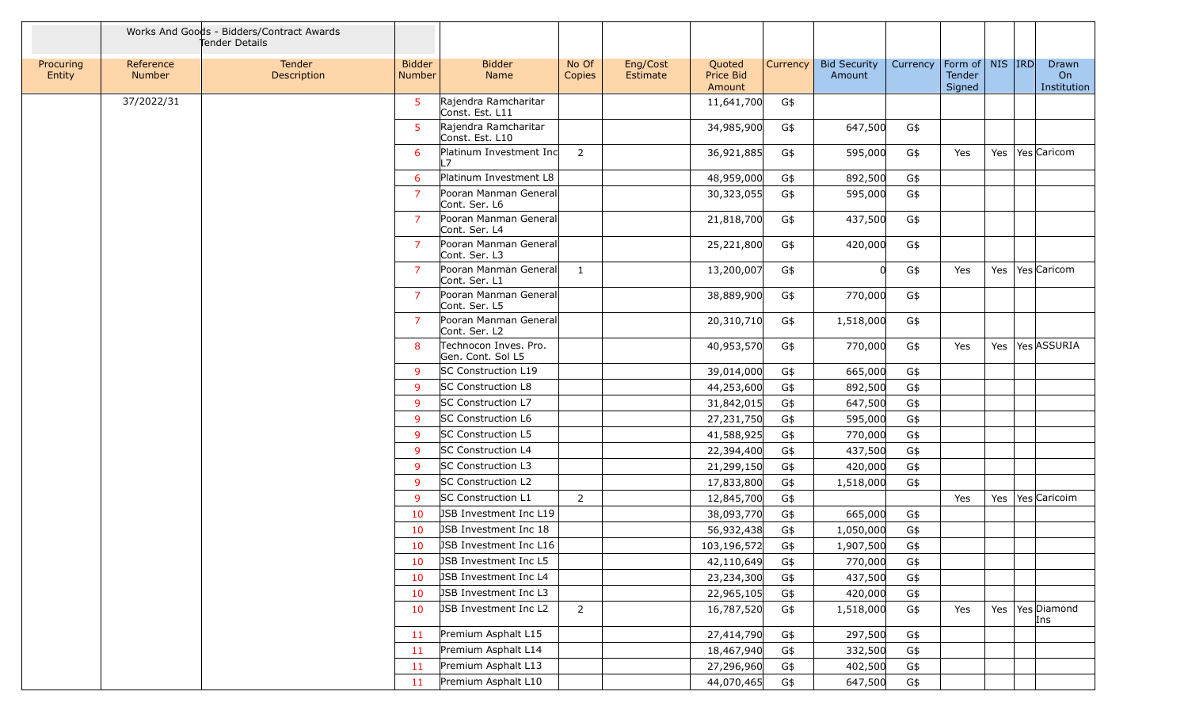| | Works And Goods - Bidders/Contract Awards Tender Details | | | | | | | | | | | | | | |
|---|---|---|---|---|---|---|---|---|---|---|---|---|---|---|---|
| Procuring Entity | Reference Number | Tender Description | Bidder Number | Bidder Name | No Of Copies | Eng/Cost Estimate | Quoted Price Bid Amount | Currency | Bid Security Amount | Currency | Form of Tender Signed | NIS | IRD | Drawn On Institution |
| | 37/2022/31 | | 5 | Rajendra Ramcharitar Const. Est. L11 | | | 11,641,700 | G$ | | | | | | |
| | | | 5 | Rajendra Ramcharitar Const. Est. L10 | | | 34,985,900 | G$ | 647,500 | G$ | | | | |
| | | | 6 | Platinum Investment Inc L7 | 2 | | 36,921,885 | G$ | 595,000 | G$ | Yes | Yes | Yes | Caricom |
| | | | 6 | Platinum Investment L8 | | | 48,959,000 | G$ | 892,500 | G$ | | | | |
| | | | 7 | Pooran Manman General Cont. Ser. L6 | | | 30,323,055 | G$ | 595,000 | G$ | | | | |
| | | | 7 | Pooran Manman General Cont. Ser. L4 | | | 21,818,700 | G$ | 437,500 | G$ | | | | |
| | | | 7 | Pooran Manman General Cont. Ser. L3 | | | 25,221,800 | G$ | 420,000 | G$ | | | | |
| | | | 7 | Pooran Manman General Cont. Ser. L1 | 1 | | 13,200,007 | G$ | 0 | G$ | Yes | Yes | Yes | Caricom |
| | | | 7 | Pooran Manman General Cont. Ser. L5 | | | 38,889,900 | G$ | 770,000 | G$ | | | | |
| | | | 7 | Pooran Manman General Cont. Ser. L2 | | | 20,310,710 | G$ | 1,518,000 | G$ | | | | |
| | | | 8 | Technocon Inves. Pro. Gen. Cont. Sol L5 | | | 40,953,570 | G$ | 770,000 | G$ | Yes | Yes | Yes | ASSURIA |
| | | | 9 | SC Construction L19 | | | 39,014,000 | G$ | 665,000 | G$ | | | | |
| | | | 9 | SC Construction L8 | | | 44,253,600 | G$ | 892,500 | G$ | | | | |
| | | | 9 | SC Construction L7 | | | 31,842,015 | G$ | 647,500 | G$ | | | | |
| | | | 9 | SC Construction L6 | | | 27,231,750 | G$ | 595,000 | G$ | | | | |
| | | | 9 | SC Construction L5 | | | 41,588,925 | G$ | 770,000 | G$ | | | | |
| | | | 9 | SC Construction L4 | | | 22,394,400 | G$ | 437,500 | G$ | | | | |
| | | | 9 | SC Construction L3 | | | 21,299,150 | G$ | 420,000 | G$ | | | | |
| | | | 9 | SC Construction L2 | | | 17,833,800 | G$ | 1,518,000 | G$ | | | | |
| | | | 9 | SC Construction L1 | 2 | | 12,845,700 | G$ | | | Yes | Yes | Yes | Caricoim |
| | | | 10 | JSB Investment Inc L19 | | | 38,093,770 | G$ | 665,000 | G$ | | | | |
| | | | 10 | JSB Investment Inc 18 | | | 56,932,438 | G$ | 1,050,000 | G$ | | | | |
| | | | 10 | JSB Investment Inc L16 | | | 103,196,572 | G$ | 1,907,500 | G$ | | | | |
| | | | 10 | JSB Investment Inc L5 | | | 42,110,649 | G$ | 770,000 | G$ | | | | |
| | | | 10 | JSB Investment Inc L4 | | | 23,234,300 | G$ | 437,500 | G$ | | | | |
| | | | 10 | JSB Investment Inc L3 | | | 22,965,105 | G$ | 420,000 | G$ | | | | |
| | | | 10 | JSB Investment Inc L2 | 2 | | 16,787,520 | G$ | 1,518,000 | G$ | Yes | Yes | Yes | Diamond Ins |
| | | | 11 | Premium Asphalt L15 | | | 27,414,790 | G$ | 297,500 | G$ | | | | |
| | | | 11 | Premium Asphalt L14 | | | 18,467,940 | G$ | 332,500 | G$ | | | | |
| | | | 11 | Premium Asphalt L13 | | | 27,296,960 | G$ | 402,500 | G$ | | | | |
| | | | 11 | Premium Asphalt L10 | | | 44,070,465 | G$ | 647,500 | G$ | | | | |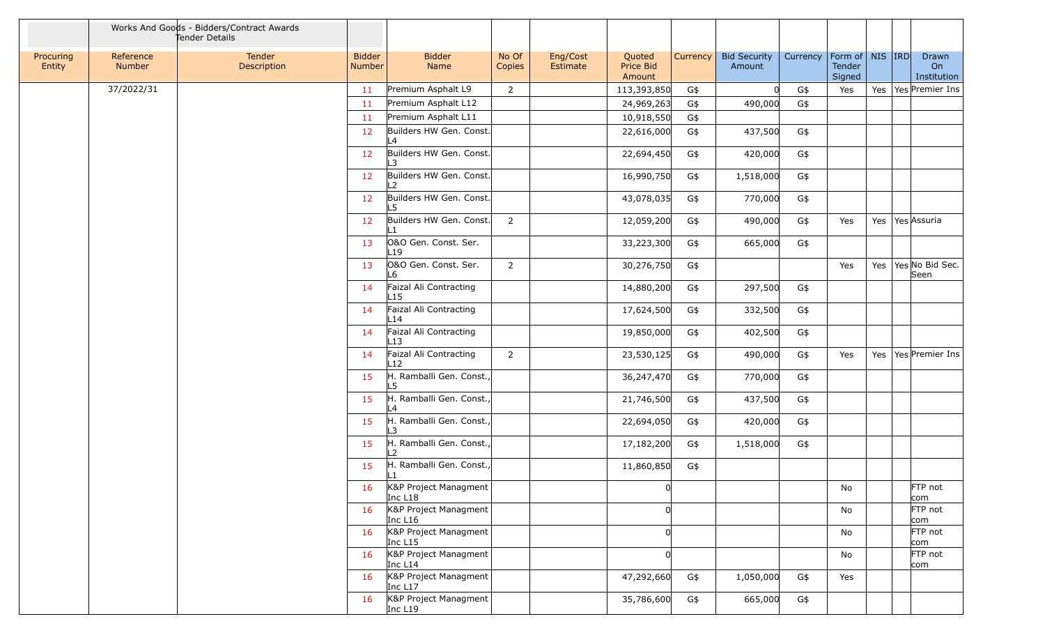| | Works And Goods - Bidders/Contract Awards Tender Details | | | | | | | | | | | | | | |
|---|---|---|---|---|---|---|---|---|---|---|---|---|---|---|---|
| Procuring Entity | Reference Number | Tender Description | Bidder Number | Bidder Name | No Of Copies | Eng/Cost Estimate | Quoted Price Bid Amount | Currency | Bid Security Amount | Currency | Form of Tender Signed | NIS | IRD | Drawn On Institution |
| | 37/2022/31 | | 11 | Premium Asphalt L9 | 2 | | 113,393,850 | G$ | 0 | G$ | Yes | Yes | Yes | Premier Ins |
| | | | 11 | Premium Asphalt L12 | | | 24,969,263 | G$ | 490,000 | G$ | | | | |
| | | | 11 | Premium Asphalt L11 | | | 10,918,550 | G$ | | | | | | |
| | | | 12 | Builders HW Gen. Const. L4 | | | 22,616,000 | G$ | 437,500 | G$ | | | | |
| | | | 12 | Builders HW Gen. Const. L3 | | | 22,694,450 | G$ | 420,000 | G$ | | | | |
| | | | 12 | Builders HW Gen. Const. L2 | | | 16,990,750 | G$ | 1,518,000 | G$ | | | | |
| | | | 12 | Builders HW Gen. Const. L5 | | | 43,078,035 | G$ | 770,000 | G$ | | | | |
| | | | 12 | Builders HW Gen. Const. L1 | 2 | | 12,059,200 | G$ | 490,000 | G$ | Yes | Yes | Yes | Assuria |
| | | | 13 | O&O Gen. Const. Ser. L19 | | | 33,223,300 | G$ | 665,000 | G$ | | | | |
| | | | 13 | O&O Gen. Const. Ser. L6 | 2 | | 30,276,750 | G$ | | | Yes | Yes | Yes | No Bid Sec. Seen |
| | | | 14 | Faizal Ali Contracting L15 | | | 14,880,200 | G$ | 297,500 | G$ | | | | |
| | | | 14 | Faizal Ali Contracting L14 | | | 17,624,500 | G$ | 332,500 | G$ | | | | |
| | | | 14 | Faizal Ali Contracting L13 | | | 19,850,000 | G$ | 402,500 | G$ | | | | |
| | | | 14 | Faizal Ali Contracting L12 | 2 | | 23,530,125 | G$ | 490,000 | G$ | Yes | Yes | Yes | Premier Ins |
| | | | 15 | H. Ramballi Gen. Const., L5 | | | 36,247,470 | G$ | 770,000 | G$ | | | | |
| | | | 15 | H. Ramballi Gen. Const., L4 | | | 21,746,500 | G$ | 437,500 | G$ | | | | |
| | | | 15 | H. Ramballi Gen. Const., L3 | | | 22,694,050 | G$ | 420,000 | G$ | | | | |
| | | | 15 | H. Ramballi Gen. Const., L2 | | | 17,182,200 | G$ | 1,518,000 | G$ | | | | |
| | | | 15 | H. Ramballi Gen. Const., L1 | | | 11,860,850 | G$ | | | | | | |
| | | | 16 | K&P Project Managment Inc L18 | | | 0 | | | | No | | | FTP not com |
| | | | 16 | K&P Project Managment Inc L16 | | | 0 | | | | No | | | FTP not com |
| | | | 16 | K&P Project Managment Inc L15 | | | 0 | | | | No | | | FTP not com |
| | | | 16 | K&P Project Managment Inc L14 | | | 0 | | | | No | | | FTP not com |
| | | | 16 | K&P Project Managment Inc L17 | | | 47,292,660 | G$ | 1,050,000 | G$ | Yes | | | |
| | | | 16 | K&P Project Managment Inc L19 | | | 35,786,600 | G$ | 665,000 | G$ | | | | |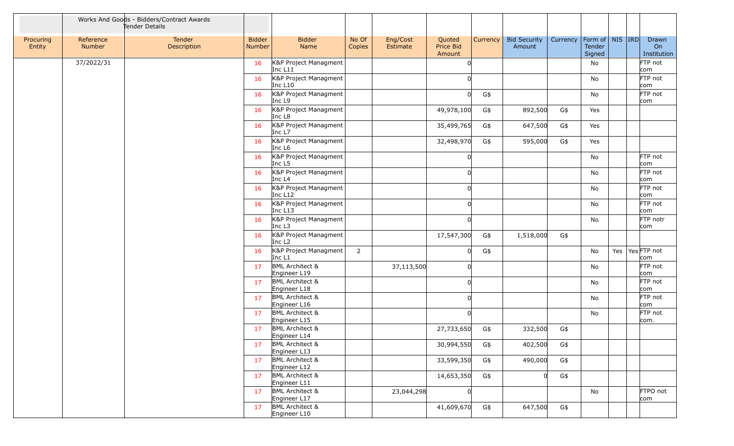| | Works And Goods - Bidders/Contract Awards Tender Details | | | | | | | | | | | | | | |
|---|---|---|---|---|---|---|---|---|---|---|---|---|---|---|---|
| Procuring Entity | Reference Number | Tender Description | Bidder Number | Bidder Name | No Of Copies | Eng/Cost Estimate | Quoted Price Bid Amount | Currency | Bid Security Amount | Currency | Form of Tender Signed | NIS | IRD | Drawn On Institution |
| | 37/2022/31 | | 16 | K&P Project Managment Inc L11 | | | 0 | | | | No | | | FTP not com |
| | | | 16 | K&P Project Managment Inc L10 | | | 0 | | | | No | | | FTP not com |
| | | | 16 | K&P Project Managment Inc L9 | | | 0 | G$ | | | No | | | FTP not com |
| | | | 16 | K&P Project Managment Inc L8 | | | 49,978,100 | G$ | 892,500 | G$ | Yes | | | |
| | | | 16 | K&P Project Managment Inc L7 | | | 35,499,765 | G$ | 647,500 | G$ | Yes | | | |
| | | | 16 | K&P Project Managment Inc L6 | | | 32,498,970 | G$ | 595,000 | G$ | Yes | | | |
| | | | 16 | K&P Project Managment Inc L5 | | | 0 | | | | No | | | FTP not com |
| | | | 16 | K&P Project Managment Inc L4 | | | 0 | | | | No | | | FTP not com |
| | | | 16 | K&P Project Managment Inc L12 | | | 0 | | | | No | | | FTP not com |
| | | | 16 | K&P Project Managment Inc L13 | | | 0 | | | | No | | | FTP not com |
| | | | 16 | K&P Project Managment Inc L3 | | | 0 | | | | No | | | FTP notr com |
| | | | 16 | K&P Project Managment Inc L2 | | | 17,547,300 | G$ | 1,518,000 | G$ | | | | |
| | | | 16 | K&P Project Managment Inc L1 | 2 | | 0 | G$ | | | No | Yes | Yes | FTP not com |
| | | | 17 | BML Architect & Engineer L19 | | 37,113,500 | 0 | | | | No | | | FTP not com |
| | | | 17 | BML Architect & Engineer L18 | | | 0 | | | | No | | | FTP not com |
| | | | 17 | BML Architect & Engineer L16 | | | 0 | | | | No | | | FTP not com |
| | | | 17 | BML Architect & Engineer L15 | | | 0 | | | | No | | | FTP not com. |
| | | | 17 | BML Architect & Engineer L14 | | | 27,733,650 | G$ | 332,500 | G$ | | | | |
| | | | 17 | BML Architect & Engineer L13 | | | 30,994,550 | G$ | 402,500 | G$ | | | | |
| | | | 17 | BML Architect & Engineer L12 | | | 33,599,350 | G$ | 490,000 | G$ | | | | |
| | | | 17 | BML Architect & Engineer L11 | | | 14,653,350 | G$ | 0 | G$ | | | | |
| | | | 17 | BML Architect & Engineer L17 | | 23,044,298 | 0 | | | | No | | | FTPO not com |
| | | | 17 | BML Architect & Engineer L10 | | | 41,609,670 | G$ | 647,500 | G$ | | | | |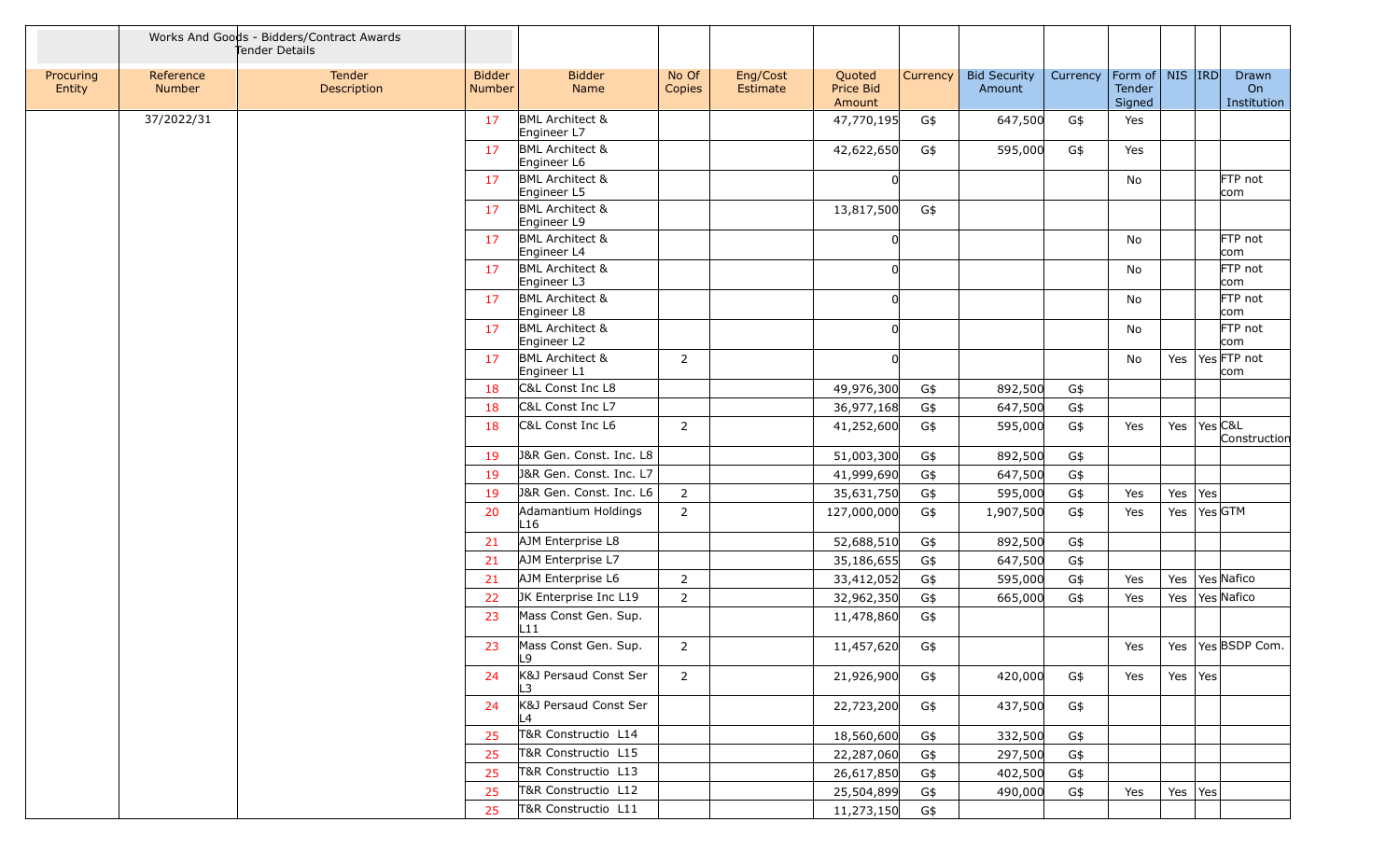| | Works And Goods - Bidders/Contract Awards Tender Details | | | | | | | | | | | | | |
|---|---|---|---|---|---|---|---|---|---|---|---|---|---|---|
| Procuring Entity | Reference Number | Tender Description | Bidder Number | Bidder Name | No Of Copies | Eng/Cost Estimate | Quoted Price Bid Amount | Currency | Bid Security Amount | Currency | Form of Tender Signed | NIS | IRD | Drawn On Institution |
| | 37/2022/31 | | 17 | BML Architect & Engineer L7 | | | 47,770,195 | G$ | 647,500 | G$ | Yes | | | |
| | | | 17 | BML Architect & Engineer L6 | | | 42,622,650 | G$ | 595,000 | G$ | Yes | | | |
| | | | 17 | BML Architect & Engineer L5 | | | 0 | | | | No | | | FTP not com |
| | | | 17 | BML Architect & Engineer L9 | | | 13,817,500 | G$ | | | | | | |
| | | | 17 | BML Architect & Engineer L4 | | | 0 | | | | No | | | FTP not com |
| | | | 17 | BML Architect & Engineer L3 | | | 0 | | | | No | | | FTP not com |
| | | | 17 | BML Architect & Engineer L8 | | | 0 | | | | No | | | FTP not com |
| | | | 17 | BML Architect & Engineer L2 | | | 0 | | | | No | | | FTP not com |
| | | | 17 | BML Architect & Engineer L1 | 2 | | 0 | | | | No | Yes | Yes | FTP not com |
| | | | 18 | C&L Const Inc L8 | | | 49,976,300 | G$ | 892,500 | G$ | | | | |
| | | | 18 | C&L Const Inc L7 | | | 36,977,168 | G$ | 647,500 | G$ | | | | |
| | | | 18 | C&L Const Inc L6 | 2 | | 41,252,600 | G$ | 595,000 | G$ | Yes | Yes | Yes | C&L Construction |
| | | | 19 | J&R Gen. Const. Inc. L8 | | | 51,003,300 | G$ | 892,500 | G$ | | | | |
| | | | 19 | J&R Gen. Const. Inc. L7 | | | 41,999,690 | G$ | 647,500 | G$ | | | | |
| | | | 19 | J&R Gen. Const. Inc. L6 | 2 | | 35,631,750 | G$ | 595,000 | G$ | Yes | Yes | Yes | |
| | | | 20 | Adamantium Holdings L16 | 2 | | 127,000,000 | G$ | 1,907,500 | G$ | Yes | Yes | Yes | GTM |
| | | | 21 | AJM Enterprise L8 | | | 52,688,510 | G$ | 892,500 | G$ | | | | |
| | | | 21 | AJM Enterprise L7 | | | 35,186,655 | G$ | 647,500 | G$ | | | | |
| | | | 21 | AJM Enterprise L6 | 2 | | 33,412,052 | G$ | 595,000 | G$ | Yes | Yes | Yes | Nafico |
| | | | 22 | JK Enterprise Inc L19 | 2 | | 32,962,350 | G$ | 665,000 | G$ | Yes | Yes | Yes | Nafico |
| | | | 23 | Mass Const Gen. Sup. L11 | | | 11,478,860 | G$ | | | | | | |
| | | | 23 | Mass Const Gen. Sup. L9 | 2 | | 11,457,620 | G$ | | | Yes | Yes | Yes | BSDP Com. |
| | | | 24 | K&J Persaud Const Ser L3 | 2 | | 21,926,900 | G$ | 420,000 | G$ | Yes | Yes | Yes | |
| | | | 24 | K&J Persaud Const Ser L4 | | | 22,723,200 | G$ | 437,500 | G$ | | | | |
| | | | 25 | T&R Constructio L14 | | | 18,560,600 | G$ | 332,500 | G$ | | | | |
| | | | 25 | T&R Constructio L15 | | | 22,287,060 | G$ | 297,500 | G$ | | | | |
| | | | 25 | T&R Constructio L13 | | | 26,617,850 | G$ | 402,500 | G$ | | | | |
| | | | 25 | T&R Constructio L12 | | | 25,504,899 | G$ | 490,000 | G$ | Yes | Yes | Yes | |
| | | | 25 | T&R Constructio L11 | | | 11,273,150 | G$ | | | | | | |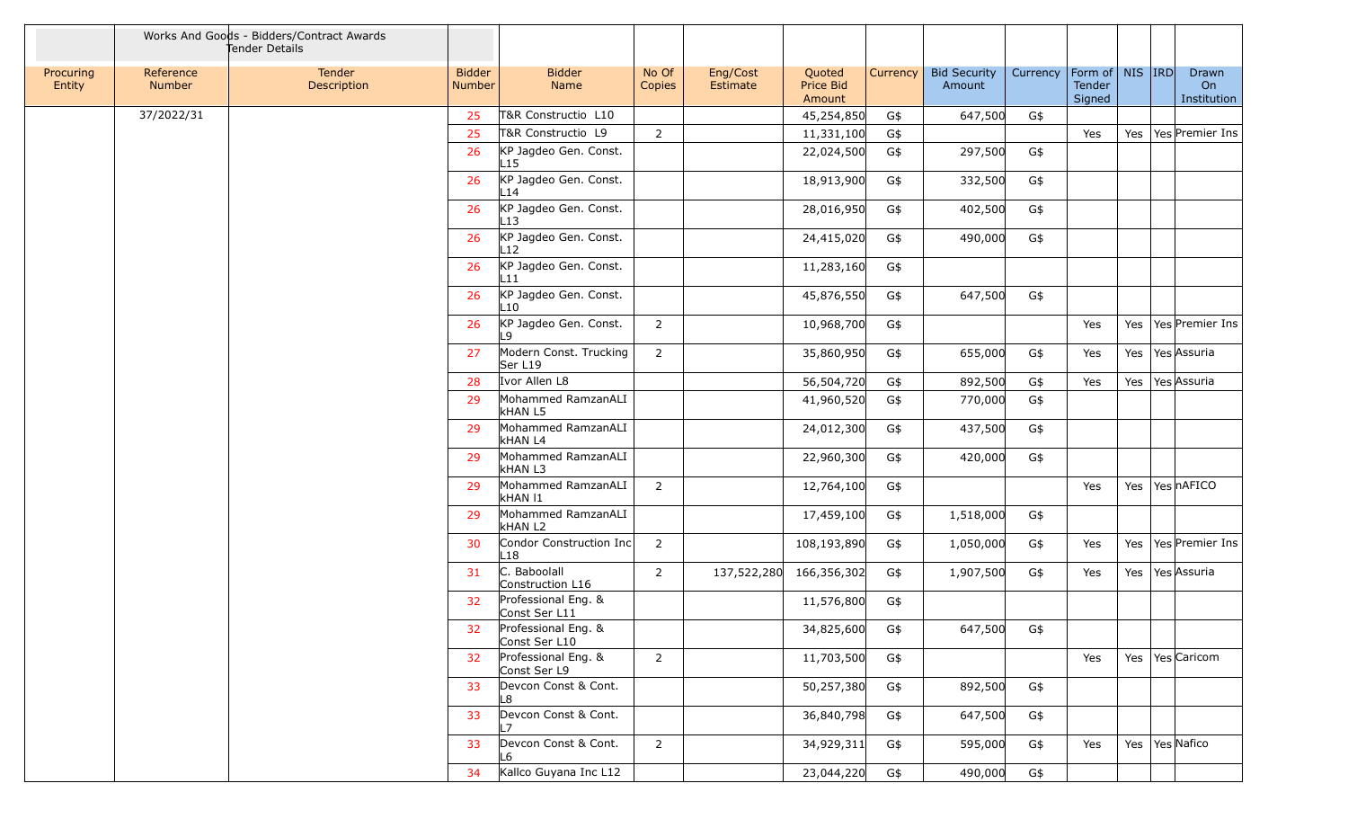| | Works And Goods - Bidders/Contract Awards Tender Details | | | | | | | | | | | | | | |
|---|---|---|---|---|---|---|---|---|---|---|---|---|---|---|---|
| Procuring Entity | Reference Number | Tender Description | Bidder Number | Bidder Name | No Of Copies | Eng/Cost Estimate | Quoted Price Bid Amount | Currency | Bid Security Amount | Currency | Form of Tender Signed | NIS | IRD | Drawn On Institution |
| | 37/2022/31 | | 25 | T&R Constructio L10 | | | 45,254,850 | G$ | 647,500 | G$ | | | | |
| | | | 25 | T&R Constructio L9 | 2 | | 11,331,100 | G$ | | | Yes | Yes | Yes | Premier Ins |
| | | | 26 | KP Jagdeo Gen. Const. L15 | | | 22,024,500 | G$ | 297,500 | G$ | | | | |
| | | | 26 | KP Jagdeo Gen. Const. L14 | | | 18,913,900 | G$ | 332,500 | G$ | | | | |
| | | | 26 | KP Jagdeo Gen. Const. L13 | | | 28,016,950 | G$ | 402,500 | G$ | | | | |
| | | | 26 | KP Jagdeo Gen. Const. L12 | | | 24,415,020 | G$ | 490,000 | G$ | | | | |
| | | | 26 | KP Jagdeo Gen. Const. L11 | | | 11,283,160 | G$ | | | | | | |
| | | | 26 | KP Jagdeo Gen. Const. L10 | | | 45,876,550 | G$ | 647,500 | G$ | | | | |
| | | | 26 | KP Jagdeo Gen. Const. L9 | 2 | | 10,968,700 | G$ | | | Yes | Yes | Yes | Premier Ins |
| | | | 27 | Modern Const. Trucking Ser L19 | 2 | | 35,860,950 | G$ | 655,000 | G$ | Yes | Yes | Yes | Assuria |
| | | | 28 | Ivor Allen L8 | | | 56,504,720 | G$ | 892,500 | G$ | Yes | Yes | Yes | Assuria |
| | | | 29 | Mohammed RamzanALI kHAN L5 | | | 41,960,520 | G$ | 770,000 | G$ | | | | |
| | | | 29 | Mohammed RamzanALI kHAN L4 | | | 24,012,300 | G$ | 437,500 | G$ | | | | |
| | | | 29 | Mohammed RamzanALI kHAN L3 | | | 22,960,300 | G$ | 420,000 | G$ | | | | |
| | | | 29 | Mohammed RamzanALI kHAN l1 | 2 | | 12,764,100 | G$ | | | Yes | Yes | Yes | nAFICO |
| | | | 29 | Mohammed RamzanALI kHAN L2 | | | 17,459,100 | G$ | 1,518,000 | G$ | | | | |
| | | | 30 | Condor Construction Inc L18 | 2 | | 108,193,890 | G$ | 1,050,000 | G$ | Yes | Yes | Yes | Premier Ins |
| | | | 31 | C. Baboolall Construction L16 | 2 | 137,522,280 | 166,356,302 | G$ | 1,907,500 | G$ | Yes | Yes | Yes | Assuria |
| | | | 32 | Professional Eng. & Const Ser L11 | | | 11,576,800 | G$ | | | | | | |
| | | | 32 | Professional Eng. & Const Ser L10 | | | 34,825,600 | G$ | 647,500 | G$ | | | | |
| | | | 32 | Professional Eng. & Const Ser L9 | 2 | | 11,703,500 | G$ | | | Yes | Yes | Yes | Caricom |
| | | | 33 | Devcon Const & Cont. L8 | | | 50,257,380 | G$ | 892,500 | G$ | | | | |
| | | | 33 | Devcon Const & Cont. L7 | | | 36,840,798 | G$ | 647,500 | G$ | | | | |
| | | | 33 | Devcon Const & Cont. L6 | 2 | | 34,929,311 | G$ | 595,000 | G$ | Yes | Yes | Yes | Nafico |
| | | | 34 | Kallco Guyana Inc L12 | | | 23,044,220 | G$ | 490,000 | G$ | | | | |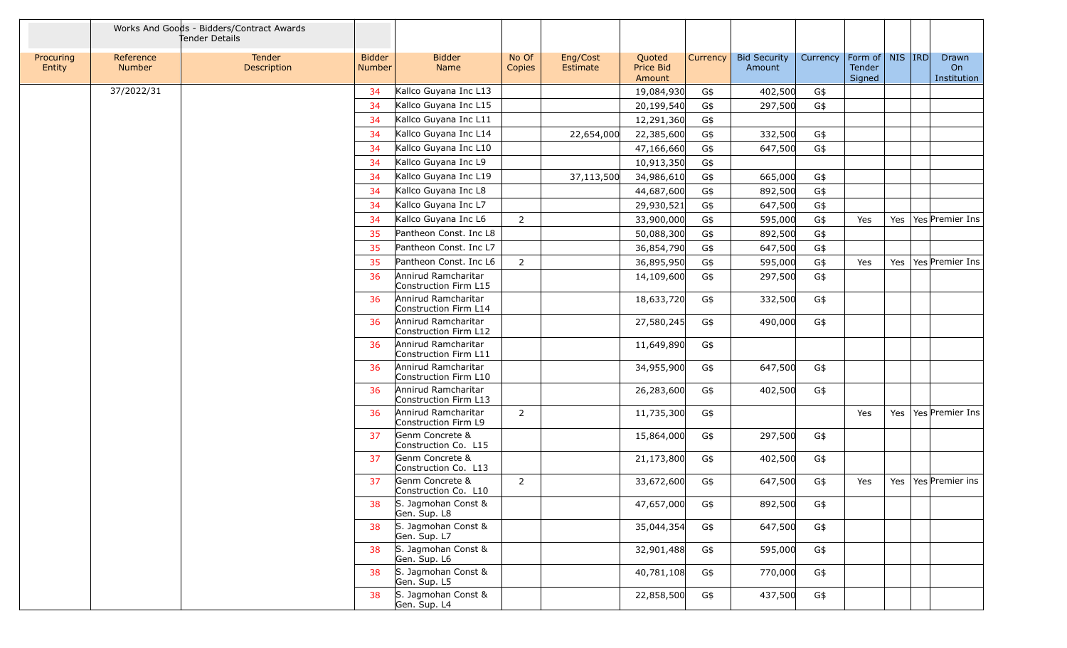| | Works And Goods - Bidders/Contract Awards Tender Details | | | | | | | | | | | | | |
|---|---|---|---|---|---|---|---|---|---|---|---|---|---|---|
| Procuring Entity | Reference Number | Tender Description | Bidder Number | Bidder Name | No Of Copies | Eng/Cost Estimate | Quoted Price Bid Amount | Currency | Bid Security Amount | Currency | Form of Tender Signed | NIS | IRD | Drawn On Institution |
| | 37/2022/31 | | 34 | Kallco Guyana Inc L13 | | | 19,084,930 | G$ | 402,500 | G$ | | | | |
| | | | 34 | Kallco Guyana Inc L15 | | | 20,199,540 | G$ | 297,500 | G$ | | | | |
| | | | 34 | Kallco Guyana Inc L11 | | | 12,291,360 | G$ | | | | | | |
| | | | 34 | Kallco Guyana Inc L14 | | 22,654,000 | 22,385,600 | G$ | 332,500 | G$ | | | | |
| | | | 34 | Kallco Guyana Inc L10 | | | 47,166,660 | G$ | 647,500 | G$ | | | | |
| | | | 34 | Kallco Guyana Inc L9 | | | 10,913,350 | G$ | | | | | | |
| | | | 34 | Kallco Guyana Inc L19 | | 37,113,500 | 34,986,610 | G$ | 665,000 | G$ | | | | |
| | | | 34 | Kallco Guyana Inc L8 | | | 44,687,600 | G$ | 892,500 | G$ | | | | |
| | | | 34 | Kallco Guyana Inc L7 | | | 29,930,521 | G$ | 647,500 | G$ | | | | |
| | | | 34 | Kallco Guyana Inc L6 | 2 | | 33,900,000 | G$ | 595,000 | G$ | Yes | Yes | Yes | Premier Ins |
| | | | 35 | Pantheon Const. Inc L8 | | | 50,088,300 | G$ | 892,500 | G$ | | | | |
| | | | 35 | Pantheon Const. Inc L7 | | | 36,854,790 | G$ | 647,500 | G$ | | | | |
| | | | 35 | Pantheon Const. Inc L6 | 2 | | 36,895,950 | G$ | 595,000 | G$ | Yes | Yes | Yes | Premier Ins |
| | | | 36 | Annirud Ramcharitar Construction Firm L15 | | | 14,109,600 | G$ | 297,500 | G$ | | | | |
| | | | 36 | Annirud Ramcharitar Construction Firm L14 | | | 18,633,720 | G$ | 332,500 | G$ | | | | |
| | | | 36 | Annirud Ramcharitar Construction Firm L12 | | | 27,580,245 | G$ | 490,000 | G$ | | | | |
| | | | 36 | Annirud Ramcharitar Construction Firm L11 | | | 11,649,890 | G$ | | | | | | |
| | | | 36 | Annirud Ramcharitar Construction Firm L10 | | | 34,955,900 | G$ | 647,500 | G$ | | | | |
| | | | 36 | Annirud Ramcharitar Construction Firm L13 | | | 26,283,600 | G$ | 402,500 | G$ | | | | |
| | | | 36 | Annirud Ramcharitar Construction Firm L9 | 2 | | 11,735,300 | G$ | | | Yes | Yes | Yes | Premier Ins |
| | | | 37 | Genm Concrete & Construction Co. L15 | | | 15,864,000 | G$ | 297,500 | G$ | | | | |
| | | | 37 | Genm Concrete & Construction Co. L13 | | | 21,173,800 | G$ | 402,500 | G$ | | | | |
| | | | 37 | Genm Concrete & Construction Co. L10 | 2 | | 33,672,600 | G$ | 647,500 | G$ | Yes | Yes | Yes | Premier ins |
| | | | 38 | S. Jagmohan Const & Gen. Sup. L8 | | | 47,657,000 | G$ | 892,500 | G$ | | | | |
| | | | 38 | S. Jagmohan Const & Gen. Sup. L7 | | | 35,044,354 | G$ | 647,500 | G$ | | | | |
| | | | 38 | S. Jagmohan Const & Gen. Sup. L6 | | | 32,901,488 | G$ | 595,000 | G$ | | | | |
| | | | 38 | S. Jagmohan Const & Gen. Sup. L5 | | | 40,781,108 | G$ | 770,000 | G$ | | | | |
| | | | 38 | S. Jagmohan Const & Gen. Sup. L4 | | | 22,858,500 | G$ | 437,500 | G$ | | | | |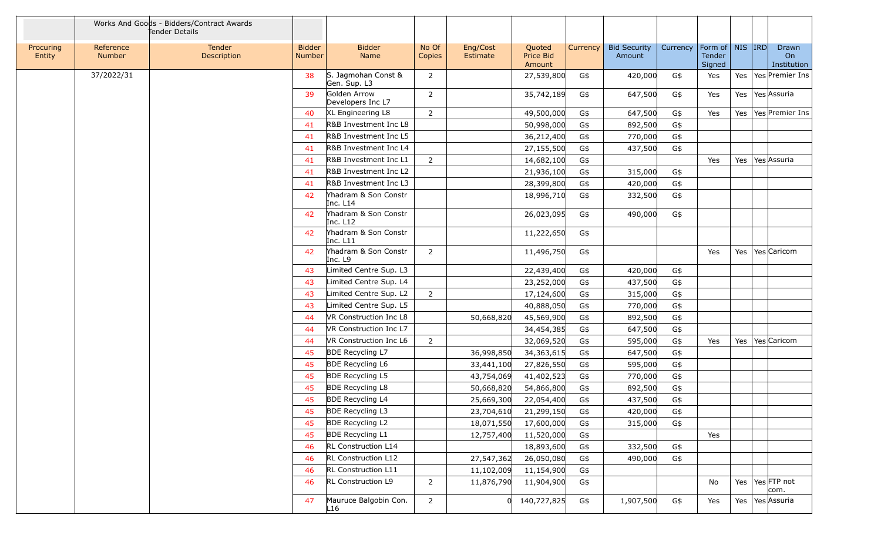| | Works And Goods - Bidders/Contract Awards Tender Details | | | | | | | | | | | | | |
|---|---|---|---|---|---|---|---|---|---|---|---|---|---|---|
| Procuring Entity | Reference Number | Tender Description | Bidder Number | Bidder Name | No Of Copies | Eng/Cost Estimate | Quoted Price Bid Amount | Currency | Bid Security Amount | Currency | Form of Tender Signed | NIS | IRD | Drawn On Institution |
| | 37/2022/31 | | 38 | S. Jagmohan Const & Gen. Sup. L3 | 2 | | 27,539,800 | G$ | 420,000 | G$ | Yes | Yes | Yes | Premier Ins |
| | | | 39 | Golden Arrow Developers Inc L7 | 2 | | 35,742,189 | G$ | 647,500 | G$ | Yes | Yes | Yes | Assuria |
| | | | 40 | XL Engineering L8 | 2 | | 49,500,000 | G$ | 647,500 | G$ | Yes | Yes | Yes | Premier Ins |
| | | | 41 | R&B Investment Inc L8 | | | 50,998,000 | G$ | 892,500 | G$ | | | | |
| | | | 41 | R&B Investment Inc L5 | | | 36,212,400 | G$ | 770,000 | G$ | | | | |
| | | | 41 | R&B Investment Inc L4 | | | 27,155,500 | G$ | 437,500 | G$ | | | | |
| | | | 41 | R&B Investment Inc L1 | 2 | | 14,682,100 | G$ | | | Yes | Yes | Yes | Assuria |
| | | | 41 | R&B Investment Inc L2 | | | 21,936,100 | G$ | 315,000 | G$ | | | | |
| | | | 41 | R&B Investment Inc L3 | | | 28,399,800 | G$ | 420,000 | G$ | | | | |
| | | | 42 | Yhadram & Son Constr Inc. L14 | | | 18,996,710 | G$ | 332,500 | G$ | | | | |
| | | | 42 | Yhadram & Son Constr Inc. L12 | | | 26,023,095 | G$ | 490,000 | G$ | | | | |
| | | | 42 | Yhadram & Son Constr Inc. L11 | | | 11,222,650 | G$ | | | | | | |
| | | | 42 | Yhadram & Son Constr Inc. L9 | 2 | | 11,496,750 | G$ | | | Yes | Yes | Yes | Caricom |
| | | | 43 | Limited Centre Sup. L3 | | | 22,439,400 | G$ | 420,000 | G$ | | | | |
| | | | 43 | Limited Centre Sup. L4 | | | 23,252,000 | G$ | 437,500 | G$ | | | | |
| | | | 43 | Limited Centre Sup. L2 | 2 | | 17,124,600 | G$ | 315,000 | G$ | | | | |
| | | | 43 | Limited Centre Sup. L5 | | | 40,888,050 | G$ | 770,000 | G$ | | | | |
| | | | 44 | VR Construction Inc L8 | | 50,668,820 | 45,569,900 | G$ | 892,500 | G$ | | | | |
| | | | 44 | VR Construction Inc L7 | | | 34,454,385 | G$ | 647,500 | G$ | | | | |
| | | | 44 | VR Construction Inc L6 | 2 | | 32,069,520 | G$ | 595,000 | G$ | Yes | Yes | Yes | Caricom |
| | | | 45 | BDE Recycling L7 | | 36,998,850 | 34,363,615 | G$ | 647,500 | G$ | | | | |
| | | | 45 | BDE Recycling L6 | | 33,441,100 | 27,826,550 | G$ | 595,000 | G$ | | | | |
| | | | 45 | BDE Recycling L5 | | 43,754,069 | 41,402,523 | G$ | 770,000 | G$ | | | | |
| | | | 45 | BDE Recycling L8 | | 50,668,820 | 54,866,800 | G$ | 892,500 | G$ | | | | |
| | | | 45 | BDE Recycling L4 | | 25,669,300 | 22,054,400 | G$ | 437,500 | G$ | | | | |
| | | | 45 | BDE Recycling L3 | | 23,704,610 | 21,299,150 | G$ | 420,000 | G$ | | | | |
| | | | 45 | BDE Recycling L2 | | 18,071,550 | 17,600,000 | G$ | 315,000 | G$ | | | | |
| | | | 45 | BDE Recycling L1 | | 12,757,400 | 11,520,000 | G$ | | | Yes | | | |
| | | | 46 | RL Construction L14 | | | 18,893,600 | G$ | 332,500 | G$ | | | | |
| | | | 46 | RL Construction L12 | | 27,547,362 | 26,050,080 | G$ | 490,000 | G$ | | | | |
| | | | 46 | RL Construction L11 | | 11,102,009 | 11,154,900 | G$ | | | | | | |
| | | | 46 | RL Construction L9 | 2 | 11,876,790 | 11,904,900 | G$ | | | No | Yes | Yes | FTP not com. |
| | | | 47 | Mauruce Balgobin Con. L16 | 2 | 0 | 140,727,825 | G$ | 1,907,500 | G$ | Yes | Yes | Yes | Assuria |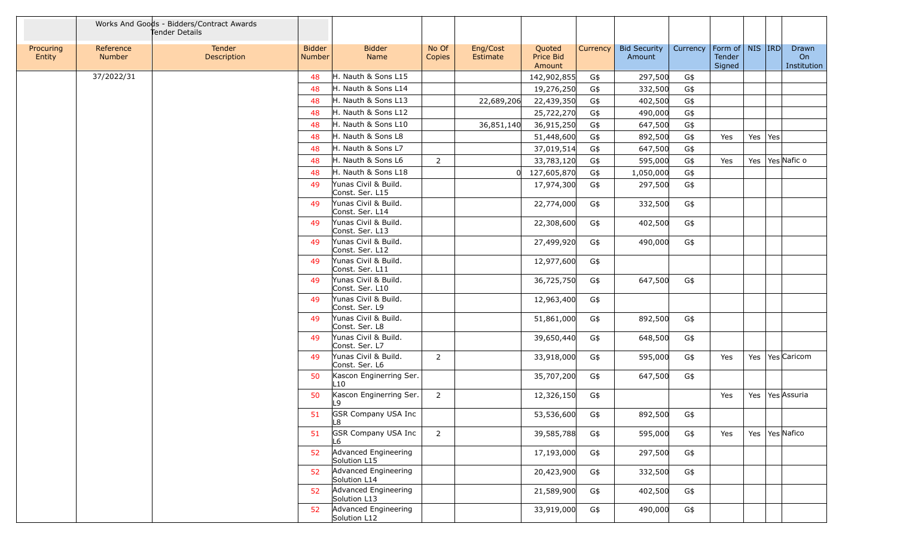| | Works And Goods - Bidders/Contract Awards Tender Details | | | | | | | | | | | | | |
|---|---|---|---|---|---|---|---|---|---|---|---|---|---|---|
| Procuring Entity | Reference Number | Tender Description | Bidder Number | Bidder Name | No Of Copies | Eng/Cost Estimate | Quoted Price Bid Amount | Currency | Bid Security Amount | Currency | Form of Tender Signed | NIS | IRD | Drawn On Institution |
| | 37/2022/31 | | 48 | H. Nauth & Sons L15 | | | 142,902,855 | G$ | 297,500 | G$ | | | | |
| | | | 48 | H. Nauth & Sons L14 | | | 19,276,250 | G$ | 332,500 | G$ | | | | |
| | | | 48 | H. Nauth & Sons L13 | | 22,689,206 | 22,439,350 | G$ | 402,500 | G$ | | | | |
| | | | 48 | H. Nauth & Sons L12 | | | 25,722,270 | G$ | 490,000 | G$ | | | | |
| | | | 48 | H. Nauth & Sons L10 | | 36,851,140 | 36,915,250 | G$ | 647,500 | G$ | | | | |
| | | | 48 | H. Nauth & Sons L8 | | | 51,448,600 | G$ | 892,500 | G$ | Yes | Yes | Yes | |
| | | | 48 | H. Nauth & Sons L7 | | | 37,019,514 | G$ | 647,500 | G$ | | | | |
| | | | 48 | H. Nauth & Sons L6 | 2 | | 33,783,120 | G$ | 595,000 | G$ | Yes | Yes | Yes | Nafic o |
| | | | 48 | H. Nauth & Sons L18 | | 0 | 127,605,870 | G$ | 1,050,000 | G$ | | | | |
| | | | 49 | Yunas Civil & Build. Const. Ser. L15 | | | 17,974,300 | G$ | 297,500 | G$ | | | | |
| | | | 49 | Yunas Civil & Build. Const. Ser. L14 | | | 22,774,000 | G$ | 332,500 | G$ | | | | |
| | | | 49 | Yunas Civil & Build. Const. Ser. L13 | | | 22,308,600 | G$ | 402,500 | G$ | | | | |
| | | | 49 | Yunas Civil & Build. Const. Ser. L12 | | | 27,499,920 | G$ | 490,000 | G$ | | | | |
| | | | 49 | Yunas Civil & Build. Const. Ser. L11 | | | 12,977,600 | G$ | | | | | | |
| | | | 49 | Yunas Civil & Build. Const. Ser. L10 | | | 36,725,750 | G$ | 647,500 | G$ | | | | |
| | | | 49 | Yunas Civil & Build. Const. Ser. L9 | | | 12,963,400 | G$ | | | | | | |
| | | | 49 | Yunas Civil & Build. Const. Ser. L8 | | | 51,861,000 | G$ | 892,500 | G$ | | | | |
| | | | 49 | Yunas Civil & Build. Const. Ser. L7 | | | 39,650,440 | G$ | 648,500 | G$ | | | | |
| | | | 49 | Yunas Civil & Build. Const. Ser. L6 | 2 | | 33,918,000 | G$ | 595,000 | G$ | Yes | Yes | Yes | Caricom |
| | | | 50 | Kascon Enginerring Ser. L10 | | | 35,707,200 | G$ | 647,500 | G$ | | | | |
| | | | 50 | Kascon Enginerring Ser. L9 | 2 | | 12,326,150 | G$ | | | Yes | Yes | Yes | Assuria |
| | | | 51 | GSR Company USA Inc L8 | | | 53,536,600 | G$ | 892,500 | G$ | | | | |
| | | | 51 | GSR Company USA Inc L6 | 2 | | 39,585,788 | G$ | 595,000 | G$ | Yes | Yes | Yes | Nafico |
| | | | 52 | Advanced Engineering Solution L15 | | | 17,193,000 | G$ | 297,500 | G$ | | | | |
| | | | 52 | Advanced Engineering Solution L14 | | | 20,423,900 | G$ | 332,500 | G$ | | | | |
| | | | 52 | Advanced Engineering Solution L13 | | | 21,589,900 | G$ | 402,500 | G$ | | | | |
| | | | 52 | Advanced Engineering Solution L12 | | | 33,919,000 | G$ | 490,000 | G$ | | | | |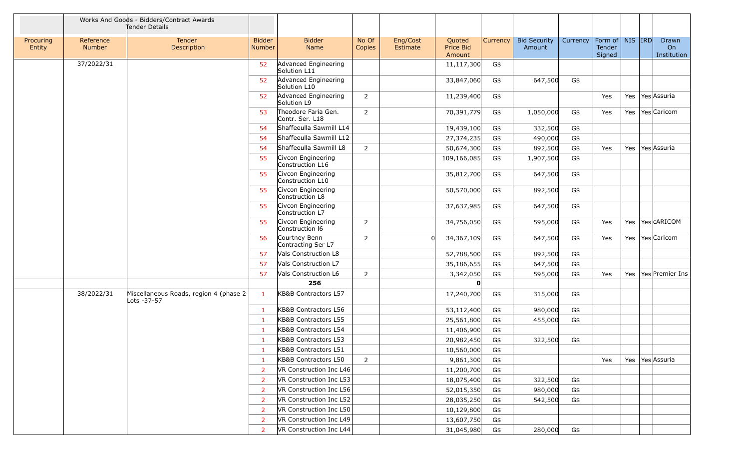| | Works And Goods - Bidders/Contract Awards Tender Details | | | | | | | | | | | | | | |
|---|---|---|---|---|---|---|---|---|---|---|---|---|---|---|---|
| Procuring Entity | Reference Number | Tender Description | Bidder Number | Bidder Name | No Of Copies | Eng/Cost Estimate | Quoted Price Bid Amount | Currency | Bid Security Amount | Currency | Form of Tender Signed | NIS | IRD | Drawn On Institution |
| | 37/2022/31 | | 52 | Advanced Engineering Solution L11 | | | 11,117,300 | G$ | | | | | | |
| | | | 52 | Advanced Engineering Solution L10 | | | 33,847,060 | G$ | 647,500 | G$ | | | | |
| | | | 52 | Advanced Engineering Solution L9 | 2 | | 11,239,400 | G$ | | | Yes | Yes | Yes | Assuria |
| | | | 53 | Theodore Faria Gen. Contr. Ser. L18 | 2 | | 70,391,779 | G$ | 1,050,000 | G$ | Yes | Yes | Yes | Caricom |
| | | | 54 | Shaffeeulla Sawmill L14 | | | 19,439,100 | G$ | 332,500 | G$ | | | | |
| | | | 54 | Shaffeeulla Sawmill L12 | | | 27,374,235 | G$ | 490,000 | G$ | | | | |
| | | | 54 | Shaffeeulla Sawmill L8 | 2 | | 50,674,300 | G$ | 892,500 | G$ | Yes | Yes | Yes | Assuria |
| | | | 55 | Civcon Engineering Construction L16 | | | 109,166,085 | G$ | 1,907,500 | G$ | | | | |
| | | | 55 | Civcon Engineering Construction L10 | | | 35,812,700 | G$ | 647,500 | G$ | | | | |
| | | | 55 | Civcon Engineering Construction L8 | | | 50,570,000 | G$ | 892,500 | G$ | | | | |
| | | | 55 | Civcon Engineering Construction L7 | | | 37,637,985 | G$ | 647,500 | G$ | | | | |
| | | | 55 | Civcon Engineering Construction l6 | 2 | | 34,756,050 | G$ | 595,000 | G$ | Yes | Yes | Yes | cARICOM |
| | | | 56 | Courtney Benn Contracting Ser L7 | 2 | 0 | 34,367,109 | G$ | 647,500 | G$ | Yes | Yes | Yes | Caricom |
| | | | 57 | Vals Construction L8 | | | 52,788,500 | G$ | 892,500 | G$ | | | | |
| | | | 57 | Vals Construction L7 | | | 35,186,655 | G$ | 647,500 | G$ | | | | |
| | | | 57 | Vals Construction L6 | 2 | | 3,342,050 | G$ | 595,000 | G$ | Yes | Yes | Yes | Premier Ins |
| | | | | **256** | | | **0** | | | | | | | |
| | 38/2022/31 | Miscellaneous Roads, region 4 (phase 2 Lots -37-57 | 1 | KB&B Contractors L57 | | | 17,240,700 | G$ | 315,000 | G$ | | | | |
| | | | 1 | KB&B Contractors L56 | | | 53,112,400 | G$ | 980,000 | G$ | | | | |
| | | | 1 | KB&B Contractors L55 | | | 25,561,800 | G$ | 455,000 | G$ | | | | |
| | | | 1 | KB&B Contractors L54 | | | 11,406,900 | G$ | | | | | | |
| | | | 1 | KB&B Contractors L53 | | | 20,982,450 | G$ | 322,500 | G$ | | | | |
| | | | 1 | KB&B Contractors L51 | | | 10,560,000 | G$ | | | | | | |
| | | | 1 | KB&B Contractors L50 | 2 | | 9,861,300 | G$ | | | Yes | Yes | Yes | Assuria |
| | | | 2 | VR Construction Inc L46 | | | 11,200,700 | G$ | | | | | | |
| | | | 2 | VR Construction Inc L53 | | | 18,075,400 | G$ | 322,500 | G$ | | | | |
| | | | 2 | VR Construction Inc L56 | | | 52,015,350 | G$ | 980,000 | G$ | | | | |
| | | | 2 | VR Construction Inc L52 | | | 28,035,250 | G$ | 542,500 | G$ | | | | |
| | | | 2 | VR Construction Inc L50 | | | 10,129,800 | G$ | | | | | | |
| | | | 2 | VR Construction Inc L49 | | | 13,607,750 | G$ | | | | | | |
| | | | 2 | VR Construction Inc L44 | | | 31,045,980 | G$ | 280,000 | G$ | | | | |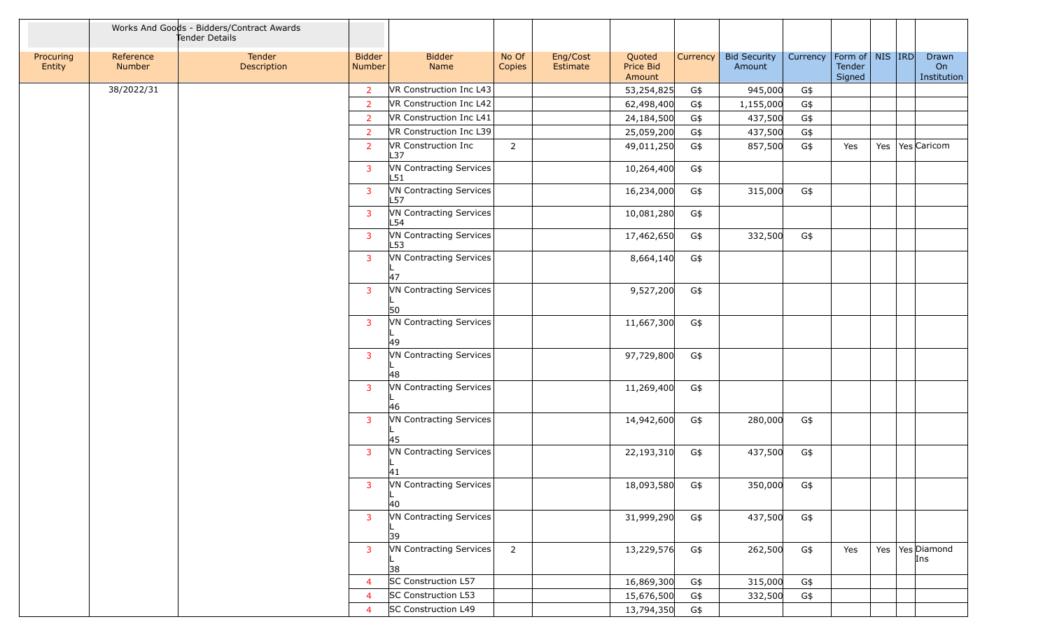| | Works And Goods - Bidders/Contract Awards Tender Details | | | | | | | | | | | | | | |
|---|---|---|---|---|---|---|---|---|---|---|---|---|---|---|---|
| Procuring Entity | Reference Number | Tender Description | Bidder Number | Bidder Name | No Of Copies | Eng/Cost Estimate | Quoted Price Bid Amount | Currency | Bid Security Amount | Currency | Form of Tender Signed | NIS | IRD | Drawn On Institution |
| | 38/2022/31 | | 2 | VR Construction Inc L43 | | | 53,254,825 | G$ | 945,000 | G$ | | | | |
| | | | 2 | VR Construction Inc L42 | | | 62,498,400 | G$ | 1,155,000 | G$ | | | | |
| | | | 2 | VR Construction Inc L41 | | | 24,184,500 | G$ | 437,500 | G$ | | | | |
| | | | 2 | VR Construction Inc L39 | | | 25,059,200 | G$ | 437,500 | G$ | | | | |
| | | | 2 | VR Construction Inc L37 | 2 | | 49,011,250 | G$ | 857,500 | G$ | Yes | Yes | Yes | Caricom |
| | | | 3 | VN Contracting Services L51 | | | 10,264,400 | G$ | | | | | | |
| | | | 3 | VN Contracting Services L57 | | | 16,234,000 | G$ | 315,000 | G$ | | | | |
| | | | 3 | VN Contracting Services L54 | | | 10,081,280 | G$ | | | | | | |
| | | | 3 | VN Contracting Services L53 | | | 17,462,650 | G$ | 332,500 | G$ | | | | |
| | | | 3 | VN Contracting Services L 47 | | | 8,664,140 | G$ | | | | | | |
| | | | 3 | VN Contracting Services L 50 | | | 9,527,200 | G$ | | | | | | |
| | | | 3 | VN Contracting Services L 49 | | | 11,667,300 | G$ | | | | | | |
| | | | 3 | VN Contracting Services L 48 | | | 97,729,800 | G$ | | | | | | |
| | | | 3 | VN Contracting Services L 46 | | | 11,269,400 | G$ | | | | | | |
| | | | 3 | VN Contracting Services L 45 | | | 14,942,600 | G$ | 280,000 | G$ | | | | |
| | | | 3 | VN Contracting Services L 41 | | | 22,193,310 | G$ | 437,500 | G$ | | | | |
| | | | 3 | VN Contracting Services L 40 | | | 18,093,580 | G$ | 350,000 | G$ | | | | |
| | | | 3 | VN Contracting Services L 39 | | | 31,999,290 | G$ | 437,500 | G$ | | | | |
| | | | 3 | VN Contracting Services L 38 | 2 | | 13,229,576 | G$ | 262,500 | G$ | Yes | Yes | Yes | Diamond Ins |
| | | | 4 | SC Construction L57 | | | 16,869,300 | G$ | 315,000 | G$ | | | | |
| | | | 4 | SC Construction L53 | | | 15,676,500 | G$ | 332,500 | G$ | | | | |
| | | | 4 | SC Construction L49 | | | 13,794,350 | G$ | | | | | | |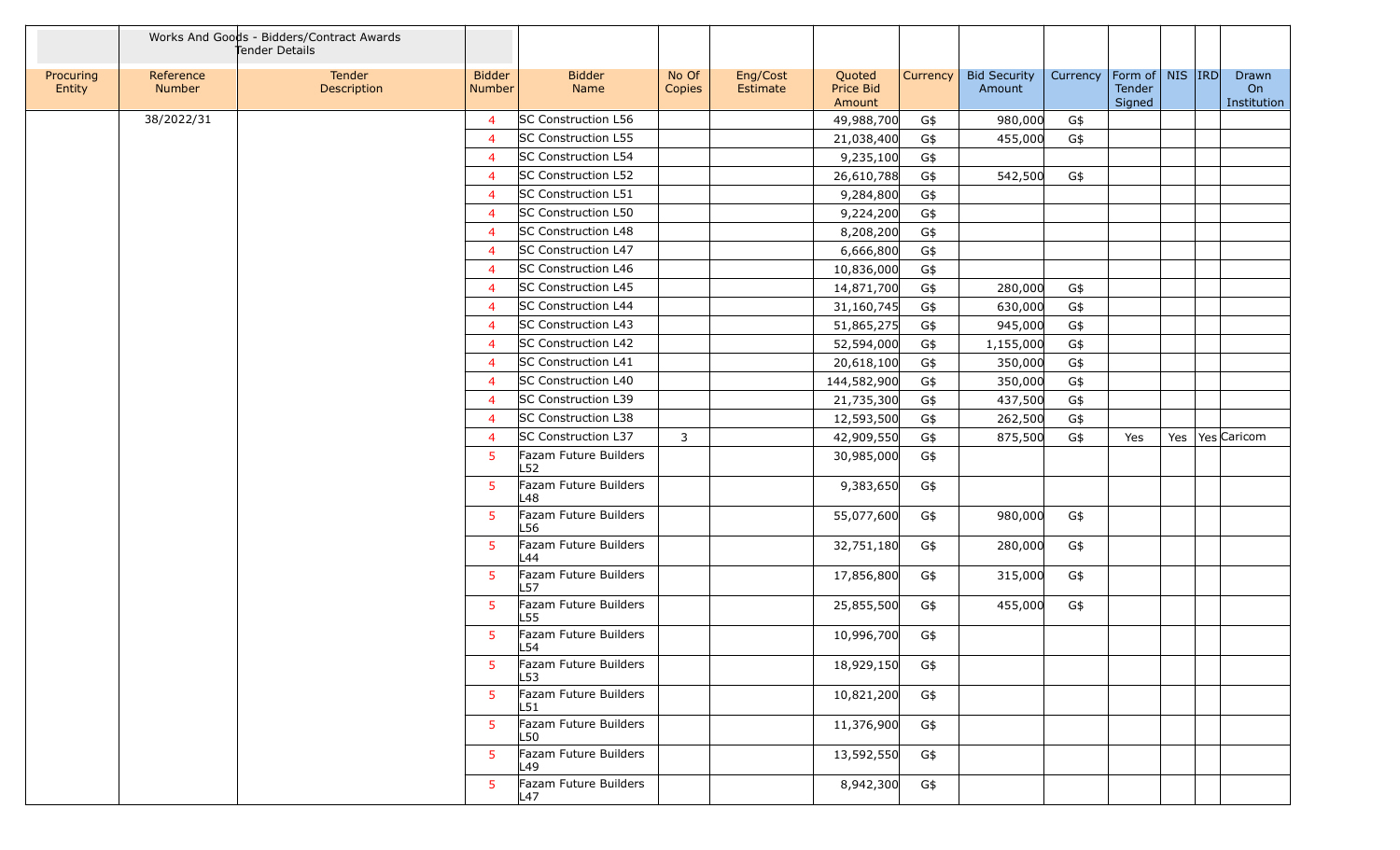| | Works And Goods - Bidders/Contract Awards Tender Details | | | | | | | | | | | | | |
|---|---|---|---|---|---|---|---|---|---|---|---|---|---|---|
| Procuring Entity | Reference Number | Tender Description | Bidder Number | Bidder Name | No Of Copies | Eng/Cost Estimate | Quoted Price Bid Amount | Currency | Bid Security Amount | Currency | Form of Tender Signed | NIS | IRD | Drawn On Institution |
| | 38/2022/31 | | 4 | SC Construction L56 | | | 49,988,700 | G$ | 980,000 | G$ | | | | |
| | | | 4 | SC Construction L55 | | | 21,038,400 | G$ | 455,000 | G$ | | | | |
| | | | 4 | SC Construction L54 | | | 9,235,100 | G$ | | | | | | |
| | | | 4 | SC Construction L52 | | | 26,610,788 | G$ | 542,500 | G$ | | | | |
| | | | 4 | SC Construction L51 | | | 9,284,800 | G$ | | | | | | |
| | | | 4 | SC Construction L50 | | | 9,224,200 | G$ | | | | | | |
| | | | 4 | SC Construction L48 | | | 8,208,200 | G$ | | | | | | |
| | | | 4 | SC Construction L47 | | | 6,666,800 | G$ | | | | | | |
| | | | 4 | SC Construction L46 | | | 10,836,000 | G$ | | | | | | |
| | | | 4 | SC Construction L45 | | | 14,871,700 | G$ | 280,000 | G$ | | | | |
| | | | 4 | SC Construction L44 | | | 31,160,745 | G$ | 630,000 | G$ | | | | |
| | | | 4 | SC Construction L43 | | | 51,865,275 | G$ | 945,000 | G$ | | | | |
| | | | 4 | SC Construction L42 | | | 52,594,000 | G$ | 1,155,000 | G$ | | | | |
| | | | 4 | SC Construction L41 | | | 20,618,100 | G$ | 350,000 | G$ | | | | |
| | | | 4 | SC Construction L40 | | | 144,582,900 | G$ | 350,000 | G$ | | | | |
| | | | 4 | SC Construction L39 | | | 21,735,300 | G$ | 437,500 | G$ | | | | |
| | | | 4 | SC Construction L38 | | | 12,593,500 | G$ | 262,500 | G$ | | | | |
| | | | 4 | SC Construction L37 | 3 | | 42,909,550 | G$ | 875,500 | G$ | Yes | Yes | Yes | Caricom |
| | | | 5 | Fazam Future Builders L52 | | | 30,985,000 | G$ | | | | | | |
| | | | 5 | Fazam Future Builders L48 | | | 9,383,650 | G$ | | | | | | |
| | | | 5 | Fazam Future Builders L56 | | | 55,077,600 | G$ | 980,000 | G$ | | | | |
| | | | 5 | Fazam Future Builders L44 | | | 32,751,180 | G$ | 280,000 | G$ | | | | |
| | | | 5 | Fazam Future Builders L57 | | | 17,856,800 | G$ | 315,000 | G$ | | | | |
| | | | 5 | Fazam Future Builders L55 | | | 25,855,500 | G$ | 455,000 | G$ | | | | |
| | | | 5 | Fazam Future Builders L54 | | | 10,996,700 | G$ | | | | | | |
| | | | 5 | Fazam Future Builders L53 | | | 18,929,150 | G$ | | | | | | |
| | | | 5 | Fazam Future Builders L51 | | | 10,821,200 | G$ | | | | | | |
| | | | 5 | Fazam Future Builders L50 | | | 11,376,900 | G$ | | | | | | |
| | | | 5 | Fazam Future Builders L49 | | | 13,592,550 | G$ | | | | | | |
| | | | 5 | Fazam Future Builders L47 | | | 8,942,300 | G$ | | | | | | |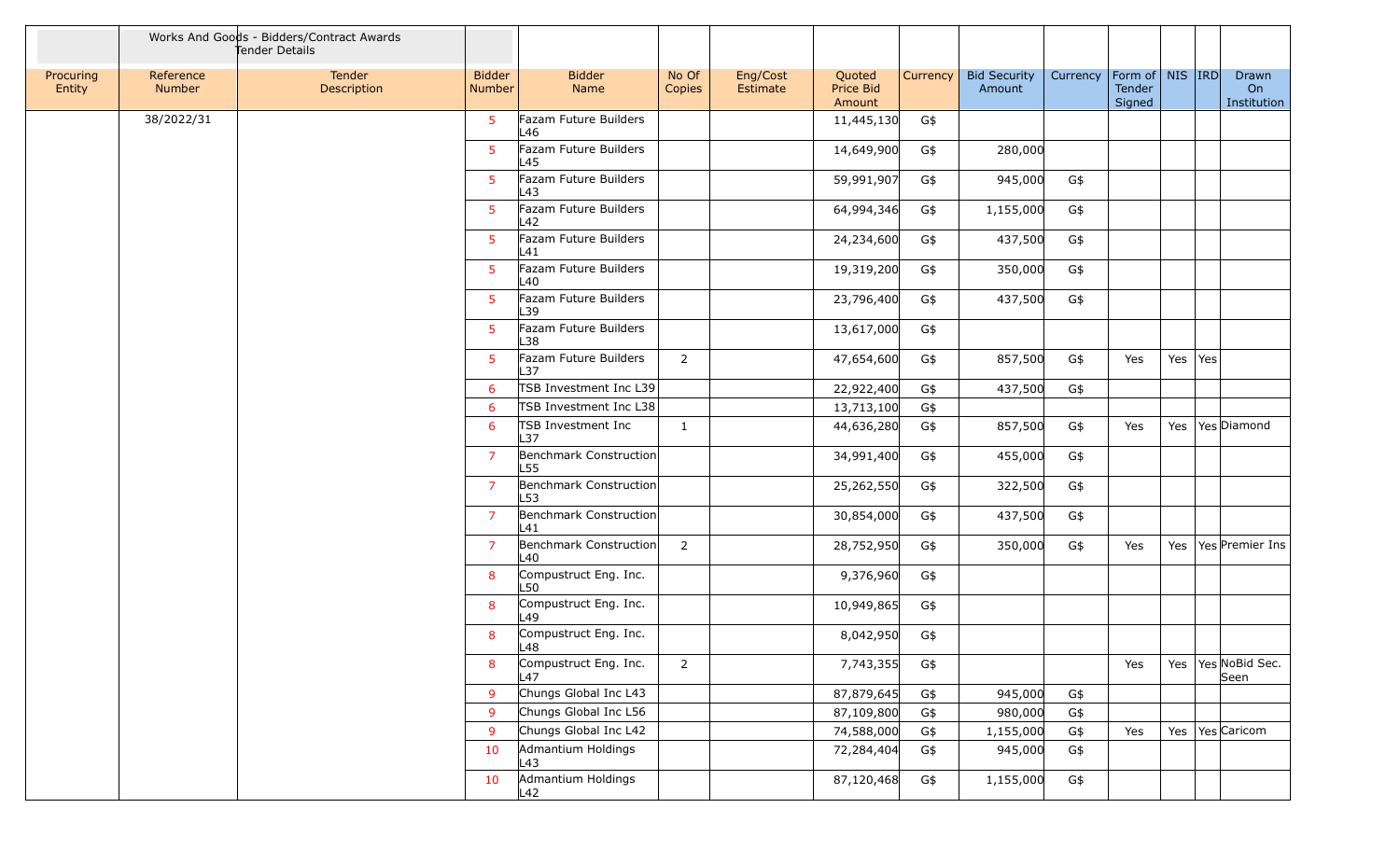| | Works And Goods - Bidders/Contract Awards Tender Details | | | | | | | | | | | | | |
|---|---|---|---|---|---|---|---|---|---|---|---|---|---|---|
| Procuring Entity | Reference Number | Tender Description | Bidder Number | Bidder Name | No Of Copies | Eng/Cost Estimate | Quoted Price Bid Amount | Currency | Bid Security Amount | Currency | Form of Tender Signed | NIS | IRD | Drawn On Institution |
| | 38/2022/31 | | 5 | Fazam Future Builders L46 | | | 11,445,130 | G$ | | | | | | |
| | | | 5 | Fazam Future Builders L45 | | | 14,649,900 | G$ | 280,000 | | | | | |
| | | | 5 | Fazam Future Builders L43 | | | 59,991,907 | G$ | 945,000 | G$ | | | | |
| | | | 5 | Fazam Future Builders L42 | | | 64,994,346 | G$ | 1,155,000 | G$ | | | | |
| | | | 5 | Fazam Future Builders L41 | | | 24,234,600 | G$ | 437,500 | G$ | | | | |
| | | | 5 | Fazam Future Builders L40 | | | 19,319,200 | G$ | 350,000 | G$ | | | | |
| | | | 5 | Fazam Future Builders L39 | | | 23,796,400 | G$ | 437,500 | G$ | | | | |
| | | | 5 | Fazam Future Builders L38 | | | 13,617,000 | G$ | | | | | | |
| | | | 5 | Fazam Future Builders L37 | 2 | | 47,654,600 | G$ | 857,500 | G$ | Yes | Yes | Yes | |
| | | | 6 | TSB Investment Inc L39 | | | 22,922,400 | G$ | 437,500 | G$ | | | | |
| | | | 6 | TSB Investment Inc L38 | | | 13,713,100 | G$ | | | | | | |
| | | | 6 | TSB Investment Inc L37 | 1 | | 44,636,280 | G$ | 857,500 | G$ | Yes | Yes | Yes | Diamond |
| | | | 7 | Benchmark Construction L55 | | | 34,991,400 | G$ | 455,000 | G$ | | | | |
| | | | 7 | Benchmark Construction L53 | | | 25,262,550 | G$ | 322,500 | G$ | | | | |
| | | | 7 | Benchmark Construction L41 | | | 30,854,000 | G$ | 437,500 | G$ | | | | |
| | | | 7 | Benchmark Construction L40 | 2 | | 28,752,950 | G$ | 350,000 | G$ | Yes | Yes | Yes | Premier Ins |
| | | | 8 | Compustruct Eng. Inc. L50 | | | 9,376,960 | G$ | | | | | | |
| | | | 8 | Compustruct Eng. Inc. L49 | | | 10,949,865 | G$ | | | | | | |
| | | | 8 | Compustruct Eng. Inc. L48 | | | 8,042,950 | G$ | | | | | | |
| | | | 8 | Compustruct Eng. Inc. L47 | 2 | | 7,743,355 | G$ | | | Yes | Yes | Yes | NoBid Sec. Seen |
| | | | 9 | Chungs Global Inc L43 | | | 87,879,645 | G$ | 945,000 | G$ | | | | |
| | | | 9 | Chungs Global Inc L56 | | | 87,109,800 | G$ | 980,000 | G$ | | | | |
| | | | 9 | Chungs Global Inc L42 | | | 74,588,000 | G$ | 1,155,000 | G$ | Yes | Yes | Yes | Caricom |
| | | | 10 | Admantium Holdings L43 | | | 72,284,404 | G$ | 945,000 | G$ | | | | |
| | | | 10 | Admantium Holdings L42 | | | 87,120,468 | G$ | 1,155,000 | G$ | | | | |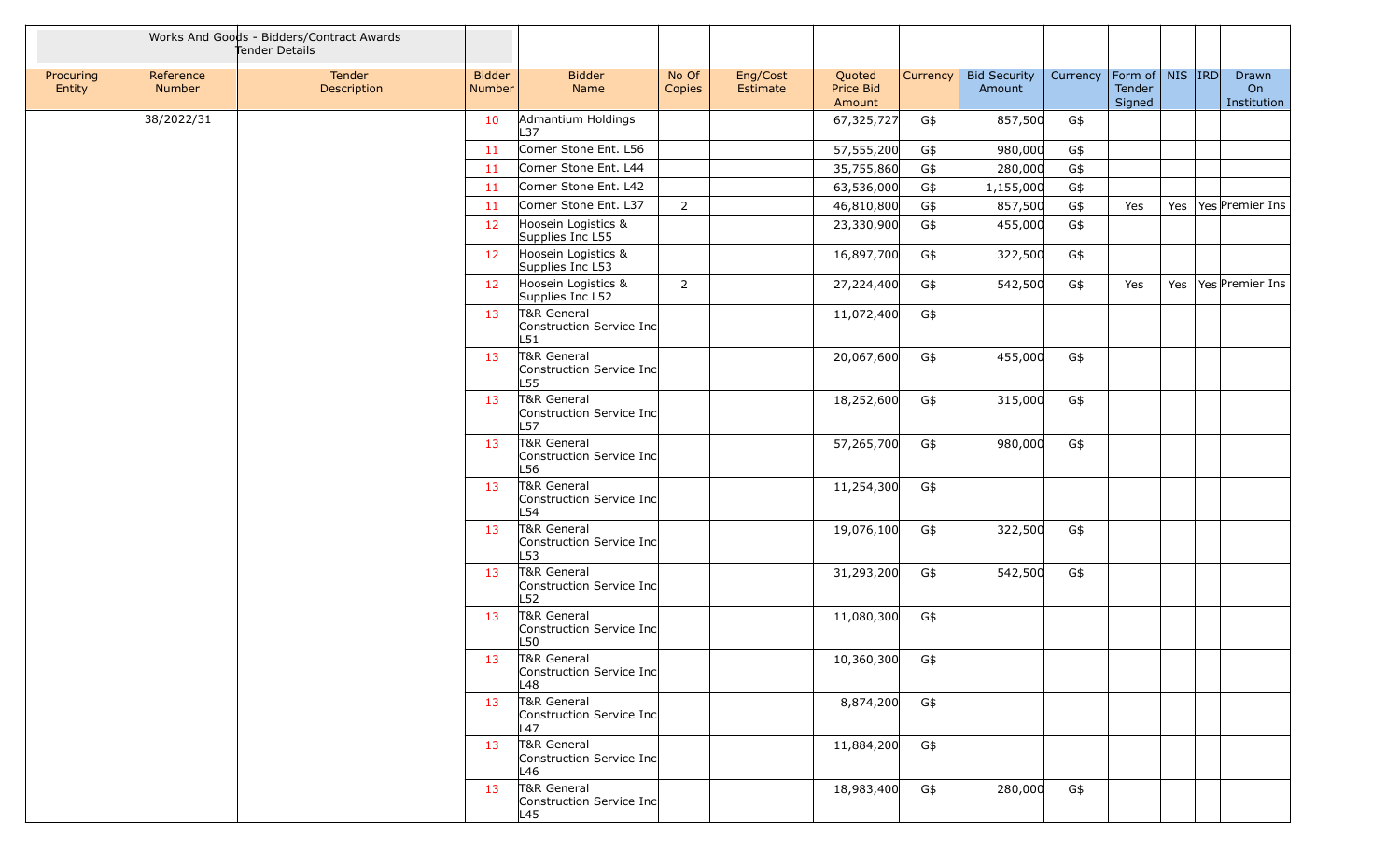| | Works And Goods - Bidders/Contract Awards Tender Details | | | | | | | | | | | | | | |
|---|---|---|---|---|---|---|---|---|---|---|---|---|---|---|---|
| Procuring Entity | Reference Number | Tender Description | Bidder Number | Bidder Name | No Of Copies | Eng/Cost Estimate | Quoted Price Bid Amount | Currency | Bid Security Amount | Currency | Form of Tender Signed | NIS | IRD | Drawn On Institution |
| | 38/2022/31 | | 10 | Admantium Holdings L37 | | | 67,325,727 | G$ | 857,500 | G$ | | | | |
| | | | 11 | Corner Stone Ent. L56 | | | 57,555,200 | G$ | 980,000 | G$ | | | | |
| | | | 11 | Corner Stone Ent. L44 | | | 35,755,860 | G$ | 280,000 | G$ | | | | |
| | | | 11 | Corner Stone Ent. L42 | | | 63,536,000 | G$ | 1,155,000 | G$ | | | | |
| | | | 11 | Corner Stone Ent. L37 | 2 | | 46,810,800 | G$ | 857,500 | G$ | Yes | Yes | Yes | Premier Ins |
| | | | 12 | Hoosein Logistics & Supplies Inc L55 | | | 23,330,900 | G$ | 455,000 | G$ | | | | |
| | | | 12 | Hoosein Logistics & Supplies Inc L53 | | | 16,897,700 | G$ | 322,500 | G$ | | | | |
| | | | 12 | Hoosein Logistics & Supplies Inc L52 | 2 | | 27,224,400 | G$ | 542,500 | G$ | Yes | Yes | Yes | Premier Ins |
| | | | 13 | T&R General Construction Service Inc L51 | | | 11,072,400 | G$ | | | | | | |
| | | | 13 | T&R General Construction Service Inc L55 | | | 20,067,600 | G$ | 455,000 | G$ | | | | |
| | | | 13 | T&R General Construction Service Inc L57 | | | 18,252,600 | G$ | 315,000 | G$ | | | | |
| | | | 13 | T&R General Construction Service Inc L56 | | | 57,265,700 | G$ | 980,000 | G$ | | | | |
| | | | 13 | T&R General Construction Service Inc L54 | | | 11,254,300 | G$ | | | | | | |
| | | | 13 | T&R General Construction Service Inc L53 | | | 19,076,100 | G$ | 322,500 | G$ | | | | |
| | | | 13 | T&R General Construction Service Inc L52 | | | 31,293,200 | G$ | 542,500 | G$ | | | | |
| | | | 13 | T&R General Construction Service Inc L50 | | | 11,080,300 | G$ | | | | | | |
| | | | 13 | T&R General Construction Service Inc L48 | | | 10,360,300 | G$ | | | | | | |
| | | | 13 | T&R General Construction Service Inc L47 | | | 8,874,200 | G$ | | | | | | |
| | | | 13 | T&R General Construction Service Inc L46 | | | 11,884,200 | G$ | | | | | | |
| | | | 13 | T&R General Construction Service Inc L45 | | | 18,983,400 | G$ | 280,000 | G$ | | | | |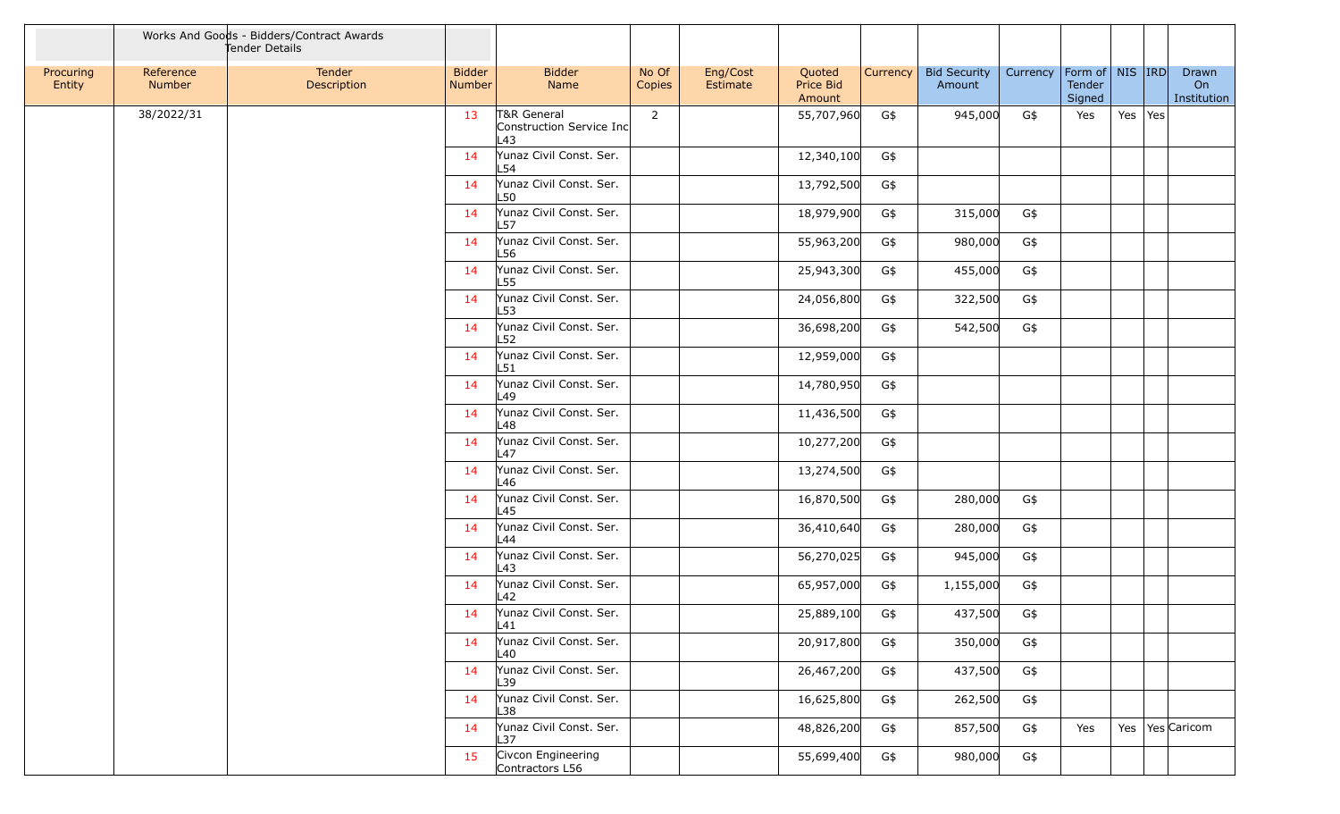| | Works And Goods - Bidders/Contract Awards Tender Details | | | | | | | | | | | | | | |
|---|---|---|---|---|---|---|---|---|---|---|---|---|---|---|---|
| Procuring Entity | Reference Number | Tender Description | Bidder Number | Bidder Name | No Of Copies | Eng/Cost Estimate | Quoted Price Bid Amount | Currency | Bid Security Amount | Currency | Form of Tender Signed | NIS | IRD | Drawn On Institution |
| | 38/2022/31 | | 13 | T&R General Construction Service Inc L43 | 2 | | 55,707,960 | G$ | 945,000 | G$ | Yes | Yes | Yes | |
| | | | 14 | Yunaz Civil Const. Ser. L54 | | | 12,340,100 | G$ | | | | | | |
| | | | 14 | Yunaz Civil Const. Ser. L50 | | | 13,792,500 | G$ | | | | | | |
| | | | 14 | Yunaz Civil Const. Ser. L57 | | | 18,979,900 | G$ | 315,000 | G$ | | | | |
| | | | 14 | Yunaz Civil Const. Ser. L56 | | | 55,963,200 | G$ | 980,000 | G$ | | | | |
| | | | 14 | Yunaz Civil Const. Ser. L55 | | | 25,943,300 | G$ | 455,000 | G$ | | | | |
| | | | 14 | Yunaz Civil Const. Ser. L53 | | | 24,056,800 | G$ | 322,500 | G$ | | | | |
| | | | 14 | Yunaz Civil Const. Ser. L52 | | | 36,698,200 | G$ | 542,500 | G$ | | | | |
| | | | 14 | Yunaz Civil Const. Ser. L51 | | | 12,959,000 | G$ | | | | | | |
| | | | 14 | Yunaz Civil Const. Ser. L49 | | | 14,780,950 | G$ | | | | | | |
| | | | 14 | Yunaz Civil Const. Ser. L48 | | | 11,436,500 | G$ | | | | | | |
| | | | 14 | Yunaz Civil Const. Ser. L47 | | | 10,277,200 | G$ | | | | | | |
| | | | 14 | Yunaz Civil Const. Ser. L46 | | | 13,274,500 | G$ | | | | | | |
| | | | 14 | Yunaz Civil Const. Ser. L45 | | | 16,870,500 | G$ | 280,000 | G$ | | | | |
| | | | 14 | Yunaz Civil Const. Ser. L44 | | | 36,410,640 | G$ | 280,000 | G$ | | | | |
| | | | 14 | Yunaz Civil Const. Ser. L43 | | | 56,270,025 | G$ | 945,000 | G$ | | | | |
| | | | 14 | Yunaz Civil Const. Ser. L42 | | | 65,957,000 | G$ | 1,155,000 | G$ | | | | |
| | | | 14 | Yunaz Civil Const. Ser. L41 | | | 25,889,100 | G$ | 437,500 | G$ | | | | |
| | | | 14 | Yunaz Civil Const. Ser. L40 | | | 20,917,800 | G$ | 350,000 | G$ | | | | |
| | | | 14 | Yunaz Civil Const. Ser. L39 | | | 26,467,200 | G$ | 437,500 | G$ | | | | |
| | | | 14 | Yunaz Civil Const. Ser. L38 | | | 16,625,800 | G$ | 262,500 | G$ | | | | |
| | | | 14 | Yunaz Civil Const. Ser. L37 | | | 48,826,200 | G$ | 857,500 | G$ | Yes | Yes | Yes | Caricom |
| | | | 15 | Civcon Engineering Contractors L56 | | | 55,699,400 | G$ | 980,000 | G$ | | | | |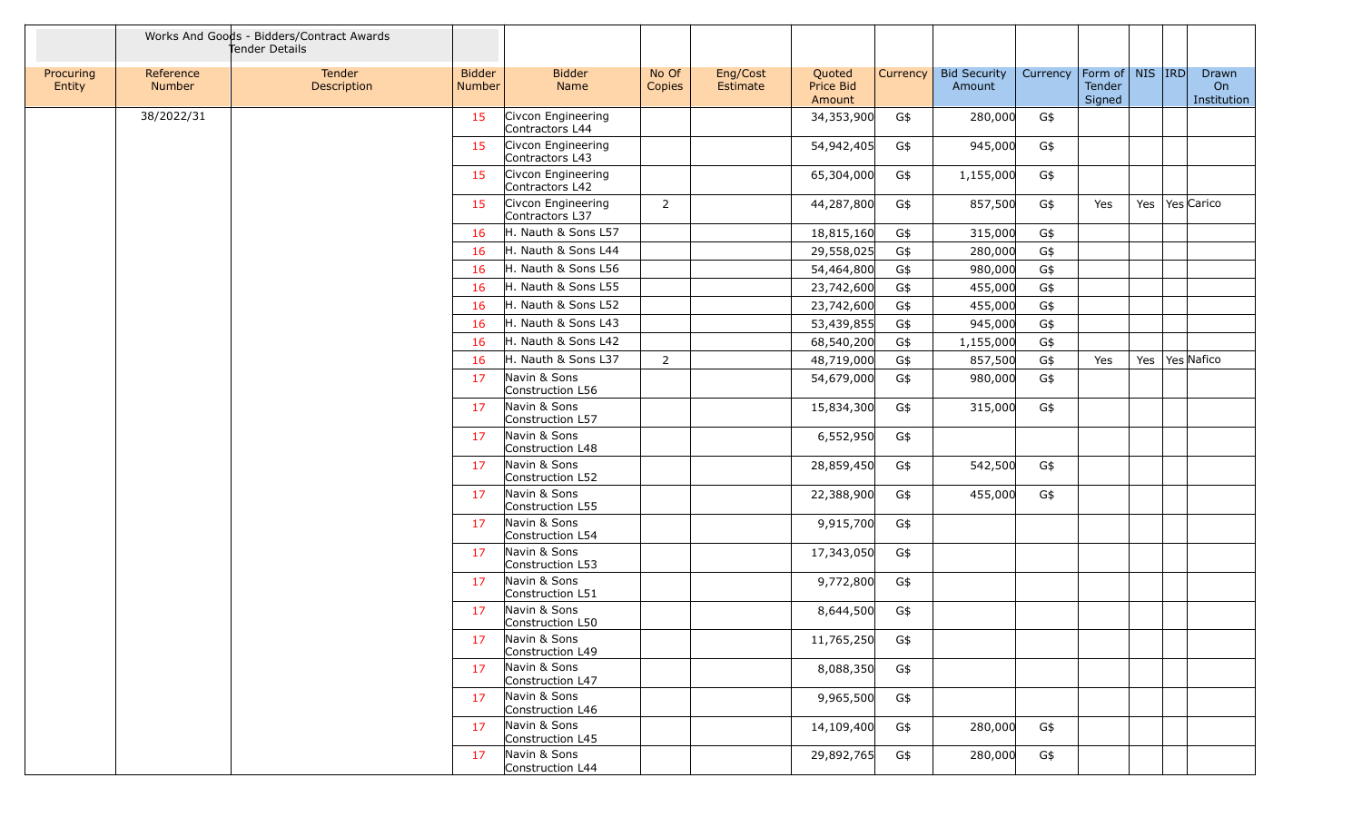| | Works And Goods - Bidders/Contract Awards Tender Details | | | | | | | | | | | | | | |
|---|---|---|---|---|---|---|---|---|---|---|---|---|---|---|---|
| Procuring Entity | Reference Number | Tender Description | Bidder Number | Bidder Name | No Of Copies | Eng/Cost Estimate | Quoted Price Bid Amount | Currency | Bid Security Amount | Currency | Form of Tender Signed | NIS | IRD | Drawn On Institution |
| | 38/2022/31 | | 15 | Civcon Engineering Contractors L44 | | | 34,353,900 | G$ | 280,000 | G$ | | | | |
| | | | 15 | Civcon Engineering Contractors L43 | | | 54,942,405 | G$ | 945,000 | G$ | | | | |
| | | | 15 | Civcon Engineering Contractors L42 | | | 65,304,000 | G$ | 1,155,000 | G$ | | | | |
| | | | 15 | Civcon Engineering Contractors L37 | 2 | | 44,287,800 | G$ | 857,500 | G$ | Yes | Yes | Yes | Carico |
| | | | 16 | H. Nauth & Sons L57 | | | 18,815,160 | G$ | 315,000 | G$ | | | | |
| | | | 16 | H. Nauth & Sons L44 | | | 29,558,025 | G$ | 280,000 | G$ | | | | |
| | | | 16 | H. Nauth & Sons L56 | | | 54,464,800 | G$ | 980,000 | G$ | | | | |
| | | | 16 | H. Nauth & Sons L55 | | | 23,742,600 | G$ | 455,000 | G$ | | | | |
| | | | 16 | H. Nauth & Sons L52 | | | 23,742,600 | G$ | 455,000 | G$ | | | | |
| | | | 16 | H. Nauth & Sons L43 | | | 53,439,855 | G$ | 945,000 | G$ | | | | |
| | | | 16 | H. Nauth & Sons L42 | | | 68,540,200 | G$ | 1,155,000 | G$ | | | | |
| | | | 16 | H. Nauth & Sons L37 | 2 | | 48,719,000 | G$ | 857,500 | G$ | Yes | Yes | Yes | Nafico |
| | | | 17 | Navin & Sons Construction L56 | | | 54,679,000 | G$ | 980,000 | G$ | | | | |
| | | | 17 | Navin & Sons Construction L57 | | | 15,834,300 | G$ | 315,000 | G$ | | | | |
| | | | 17 | Navin & Sons Construction L48 | | | 6,552,950 | G$ | | | | | | |
| | | | 17 | Navin & Sons Construction L52 | | | 28,859,450 | G$ | 542,500 | G$ | | | | |
| | | | 17 | Navin & Sons Construction L55 | | | 22,388,900 | G$ | 455,000 | G$ | | | | |
| | | | 17 | Navin & Sons Construction L54 | | | 9,915,700 | G$ | | | | | | |
| | | | 17 | Navin & Sons Construction L53 | | | 17,343,050 | G$ | | | | | | |
| | | | 17 | Navin & Sons Construction L51 | | | 9,772,800 | G$ | | | | | | |
| | | | 17 | Navin & Sons Construction L50 | | | 8,644,500 | G$ | | | | | | |
| | | | 17 | Navin & Sons Construction L49 | | | 11,765,250 | G$ | | | | | | |
| | | | 17 | Navin & Sons Construction L47 | | | 8,088,350 | G$ | | | | | | |
| | | | 17 | Navin & Sons Construction L46 | | | 9,965,500 | G$ | | | | | | |
| | | | 17 | Navin & Sons Construction L45 | | | 14,109,400 | G$ | 280,000 | G$ | | | | |
| | | | 17 | Navin & Sons Construction L44 | | | 29,892,765 | G$ | 280,000 | G$ | | | | |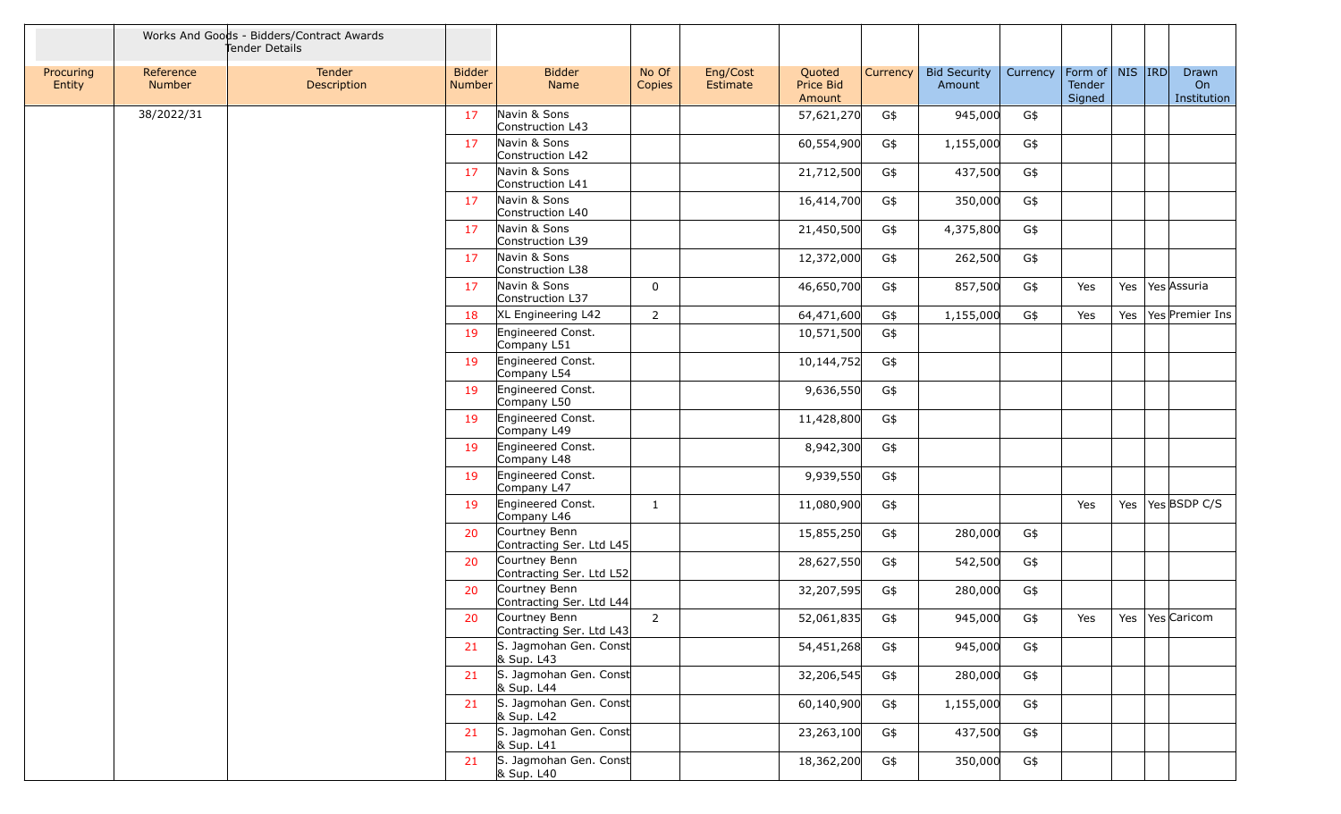| | Works And Goods - Bidders/Contract Awards Tender Details | | | | | | | | | | | | | |
|---|---|---|---|---|---|---|---|---|---|---|---|---|---|---|
| Procuring Entity | Reference Number | Tender Description | Bidder Number | Bidder Name | No Of Copies | Eng/Cost Estimate | Quoted Price Bid Amount | Currency | Bid Security Amount | Currency | Form of Tender Signed | NIS | IRD | Drawn On Institution |
| | 38/2022/31 | | 17 | Navin & Sons Construction L43 | | | 57,621,270 | G$ | 945,000 | G$ | | | | |
| | | | 17 | Navin & Sons Construction L42 | | | 60,554,900 | G$ | 1,155,000 | G$ | | | | |
| | | | 17 | Navin & Sons Construction L41 | | | 21,712,500 | G$ | 437,500 | G$ | | | | |
| | | | 17 | Navin & Sons Construction L40 | | | 16,414,700 | G$ | 350,000 | G$ | | | | |
| | | | 17 | Navin & Sons Construction L39 | | | 21,450,500 | G$ | 4,375,800 | G$ | | | | |
| | | | 17 | Navin & Sons Construction L38 | | | 12,372,000 | G$ | 262,500 | G$ | | | | |
| | | | 17 | Navin & Sons Construction L37 | 0 | | 46,650,700 | G$ | 857,500 | G$ | Yes | Yes | Yes | Assuria |
| | | | 18 | XL Engineering L42 | 2 | | 64,471,600 | G$ | 1,155,000 | G$ | Yes | Yes | Yes | Premier Ins |
| | | | 19 | Engineered Const. Company L51 | | | 10,571,500 | G$ | | | | | | |
| | | | 19 | Engineered Const. Company L54 | | | 10,144,752 | G$ | | | | | | |
| | | | 19 | Engineered Const. Company L50 | | | 9,636,550 | G$ | | | | | | |
| | | | 19 | Engineered Const. Company L49 | | | 11,428,800 | G$ | | | | | | |
| | | | 19 | Engineered Const. Company L48 | | | 8,942,300 | G$ | | | | | | |
| | | | 19 | Engineered Const. Company L47 | | | 9,939,550 | G$ | | | | | | |
| | | | 19 | Engineered Const. Company L46 | 1 | | 11,080,900 | G$ | | | Yes | Yes | Yes | BSDP C/S |
| | | | 20 | Courtney Benn Contracting Ser. Ltd L45 | | | 15,855,250 | G$ | 280,000 | G$ | | | | |
| | | | 20 | Courtney Benn Contracting Ser. Ltd L52 | | | 28,627,550 | G$ | 542,500 | G$ | | | | |
| | | | 20 | Courtney Benn Contracting Ser. Ltd L44 | | | 32,207,595 | G$ | 280,000 | G$ | | | | |
| | | | 20 | Courtney Benn Contracting Ser. Ltd L43 | 2 | | 52,061,835 | G$ | 945,000 | G$ | Yes | Yes | Yes | Caricom |
| | | | 21 | S. Jagmohan Gen. Const & Sup. L43 | | | 54,451,268 | G$ | 945,000 | G$ | | | | |
| | | | 21 | S. Jagmohan Gen. Const & Sup. L44 | | | 32,206,545 | G$ | 280,000 | G$ | | | | |
| | | | 21 | S. Jagmohan Gen. Const & Sup. L42 | | | 60,140,900 | G$ | 1,155,000 | G$ | | | | |
| | | | 21 | S. Jagmohan Gen. Const & Sup. L41 | | | 23,263,100 | G$ | 437,500 | G$ | | | | |
| | | | 21 | S. Jagmohan Gen. Const & Sup. L40 | | | 18,362,200 | G$ | 350,000 | G$ | | | | |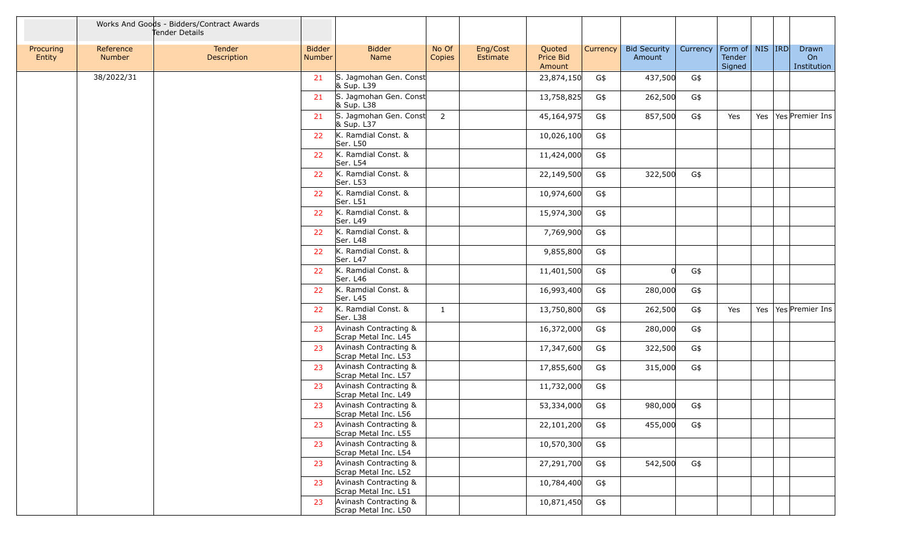| | Works And Goods - Bidders/Contract Awards Tender Details | | | | | | | | | | | | | | |
|---|---|---|---|---|---|---|---|---|---|---|---|---|---|---|---|
| Procuring Entity | Reference Number | Tender Description | Bidder Number | Bidder Name | No Of Copies | Eng/Cost Estimate | Quoted Price Bid Amount | Currency | Bid Security Amount | Currency | Form of Tender Signed | NIS | IRD | Drawn On Institution |
| | 38/2022/31 | | 21 | S. Jagmohan Gen. Const & Sup. L39 | | | 23,874,150 | G$ | 437,500 | G$ | | | | |
| | | | 21 | S. Jagmohan Gen. Const & Sup. L38 | | | 13,758,825 | G$ | 262,500 | G$ | | | | |
| | | | 21 | S. Jagmohan Gen. Const & Sup. L37 | 2 | | 45,164,975 | G$ | 857,500 | G$ | Yes | Yes | Yes | Premier Ins |
| | | | 22 | K. Ramdial Const. & Ser. L50 | | | 10,026,100 | G$ | | | | | | |
| | | | 22 | K. Ramdial Const. & Ser. L54 | | | 11,424,000 | G$ | | | | | | |
| | | | 22 | K. Ramdial Const. & Ser. L53 | | | 22,149,500 | G$ | 322,500 | G$ | | | | |
| | | | 22 | K. Ramdial Const. & Ser. L51 | | | 10,974,600 | G$ | | | | | | |
| | | | 22 | K. Ramdial Const. & Ser. L49 | | | 15,974,300 | G$ | | | | | | |
| | | | 22 | K. Ramdial Const. & Ser. L48 | | | 7,769,900 | G$ | | | | | | |
| | | | 22 | K. Ramdial Const. & Ser. L47 | | | 9,855,800 | G$ | | | | | | |
| | | | 22 | K. Ramdial Const. & Ser. L46 | | | 11,401,500 | G$ | 0 | G$ | | | | |
| | | | 22 | K. Ramdial Const. & Ser. L45 | | | 16,993,400 | G$ | 280,000 | G$ | | | | |
| | | | 22 | K. Ramdial Const. & Ser. L38 | 1 | | 13,750,800 | G$ | 262,500 | G$ | Yes | Yes | Yes | Premier Ins |
| | | | 23 | Avinash Contracting & Scrap Metal Inc. L45 | | | 16,372,000 | G$ | 280,000 | G$ | | | | |
| | | | 23 | Avinash Contracting & Scrap Metal Inc. L53 | | | 17,347,600 | G$ | 322,500 | G$ | | | | |
| | | | 23 | Avinash Contracting & Scrap Metal Inc. L57 | | | 17,855,600 | G$ | 315,000 | G$ | | | | |
| | | | 23 | Avinash Contracting & Scrap Metal Inc. L49 | | | 11,732,000 | G$ | | | | | | |
| | | | 23 | Avinash Contracting & Scrap Metal Inc. L56 | | | 53,334,000 | G$ | 980,000 | G$ | | | | |
| | | | 23 | Avinash Contracting & Scrap Metal Inc. L55 | | | 22,101,200 | G$ | 455,000 | G$ | | | | |
| | | | 23 | Avinash Contracting & Scrap Metal Inc. L54 | | | 10,570,300 | G$ | | | | | | |
| | | | 23 | Avinash Contracting & Scrap Metal Inc. L52 | | | 27,291,700 | G$ | 542,500 | G$ | | | | |
| | | | 23 | Avinash Contracting & Scrap Metal Inc. L51 | | | 10,784,400 | G$ | | | | | | |
| | | | 23 | Avinash Contracting & Scrap Metal Inc. L50 | | | 10,871,450 | G$ | | | | | | |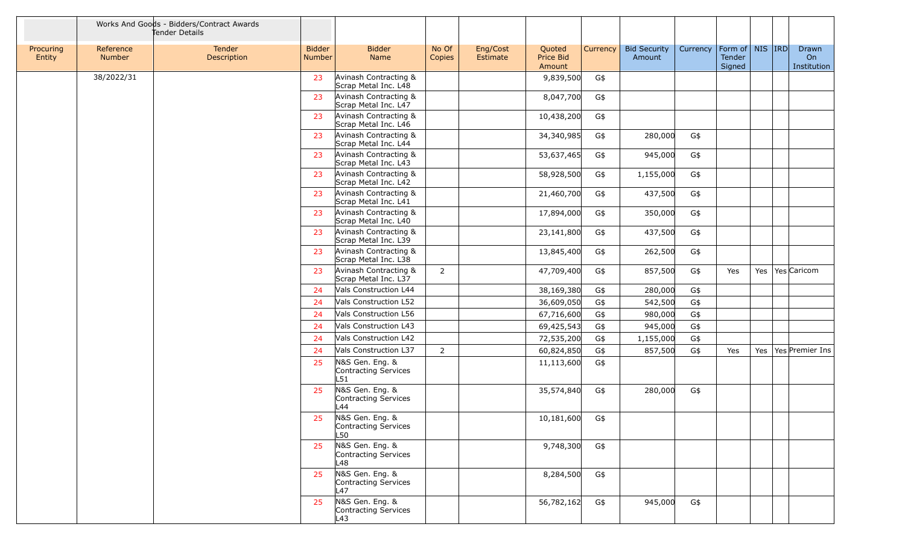| | Works And Goods - Bidders/Contract Awards Tender Details | | | | | | | | | | | | | |
|---|---|---|---|---|---|---|---|---|---|---|---|---|---|---|
| Procuring Entity | Reference Number | Tender Description | Bidder Number | Bidder Name | No Of Copies | Eng/Cost Estimate | Quoted Price Bid Amount | Currency | Bid Security Amount | Currency | Form of Tender Signed | NIS | IRD | Drawn On Institution |
| | 38/2022/31 | | 23 | Avinash Contracting & Scrap Metal Inc. L48 | | | 9,839,500 | G$ | | | | | | |
| | | | 23 | Avinash Contracting & Scrap Metal Inc. L47 | | | 8,047,700 | G$ | | | | | | |
| | | | 23 | Avinash Contracting & Scrap Metal Inc. L46 | | | 10,438,200 | G$ | | | | | | |
| | | | 23 | Avinash Contracting & Scrap Metal Inc. L44 | | | 34,340,985 | G$ | 280,000 | G$ | | | | |
| | | | 23 | Avinash Contracting & Scrap Metal Inc. L43 | | | 53,637,465 | G$ | 945,000 | G$ | | | | |
| | | | 23 | Avinash Contracting & Scrap Metal Inc. L42 | | | 58,928,500 | G$ | 1,155,000 | G$ | | | | |
| | | | 23 | Avinash Contracting & Scrap Metal Inc. L41 | | | 21,460,700 | G$ | 437,500 | G$ | | | | |
| | | | 23 | Avinash Contracting & Scrap Metal Inc. L40 | | | 17,894,000 | G$ | 350,000 | G$ | | | | |
| | | | 23 | Avinash Contracting & Scrap Metal Inc. L39 | | | 23,141,800 | G$ | 437,500 | G$ | | | | |
| | | | 23 | Avinash Contracting & Scrap Metal Inc. L38 | | | 13,845,400 | G$ | 262,500 | G$ | | | | |
| | | | 23 | Avinash Contracting & Scrap Metal Inc. L37 | 2 | | 47,709,400 | G$ | 857,500 | G$ | Yes | Yes | Yes | Caricom |
| | | | 24 | Vals Construction L44 | | | 38,169,380 | G$ | 280,000 | G$ | | | | |
| | | | 24 | Vals Construction L52 | | | 36,609,050 | G$ | 542,500 | G$ | | | | |
| | | | 24 | Vals Construction L56 | | | 67,716,600 | G$ | 980,000 | G$ | | | | |
| | | | 24 | Vals Construction L43 | | | 69,425,543 | G$ | 945,000 | G$ | | | | |
| | | | 24 | Vals Construction L42 | | | 72,535,200 | G$ | 1,155,000 | G$ | | | | |
| | | | 24 | Vals Construction L37 | 2 | | 60,824,850 | G$ | 857,500 | G$ | Yes | Yes | Yes | Premier Ins |
| | | | 25 | N&S Gen. Eng. & Contracting Services L51 | | | 11,113,600 | G$ | | | | | | |
| | | | 25 | N&S Gen. Eng. & Contracting Services L44 | | | 35,574,840 | G$ | 280,000 | G$ | | | | |
| | | | 25 | N&S Gen. Eng. & Contracting Services L50 | | | 10,181,600 | G$ | | | | | | |
| | | | 25 | N&S Gen. Eng. & Contracting Services L48 | | | 9,748,300 | G$ | | | | | | |
| | | | 25 | N&S Gen. Eng. & Contracting Services L47 | | | 8,284,500 | G$ | | | | | | |
| | | | 25 | N&S Gen. Eng. & Contracting Services L43 | | | 56,782,162 | G$ | 945,000 | G$ | | | | |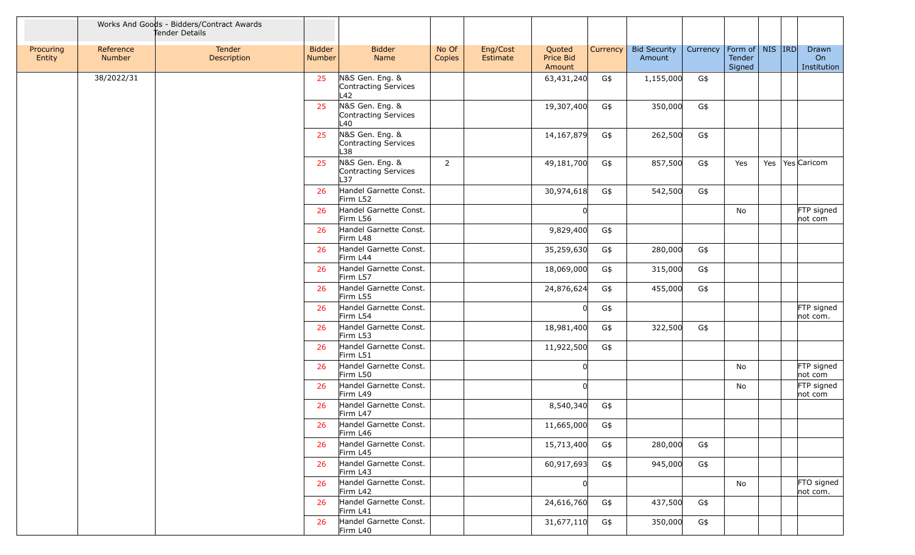| | Works And Goods - Bidders/Contract Awards Tender Details | | | | | | | | | | | | | |
|---|---|---|---|---|---|---|---|---|---|---|---|---|---|---|
| Procuring Entity | Reference Number | Tender Description | Bidder Number | Bidder Name | No Of Copies | Eng/Cost Estimate | Quoted Price Bid Amount | Currency | Bid Security Amount | Currency | Form of Tender Signed | NIS | IRD | Drawn On Institution |
| | 38/2022/31 | | 25 | N&S Gen. Eng. & Contracting Services L42 | | | 63,431,240 | G$ | 1,155,000 | G$ | | | | |
| | | | 25 | N&S Gen. Eng. & Contracting Services L40 | | | 19,307,400 | G$ | 350,000 | G$ | | | | |
| | | | 25 | N&S Gen. Eng. & Contracting Services L38 | | | 14,167,879 | G$ | 262,500 | G$ | | | | |
| | | | 25 | N&S Gen. Eng. & Contracting Services L37 | 2 | | 49,181,700 | G$ | 857,500 | G$ | Yes | Yes | Yes | Caricom |
| | | | 26 | Handel Garnette Const. Firm L52 | | | 30,974,618 | G$ | 542,500 | G$ | | | | |
| | | | 26 | Handel Garnette Const. Firm L56 | | | 0 | | | | No | | | FTP signed not com |
| | | | 26 | Handel Garnette Const. Firm L48 | | | 9,829,400 | G$ | | | | | | |
| | | | 26 | Handel Garnette Const. Firm L44 | | | 35,259,630 | G$ | 280,000 | G$ | | | | |
| | | | 26 | Handel Garnette Const. Firm L57 | | | 18,069,000 | G$ | 315,000 | G$ | | | | |
| | | | 26 | Handel Garnette Const. Firm L55 | | | 24,876,624 | G$ | 455,000 | G$ | | | | |
| | | | 26 | Handel Garnette Const. Firm L54 | | | 0 | G$ | | | | | | FTP signed not com. |
| | | | 26 | Handel Garnette Const. Firm L53 | | | 18,981,400 | G$ | 322,500 | G$ | | | | |
| | | | 26 | Handel Garnette Const. Firm L51 | | | 11,922,500 | G$ | | | | | | |
| | | | 26 | Handel Garnette Const. Firm L50 | | | 0 | | | | No | | | FTP signed not com |
| | | | 26 | Handel Garnette Const. Firm L49 | | | 0 | | | | No | | | FTP signed not com |
| | | | 26 | Handel Garnette Const. Firm L47 | | | 8,540,340 | G$ | | | | | | |
| | | | 26 | Handel Garnette Const. Firm L46 | | | 11,665,000 | G$ | | | | | | |
| | | | 26 | Handel Garnette Const. Firm L45 | | | 15,713,400 | G$ | 280,000 | G$ | | | | |
| | | | 26 | Handel Garnette Const. Firm L43 | | | 60,917,693 | G$ | 945,000 | G$ | | | | |
| | | | 26 | Handel Garnette Const. Firm L42 | | | 0 | | | | No | | | FTO signed not com. |
| | | | 26 | Handel Garnette Const. Firm L41 | | | 24,616,760 | G$ | 437,500 | G$ | | | | |
| | | | 26 | Handel Garnette Const. Firm L40 | | | 31,677,110 | G$ | 350,000 | G$ | | | | |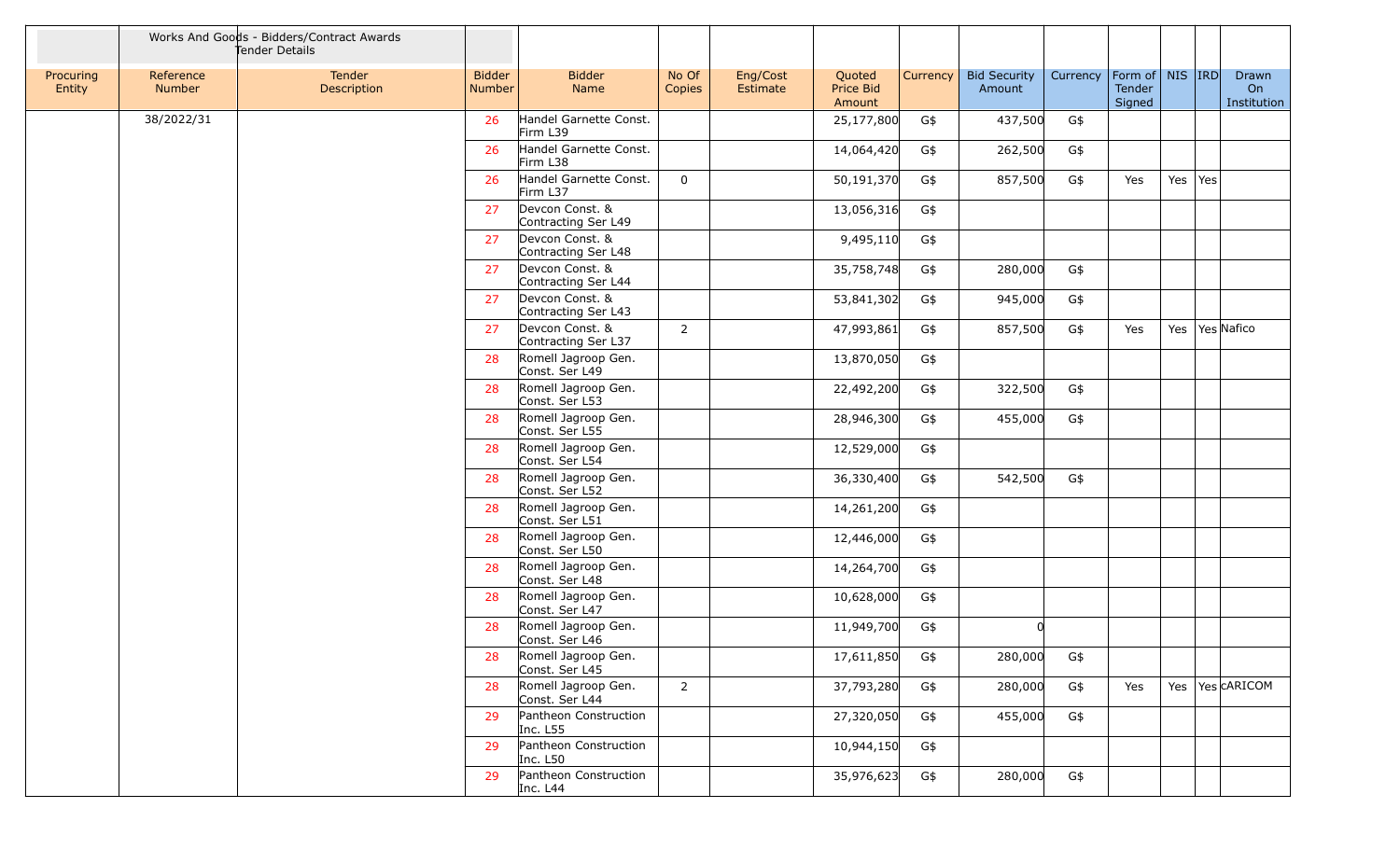| | Works And Goods - Bidders/Contract Awards Tender Details | | | | | | | | | | | | | |
|---|---|---|---|---|---|---|---|---|---|---|---|---|---|---|
| Procuring Entity | Reference Number | Tender Description | Bidder Number | Bidder Name | No Of Copies | Eng/Cost Estimate | Quoted Price Bid Amount | Currency | Bid Security Amount | Currency | Form of Tender Signed | NIS | IRD | Drawn On Institution |
| | 38/2022/31 | | 26 | Handel Garnette Const. Firm L39 | | | 25,177,800 | G$ | 437,500 | G$ | | | | |
| | | | 26 | Handel Garnette Const. Firm L38 | | | 14,064,420 | G$ | 262,500 | G$ | | | | |
| | | | 26 | Handel Garnette Const. Firm L37 | 0 | | 50,191,370 | G$ | 857,500 | G$ | Yes | Yes | Yes | |
| | | | 27 | Devcon Const. & Contracting Ser L49 | | | 13,056,316 | G$ | | | | | | |
| | | | 27 | Devcon Const. & Contracting Ser L48 | | | 9,495,110 | G$ | | | | | | |
| | | | 27 | Devcon Const. & Contracting Ser L44 | | | 35,758,748 | G$ | 280,000 | G$ | | | | |
| | | | 27 | Devcon Const. & Contracting Ser L43 | | | 53,841,302 | G$ | 945,000 | G$ | | | | |
| | | | 27 | Devcon Const. & Contracting Ser L37 | 2 | | 47,993,861 | G$ | 857,500 | G$ | Yes | Yes | Yes | Nafico |
| | | | 28 | Romell Jagroop Gen. Const. Ser L49 | | | 13,870,050 | G$ | | | | | | |
| | | | 28 | Romell Jagroop Gen. Const. Ser L53 | | | 22,492,200 | G$ | 322,500 | G$ | | | | |
| | | | 28 | Romell Jagroop Gen. Const. Ser L55 | | | 28,946,300 | G$ | 455,000 | G$ | | | | |
| | | | 28 | Romell Jagroop Gen. Const. Ser L54 | | | 12,529,000 | G$ | | | | | | |
| | | | 28 | Romell Jagroop Gen. Const. Ser L52 | | | 36,330,400 | G$ | 542,500 | G$ | | | | |
| | | | 28 | Romell Jagroop Gen. Const. Ser L51 | | | 14,261,200 | G$ | | | | | | |
| | | | 28 | Romell Jagroop Gen. Const. Ser L50 | | | 12,446,000 | G$ | | | | | | |
| | | | 28 | Romell Jagroop Gen. Const. Ser L48 | | | 14,264,700 | G$ | | | | | | |
| | | | 28 | Romell Jagroop Gen. Const. Ser L47 | | | 10,628,000 | G$ | | | | | | |
| | | | 28 | Romell Jagroop Gen. Const. Ser L46 | | | 11,949,700 | G$ | 0 | | | | | |
| | | | 28 | Romell Jagroop Gen. Const. Ser L45 | | | 17,611,850 | G$ | 280,000 | G$ | | | | |
| | | | 28 | Romell Jagroop Gen. Const. Ser L44 | 2 | | 37,793,280 | G$ | 280,000 | G$ | Yes | Yes | Yes | cARICOM |
| | | | 29 | Pantheon Construction Inc. L55 | | | 27,320,050 | G$ | 455,000 | G$ | | | | |
| | | | 29 | Pantheon Construction Inc. L50 | | | 10,944,150 | G$ | | | | | | |
| | | | 29 | Pantheon Construction Inc. L44 | | | 35,976,623 | G$ | 280,000 | G$ | | | | |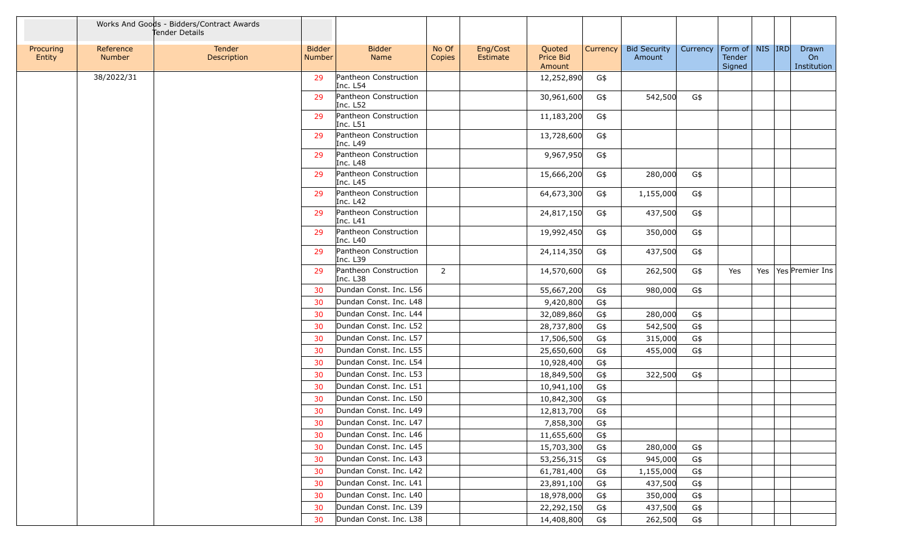| | Works And Goods - Bidders/Contract Awards Tender Details | | | | | | | | | | | | | | |
|---|---|---|---|---|---|---|---|---|---|---|---|---|---|---|---|
| Procuring Entity | Reference Number | Tender Description | Bidder Number | Bidder Name | No Of Copies | Eng/Cost Estimate | Quoted Price Bid Amount | Currency | Bid Security Amount | Currency | Form of Tender Signed | NIS | IRD | Drawn On Institution |
| | 38/2022/31 | | 29 | Pantheon Construction Inc. L54 | | | 12,252,890 | G$ | | | | | | |
| | | | 29 | Pantheon Construction Inc. L52 | | | 30,961,600 | G$ | 542,500 | G$ | | | | |
| | | | 29 | Pantheon Construction Inc. L51 | | | 11,183,200 | G$ | | | | | | |
| | | | 29 | Pantheon Construction Inc. L49 | | | 13,728,600 | G$ | | | | | | |
| | | | 29 | Pantheon Construction Inc. L48 | | | 9,967,950 | G$ | | | | | | |
| | | | 29 | Pantheon Construction Inc. L45 | | | 15,666,200 | G$ | 280,000 | G$ | | | | |
| | | | 29 | Pantheon Construction Inc. L42 | | | 64,673,300 | G$ | 1,155,000 | G$ | | | | |
| | | | 29 | Pantheon Construction Inc. L41 | | | 24,817,150 | G$ | 437,500 | G$ | | | | |
| | | | 29 | Pantheon Construction Inc. L40 | | | 19,992,450 | G$ | 350,000 | G$ | | | | |
| | | | 29 | Pantheon Construction Inc. L39 | | | 24,114,350 | G$ | 437,500 | G$ | | | | |
| | | | 29 | Pantheon Construction Inc. L38 | 2 | | 14,570,600 | G$ | 262,500 | G$ | Yes | Yes | Yes | Premier Ins |
| | | | 30 | Dundan Const. Inc. L56 | | | 55,667,200 | G$ | 980,000 | G$ | | | | |
| | | | 30 | Dundan Const. Inc. L48 | | | 9,420,800 | G$ | | | | | | |
| | | | 30 | Dundan Const. Inc. L44 | | | 32,089,860 | G$ | 280,000 | G$ | | | | |
| | | | 30 | Dundan Const. Inc. L52 | | | 28,737,800 | G$ | 542,500 | G$ | | | | |
| | | | 30 | Dundan Const. Inc. L57 | | | 17,506,500 | G$ | 315,000 | G$ | | | | |
| | | | 30 | Dundan Const. Inc. L55 | | | 25,650,600 | G$ | 455,000 | G$ | | | | |
| | | | 30 | Dundan Const. Inc. L54 | | | 10,928,400 | G$ | | | | | | |
| | | | 30 | Dundan Const. Inc. L53 | | | 18,849,500 | G$ | 322,500 | G$ | | | | |
| | | | 30 | Dundan Const. Inc. L51 | | | 10,941,100 | G$ | | | | | | |
| | | | 30 | Dundan Const. Inc. L50 | | | 10,842,300 | G$ | | | | | | |
| | | | 30 | Dundan Const. Inc. L49 | | | 12,813,700 | G$ | | | | | | |
| | | | 30 | Dundan Const. Inc. L47 | | | 7,858,300 | G$ | | | | | | |
| | | | 30 | Dundan Const. Inc. L46 | | | 11,655,600 | G$ | | | | | | |
| | | | 30 | Dundan Const. Inc. L45 | | | 15,703,300 | G$ | 280,000 | G$ | | | | |
| | | | 30 | Dundan Const. Inc. L43 | | | 53,256,315 | G$ | 945,000 | G$ | | | | |
| | | | 30 | Dundan Const. Inc. L42 | | | 61,781,400 | G$ | 1,155,000 | G$ | | | | |
| | | | 30 | Dundan Const. Inc. L41 | | | 23,891,100 | G$ | 437,500 | G$ | | | | |
| | | | 30 | Dundan Const. Inc. L40 | | | 18,978,000 | G$ | 350,000 | G$ | | | | |
| | | | 30 | Dundan Const. Inc. L39 | | | 22,292,150 | G$ | 437,500 | G$ | | | | |
| | | | 30 | Dundan Const. Inc. L38 | | | 14,408,800 | G$ | 262,500 | G$ | | | | |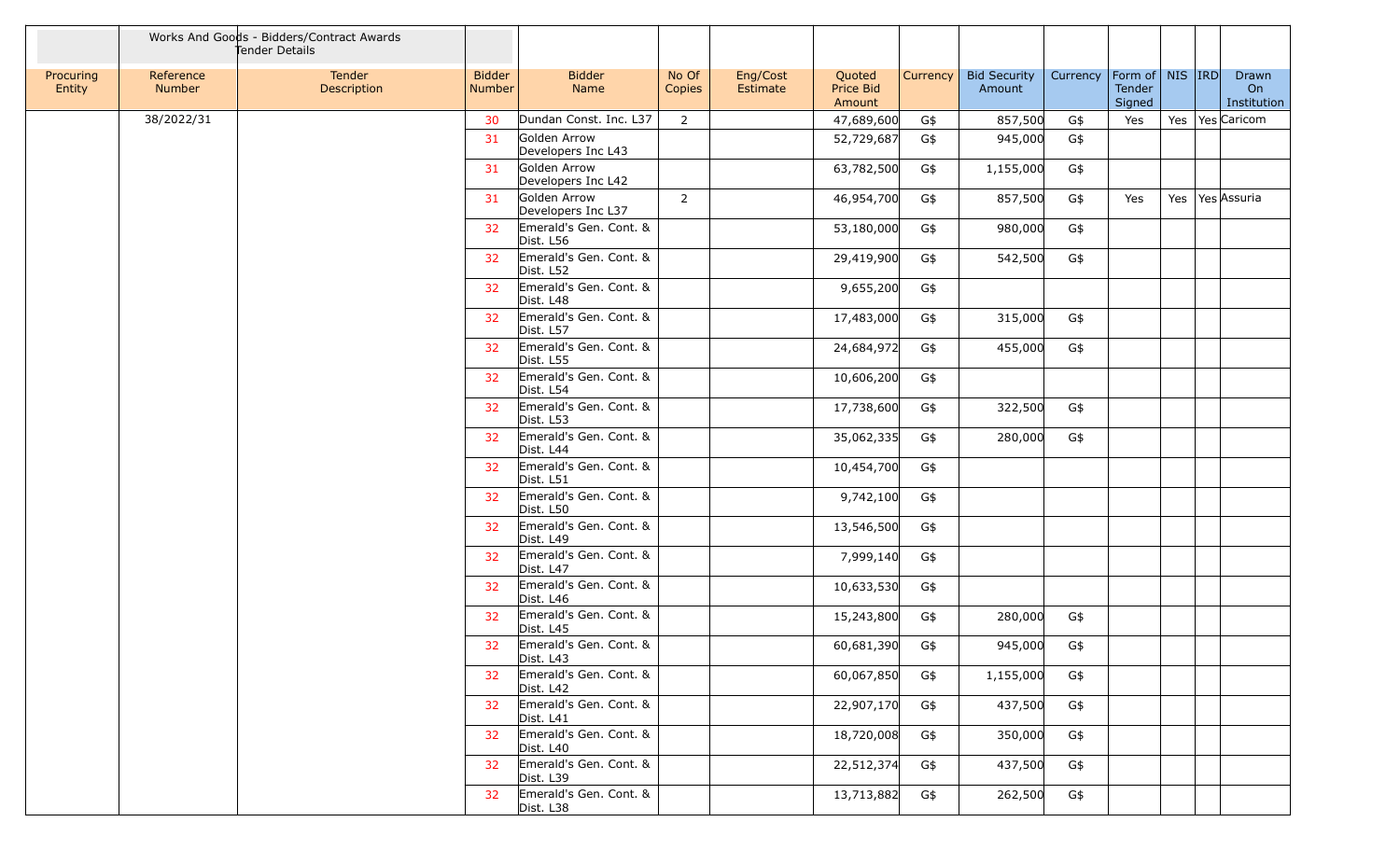| | Works And Goods - Bidders/Contract Awards Tender Details | | | | | | | | | | | | | |
|---|---|---|---|---|---|---|---|---|---|---|---|---|---|---|
| Procuring Entity | Reference Number | Tender Description | Bidder Number | Bidder Name | No Of Copies | Eng/Cost Estimate | Quoted Price Bid Amount | Currency | Bid Security Amount | Currency | Form of Tender Signed | NIS | IRD | Drawn On Institution |
| | 38/2022/31 | | 30 | Dundan Const. Inc. L37 | 2 | | 47,689,600 | G$ | 857,500 | G$ | Yes | Yes | Yes | Caricom |
| | | | 31 | Golden Arrow Developers Inc L43 | | | 52,729,687 | G$ | 945,000 | G$ | | | | |
| | | | 31 | Golden Arrow Developers Inc L42 | | | 63,782,500 | G$ | 1,155,000 | G$ | | | | |
| | | | 31 | Golden Arrow Developers Inc L37 | 2 | | 46,954,700 | G$ | 857,500 | G$ | Yes | Yes | Yes | Assuria |
| | | | 32 | Emerald's Gen. Cont. & Dist. L56 | | | 53,180,000 | G$ | 980,000 | G$ | | | | |
| | | | 32 | Emerald's Gen. Cont. & Dist. L52 | | | 29,419,900 | G$ | 542,500 | G$ | | | | |
| | | | 32 | Emerald's Gen. Cont. & Dist. L48 | | | 9,655,200 | G$ | | | | | | |
| | | | 32 | Emerald's Gen. Cont. & Dist. L57 | | | 17,483,000 | G$ | 315,000 | G$ | | | | |
| | | | 32 | Emerald's Gen. Cont. & Dist. L55 | | | 24,684,972 | G$ | 455,000 | G$ | | | | |
| | | | 32 | Emerald's Gen. Cont. & Dist. L54 | | | 10,606,200 | G$ | | | | | | |
| | | | 32 | Emerald's Gen. Cont. & Dist. L53 | | | 17,738,600 | G$ | 322,500 | G$ | | | | |
| | | | 32 | Emerald's Gen. Cont. & Dist. L44 | | | 35,062,335 | G$ | 280,000 | G$ | | | | |
| | | | 32 | Emerald's Gen. Cont. & Dist. L51 | | | 10,454,700 | G$ | | | | | | |
| | | | 32 | Emerald's Gen. Cont. & Dist. L50 | | | 9,742,100 | G$ | | | | | | |
| | | | 32 | Emerald's Gen. Cont. & Dist. L49 | | | 13,546,500 | G$ | | | | | | |
| | | | 32 | Emerald's Gen. Cont. & Dist. L47 | | | 7,999,140 | G$ | | | | | | |
| | | | 32 | Emerald's Gen. Cont. & Dist. L46 | | | 10,633,530 | G$ | | | | | | |
| | | | 32 | Emerald's Gen. Cont. & Dist. L45 | | | 15,243,800 | G$ | 280,000 | G$ | | | | |
| | | | 32 | Emerald's Gen. Cont. & Dist. L43 | | | 60,681,390 | G$ | 945,000 | G$ | | | | |
| | | | 32 | Emerald's Gen. Cont. & Dist. L42 | | | 60,067,850 | G$ | 1,155,000 | G$ | | | | |
| | | | 32 | Emerald's Gen. Cont. & Dist. L41 | | | 22,907,170 | G$ | 437,500 | G$ | | | | |
| | | | 32 | Emerald's Gen. Cont. & Dist. L40 | | | 18,720,008 | G$ | 350,000 | G$ | | | | |
| | | | 32 | Emerald's Gen. Cont. & Dist. L39 | | | 22,512,374 | G$ | 437,500 | G$ | | | | |
| | | | 32 | Emerald's Gen. Cont. & Dist. L38 | | | 13,713,882 | G$ | 262,500 | G$ | | | | |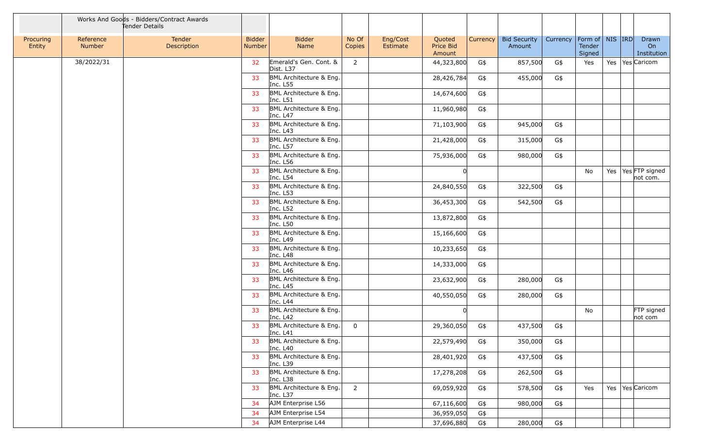| | Works And Goods - Bidders/Contract Awards Tender Details | | | | | | | | | | | | | | |
|---|---|---|---|---|---|---|---|---|---|---|---|---|---|---|---|
| Procuring Entity | Reference Number | Tender Description | Bidder Number | Bidder Name | No Of Copies | Eng/Cost Estimate | Quoted Price Bid Amount | Currency | Bid Security Amount | Currency | Form of Tender Signed | NIS | IRD | Drawn On Institution |
| | 38/2022/31 | | 32 | Emerald's Gen. Cont. & Dist. L37 | 2 | | 44,323,800 | G$ | 857,500 | G$ | Yes | Yes | Yes | Caricom |
| | | | 33 | BML Architecture & Eng. Inc. L55 | | | 28,426,784 | G$ | 455,000 | G$ | | | | |
| | | | 33 | BML Architecture & Eng. Inc. L51 | | | 14,674,600 | G$ | | | | | | |
| | | | 33 | BML Architecture & Eng. Inc. L47 | | | 11,960,980 | G$ | | | | | | |
| | | | 33 | BML Architecture & Eng. Inc. L43 | | | 71,103,900 | G$ | 945,000 | G$ | | | | |
| | | | 33 | BML Architecture & Eng. Inc. L57 | | | 21,428,000 | G$ | 315,000 | G$ | | | | |
| | | | 33 | BML Architecture & Eng. Inc. L56 | | | 75,936,000 | G$ | 980,000 | G$ | | | | |
| | | | 33 | BML Architecture & Eng. Inc. L54 | | | 0 | | | | No | Yes | Yes | FTP signed not com. |
| | | | 33 | BML Architecture & Eng. Inc. L53 | | | 24,840,550 | G$ | 322,500 | G$ | | | | |
| | | | 33 | BML Architecture & Eng. Inc. L52 | | | 36,453,300 | G$ | 542,500 | G$ | | | | |
| | | | 33 | BML Architecture & Eng. Inc. L50 | | | 13,872,800 | G$ | | | | | | |
| | | | 33 | BML Architecture & Eng. Inc. L49 | | | 15,166,600 | G$ | | | | | | |
| | | | 33 | BML Architecture & Eng. Inc. L48 | | | 10,233,650 | G$ | | | | | | |
| | | | 33 | BML Architecture & Eng. Inc. L46 | | | 14,333,000 | G$ | | | | | | |
| | | | 33 | BML Architecture & Eng. Inc. L45 | | | 23,632,900 | G$ | 280,000 | G$ | | | | |
| | | | 33 | BML Architecture & Eng. Inc. L44 | | | 40,550,050 | G$ | 280,000 | G$ | | | | |
| | | | 33 | BML Architecture & Eng. Inc. L42 | | | 0 | | | | No | | | FTP signed not com |
| | | | 33 | BML Architecture & Eng. Inc. L41 | 0 | | 29,360,050 | G$ | 437,500 | G$ | | | | |
| | | | 33 | BML Architecture & Eng. Inc. L40 | | | 22,579,490 | G$ | 350,000 | G$ | | | | |
| | | | 33 | BML Architecture & Eng. Inc. L39 | | | 28,401,920 | G$ | 437,500 | G$ | | | | |
| | | | 33 | BML Architecture & Eng. Inc. L38 | | | 17,278,208 | G$ | 262,500 | G$ | | | | |
| | | | 33 | BML Architecture & Eng. Inc. L37 | 2 | | 69,059,920 | G$ | 578,500 | G$ | Yes | Yes | Yes | Caricom |
| | | | 34 | AJM Enterprise L56 | | | 67,116,600 | G$ | 980,000 | G$ | | | | |
| | | | 34 | AJM Enterprise L54 | | | 36,959,050 | G$ | | | | | | |
| | | | 34 | AJM Enterprise L44 | | | 37,696,880 | G$ | 280,000 | G$ | | | | |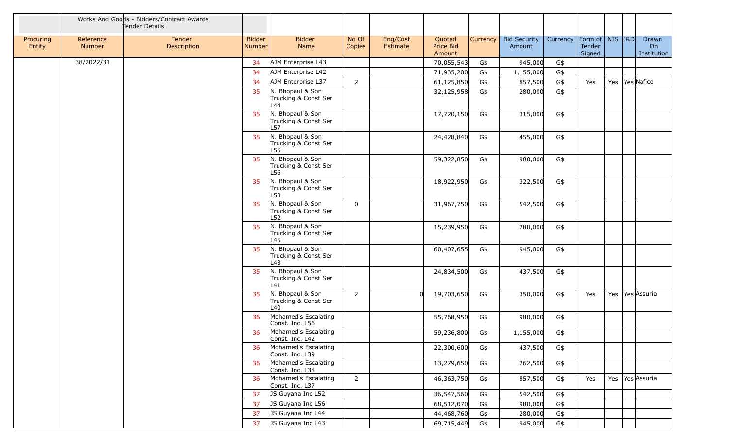| Procuring Entity | Reference Number | Works And Goods - Bidders/Contract Awards Tender Details Tender Description | Bidder Number | Bidder Name | No Of Copies | Eng/Cost Estimate | Quoted Price Bid Amount | Currency | Bid Security Amount | Currency | Form of Tender Signed | NIS | IRD | Drawn On Institution |
|---|---|---|---|---|---|---|---|---|---|---|---|---|---|---|
| | 38/2022/31 | | 34 | AJM Enterprise L43 | | | 70,055,543 | G$ | 945,000 | G$ | | | | |
| | | | 34 | AJM Enterprise L42 | | | 71,935,200 | G$ | 1,155,000 | G$ | | | | |
| | | | 34 | AJM Enterprise L37 | 2 | | 61,125,850 | G$ | 857,500 | G$ | Yes | Yes | Yes | Nafico |
| | | | 35 | N. Bhopaul & Son Trucking & Const Ser L44 | | | 32,125,958 | G$ | 280,000 | G$ | | | | |
| | | | 35 | N. Bhopaul & Son Trucking & Const Ser L57 | | | 17,720,150 | G$ | 315,000 | G$ | | | | |
| | | | 35 | N. Bhopaul & Son Trucking & Const Ser L55 | | | 24,428,840 | G$ | 455,000 | G$ | | | | |
| | | | 35 | N. Bhopaul & Son Trucking & Const Ser L56 | | | 59,322,850 | G$ | 980,000 | G$ | | | | |
| | | | 35 | N. Bhopaul & Son Trucking & Const Ser L53 | | | 18,922,950 | G$ | 322,500 | G$ | | | | |
| | | | 35 | N. Bhopaul & Son Trucking & Const Ser L52 | 0 | | 31,967,750 | G$ | 542,500 | G$ | | | | |
| | | | 35 | N. Bhopaul & Son Trucking & Const Ser L45 | | | 15,239,950 | G$ | 280,000 | G$ | | | | |
| | | | 35 | N. Bhopaul & Son Trucking & Const Ser L43 | | | 60,407,655 | G$ | 945,000 | G$ | | | | |
| | | | 35 | N. Bhopaul & Son Trucking & Const Ser L41 | | | 24,834,500 | G$ | 437,500 | G$ | | | | |
| | | | 35 | N. Bhopaul & Son Trucking & Const Ser L40 | 2 | 0 | 19,703,650 | G$ | 350,000 | G$ | Yes | Yes | Yes | Assuria |
| | | | 36 | Mohamed's Escalating Const. Inc. L56 | | | 55,768,950 | G$ | 980,000 | G$ | | | | |
| | | | 36 | Mohamed's Escalating Const. Inc. L42 | | | 59,236,800 | G$ | 1,155,000 | G$ | | | | |
| | | | 36 | Mohamed's Escalating Const. Inc. L39 | | | 22,300,600 | G$ | 437,500 | G$ | | | | |
| | | | 36 | Mohamed's Escalating Const. Inc. L38 | | | 13,279,650 | G$ | 262,500 | G$ | | | | |
| | | | 36 | Mohamed's Escalating Const. Inc. L37 | 2 | | 46,363,750 | G$ | 857,500 | G$ | Yes | Yes | Yes | Assuria |
| | | | 37 | JS Guyana Inc L52 | | | 36,547,560 | G$ | 542,500 | G$ | | | | |
| | | | 37 | JS Guyana Inc L56 | | | 68,512,070 | G$ | 980,000 | G$ | | | | |
| | | | 37 | JS Guyana Inc L44 | | | 44,468,760 | G$ | 280,000 | G$ | | | | |
| | | | 37 | JS Guyana Inc L43 | | | 69,715,449 | G$ | 945,000 | G$ | | | | |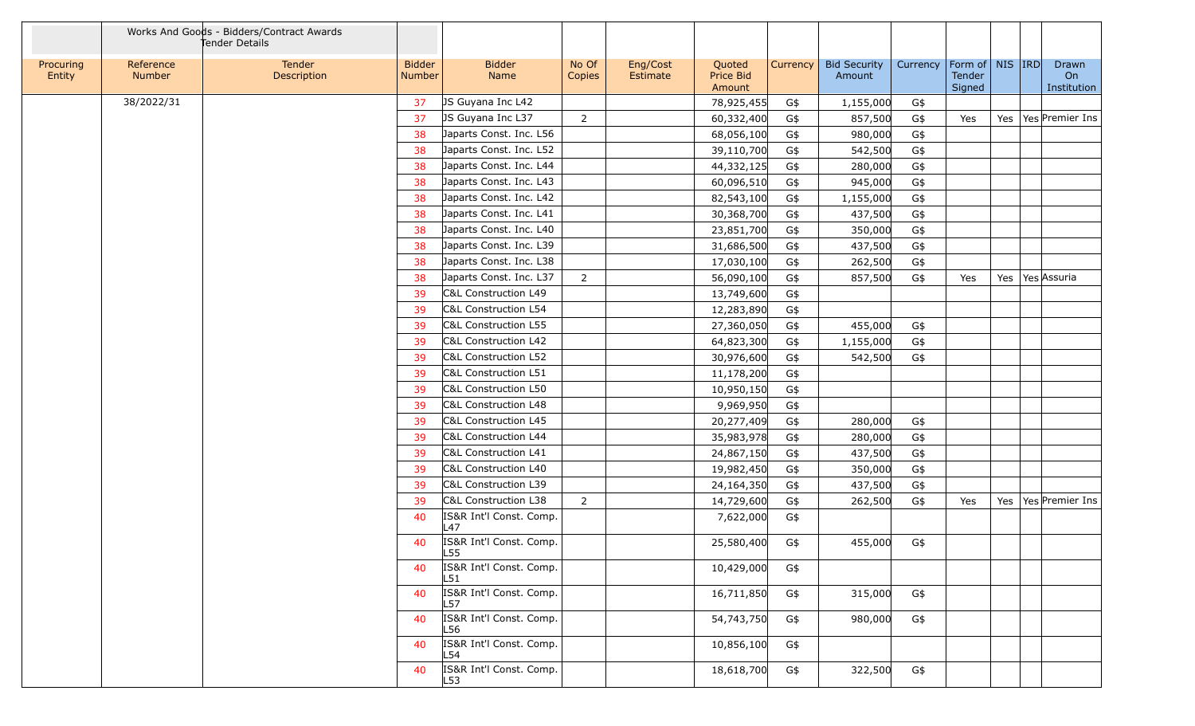| | Works And Goods - Bidders/Contract Awards Tender Details | | | | | | | | | | | | | |
|---|---|---|---|---|---|---|---|---|---|---|---|---|---|---|
| Procuring Entity | Reference Number | Tender Description | Bidder Number | Bidder Name | No Of Copies | Eng/Cost Estimate | Quoted Price Bid Amount | Currency | Bid Security Amount | Currency | Form of Tender Signed | NIS | IRD | Drawn On Institution |
| | 38/2022/31 | | 37 | JS Guyana Inc L42 | | | 78,925,455 | G$ | 1,155,000 | G$ | | | | |
| | | | 37 | JS Guyana Inc L37 | 2 | | 60,332,400 | G$ | 857,500 | G$ | Yes | Yes | Yes | Premier Ins |
| | | | 38 | Japarts Const. Inc. L56 | | | 68,056,100 | G$ | 980,000 | G$ | | | | |
| | | | 38 | Japarts Const. Inc. L52 | | | 39,110,700 | G$ | 542,500 | G$ | | | | |
| | | | 38 | Japarts Const. Inc. L44 | | | 44,332,125 | G$ | 280,000 | G$ | | | | |
| | | | 38 | Japarts Const. Inc. L43 | | | 60,096,510 | G$ | 945,000 | G$ | | | | |
| | | | 38 | Japarts Const. Inc. L42 | | | 82,543,100 | G$ | 1,155,000 | G$ | | | | |
| | | | 38 | Japarts Const. Inc. L41 | | | 30,368,700 | G$ | 437,500 | G$ | | | | |
| | | | 38 | Japarts Const. Inc. L40 | | | 23,851,700 | G$ | 350,000 | G$ | | | | |
| | | | 38 | Japarts Const. Inc. L39 | | | 31,686,500 | G$ | 437,500 | G$ | | | | |
| | | | 38 | Japarts Const. Inc. L38 | | | 17,030,100 | G$ | 262,500 | G$ | | | | |
| | | | 38 | Japarts Const. Inc. L37 | 2 | | 56,090,100 | G$ | 857,500 | G$ | Yes | Yes | Yes | Assuria |
| | | | 39 | C&L Construction L49 | | | 13,749,600 | G$ | | | | | | |
| | | | 39 | C&L Construction L54 | | | 12,283,890 | G$ | | | | | | |
| | | | 39 | C&L Construction L55 | | | 27,360,050 | G$ | 455,000 | G$ | | | | |
| | | | 39 | C&L Construction L42 | | | 64,823,300 | G$ | 1,155,000 | G$ | | | | |
| | | | 39 | C&L Construction L52 | | | 30,976,600 | G$ | 542,500 | G$ | | | | |
| | | | 39 | C&L Construction L51 | | | 11,178,200 | G$ | | | | | | |
| | | | 39 | C&L Construction L50 | | | 10,950,150 | G$ | | | | | | |
| | | | 39 | C&L Construction L48 | | | 9,969,950 | G$ | | | | | | |
| | | | 39 | C&L Construction L45 | | | 20,277,409 | G$ | 280,000 | G$ | | | | |
| | | | 39 | C&L Construction L44 | | | 35,983,978 | G$ | 280,000 | G$ | | | | |
| | | | 39 | C&L Construction L41 | | | 24,867,150 | G$ | 437,500 | G$ | | | | |
| | | | 39 | C&L Construction L40 | | | 19,982,450 | G$ | 350,000 | G$ | | | | |
| | | | 39 | C&L Construction L39 | | | 24,164,350 | G$ | 437,500 | G$ | | | | |
| | | | 39 | C&L Construction L38 | 2 | | 14,729,600 | G$ | 262,500 | G$ | Yes | Yes | Yes | Premier Ins |
| | | | 40 | IS&R Int'l Const. Comp. L47 | | | 7,622,000 | G$ | | | | | | |
| | | | 40 | IS&R Int'l Const. Comp. L55 | | | 25,580,400 | G$ | 455,000 | G$ | | | | |
| | | | 40 | IS&R Int'l Const. Comp. L51 | | | 10,429,000 | G$ | | | | | | |
| | | | 40 | IS&R Int'l Const. Comp. L57 | | | 16,711,850 | G$ | 315,000 | G$ | | | | |
| | | | 40 | IS&R Int'l Const. Comp. L56 | | | 54,743,750 | G$ | 980,000 | G$ | | | | |
| | | | 40 | IS&R Int'l Const. Comp. L54 | | | 10,856,100 | G$ | | | | | | |
| | | | 40 | IS&R Int'l Const. Comp. L53 | | | 18,618,700 | G$ | 322,500 | G$ | | | | |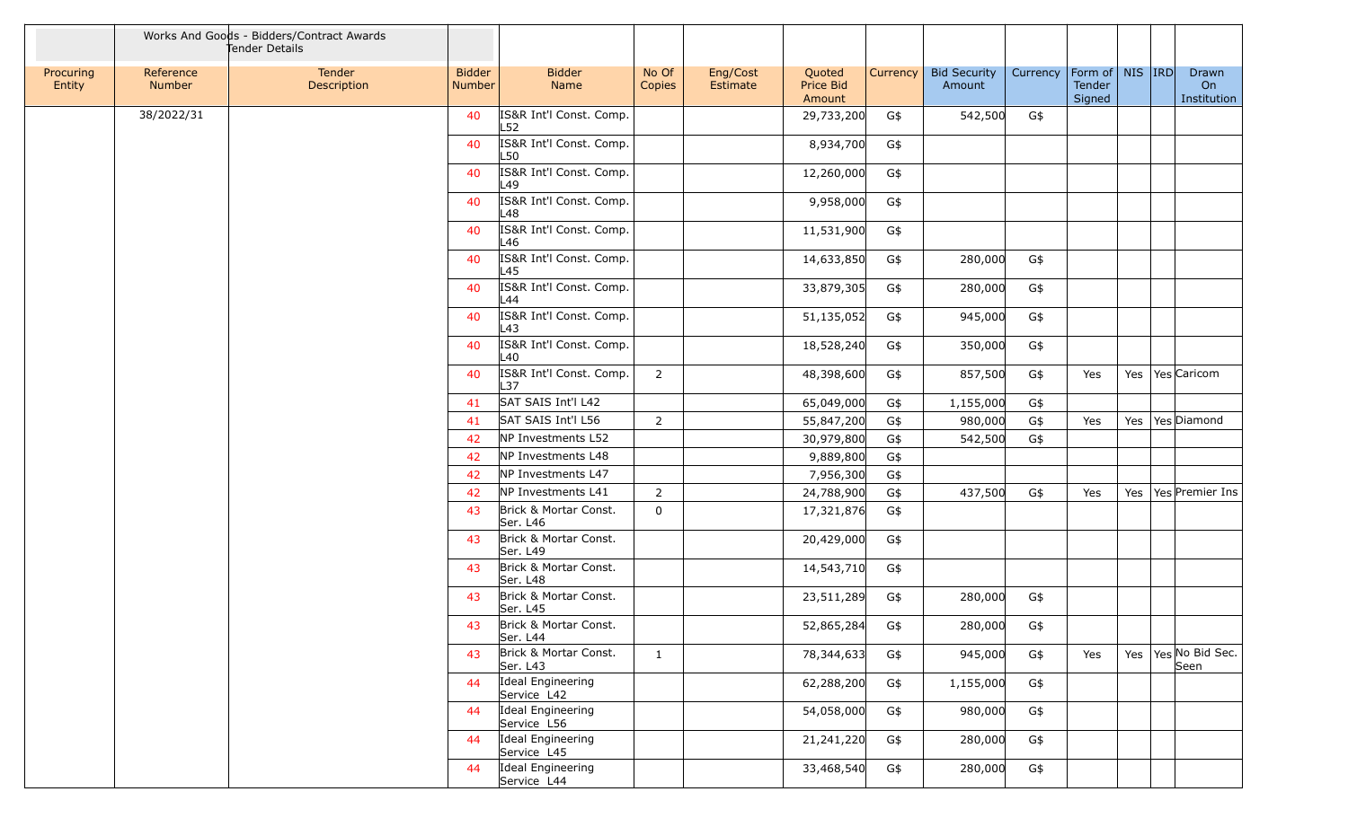| | Works And Goods - Bidders/Contract Awards Tender Details | | | | | | | | | | | | | | |
|---|---|---|---|---|---|---|---|---|---|---|---|---|---|---|---|
| Procuring Entity | Reference Number | Tender Description | Bidder Number | Bidder Name | No Of Copies | Eng/Cost Estimate | Quoted Price Bid Amount | Currency | Bid Security Amount | Currency | Form of Tender Signed | NIS | IRD | Drawn On Institution |
| | 38/2022/31 | | 40 | IS&R Int'l Const. Comp. L52 | | | 29,733,200 | G$ | 542,500 | G$ | | | | |
| | | | 40 | IS&R Int'l Const. Comp. L50 | | | 8,934,700 | G$ | | | | | | |
| | | | 40 | IS&R Int'l Const. Comp. L49 | | | 12,260,000 | G$ | | | | | | |
| | | | 40 | IS&R Int'l Const. Comp. L48 | | | 9,958,000 | G$ | | | | | | |
| | | | 40 | IS&R Int'l Const. Comp. L46 | | | 11,531,900 | G$ | | | | | | |
| | | | 40 | IS&R Int'l Const. Comp. L45 | | | 14,633,850 | G$ | 280,000 | G$ | | | | |
| | | | 40 | IS&R Int'l Const. Comp. L44 | | | 33,879,305 | G$ | 280,000 | G$ | | | | |
| | | | 40 | IS&R Int'l Const. Comp. L43 | | | 51,135,052 | G$ | 945,000 | G$ | | | | |
| | | | 40 | IS&R Int'l Const. Comp. L40 | | | 18,528,240 | G$ | 350,000 | G$ | | | | |
| | | | 40 | IS&R Int'l Const. Comp. L37 | 2 | | 48,398,600 | G$ | 857,500 | G$ | Yes | Yes | Yes | Caricom |
| | | | 41 | SAT SAIS Int'l L42 | | | 65,049,000 | G$ | 1,155,000 | G$ | | | | |
| | | | 41 | SAT SAIS Int'l L56 | 2 | | 55,847,200 | G$ | 980,000 | G$ | Yes | Yes | Yes | Diamond |
| | | | 42 | NP Investments L52 | | | 30,979,800 | G$ | 542,500 | G$ | | | | |
| | | | 42 | NP Investments L48 | | | 9,889,800 | G$ | | | | | | |
| | | | 42 | NP Investments L47 | | | 7,956,300 | G$ | | | | | | |
| | | | 42 | NP Investments L41 | 2 | | 24,788,900 | G$ | 437,500 | G$ | Yes | Yes | Yes | Premier Ins |
| | | | 43 | Brick & Mortar Const. Ser. L46 | 0 | | 17,321,876 | G$ | | | | | | |
| | | | 43 | Brick & Mortar Const. Ser. L49 | | | 20,429,000 | G$ | | | | | | |
| | | | 43 | Brick & Mortar Const. Ser. L48 | | | 14,543,710 | G$ | | | | | | |
| | | | 43 | Brick & Mortar Const. Ser. L45 | | | 23,511,289 | G$ | 280,000 | G$ | | | | |
| | | | 43 | Brick & Mortar Const. Ser. L44 | | | 52,865,284 | G$ | 280,000 | G$ | | | | |
| | | | 43 | Brick & Mortar Const. Ser. L43 | 1 | | 78,344,633 | G$ | 945,000 | G$ | Yes | Yes | Yes | No Bid Sec. Seen |
| | | | 44 | Ideal Engineering Service L42 | | | 62,288,200 | G$ | 1,155,000 | G$ | | | | |
| | | | 44 | Ideal Engineering Service L56 | | | 54,058,000 | G$ | 980,000 | G$ | | | | |
| | | | 44 | Ideal Engineering Service L45 | | | 21,241,220 | G$ | 280,000 | G$ | | | | |
| | | | 44 | Ideal Engineering Service L44 | | | 33,468,540 | G$ | 280,000 | G$ | | | | |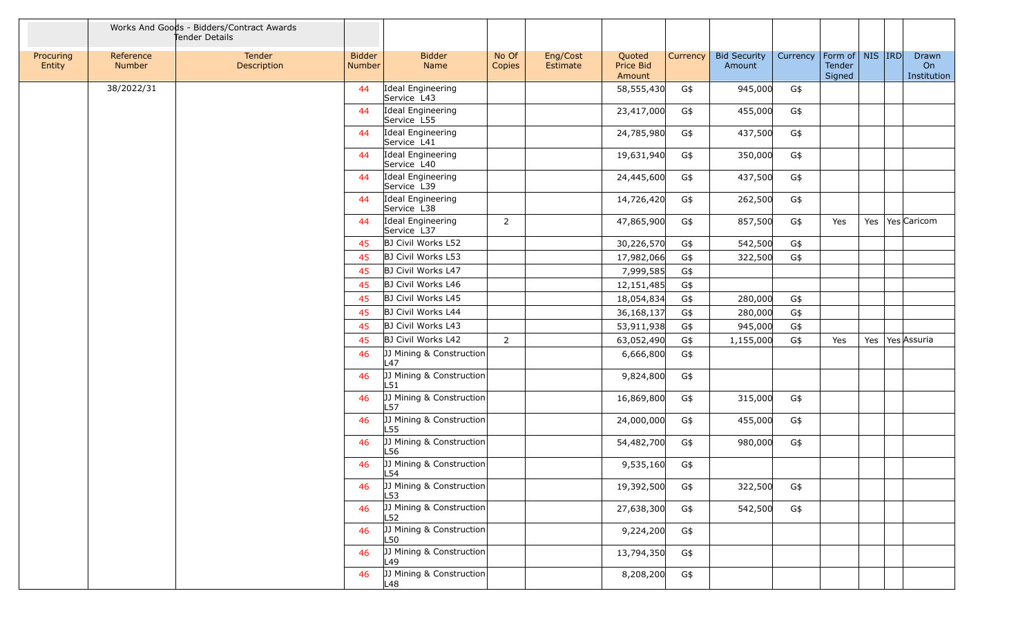| | Works And Goods - Bidders/Contract Awards Tender Details | | | | | | | | | | | | | | |
|---|---|---|---|---|---|---|---|---|---|---|---|---|---|---|---|
| Procuring Entity | Reference Number | Tender Description | Bidder Number | Bidder Name | No Of Copies | Eng/Cost Estimate | Quoted Price Bid Amount | Currency | Bid Security Amount | Currency | Form of Tender Signed | NIS | IRD | Drawn On Institution |
| | 38/2022/31 | | 44 | Ideal Engineering Service L43 | | | 58,555,430 | G$ | 945,000 | G$ | | | | |
| | | | 44 | Ideal Engineering Service L55 | | | 23,417,000 | G$ | 455,000 | G$ | | | | |
| | | | 44 | Ideal Engineering Service L41 | | | 24,785,980 | G$ | 437,500 | G$ | | | | |
| | | | 44 | Ideal Engineering Service L40 | | | 19,631,940 | G$ | 350,000 | G$ | | | | |
| | | | 44 | Ideal Engineering Service L39 | | | 24,445,600 | G$ | 437,500 | G$ | | | | |
| | | | 44 | Ideal Engineering Service L38 | | | 14,726,420 | G$ | 262,500 | G$ | | | | |
| | | | 44 | Ideal Engineering Service L37 | 2 | | 47,865,900 | G$ | 857,500 | G$ | Yes | Yes | Yes | Caricom |
| | | | 45 | BJ Civil Works L52 | | | 30,226,570 | G$ | 542,500 | G$ | | | | |
| | | | 45 | BJ Civil Works L53 | | | 17,982,066 | G$ | 322,500 | G$ | | | | |
| | | | 45 | BJ Civil Works L47 | | | 7,999,585 | G$ | | | | | | |
| | | | 45 | BJ Civil Works L46 | | | 12,151,485 | G$ | | | | | | |
| | | | 45 | BJ Civil Works L45 | | | 18,054,834 | G$ | 280,000 | G$ | | | | |
| | | | 45 | BJ Civil Works L44 | | | 36,168,137 | G$ | 280,000 | G$ | | | | |
| | | | 45 | BJ Civil Works L43 | | | 53,911,938 | G$ | 945,000 | G$ | | | | |
| | | | 45 | BJ Civil Works L42 | 2 | | 63,052,490 | G$ | 1,155,000 | G$ | Yes | Yes | Yes | Assuria |
| | | | 46 | JJ Mining & Construction L47 | | | 6,666,800 | G$ | | | | | | |
| | | | 46 | JJ Mining & Construction L51 | | | 9,824,800 | G$ | | | | | | |
| | | | 46 | JJ Mining & Construction L57 | | | 16,869,800 | G$ | 315,000 | G$ | | | | |
| | | | 46 | JJ Mining & Construction L55 | | | 24,000,000 | G$ | 455,000 | G$ | | | | |
| | | | 46 | JJ Mining & Construction L56 | | | 54,482,700 | G$ | 980,000 | G$ | | | | |
| | | | 46 | JJ Mining & Construction L54 | | | 9,535,160 | G$ | | | | | | |
| | | | 46 | JJ Mining & Construction L53 | | | 19,392,500 | G$ | 322,500 | G$ | | | | |
| | | | 46 | JJ Mining & Construction L52 | | | 27,638,300 | G$ | 542,500 | G$ | | | | |
| | | | 46 | JJ Mining & Construction L50 | | | 9,224,200 | G$ | | | | | | |
| | | | 46 | JJ Mining & Construction L49 | | | 13,794,350 | G$ | | | | | | |
| | | | 46 | JJ Mining & Construction L48 | | | 8,208,200 | G$ | | | | | | |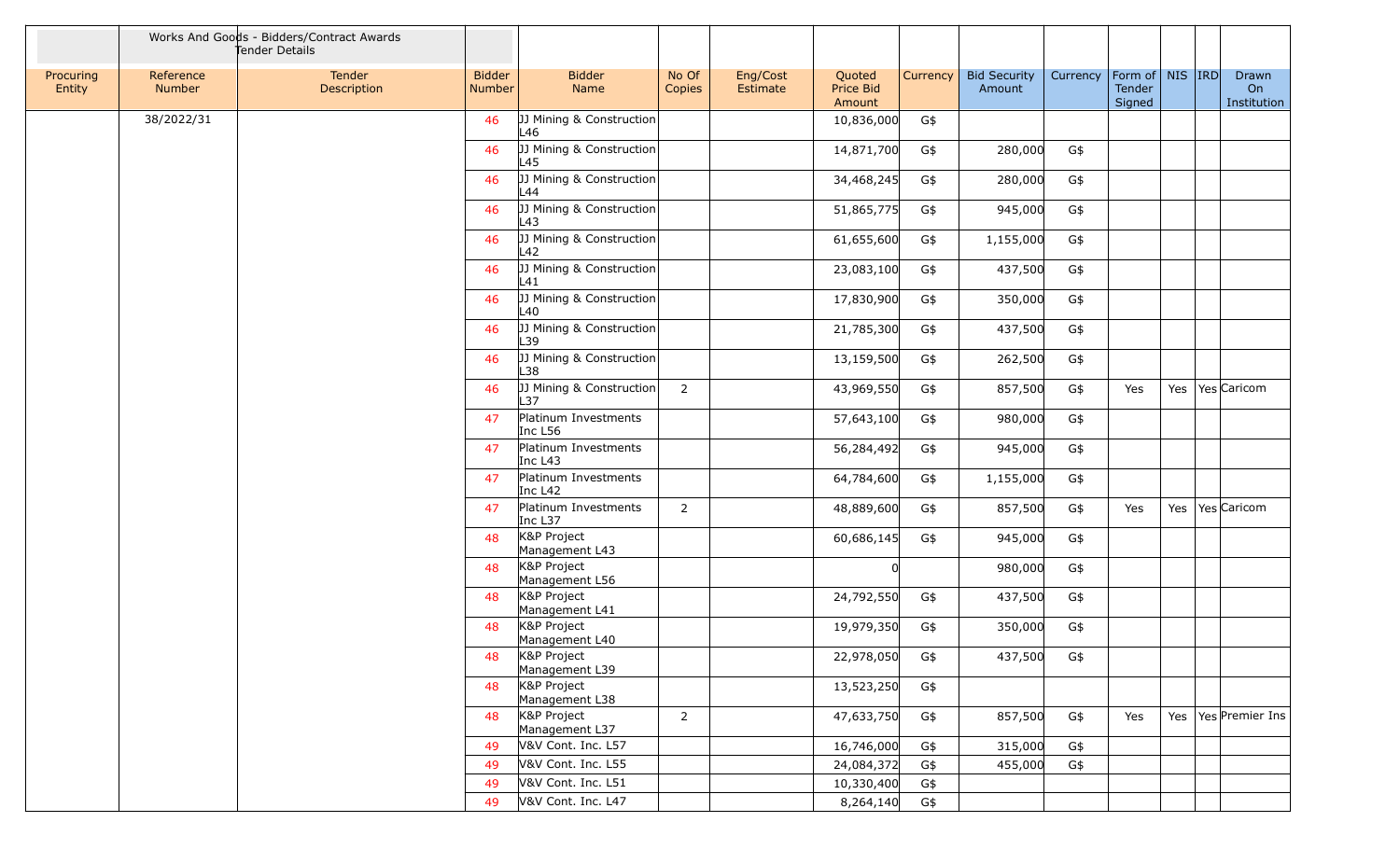| | Works And Goods - Bidders/Contract Awards Tender Details | | | | | | | | | | | | | |
|---|---|---|---|---|---|---|---|---|---|---|---|---|---|---|
| Procuring Entity | Reference Number | Tender Description | Bidder Number | Bidder Name | No Of Copies | Eng/Cost Estimate | Quoted Price Bid Amount | Currency | Bid Security Amount | Currency | Form of Tender Signed | NIS | IRD | Drawn On Institution |
| | 38/2022/31 | | 46 | JJ Mining & Construction L46 | | | 10,836,000 | G$ | | | | | | |
| | | | 46 | JJ Mining & Construction L45 | | | 14,871,700 | G$ | 280,000 | G$ | | | | |
| | | | 46 | JJ Mining & Construction L44 | | | 34,468,245 | G$ | 280,000 | G$ | | | | |
| | | | 46 | JJ Mining & Construction L43 | | | 51,865,775 | G$ | 945,000 | G$ | | | | |
| | | | 46 | JJ Mining & Construction L42 | | | 61,655,600 | G$ | 1,155,000 | G$ | | | | |
| | | | 46 | JJ Mining & Construction L41 | | | 23,083,100 | G$ | 437,500 | G$ | | | | |
| | | | 46 | JJ Mining & Construction L40 | | | 17,830,900 | G$ | 350,000 | G$ | | | | |
| | | | 46 | JJ Mining & Construction L39 | | | 21,785,300 | G$ | 437,500 | G$ | | | | |
| | | | 46 | JJ Mining & Construction L38 | | | 13,159,500 | G$ | 262,500 | G$ | | | | |
| | | | 46 | JJ Mining & Construction L37 | 2 | | 43,969,550 | G$ | 857,500 | G$ | Yes | Yes | Yes | Caricom |
| | | | 47 | Platinum Investments Inc L56 | | | 57,643,100 | G$ | 980,000 | G$ | | | | |
| | | | 47 | Platinum Investments Inc L43 | | | 56,284,492 | G$ | 945,000 | G$ | | | | |
| | | | 47 | Platinum Investments Inc L42 | | | 64,784,600 | G$ | 1,155,000 | G$ | | | | |
| | | | 47 | Platinum Investments Inc L37 | 2 | | 48,889,600 | G$ | 857,500 | G$ | Yes | Yes | Yes | Caricom |
| | | | 48 | K&P Project Management L43 | | | 60,686,145 | G$ | 945,000 | G$ | | | | |
| | | | 48 | K&P Project Management L56 | | | 0 | | 980,000 | G$ | | | | |
| | | | 48 | K&P Project Management L41 | | | 24,792,550 | G$ | 437,500 | G$ | | | | |
| | | | 48 | K&P Project Management L40 | | | 19,979,350 | G$ | 350,000 | G$ | | | | |
| | | | 48 | K&P Project Management L39 | | | 22,978,050 | G$ | 437,500 | G$ | | | | |
| | | | 48 | K&P Project Management L38 | | | 13,523,250 | G$ | | | | | | |
| | | | 48 | K&P Project Management L37 | 2 | | 47,633,750 | G$ | 857,500 | G$ | Yes | Yes | Yes | Premier Ins |
| | | | 49 | V&V Cont. Inc. L57 | | | 16,746,000 | G$ | 315,000 | G$ | | | | |
| | | | 49 | V&V Cont. Inc. L55 | | | 24,084,372 | G$ | 455,000 | G$ | | | | |
| | | | 49 | V&V Cont. Inc. L51 | | | 10,330,400 | G$ | | | | | | |
| | | | 49 | V&V Cont. Inc. L47 | | | 8,264,140 | G$ | | | | | | |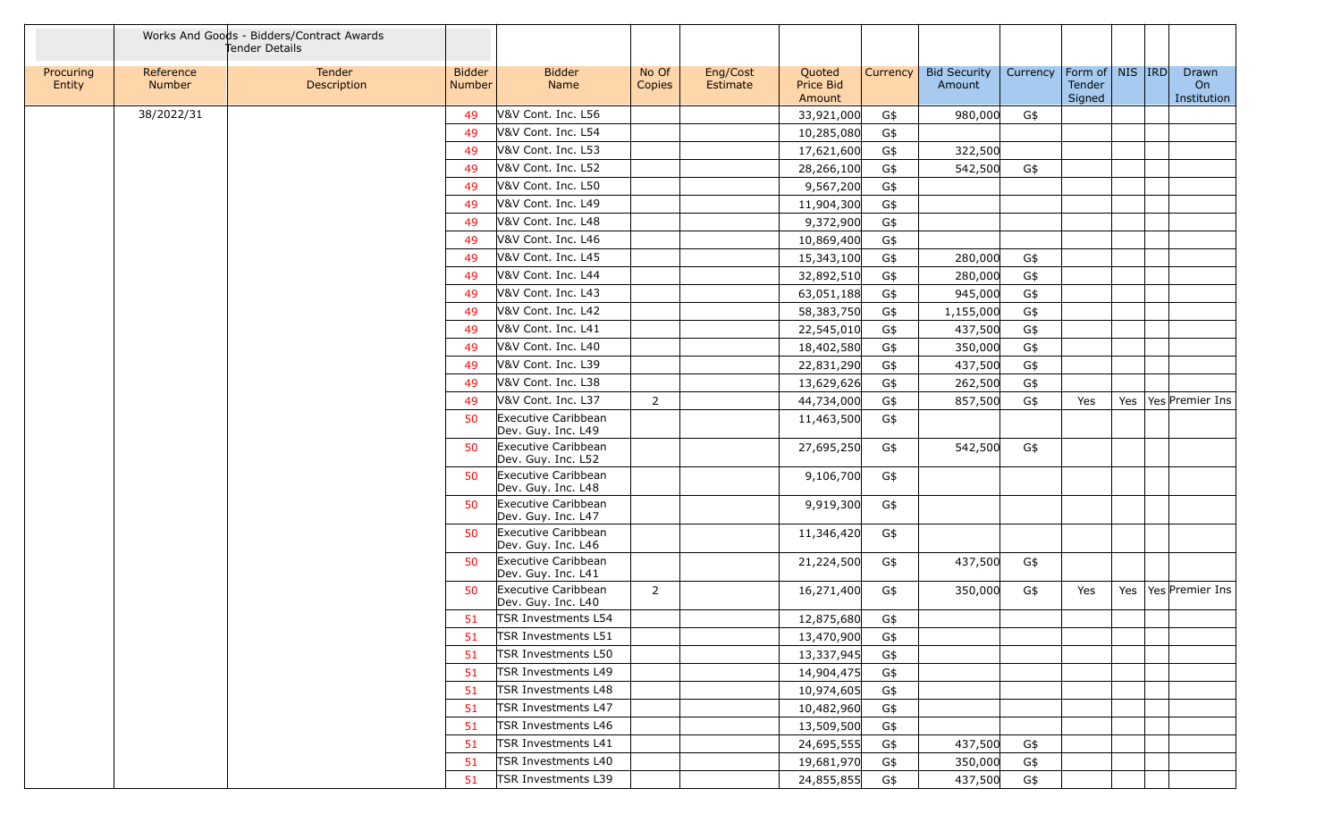| Procuring Entity | Reference Number | Works And Goods - Bidders/Contract Awards Tender Details Tender Description | Bidder Number | Bidder Name | No Of Copies | Eng/Cost Estimate | Quoted Price Bid Amount | Currency | Bid Security Amount | Currency | Form of Tender Signed | NIS | IRD | Drawn On Institution |
|---|---|---|---|---|---|---|---|---|---|---|---|---|---|---|
| | 38/2022/31 | | 49 | V&V Cont. Inc. L56 | | | 33,921,000 | G$ | 980,000 | G$ | | | | |
| | | | 49 | V&V Cont. Inc. L54 | | | 10,285,080 | G$ | | | | | | |
| | | | 49 | V&V Cont. Inc. L53 | | | 17,621,600 | G$ | 322,500 | | | | | |
| | | | 49 | V&V Cont. Inc. L52 | | | 28,266,100 | G$ | 542,500 | G$ | | | | |
| | | | 49 | V&V Cont. Inc. L50 | | | 9,567,200 | G$ | | | | | | |
| | | | 49 | V&V Cont. Inc. L49 | | | 11,904,300 | G$ | | | | | | |
| | | | 49 | V&V Cont. Inc. L48 | | | 9,372,900 | G$ | | | | | | |
| | | | 49 | V&V Cont. Inc. L46 | | | 10,869,400 | G$ | | | | | | |
| | | | 49 | V&V Cont. Inc. L45 | | | 15,343,100 | G$ | 280,000 | G$ | | | | |
| | | | 49 | V&V Cont. Inc. L44 | | | 32,892,510 | G$ | 280,000 | G$ | | | | |
| | | | 49 | V&V Cont. Inc. L43 | | | 63,051,188 | G$ | 945,000 | G$ | | | | |
| | | | 49 | V&V Cont. Inc. L42 | | | 58,383,750 | G$ | 1,155,000 | G$ | | | | |
| | | | 49 | V&V Cont. Inc. L41 | | | 22,545,010 | G$ | 437,500 | G$ | | | | |
| | | | 49 | V&V Cont. Inc. L40 | | | 18,402,580 | G$ | 350,000 | G$ | | | | |
| | | | 49 | V&V Cont. Inc. L39 | | | 22,831,290 | G$ | 437,500 | G$ | | | | |
| | | | 49 | V&V Cont. Inc. L38 | | | 13,629,626 | G$ | 262,500 | G$ | | | | |
| | | | 49 | V&V Cont. Inc. L37 | 2 | | 44,734,000 | G$ | 857,500 | G$ | Yes | Yes | Yes | Premier Ins |
| | | | 50 | Executive Caribbean Dev. Guy. Inc. L49 | | | 11,463,500 | G$ | | | | | | |
| | | | 50 | Executive Caribbean Dev. Guy. Inc. L52 | | | 27,695,250 | G$ | 542,500 | G$ | | | | |
| | | | 50 | Executive Caribbean Dev. Guy. Inc. L48 | | | 9,106,700 | G$ | | | | | | |
| | | | 50 | Executive Caribbean Dev. Guy. Inc. L47 | | | 9,919,300 | G$ | | | | | | |
| | | | 50 | Executive Caribbean Dev. Guy. Inc. L46 | | | 11,346,420 | G$ | | | | | | |
| | | | 50 | Executive Caribbean Dev. Guy. Inc. L41 | | | 21,224,500 | G$ | 437,500 | G$ | | | | |
| | | | 50 | Executive Caribbean Dev. Guy. Inc. L40 | 2 | | 16,271,400 | G$ | 350,000 | G$ | Yes | Yes | Yes | Premier Ins |
| | | | 51 | TSR Investments L54 | | | 12,875,680 | G$ | | | | | | |
| | | | 51 | TSR Investments L51 | | | 13,470,900 | G$ | | | | | | |
| | | | 51 | TSR Investments L50 | | | 13,337,945 | G$ | | | | | | |
| | | | 51 | TSR Investments L49 | | | 14,904,475 | G$ | | | | | | |
| | | | 51 | TSR Investments L48 | | | 10,974,605 | G$ | | | | | | |
| | | | 51 | TSR Investments L47 | | | 10,482,960 | G$ | | | | | | |
| | | | 51 | TSR Investments L46 | | | 13,509,500 | G$ | | | | | | |
| | | | 51 | TSR Investments L41 | | | 24,695,555 | G$ | 437,500 | G$ | | | | |
| | | | 51 | TSR Investments L40 | | | 19,681,970 | G$ | 350,000 | G$ | | | | |
| | | | 51 | TSR Investments L39 | | | 24,855,855 | G$ | 437,500 | G$ | | | | |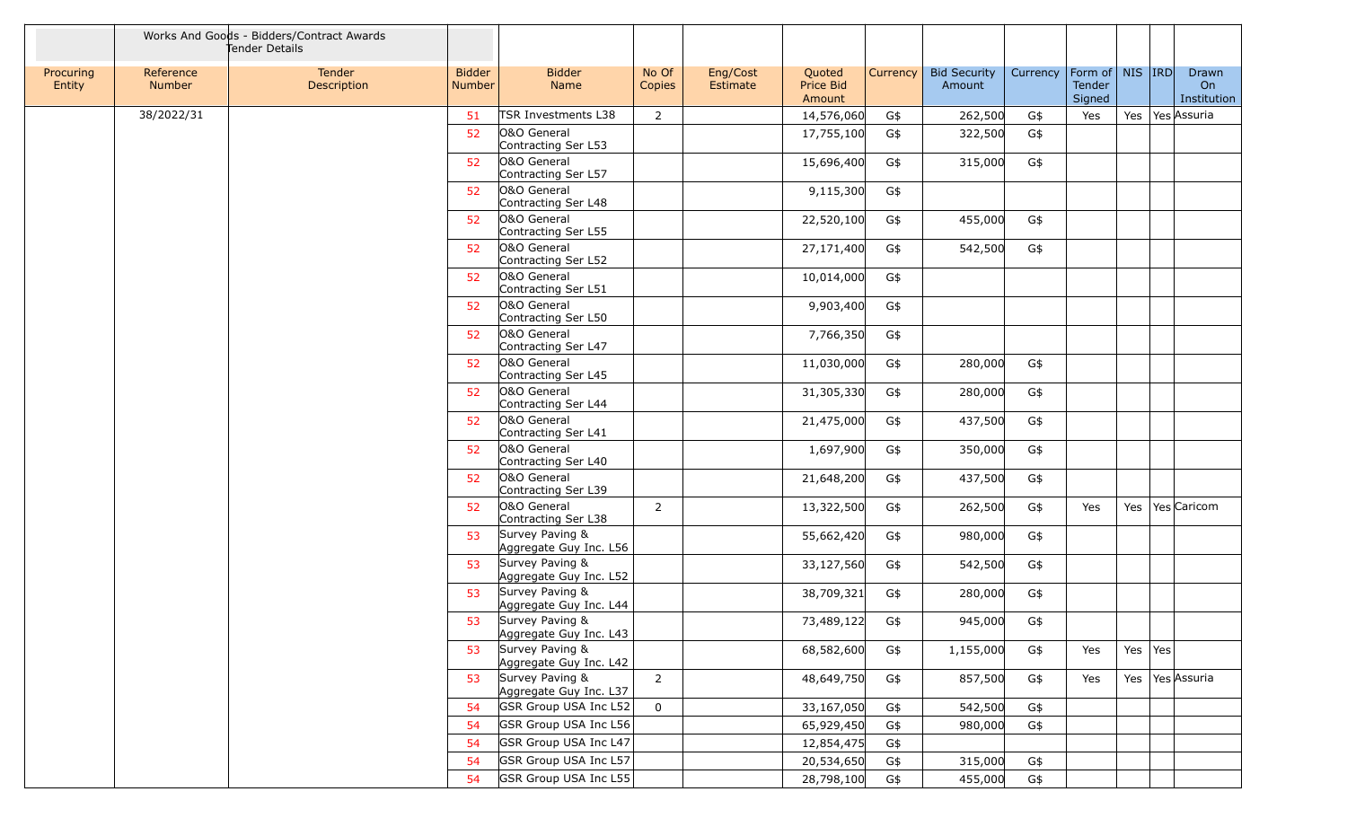| | Works And Goods - Bidders/Contract Awards Tender Details | | | | | | | | | | | | | |
|---|---|---|---|---|---|---|---|---|---|---|---|---|---|---|
| Procuring Entity | Reference Number | Tender Description | Bidder Number | Bidder Name | No Of Copies | Eng/Cost Estimate | Quoted Price Bid Amount | Currency | Bid Security Amount | Currency | Form of Tender Signed | NIS | IRD | Drawn On Institution |
| | 38/2022/31 | | 51 | TSR Investments L38 | 2 | | 14,576,060 | G$ | 262,500 | G$ | Yes | Yes | Yes | Assuria |
| | | | 52 | O&O General Contracting Ser L53 | | | 17,755,100 | G$ | 322,500 | G$ | | | | |
| | | | 52 | O&O General Contracting Ser L57 | | | 15,696,400 | G$ | 315,000 | G$ | | | | |
| | | | 52 | O&O General Contracting Ser L48 | | | 9,115,300 | G$ | | | | | | |
| | | | 52 | O&O General Contracting Ser L55 | | | 22,520,100 | G$ | 455,000 | G$ | | | | |
| | | | 52 | O&O General Contracting Ser L52 | | | 27,171,400 | G$ | 542,500 | G$ | | | | |
| | | | 52 | O&O General Contracting Ser L51 | | | 10,014,000 | G$ | | | | | | |
| | | | 52 | O&O General Contracting Ser L50 | | | 9,903,400 | G$ | | | | | | |
| | | | 52 | O&O General Contracting Ser L47 | | | 7,766,350 | G$ | | | | | | |
| | | | 52 | O&O General Contracting Ser L45 | | | 11,030,000 | G$ | 280,000 | G$ | | | | |
| | | | 52 | O&O General Contracting Ser L44 | | | 31,305,330 | G$ | 280,000 | G$ | | | | |
| | | | 52 | O&O General Contracting Ser L41 | | | 21,475,000 | G$ | 437,500 | G$ | | | | |
| | | | 52 | O&O General Contracting Ser L40 | | | 1,697,900 | G$ | 350,000 | G$ | | | | |
| | | | 52 | O&O General Contracting Ser L39 | | | 21,648,200 | G$ | 437,500 | G$ | | | | |
| | | | 52 | O&O General Contracting Ser L38 | 2 | | 13,322,500 | G$ | 262,500 | G$ | Yes | Yes | Yes | Caricom |
| | | | 53 | Survey Paving & Aggregate Guy Inc. L56 | | | 55,662,420 | G$ | 980,000 | G$ | | | | |
| | | | 53 | Survey Paving & Aggregate Guy Inc. L52 | | | 33,127,560 | G$ | 542,500 | G$ | | | | |
| | | | 53 | Survey Paving & Aggregate Guy Inc. L44 | | | 38,709,321 | G$ | 280,000 | G$ | | | | |
| | | | 53 | Survey Paving & Aggregate Guy Inc. L43 | | | 73,489,122 | G$ | 945,000 | G$ | | | | |
| | | | 53 | Survey Paving & Aggregate Guy Inc. L42 | | | 68,582,600 | G$ | 1,155,000 | G$ | Yes | Yes | Yes | |
| | | | 53 | Survey Paving & Aggregate Guy Inc. L37 | 2 | | 48,649,750 | G$ | 857,500 | G$ | Yes | Yes | Yes | Assuria |
| | | | 54 | GSR Group USA Inc L52 | 0 | | 33,167,050 | G$ | 542,500 | G$ | | | | |
| | | | 54 | GSR Group USA Inc L56 | | | 65,929,450 | G$ | 980,000 | G$ | | | | |
| | | | 54 | GSR Group USA Inc L47 | | | 12,854,475 | G$ | | | | | | |
| | | | 54 | GSR Group USA Inc L57 | | | 20,534,650 | G$ | 315,000 | G$ | | | | |
| | | | 54 | GSR Group USA Inc L55 | | | 28,798,100 | G$ | 455,000 | G$ | | | | |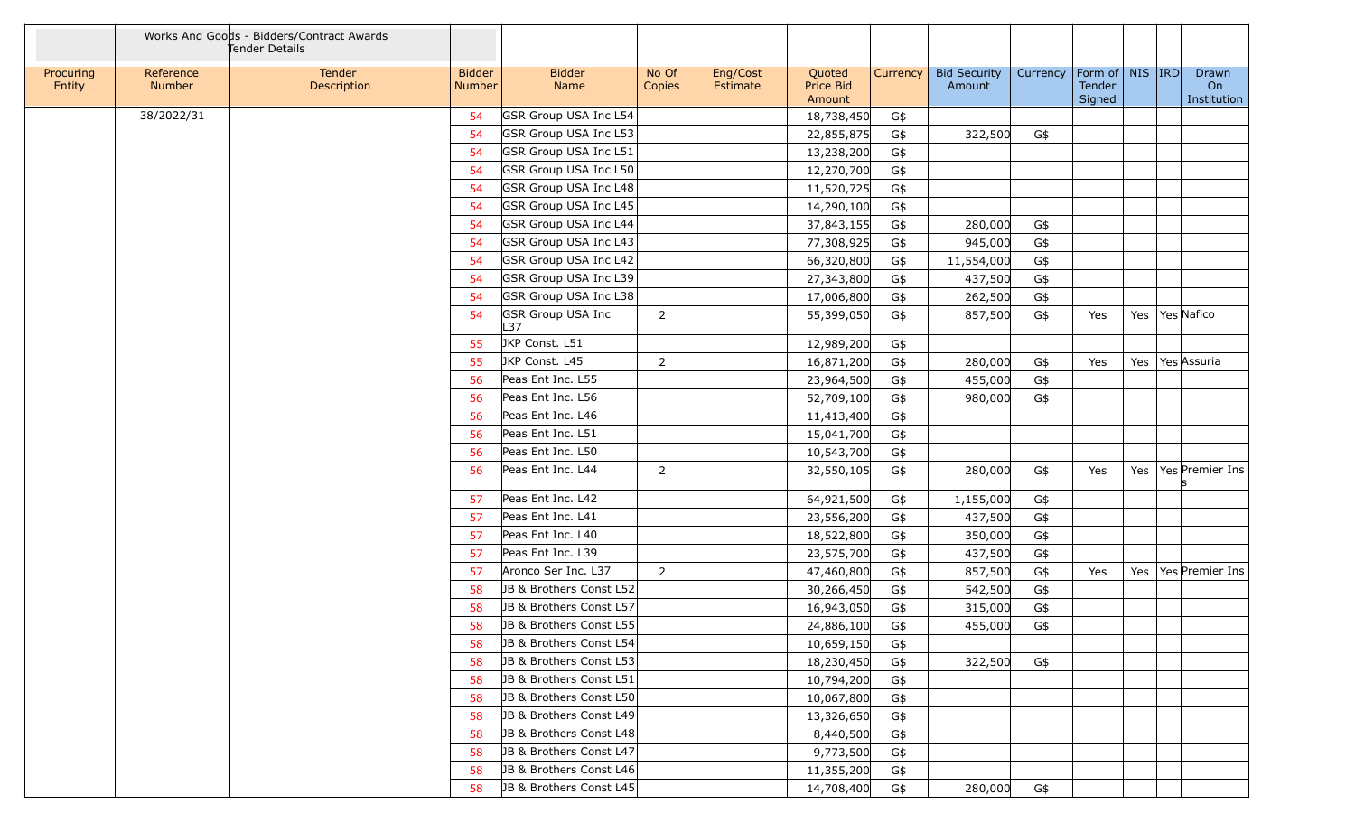| | Works And Goods - Bidders/Contract Awards Tender Details | | | | | | | | | | | | | |
|---|---|---|---|---|---|---|---|---|---|---|---|---|---|---|
| Procuring Entity | Reference Number | Tender Description | Bidder Number | Bidder Name | No Of Copies | Eng/Cost Estimate | Quoted Price Bid Amount | Currency | Bid Security Amount | Currency | Form of Tender Signed | NIS | IRD | Drawn On Institution |
| | 38/2022/31 | | 54 | GSR Group USA Inc L54 | | | 18,738,450 | G$ | | | | | | |
| | | | 54 | GSR Group USA Inc L53 | | | 22,855,875 | G$ | 322,500 | G$ | | | | |
| | | | 54 | GSR Group USA Inc L51 | | | 13,238,200 | G$ | | | | | | |
| | | | 54 | GSR Group USA Inc L50 | | | 12,270,700 | G$ | | | | | | |
| | | | 54 | GSR Group USA Inc L48 | | | 11,520,725 | G$ | | | | | | |
| | | | 54 | GSR Group USA Inc L45 | | | 14,290,100 | G$ | | | | | | |
| | | | 54 | GSR Group USA Inc L44 | | | 37,843,155 | G$ | 280,000 | G$ | | | | |
| | | | 54 | GSR Group USA Inc L43 | | | 77,308,925 | G$ | 945,000 | G$ | | | | |
| | | | 54 | GSR Group USA Inc L42 | | | 66,320,800 | G$ | 11,554,000 | G$ | | | | |
| | | | 54 | GSR Group USA Inc L39 | | | 27,343,800 | G$ | 437,500 | G$ | | | | |
| | | | 54 | GSR Group USA Inc L38 | | | 17,006,800 | G$ | 262,500 | G$ | | | | |
| | | | 54 | GSR Group USA Inc L37 | 2 | | 55,399,050 | G$ | 857,500 | G$ | Yes | Yes | Yes | Nafico |
| | | | 55 | JKP Const. L51 | | | 12,989,200 | G$ | | | | | | |
| | | | 55 | JKP Const. L45 | 2 | | 16,871,200 | G$ | 280,000 | G$ | Yes | Yes | Yes | Assuria |
| | | | 56 | Peas Ent Inc. L55 | | | 23,964,500 | G$ | 455,000 | G$ | | | | |
| | | | 56 | Peas Ent Inc. L56 | | | 52,709,100 | G$ | 980,000 | G$ | | | | |
| | | | 56 | Peas Ent Inc. L46 | | | 11,413,400 | G$ | | | | | | |
| | | | 56 | Peas Ent Inc. L51 | | | 15,041,700 | G$ | | | | | | |
| | | | 56 | Peas Ent Inc. L50 | | | 10,543,700 | G$ | | | | | | |
| | | | 56 | Peas Ent Inc. L44 | 2 | | 32,550,105 | G$ | 280,000 | G$ | Yes | Yes | Yes | Premier Inss |
| | | | 57 | Peas Ent Inc. L42 | | | 64,921,500 | G$ | 1,155,000 | G$ | | | | |
| | | | 57 | Peas Ent Inc. L41 | | | 23,556,200 | G$ | 437,500 | G$ | | | | |
| | | | 57 | Peas Ent Inc. L40 | | | 18,522,800 | G$ | 350,000 | G$ | | | | |
| | | | 57 | Peas Ent Inc. L39 | | | 23,575,700 | G$ | 437,500 | G$ | | | | |
| | | | 57 | Aronco Ser Inc. L37 | 2 | | 47,460,800 | G$ | 857,500 | G$ | Yes | Yes | Yes | Premier Ins |
| | | | 58 | JB & Brothers Const L52 | | | 30,266,450 | G$ | 542,500 | G$ | | | | |
| | | | 58 | JB & Brothers Const L57 | | | 16,943,050 | G$ | 315,000 | G$ | | | | |
| | | | 58 | JB & Brothers Const L55 | | | 24,886,100 | G$ | 455,000 | G$ | | | | |
| | | | 58 | JB & Brothers Const L54 | | | 10,659,150 | G$ | | | | | | |
| | | | 58 | JB & Brothers Const L53 | | | 18,230,450 | G$ | 322,500 | G$ | | | | |
| | | | 58 | JB & Brothers Const L51 | | | 10,794,200 | G$ | | | | | | |
| | | | 58 | JB & Brothers Const L50 | | | 10,067,800 | G$ | | | | | | |
| | | | 58 | JB & Brothers Const L49 | | | 13,326,650 | G$ | | | | | | |
| | | | 58 | JB & Brothers Const L48 | | | 8,440,500 | G$ | | | | | | |
| | | | 58 | JB & Brothers Const L47 | | | 9,773,500 | G$ | | | | | | |
| | | | 58 | JB & Brothers Const L46 | | | 11,355,200 | G$ | | | | | | |
| | | | 58 | JB & Brothers Const L45 | | | 14,708,400 | G$ | 280,000 | G$ | | | | |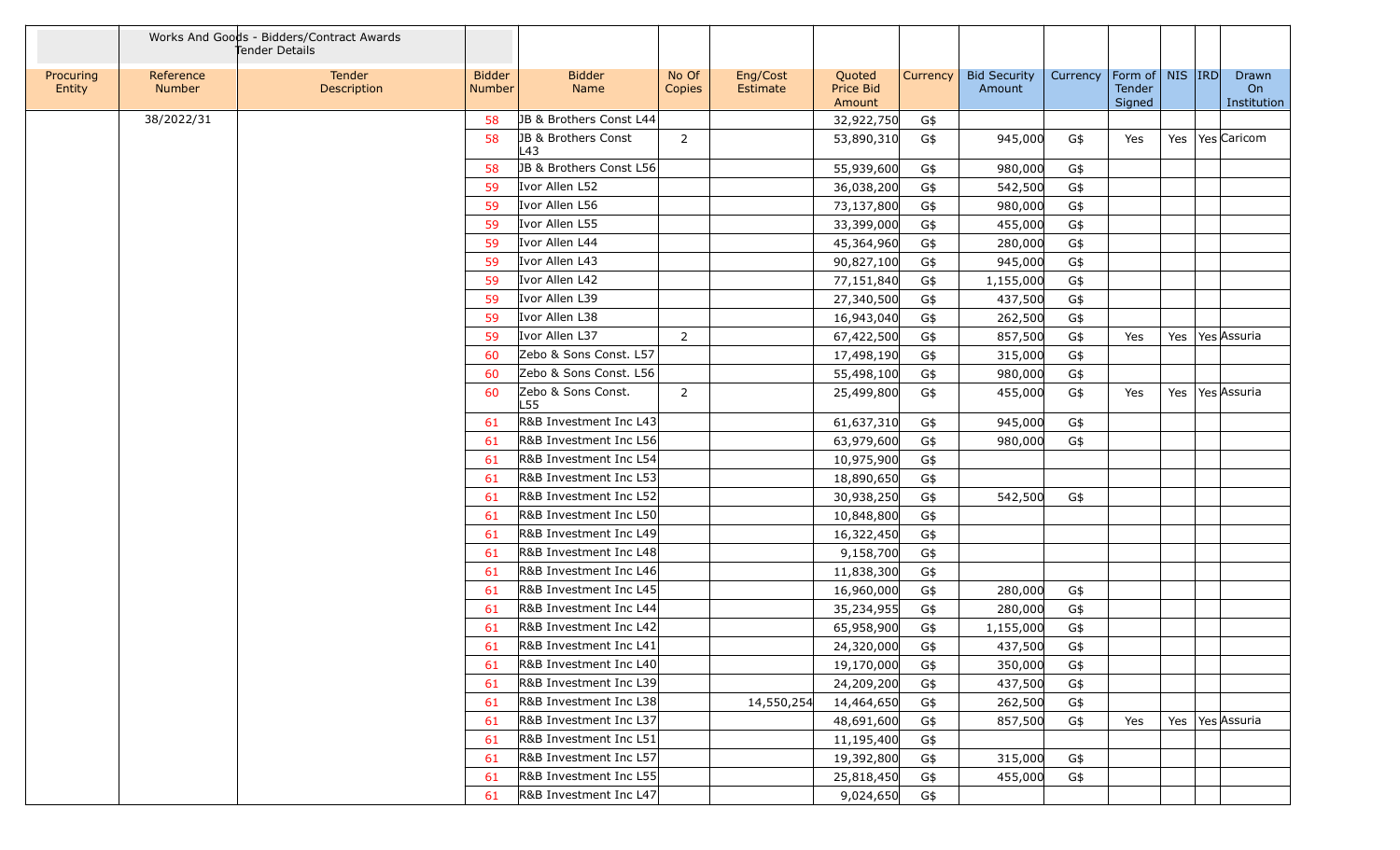| | Works And Goods - Bidders/Contract Awards Tender Details | | | | | | | | | | | | | |
|---|---|---|---|---|---|---|---|---|---|---|---|---|---|---|
| Procuring Entity | Reference Number | Tender Description | Bidder Number | Bidder Name | No Of Copies | Eng/Cost Estimate | Quoted Price Bid Amount | Currency | Bid Security Amount | Currency | Form of Tender Signed | NIS | IRD | Drawn On Institution |
| | 38/2022/31 | | 58 | JB & Brothers Const L44 | | | 32,922,750 | G$ | | | | | | |
| | | | 58 | JB & Brothers Const L43 | 2 | | 53,890,310 | G$ | 945,000 | G$ | Yes | Yes | Yes | Caricom |
| | | | 58 | JB & Brothers Const L56 | | | 55,939,600 | G$ | 980,000 | G$ | | | | |
| | | | 59 | Ivor Allen L52 | | | 36,038,200 | G$ | 542,500 | G$ | | | | |
| | | | 59 | Ivor Allen L56 | | | 73,137,800 | G$ | 980,000 | G$ | | | | |
| | | | 59 | Ivor Allen L55 | | | 33,399,000 | G$ | 455,000 | G$ | | | | |
| | | | 59 | Ivor Allen L44 | | | 45,364,960 | G$ | 280,000 | G$ | | | | |
| | | | 59 | Ivor Allen L43 | | | 90,827,100 | G$ | 945,000 | G$ | | | | |
| | | | 59 | Ivor Allen L42 | | | 77,151,840 | G$ | 1,155,000 | G$ | | | | |
| | | | 59 | Ivor Allen L39 | | | 27,340,500 | G$ | 437,500 | G$ | | | | |
| | | | 59 | Ivor Allen L38 | | | 16,943,040 | G$ | 262,500 | G$ | | | | |
| | | | 59 | Ivor Allen L37 | 2 | | 67,422,500 | G$ | 857,500 | G$ | Yes | Yes | Yes | Assuria |
| | | | 60 | Zebo & Sons Const. L57 | | | 17,498,190 | G$ | 315,000 | G$ | | | | |
| | | | 60 | Zebo & Sons Const. L56 | | | 55,498,100 | G$ | 980,000 | G$ | | | | |
| | | | 60 | Zebo & Sons Const. L55 | 2 | | 25,499,800 | G$ | 455,000 | G$ | Yes | Yes | Yes | Assuria |
| | | | 61 | R&B Investment Inc L43 | | | 61,637,310 | G$ | 945,000 | G$ | | | | |
| | | | 61 | R&B Investment Inc L56 | | | 63,979,600 | G$ | 980,000 | G$ | | | | |
| | | | 61 | R&B Investment Inc L54 | | | 10,975,900 | G$ | | | | | | |
| | | | 61 | R&B Investment Inc L53 | | | 18,890,650 | G$ | | | | | | |
| | | | 61 | R&B Investment Inc L52 | | | 30,938,250 | G$ | 542,500 | G$ | | | | |
| | | | 61 | R&B Investment Inc L50 | | | 10,848,800 | G$ | | | | | | |
| | | | 61 | R&B Investment Inc L49 | | | 16,322,450 | G$ | | | | | | |
| | | | 61 | R&B Investment Inc L48 | | | 9,158,700 | G$ | | | | | | |
| | | | 61 | R&B Investment Inc L46 | | | 11,838,300 | G$ | | | | | | |
| | | | 61 | R&B Investment Inc L45 | | | 16,960,000 | G$ | 280,000 | G$ | | | | |
| | | | 61 | R&B Investment Inc L44 | | | 35,234,955 | G$ | 280,000 | G$ | | | | |
| | | | 61 | R&B Investment Inc L42 | | | 65,958,900 | G$ | 1,155,000 | G$ | | | | |
| | | | 61 | R&B Investment Inc L41 | | | 24,320,000 | G$ | 437,500 | G$ | | | | |
| | | | 61 | R&B Investment Inc L40 | | | 19,170,000 | G$ | 350,000 | G$ | | | | |
| | | | 61 | R&B Investment Inc L39 | | | 24,209,200 | G$ | 437,500 | G$ | | | | |
| | | | 61 | R&B Investment Inc L38 | | 14,550,254 | 14,464,650 | G$ | 262,500 | G$ | | | | |
| | | | 61 | R&B Investment Inc L37 | | | 48,691,600 | G$ | 857,500 | G$ | Yes | Yes | Yes | Assuria |
| | | | 61 | R&B Investment Inc L51 | | | 11,195,400 | G$ | | | | | | |
| | | | 61 | R&B Investment Inc L57 | | | 19,392,800 | G$ | 315,000 | G$ | | | | |
| | | | 61 | R&B Investment Inc L55 | | | 25,818,450 | G$ | 455,000 | G$ | | | | |
| | | | 61 | R&B Investment Inc L47 | | | 9,024,650 | G$ | | | | | | |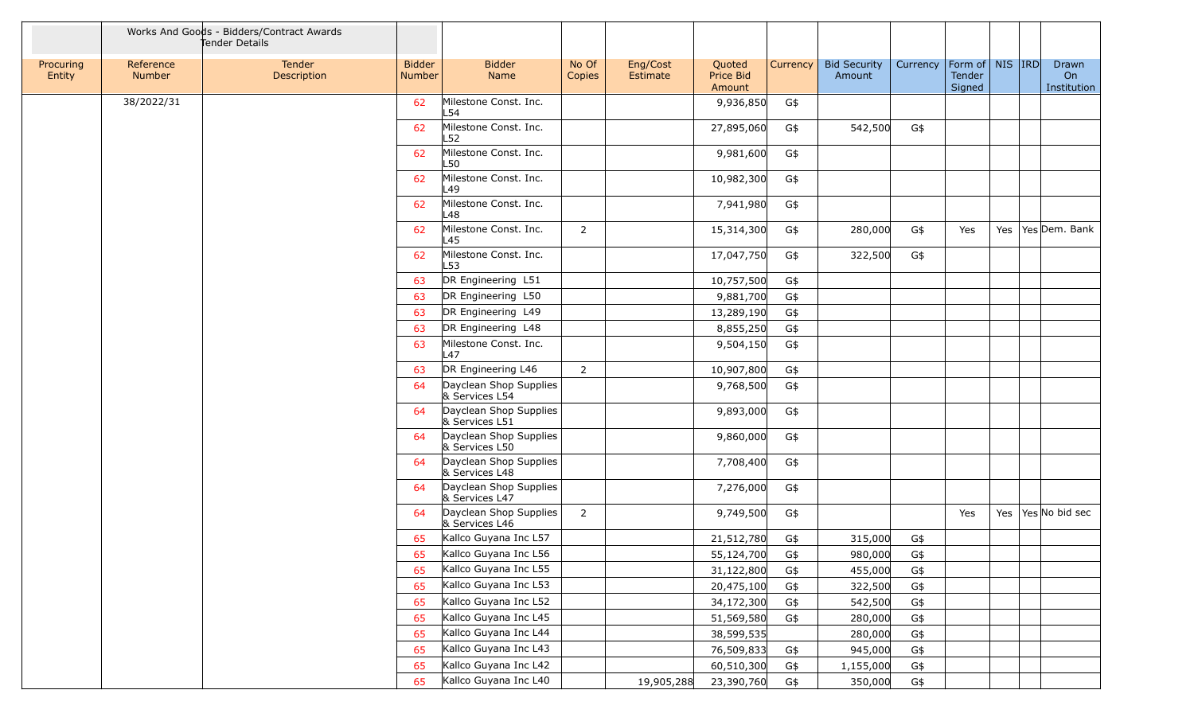| | Works And Goods - Bidders/Contract Awards Tender Details | | | | | | | | | | | | | | |
|---|---|---|---|---|---|---|---|---|---|---|---|---|---|---|---|
| Procuring Entity | Reference Number | Tender Description | Bidder Number | Bidder Name | No Of Copies | Eng/Cost Estimate | Quoted Price Bid Amount | Currency | Bid Security Amount | Currency | Form of Tender Signed | NIS | IRD | Drawn On Institution |
| | 38/2022/31 | | 62 | Milestone Const. Inc. L54 | | | 9,936,850 | G$ | | | | | | |
| | | | 62 | Milestone Const. Inc. L52 | | | 27,895,060 | G$ | 542,500 | G$ | | | | |
| | | | 62 | Milestone Const. Inc. L50 | | | 9,981,600 | G$ | | | | | | |
| | | | 62 | Milestone Const. Inc. L49 | | | 10,982,300 | G$ | | | | | | |
| | | | 62 | Milestone Const. Inc. L48 | | | 7,941,980 | G$ | | | | | | |
| | | | 62 | Milestone Const. Inc. L45 | 2 | | 15,314,300 | G$ | 280,000 | G$ | Yes | Yes | Yes | Dem. Bank |
| | | | 62 | Milestone Const. Inc. L53 | | | 17,047,750 | G$ | 322,500 | G$ | | | | |
| | | | 63 | DR Engineering L51 | | | 10,757,500 | G$ | | | | | | |
| | | | 63 | DR Engineering L50 | | | 9,881,700 | G$ | | | | | | |
| | | | 63 | DR Engineering L49 | | | 13,289,190 | G$ | | | | | | |
| | | | 63 | DR Engineering L48 | | | 8,855,250 | G$ | | | | | | |
| | | | 63 | Milestone Const. Inc. L47 | | | 9,504,150 | G$ | | | | | | |
| | | | 63 | DR Engineering L46 | 2 | | 10,907,800 | G$ | | | | | | |
| | | | 64 | Dayclean Shop Supplies & Services L54 | | | 9,768,500 | G$ | | | | | | |
| | | | 64 | Dayclean Shop Supplies & Services L51 | | | 9,893,000 | G$ | | | | | | |
| | | | 64 | Dayclean Shop Supplies & Services L50 | | | 9,860,000 | G$ | | | | | | |
| | | | 64 | Dayclean Shop Supplies & Services L48 | | | 7,708,400 | G$ | | | | | | |
| | | | 64 | Dayclean Shop Supplies & Services L47 | | | 7,276,000 | G$ | | | | | | |
| | | | 64 | Dayclean Shop Supplies & Services L46 | 2 | | 9,749,500 | G$ | | | Yes | Yes | Yes | No bid sec |
| | | | 65 | Kallco Guyana Inc L57 | | | 21,512,780 | G$ | 315,000 | G$ | | | | |
| | | | 65 | Kallco Guyana Inc L56 | | | 55,124,700 | G$ | 980,000 | G$ | | | | |
| | | | 65 | Kallco Guyana Inc L55 | | | 31,122,800 | G$ | 455,000 | G$ | | | | |
| | | | 65 | Kallco Guyana Inc L53 | | | 20,475,100 | G$ | 322,500 | G$ | | | | |
| | | | 65 | Kallco Guyana Inc L52 | | | 34,172,300 | G$ | 542,500 | G$ | | | | |
| | | | 65 | Kallco Guyana Inc L45 | | | 51,569,580 | G$ | 280,000 | G$ | | | | |
| | | | 65 | Kallco Guyana Inc L44 | | | 38,599,535 | | 280,000 | G$ | | | | |
| | | | 65 | Kallco Guyana Inc L43 | | | 76,509,833 | G$ | 945,000 | G$ | | | | |
| | | | 65 | Kallco Guyana Inc L42 | | | 60,510,300 | G$ | 1,155,000 | G$ | | | | |
| | | | 65 | Kallco Guyana Inc L40 | | 19,905,288 | 23,390,760 | G$ | 350,000 | G$ | | | | |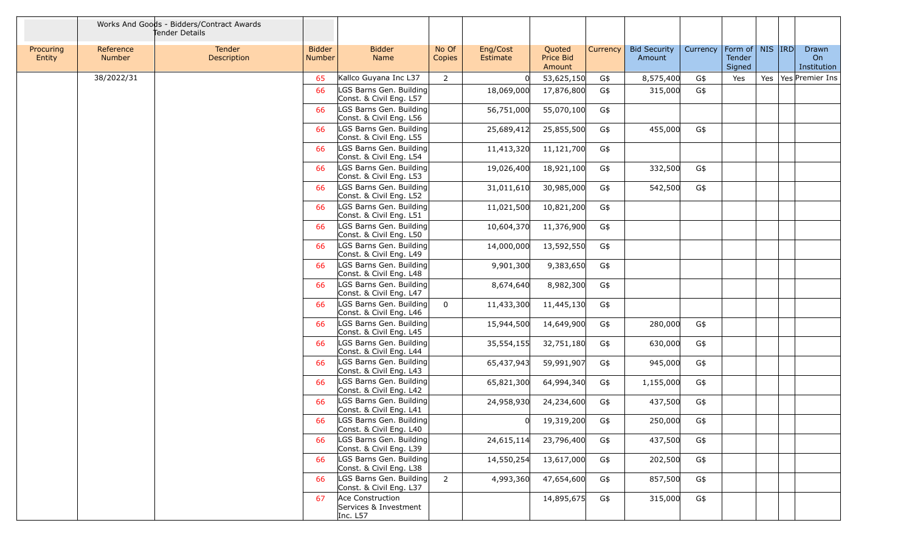| | Works And Goods - Bidders/Contract Awards Tender Details | | | | | | | | | | | | | |
|---|---|---|---|---|---|---|---|---|---|---|---|---|---|---|
| Procuring Entity | Reference Number | Tender Description | Bidder Number | Bidder Name | No Of Copies | Eng/Cost Estimate | Quoted Price Bid Amount | Currency | Bid Security Amount | Currency | Form of Tender Signed | NIS | IRD | Drawn On Institution |
| | 38/2022/31 | | 65 | Kallco Guyana Inc L37 | 2 | 0 | 53,625,150 | G$ | 8,575,400 | G$ | Yes | Yes | Yes | Premier Ins |
| | | | 66 | LGS Barns Gen. Building Const. & Civil Eng. L57 | | 18,069,000 | 17,876,800 | G$ | 315,000 | G$ | | | | |
| | | | 66 | LGS Barns Gen. Building Const. & Civil Eng. L56 | | 56,751,000 | 55,070,100 | G$ | | | | | | |
| | | | 66 | LGS Barns Gen. Building Const. & Civil Eng. L55 | | 25,689,412 | 25,855,500 | G$ | 455,000 | G$ | | | | |
| | | | 66 | LGS Barns Gen. Building Const. & Civil Eng. L54 | | 11,413,320 | 11,121,700 | G$ | | | | | | |
| | | | 66 | LGS Barns Gen. Building Const. & Civil Eng. L53 | | 19,026,400 | 18,921,100 | G$ | 332,500 | G$ | | | | |
| | | | 66 | LGS Barns Gen. Building Const. & Civil Eng. L52 | | 31,011,610 | 30,985,000 | G$ | 542,500 | G$ | | | | |
| | | | 66 | LGS Barns Gen. Building Const. & Civil Eng. L51 | | 11,021,500 | 10,821,200 | G$ | | | | | | |
| | | | 66 | LGS Barns Gen. Building Const. & Civil Eng. L50 | | 10,604,370 | 11,376,900 | G$ | | | | | | |
| | | | 66 | LGS Barns Gen. Building Const. & Civil Eng. L49 | | 14,000,000 | 13,592,550 | G$ | | | | | | |
| | | | 66 | LGS Barns Gen. Building Const. & Civil Eng. L48 | | 9,901,300 | 9,383,650 | G$ | | | | | | |
| | | | 66 | LGS Barns Gen. Building Const. & Civil Eng. L47 | | 8,674,640 | 8,982,300 | G$ | | | | | | |
| | | | 66 | LGS Barns Gen. Building Const. & Civil Eng. L46 | 0 | 11,433,300 | 11,445,130 | G$ | | | | | | |
| | | | 66 | LGS Barns Gen. Building Const. & Civil Eng. L45 | | 15,944,500 | 14,649,900 | G$ | 280,000 | G$ | | | | |
| | | | 66 | LGS Barns Gen. Building Const. & Civil Eng. L44 | | 35,554,155 | 32,751,180 | G$ | 630,000 | G$ | | | | |
| | | | 66 | LGS Barns Gen. Building Const. & Civil Eng. L43 | | 65,437,943 | 59,991,907 | G$ | 945,000 | G$ | | | | |
| | | | 66 | LGS Barns Gen. Building Const. & Civil Eng. L42 | | 65,821,300 | 64,994,340 | G$ | 1,155,000 | G$ | | | | |
| | | | 66 | LGS Barns Gen. Building Const. & Civil Eng. L41 | | 24,958,930 | 24,234,600 | G$ | 437,500 | G$ | | | | |
| | | | 66 | LGS Barns Gen. Building Const. & Civil Eng. L40 | | 0 | 19,319,200 | G$ | 250,000 | G$ | | | | |
| | | | 66 | LGS Barns Gen. Building Const. & Civil Eng. L39 | | 24,615,114 | 23,796,400 | G$ | 437,500 | G$ | | | | |
| | | | 66 | LGS Barns Gen. Building Const. & Civil Eng. L38 | | 14,550,254 | 13,617,000 | G$ | 202,500 | G$ | | | | |
| | | | 66 | LGS Barns Gen. Building Const. & Civil Eng. L37 | 2 | 4,993,360 | 47,654,600 | G$ | 857,500 | G$ | | | | |
| | | | 67 | Ace Construction Services & Investment Inc. L57 | | | 14,895,675 | G$ | 315,000 | G$ | | | | |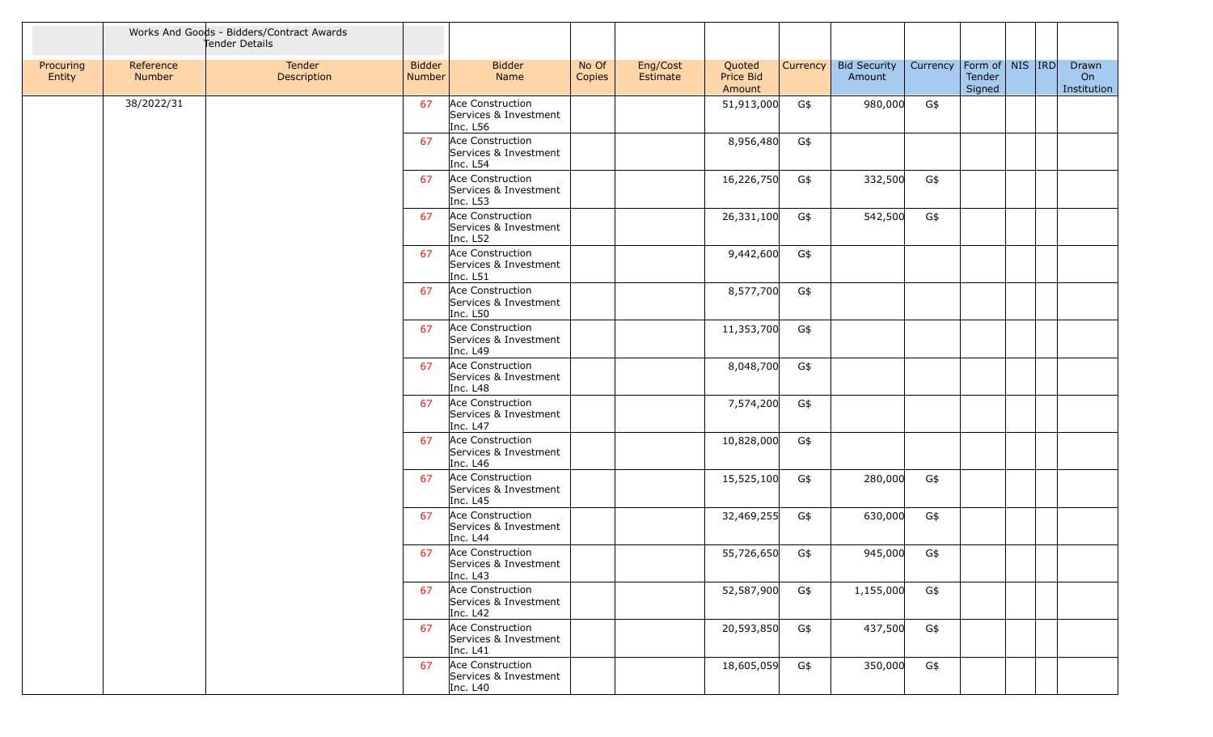| | Works And Goods - Bidders/Contract Awards Tender Details | | | | | | | | | | | | | |
|---|---|---|---|---|---|---|---|---|---|---|---|---|---|---|
| Procuring Entity | Reference Number | Tender Description | Bidder Number | Bidder Name | No Of Copies | Eng/Cost Estimate | Quoted Price Bid Amount | Currency | Bid Security Amount | Currency | Form of Tender Signed | NIS | IRD | Drawn On Institution |
| | 38/2022/31 | | 67 | Ace Construction Services & Investment Inc. L56 | | | 51,913,000 | G$ | 980,000 | G$ | | | | |
| | | | 67 | Ace Construction Services & Investment Inc. L54 | | | 8,956,480 | G$ | | | | | | |
| | | | 67 | Ace Construction Services & Investment Inc. L53 | | | 16,226,750 | G$ | 332,500 | G$ | | | | |
| | | | 67 | Ace Construction Services & Investment Inc. L52 | | | 26,331,100 | G$ | 542,500 | G$ | | | | |
| | | | 67 | Ace Construction Services & Investment Inc. L51 | | | 9,442,600 | G$ | | | | | | |
| | | | 67 | Ace Construction Services & Investment Inc. L50 | | | 8,577,700 | G$ | | | | | | |
| | | | 67 | Ace Construction Services & Investment Inc. L49 | | | 11,353,700 | G$ | | | | | | |
| | | | 67 | Ace Construction Services & Investment Inc. L48 | | | 8,048,700 | G$ | | | | | | |
| | | | 67 | Ace Construction Services & Investment Inc. L47 | | | 7,574,200 | G$ | | | | | | |
| | | | 67 | Ace Construction Services & Investment Inc. L46 | | | 10,828,000 | G$ | | | | | | |
| | | | 67 | Ace Construction Services & Investment Inc. L45 | | | 15,525,100 | G$ | 280,000 | G$ | | | | |
| | | | 67 | Ace Construction Services & Investment Inc. L44 | | | 32,469,255 | G$ | 630,000 | G$ | | | | |
| | | | 67 | Ace Construction Services & Investment Inc. L43 | | | 55,726,650 | G$ | 945,000 | G$ | | | | |
| | | | 67 | Ace Construction Services & Investment Inc. L42 | | | 52,587,900 | G$ | 1,155,000 | G$ | | | | |
| | | | 67 | Ace Construction Services & Investment Inc. L41 | | | 20,593,850 | G$ | 437,500 | G$ | | | | |
| | | | 67 | Ace Construction Services & Investment Inc. L40 | | | 18,605,059 | G$ | 350,000 | G$ | | | | |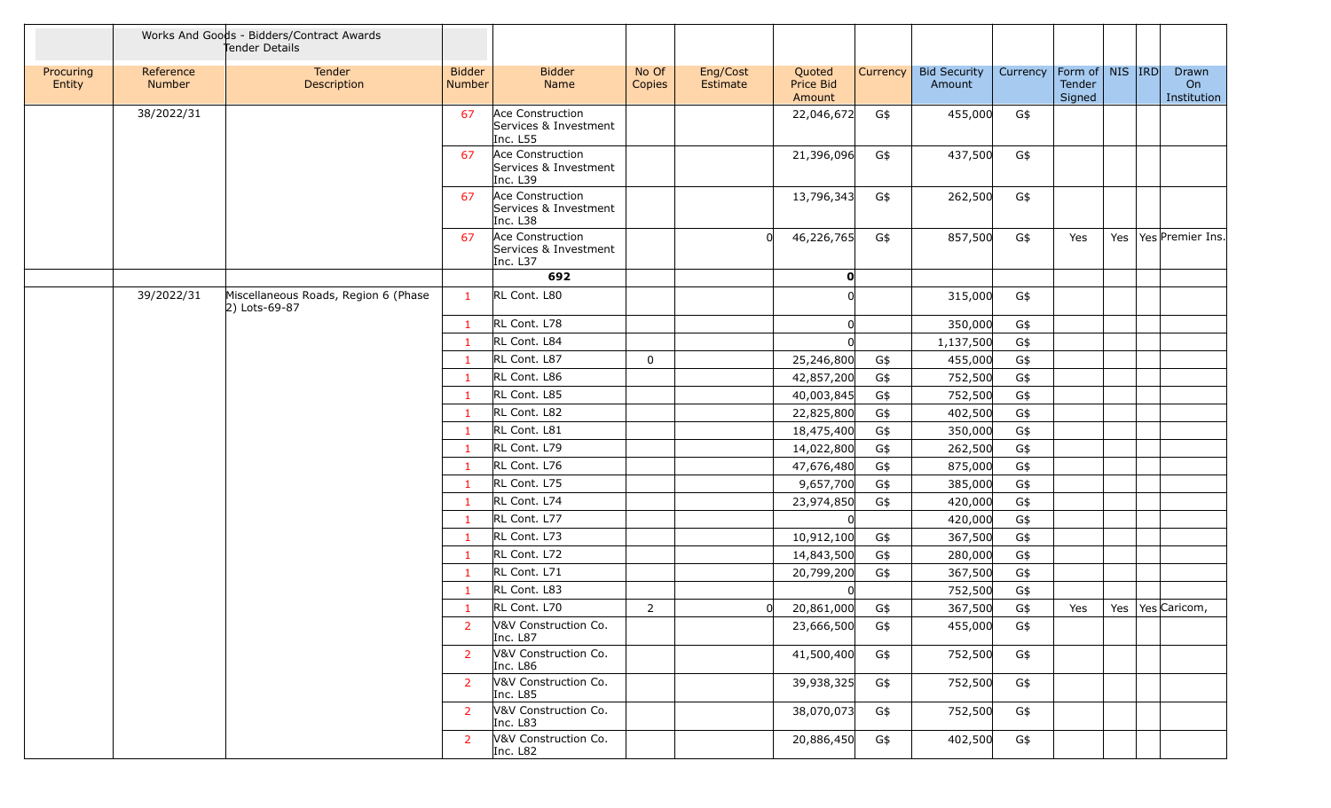| | Works And Goods - Bidders/Contract Awards Tender Details | | | | | | | | | | | | | | |
|---|---|---|---|---|---|---|---|---|---|---|---|---|---|---|---|
| Procuring Entity | Reference Number | Tender Description | Bidder Number | Bidder Name | No Of Copies | Eng/Cost Estimate | Quoted Price Bid Amount | Currency | Bid Security Amount | Currency | Form of Tender Signed | NIS | IRD | Drawn On Institution |
| | 38/2022/31 | | 67 | Ace Construction Services & Investment Inc. L55 | | | 22,046,672 | G$ | 455,000 | G$ | | | | |
| | | | 67 | Ace Construction Services & Investment Inc. L39 | | | 21,396,096 | G$ | 437,500 | G$ | | | | |
| | | | 67 | Ace Construction Services & Investment Inc. L38 | | | 13,796,343 | G$ | 262,500 | G$ | | | | |
| | | | 67 | Ace Construction Services & Investment Inc. L37 | | 0 | 46,226,765 | G$ | 857,500 | G$ | Yes | Yes | Yes | Premier Ins. |
| | | | | **692** | | | **0** | | | | | | | |
| | 39/2022/31 | Miscellaneous Roads, Region 6 (Phase 2) Lots-69-87 | 1 | RL Cont. L80 | | | 0 | | 315,000 | G$ | | | | |
| | | | 1 | RL Cont. L78 | | | 0 | | 350,000 | G$ | | | | |
| | | | 1 | RL Cont. L84 | | | 0 | | 1,137,500 | G$ | | | | |
| | | | 1 | RL Cont. L87 | 0 | | 25,246,800 | G$ | 455,000 | G$ | | | | |
| | | | 1 | RL Cont. L86 | | | 42,857,200 | G$ | 752,500 | G$ | | | | |
| | | | 1 | RL Cont. L85 | | | 40,003,845 | G$ | 752,500 | G$ | | | | |
| | | | 1 | RL Cont. L82 | | | 22,825,800 | G$ | 402,500 | G$ | | | | |
| | | | 1 | RL Cont. L81 | | | 18,475,400 | G$ | 350,000 | G$ | | | | |
| | | | 1 | RL Cont. L79 | | | 14,022,800 | G$ | 262,500 | G$ | | | | |
| | | | 1 | RL Cont. L76 | | | 47,676,480 | G$ | 875,000 | G$ | | | | |
| | | | 1 | RL Cont. L75 | | | 9,657,700 | G$ | 385,000 | G$ | | | | |
| | | | 1 | RL Cont. L74 | | | 23,974,850 | G$ | 420,000 | G$ | | | | |
| | | | 1 | RL Cont. L77 | | | 0 | | 420,000 | G$ | | | | |
| | | | 1 | RL Cont. L73 | | | 10,912,100 | G$ | 367,500 | G$ | | | | |
| | | | 1 | RL Cont. L72 | | | 14,843,500 | G$ | 280,000 | G$ | | | | |
| | | | 1 | RL Cont. L71 | | | 20,799,200 | G$ | 367,500 | G$ | | | | |
| | | | 1 | RL Cont. L83 | | | 0 | | 752,500 | G$ | | | | |
| | | | 1 | RL Cont. L70 | 2 | 0 | 20,861,000 | G$ | 367,500 | G$ | Yes | Yes | Yes | Caricom, |
| | | | 2 | V&V Construction Co. Inc. L87 | | | 23,666,500 | G$ | 455,000 | G$ | | | | |
| | | | 2 | V&V Construction Co. Inc. L86 | | | 41,500,400 | G$ | 752,500 | G$ | | | | |
| | | | 2 | V&V Construction Co. Inc. L85 | | | 39,938,325 | G$ | 752,500 | G$ | | | | |
| | | | 2 | V&V Construction Co. Inc. L83 | | | 38,070,073 | G$ | 752,500 | G$ | | | | |
| | | | 2 | V&V Construction Co. Inc. L82 | | | 20,886,450 | G$ | 402,500 | G$ | | | | |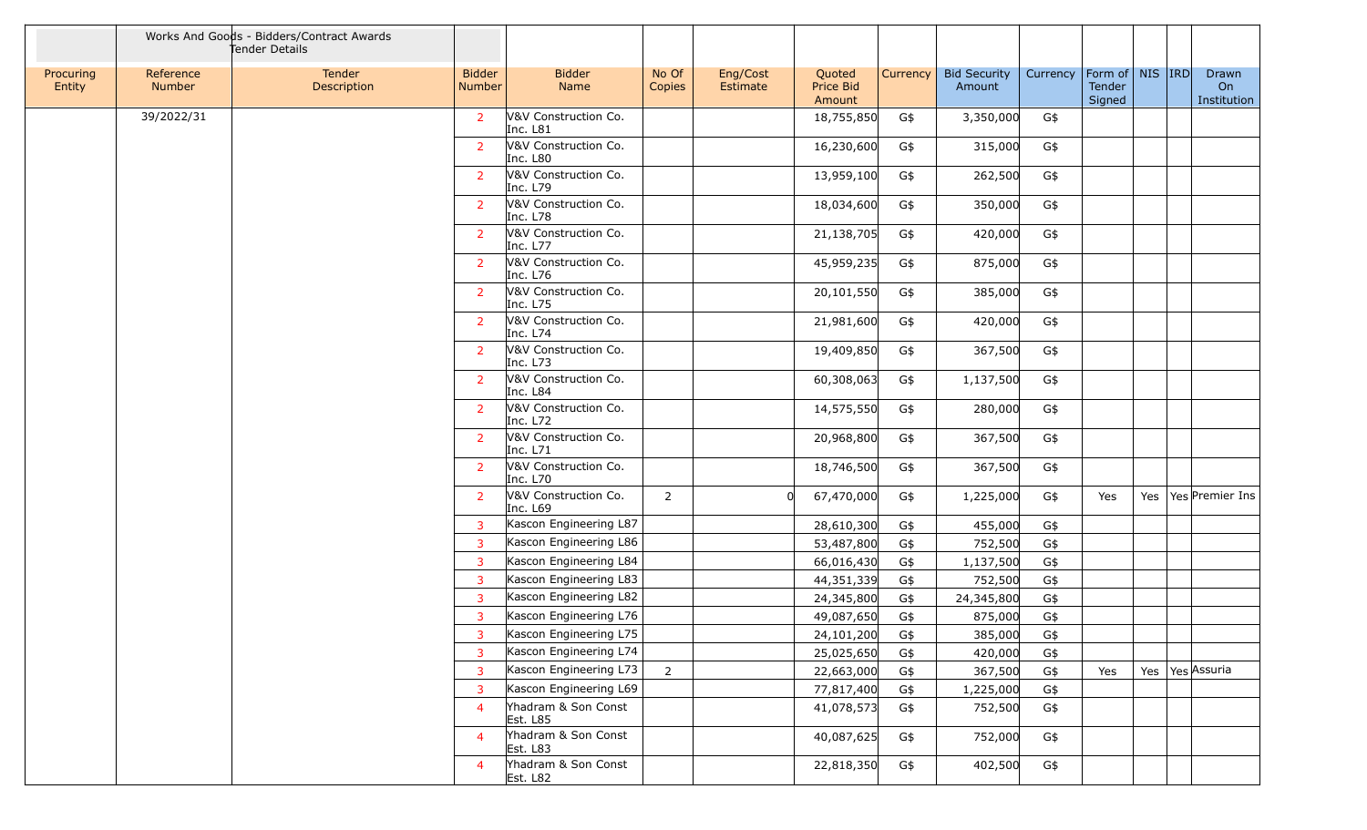| | Works And Goods - Bidders/Contract Awards Tender Details | | | | | | | | | | | | | |
|---|---|---|---|---|---|---|---|---|---|---|---|---|---|---|
| Procuring Entity | Reference Number | Tender Description | Bidder Number | Bidder Name | No Of Copies | Eng/Cost Estimate | Quoted Price Bid Amount | Currency | Bid Security Amount | Currency | Form of Tender Signed | NIS | IRD | Drawn On Institution |
| | 39/2022/31 | | 2 | V&V Construction Co. Inc. L81 | | | 18,755,850 | G$ | 3,350,000 | G$ | | | | |
| | | | 2 | V&V Construction Co. Inc. L80 | | | 16,230,600 | G$ | 315,000 | G$ | | | | |
| | | | 2 | V&V Construction Co. Inc. L79 | | | 13,959,100 | G$ | 262,500 | G$ | | | | |
| | | | 2 | V&V Construction Co. Inc. L78 | | | 18,034,600 | G$ | 350,000 | G$ | | | | |
| | | | 2 | V&V Construction Co. Inc. L77 | | | 21,138,705 | G$ | 420,000 | G$ | | | | |
| | | | 2 | V&V Construction Co. Inc. L76 | | | 45,959,235 | G$ | 875,000 | G$ | | | | |
| | | | 2 | V&V Construction Co. Inc. L75 | | | 20,101,550 | G$ | 385,000 | G$ | | | | |
| | | | 2 | V&V Construction Co. Inc. L74 | | | 21,981,600 | G$ | 420,000 | G$ | | | | |
| | | | 2 | V&V Construction Co. Inc. L73 | | | 19,409,850 | G$ | 367,500 | G$ | | | | |
| | | | 2 | V&V Construction Co. Inc. L84 | | | 60,308,063 | G$ | 1,137,500 | G$ | | | | |
| | | | 2 | V&V Construction Co. Inc. L72 | | | 14,575,550 | G$ | 280,000 | G$ | | | | |
| | | | 2 | V&V Construction Co. Inc. L71 | | | 20,968,800 | G$ | 367,500 | G$ | | | | |
| | | | 2 | V&V Construction Co. Inc. L70 | | | 18,746,500 | G$ | 367,500 | G$ | | | | |
| | | | 2 | V&V Construction Co. Inc. L69 | 2 | 0 | 67,470,000 | G$ | 1,225,000 | G$ | Yes | Yes | Yes | Premier Ins |
| | | | 3 | Kascon Engineering L87 | | | 28,610,300 | G$ | 455,000 | G$ | | | | |
| | | | 3 | Kascon Engineering L86 | | | 53,487,800 | G$ | 752,500 | G$ | | | | |
| | | | 3 | Kascon Engineering L84 | | | 66,016,430 | G$ | 1,137,500 | G$ | | | | |
| | | | 3 | Kascon Engineering L83 | | | 44,351,339 | G$ | 752,500 | G$ | | | | |
| | | | 3 | Kascon Engineering L82 | | | 24,345,800 | G$ | 24,345,800 | G$ | | | | |
| | | | 3 | Kascon Engineering L76 | | | 49,087,650 | G$ | 875,000 | G$ | | | | |
| | | | 3 | Kascon Engineering L75 | | | 24,101,200 | G$ | 385,000 | G$ | | | | |
| | | | 3 | Kascon Engineering L74 | | | 25,025,650 | G$ | 420,000 | G$ | | | | |
| | | | 3 | Kascon Engineering L73 | 2 | | 22,663,000 | G$ | 367,500 | G$ | Yes | Yes | Yes | Assuria |
| | | | 3 | Kascon Engineering L69 | | | 77,817,400 | G$ | 1,225,000 | G$ | | | | |
| | | | 4 | Yhadram & Son Const Est. L85 | | | 41,078,573 | G$ | 752,500 | G$ | | | | |
| | | | 4 | Yhadram & Son Const Est. L83 | | | 40,087,625 | G$ | 752,000 | G$ | | | | |
| | | | 4 | Yhadram & Son Const Est. L82 | | | 22,818,350 | G$ | 402,500 | G$ | | | | |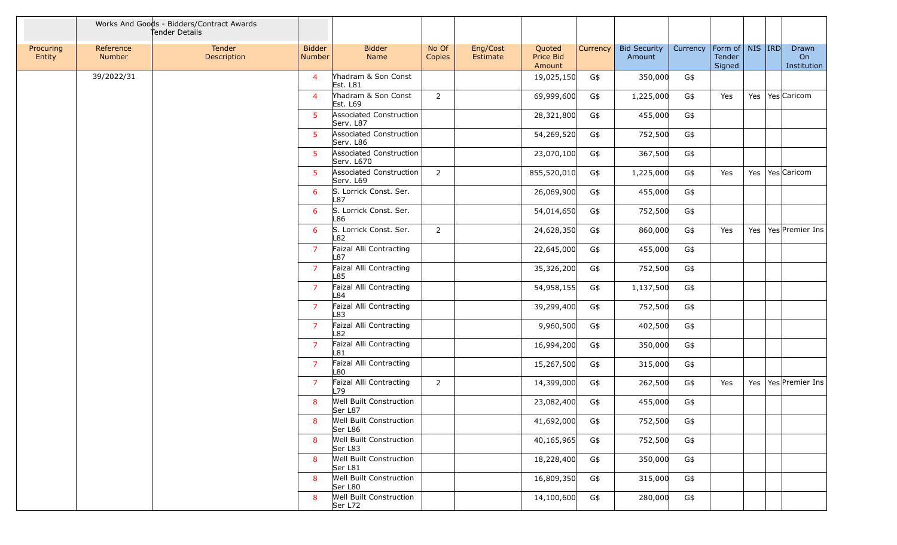| | Works And Goods - Bidders/Contract Awards Tender Details | | | | | | | | | | | | | |
|---|---|---|---|---|---|---|---|---|---|---|---|---|---|---|
| Procuring Entity | Reference Number | Tender Description | Bidder Number | Bidder Name | No Of Copies | Eng/Cost Estimate | Quoted Price Bid Amount | Currency | Bid Security Amount | Currency | Form of Tender Signed | NIS | IRD | Drawn On Institution |
| | 39/2022/31 | | 4 | Yhadram & Son Const Est. L81 | | | 19,025,150 | G$ | 350,000 | G$ | | | | |
| | | | 4 | Yhadram & Son Const Est. L69 | 2 | | 69,999,600 | G$ | 1,225,000 | G$ | Yes | Yes | Yes | Caricom |
| | | | 5 | Associated Construction Serv. L87 | | | 28,321,800 | G$ | 455,000 | G$ | | | | |
| | | | 5 | Associated Construction Serv. L86 | | | 54,269,520 | G$ | 752,500 | G$ | | | | |
| | | | 5 | Associated Construction Serv. L670 | | | 23,070,100 | G$ | 367,500 | G$ | | | | |
| | | | 5 | Associated Construction Serv. L69 | 2 | | 855,520,010 | G$ | 1,225,000 | G$ | Yes | Yes | Yes | Caricom |
| | | | 6 | S. Lorrick Const. Ser. L87 | | | 26,069,900 | G$ | 455,000 | G$ | | | | |
| | | | 6 | S. Lorrick Const. Ser. L86 | | | 54,014,650 | G$ | 752,500 | G$ | | | | |
| | | | 6 | S. Lorrick Const. Ser. L82 | 2 | | 24,628,350 | G$ | 860,000 | G$ | Yes | Yes | Yes | Premier Ins |
| | | | 7 | Faizal Alli Contracting L87 | | | 22,645,000 | G$ | 455,000 | G$ | | | | |
| | | | 7 | Faizal Alli Contracting L85 | | | 35,326,200 | G$ | 752,500 | G$ | | | | |
| | | | 7 | Faizal Alli Contracting L84 | | | 54,958,155 | G$ | 1,137,500 | G$ | | | | |
| | | | 7 | Faizal Alli Contracting L83 | | | 39,299,400 | G$ | 752,500 | G$ | | | | |
| | | | 7 | Faizal Alli Contracting L82 | | | 9,960,500 | G$ | 402,500 | G$ | | | | |
| | | | 7 | Faizal Alli Contracting L81 | | | 16,994,200 | G$ | 350,000 | G$ | | | | |
| | | | 7 | Faizal Alli Contracting L80 | | | 15,267,500 | G$ | 315,000 | G$ | | | | |
| | | | 7 | Faizal Alli Contracting L79 | 2 | | 14,399,000 | G$ | 262,500 | G$ | Yes | Yes | Yes | Premier Ins |
| | | | 8 | Well Built Construction Ser L87 | | | 23,082,400 | G$ | 455,000 | G$ | | | | |
| | | | 8 | Well Built Construction Ser L86 | | | 41,692,000 | G$ | 752,500 | G$ | | | | |
| | | | 8 | Well Built Construction Ser L83 | | | 40,165,965 | G$ | 752,500 | G$ | | | | |
| | | | 8 | Well Built Construction Ser L81 | | | 18,228,400 | G$ | 350,000 | G$ | | | | |
| | | | 8 | Well Built Construction Ser L80 | | | 16,809,350 | G$ | 315,000 | G$ | | | | |
| | | | 8 | Well Built Construction Ser L72 | | | 14,100,600 | G$ | 280,000 | G$ | | | | |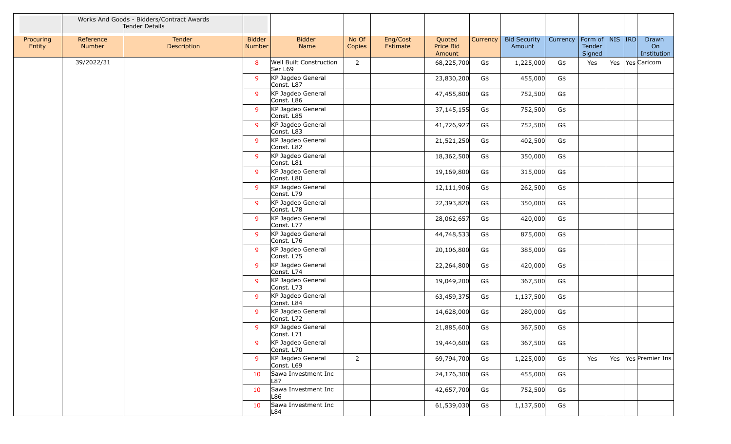| | Works And Goods - Bidders/Contract Awards Tender Details | | | | | | | | | | | | | |
|---|---|---|---|---|---|---|---|---|---|---|---|---|---|---|
| Procuring Entity | Reference Number | Tender Description | Bidder Number | Bidder Name | No Of Copies | Eng/Cost Estimate | Quoted Price Bid Amount | Currency | Bid Security Amount | Currency | Form of Tender Signed | NIS | IRD | Drawn On Institution |
| | 39/2022/31 | | 8 | Well Built Construction Ser L69 | 2 | | 68,225,700 | G$ | 1,225,000 | G$ | Yes | Yes | Yes | Caricom |
| | | | 9 | KP Jagdeo General Const. L87 | | | 23,830,200 | G$ | 455,000 | G$ | | | | |
| | | | 9 | KP Jagdeo General Const. L86 | | | 47,455,800 | G$ | 752,500 | G$ | | | | |
| | | | 9 | KP Jagdeo General Const. L85 | | | 37,145,155 | G$ | 752,500 | G$ | | | | |
| | | | 9 | KP Jagdeo General Const. L83 | | | 41,726,927 | G$ | 752,500 | G$ | | | | |
| | | | 9 | KP Jagdeo General Const. L82 | | | 21,521,250 | G$ | 402,500 | G$ | | | | |
| | | | 9 | KP Jagdeo General Const. L81 | | | 18,362,500 | G$ | 350,000 | G$ | | | | |
| | | | 9 | KP Jagdeo General Const. L80 | | | 19,169,800 | G$ | 315,000 | G$ | | | | |
| | | | 9 | KP Jagdeo General Const. L79 | | | 12,111,906 | G$ | 262,500 | G$ | | | | |
| | | | 9 | KP Jagdeo General Const. L78 | | | 22,393,820 | G$ | 350,000 | G$ | | | | |
| | | | 9 | KP Jagdeo General Const. L77 | | | 28,062,657 | G$ | 420,000 | G$ | | | | |
| | | | 9 | KP Jagdeo General Const. L76 | | | 44,748,533 | G$ | 875,000 | G$ | | | | |
| | | | 9 | KP Jagdeo General Const. L75 | | | 20,106,800 | G$ | 385,000 | G$ | | | | |
| | | | 9 | KP Jagdeo General Const. L74 | | | 22,264,800 | G$ | 420,000 | G$ | | | | |
| | | | 9 | KP Jagdeo General Const. L73 | | | 19,049,200 | G$ | 367,500 | G$ | | | | |
| | | | 9 | KP Jagdeo General Const. L84 | | | 63,459,375 | G$ | 1,137,500 | G$ | | | | |
| | | | 9 | KP Jagdeo General Const. L72 | | | 14,628,000 | G$ | 280,000 | G$ | | | | |
| | | | 9 | KP Jagdeo General Const. L71 | | | 21,885,600 | G$ | 367,500 | G$ | | | | |
| | | | 9 | KP Jagdeo General Const. L70 | | | 19,440,600 | G$ | 367,500 | G$ | | | | |
| | | | 9 | KP Jagdeo General Const. L69 | 2 | | 69,794,700 | G$ | 1,225,000 | G$ | Yes | Yes | Yes | Premier Ins |
| | | | 10 | Sawa Investment Inc L87 | | | 24,176,300 | G$ | 455,000 | G$ | | | | |
| | | | 10 | Sawa Investment Inc L86 | | | 42,657,700 | G$ | 752,500 | G$ | | | | |
| | | | 10 | Sawa Investment Inc L84 | | | 61,539,030 | G$ | 1,137,500 | G$ | | | | |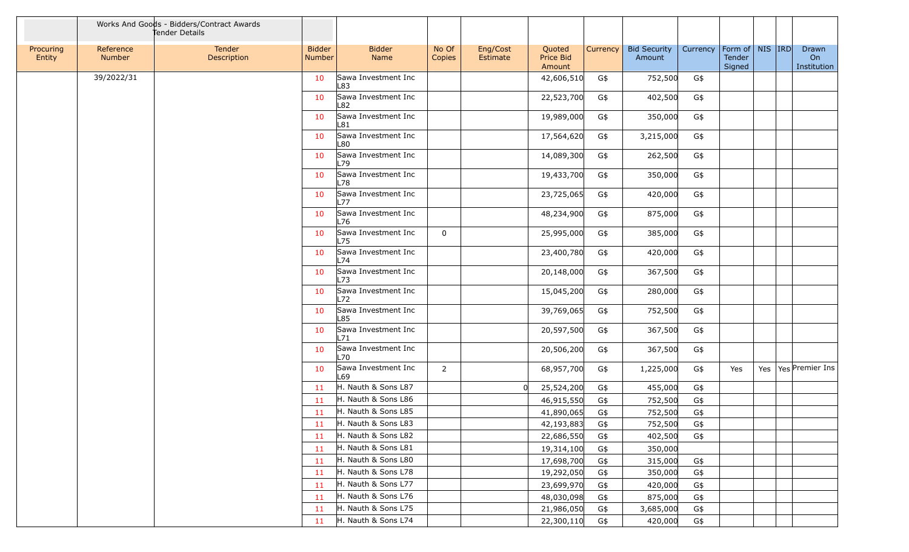| | Works And Goods - Bidders/Contract Awards Tender Details | | | | | | | | | | | | | | |
|---|---|---|---|---|---|---|---|---|---|---|---|---|---|---|---|
| Procuring Entity | Reference Number | Tender Description | Bidder Number | Bidder Name | No Of Copies | Eng/Cost Estimate | Quoted Price Bid Amount | Currency | Bid Security Amount | Currency | Form of Tender Signed | NIS | IRD | Drawn On Institution |
| | 39/2022/31 | | 10 | Sawa Investment Inc L83 | | | 42,606,510 | G$ | 752,500 | G$ | | | | |
| | | | 10 | Sawa Investment Inc L82 | | | 22,523,700 | G$ | 402,500 | G$ | | | | |
| | | | 10 | Sawa Investment Inc L81 | | | 19,989,000 | G$ | 350,000 | G$ | | | | |
| | | | 10 | Sawa Investment Inc L80 | | | 17,564,620 | G$ | 3,215,000 | G$ | | | | |
| | | | 10 | Sawa Investment Inc L79 | | | 14,089,300 | G$ | 262,500 | G$ | | | | |
| | | | 10 | Sawa Investment Inc L78 | | | 19,433,700 | G$ | 350,000 | G$ | | | | |
| | | | 10 | Sawa Investment Inc L77 | | | 23,725,065 | G$ | 420,000 | G$ | | | | |
| | | | 10 | Sawa Investment Inc L76 | | | 48,234,900 | G$ | 875,000 | G$ | | | | |
| | | | 10 | Sawa Investment Inc L75 | 0 | | 25,995,000 | G$ | 385,000 | G$ | | | | |
| | | | 10 | Sawa Investment Inc L74 | | | 23,400,780 | G$ | 420,000 | G$ | | | | |
| | | | 10 | Sawa Investment Inc L73 | | | 20,148,000 | G$ | 367,500 | G$ | | | | |
| | | | 10 | Sawa Investment Inc L72 | | | 15,045,200 | G$ | 280,000 | G$ | | | | |
| | | | 10 | Sawa Investment Inc L85 | | | 39,769,065 | G$ | 752,500 | G$ | | | | |
| | | | 10 | Sawa Investment Inc L71 | | | 20,597,500 | G$ | 367,500 | G$ | | | | |
| | | | 10 | Sawa Investment Inc L70 | | | 20,506,200 | G$ | 367,500 | G$ | | | | |
| | | | 10 | Sawa Investment Inc L69 | 2 | | 68,957,700 | G$ | 1,225,000 | G$ | Yes | Yes | Yes | Premier Ins |
| | | | 11 | H. Nauth & Sons L87 | | 0 | 25,524,200 | G$ | 455,000 | G$ | | | | |
| | | | 11 | H. Nauth & Sons L86 | | | 46,915,550 | G$ | 752,500 | G$ | | | | |
| | | | 11 | H. Nauth & Sons L85 | | | 41,890,065 | G$ | 752,500 | G$ | | | | |
| | | | 11 | H. Nauth & Sons L83 | | | 42,193,883 | G$ | 752,500 | G$ | | | | |
| | | | 11 | H. Nauth & Sons L82 | | | 22,686,550 | G$ | 402,500 | G$ | | | | |
| | | | 11 | H. Nauth & Sons L81 | | | 19,314,100 | G$ | 350,000 | | | | | |
| | | | 11 | H. Nauth & Sons L80 | | | 17,698,700 | G$ | 315,000 | G$ | | | | |
| | | | 11 | H. Nauth & Sons L78 | | | 19,292,050 | G$ | 350,000 | G$ | | | | |
| | | | 11 | H. Nauth & Sons L77 | | | 23,699,970 | G$ | 420,000 | G$ | | | | |
| | | | 11 | H. Nauth & Sons L76 | | | 48,030,098 | G$ | 875,000 | G$ | | | | |
| | | | 11 | H. Nauth & Sons L75 | | | 21,986,050 | G$ | 3,685,000 | G$ | | | | |
| | | | 11 | H. Nauth & Sons L74 | | | 22,300,110 | G$ | 420,000 | G$ | | | | |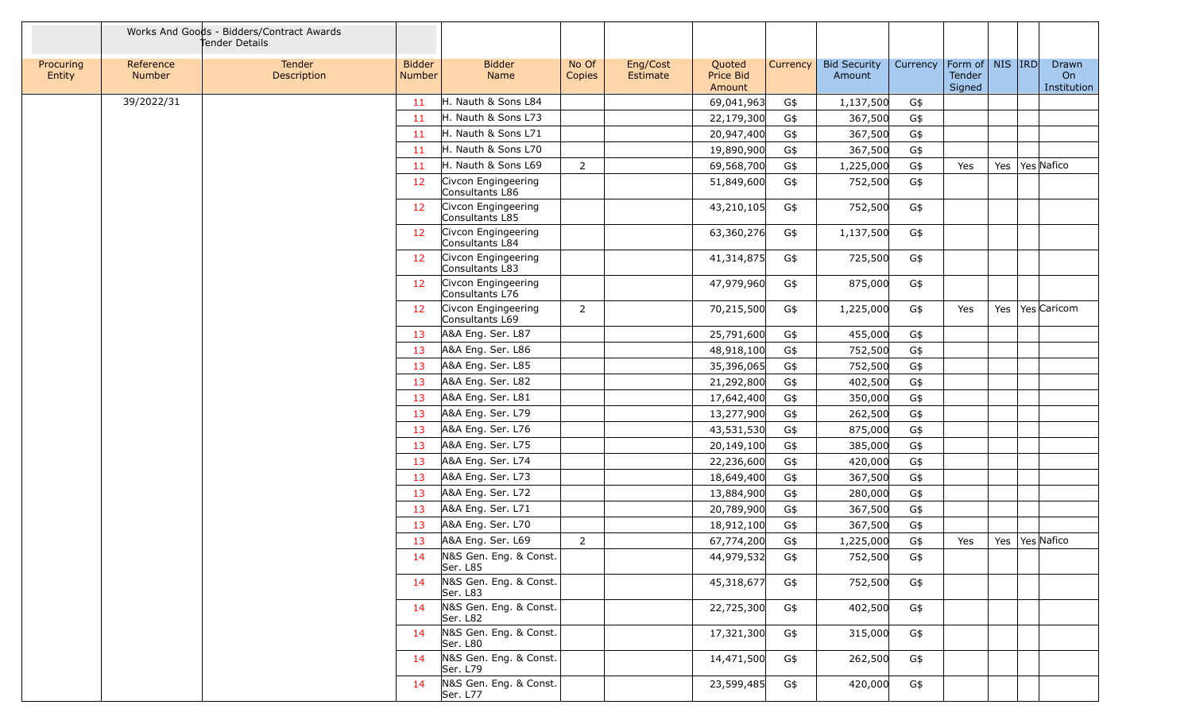| | Works And Goods - Bidders/Contract Awards Tender Details | | | | | | | | | | | | | |
|---|---|---|---|---|---|---|---|---|---|---|---|---|---|---|
| Procuring Entity | Reference Number | Tender Description | Bidder Number | Bidder Name | No Of Copies | Eng/Cost Estimate | Quoted Price Bid Amount | Currency | Bid Security Amount | Currency | Form of Tender Signed | NIS | IRD | Drawn On Institution |
| | 39/2022/31 | | 11 | H. Nauth & Sons L84 | | | 69,041,963 | G$ | 1,137,500 | G$ | | | | |
| | | | 11 | H. Nauth & Sons L73 | | | 22,179,300 | G$ | 367,500 | G$ | | | | |
| | | | 11 | H. Nauth & Sons L71 | | | 20,947,400 | G$ | 367,500 | G$ | | | | |
| | | | 11 | H. Nauth & Sons L70 | | | 19,890,900 | G$ | 367,500 | G$ | | | | |
| | | | 11 | H. Nauth & Sons L69 | 2 | | 69,568,700 | G$ | 1,225,000 | G$ | Yes | Yes | Yes | Nafico |
| | | | 12 | Civcon Engingeering Consultants L86 | | | 51,849,600 | G$ | 752,500 | G$ | | | | |
| | | | 12 | Civcon Engingeering Consultants L85 | | | 43,210,105 | G$ | 752,500 | G$ | | | | |
| | | | 12 | Civcon Engingeering Consultants L84 | | | 63,360,276 | G$ | 1,137,500 | G$ | | | | |
| | | | 12 | Civcon Engingeering Consultants L83 | | | 41,314,875 | G$ | 725,500 | G$ | | | | |
| | | | 12 | Civcon Engingeering Consultants L76 | | | 47,979,960 | G$ | 875,000 | G$ | | | | |
| | | | 12 | Civcon Engingeering Consultants L69 | 2 | | 70,215,500 | G$ | 1,225,000 | G$ | Yes | Yes | Yes | Caricom |
| | | | 13 | A&A Eng. Ser. L87 | | | 25,791,600 | G$ | 455,000 | G$ | | | | |
| | | | 13 | A&A Eng. Ser. L86 | | | 48,918,100 | G$ | 752,500 | G$ | | | | |
| | | | 13 | A&A Eng. Ser. L85 | | | 35,396,065 | G$ | 752,500 | G$ | | | | |
| | | | 13 | A&A Eng. Ser. L82 | | | 21,292,800 | G$ | 402,500 | G$ | | | | |
| | | | 13 | A&A Eng. Ser. L81 | | | 17,642,400 | G$ | 350,000 | G$ | | | | |
| | | | 13 | A&A Eng. Ser. L79 | | | 13,277,900 | G$ | 262,500 | G$ | | | | |
| | | | 13 | A&A Eng. Ser. L76 | | | 43,531,530 | G$ | 875,000 | G$ | | | | |
| | | | 13 | A&A Eng. Ser. L75 | | | 20,149,100 | G$ | 385,000 | G$ | | | | |
| | | | 13 | A&A Eng. Ser. L74 | | | 22,236,600 | G$ | 420,000 | G$ | | | | |
| | | | 13 | A&A Eng. Ser. L73 | | | 18,649,400 | G$ | 367,500 | G$ | | | | |
| | | | 13 | A&A Eng. Ser. L72 | | | 13,884,900 | G$ | 280,000 | G$ | | | | |
| | | | 13 | A&A Eng. Ser. L71 | | | 20,789,900 | G$ | 367,500 | G$ | | | | |
| | | | 13 | A&A Eng. Ser. L70 | | | 18,912,100 | G$ | 367,500 | G$ | | | | |
| | | | 13 | A&A Eng. Ser. L69 | 2 | | 67,774,200 | G$ | 1,225,000 | G$ | Yes | Yes | Yes | Nafico |
| | | | 14 | N&S Gen. Eng. & Const. Ser. L85 | | | 44,979,532 | G$ | 752,500 | G$ | | | | |
| | | | 14 | N&S Gen. Eng. & Const. Ser. L83 | | | 45,318,677 | G$ | 752,500 | G$ | | | | |
| | | | 14 | N&S Gen. Eng. & Const. Ser. L82 | | | 22,725,300 | G$ | 402,500 | G$ | | | | |
| | | | 14 | N&S Gen. Eng. & Const. Ser. L80 | | | 17,321,300 | G$ | 315,000 | G$ | | | | |
| | | | 14 | N&S Gen. Eng. & Const. Ser. L79 | | | 14,471,500 | G$ | 262,500 | G$ | | | | |
| | | | 14 | N&S Gen. Eng. & Const. Ser. L77 | | | 23,599,485 | G$ | 420,000 | G$ | | | | |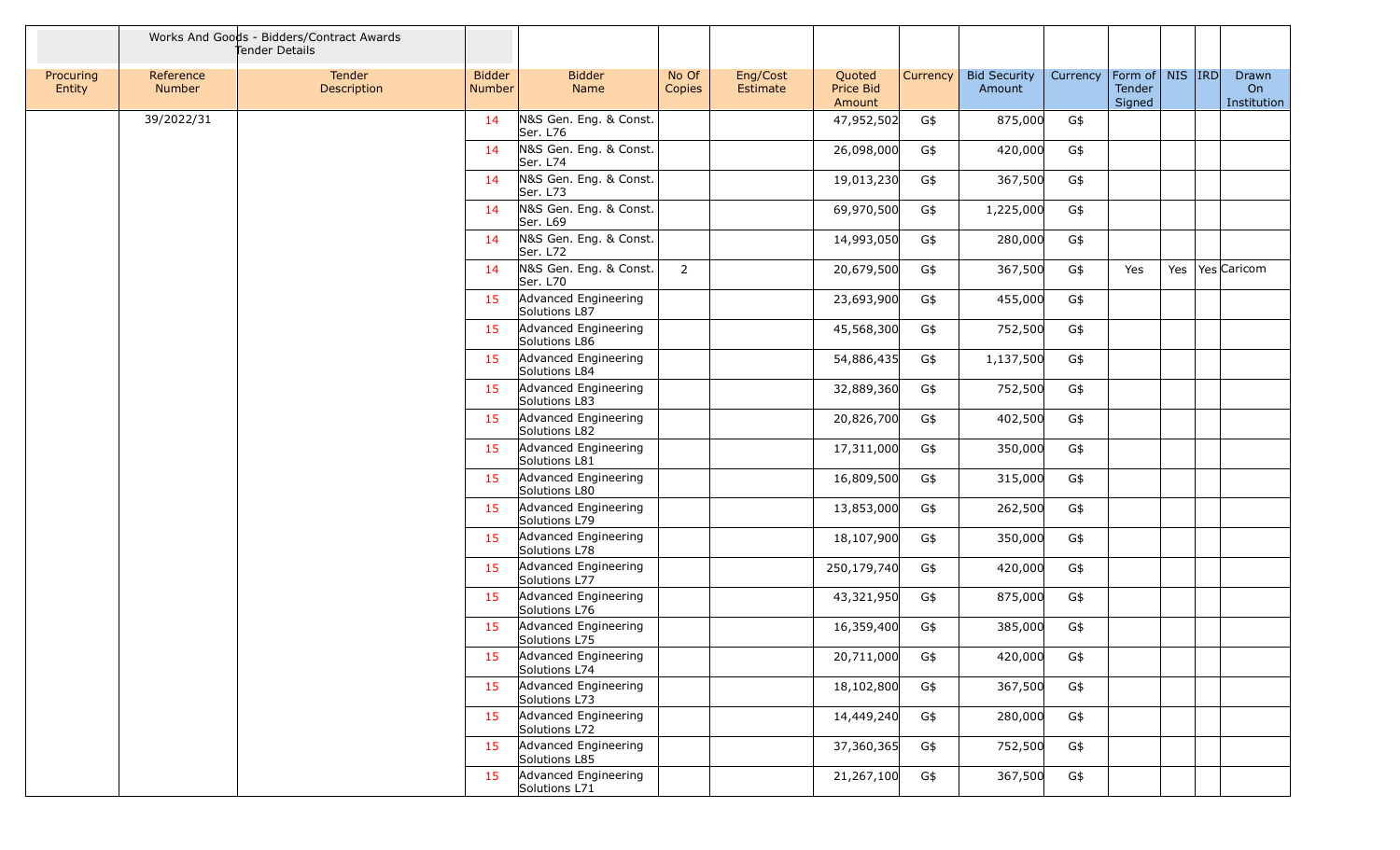| | Works And Goods - Bidders/Contract Awards Tender Details | | | | | | | | | | | | | |
|---|---|---|---|---|---|---|---|---|---|---|---|---|---|---|
| Procuring Entity | Reference Number | Tender Description | Bidder Number | Bidder Name | No Of Copies | Eng/Cost Estimate | Quoted Price Bid Amount | Currency | Bid Security Amount | Currency | Form of Tender Signed | NIS | IRD | Drawn On Institution |
| | 39/2022/31 | | 14 | N&S Gen. Eng. & Const. Ser. L76 | | | 47,952,502 | G$ | 875,000 | G$ | | | | |
| | | | 14 | N&S Gen. Eng. & Const. Ser. L74 | | | 26,098,000 | G$ | 420,000 | G$ | | | | |
| | | | 14 | N&S Gen. Eng. & Const. Ser. L73 | | | 19,013,230 | G$ | 367,500 | G$ | | | | |
| | | | 14 | N&S Gen. Eng. & Const. Ser. L69 | | | 69,970,500 | G$ | 1,225,000 | G$ | | | | |
| | | | 14 | N&S Gen. Eng. & Const. Ser. L72 | | | 14,993,050 | G$ | 280,000 | G$ | | | | |
| | | | 14 | N&S Gen. Eng. & Const. Ser. L70 | 2 | | 20,679,500 | G$ | 367,500 | G$ | Yes | Yes | Yes | Caricom |
| | | | 15 | Advanced Engineering Solutions L87 | | | 23,693,900 | G$ | 455,000 | G$ | | | | |
| | | | 15 | Advanced Engineering Solutions L86 | | | 45,568,300 | G$ | 752,500 | G$ | | | | |
| | | | 15 | Advanced Engineering Solutions L84 | | | 54,886,435 | G$ | 1,137,500 | G$ | | | | |
| | | | 15 | Advanced Engineering Solutions L83 | | | 32,889,360 | G$ | 752,500 | G$ | | | | |
| | | | 15 | Advanced Engineering Solutions L82 | | | 20,826,700 | G$ | 402,500 | G$ | | | | |
| | | | 15 | Advanced Engineering Solutions L81 | | | 17,311,000 | G$ | 350,000 | G$ | | | | |
| | | | 15 | Advanced Engineering Solutions L80 | | | 16,809,500 | G$ | 315,000 | G$ | | | | |
| | | | 15 | Advanced Engineering Solutions L79 | | | 13,853,000 | G$ | 262,500 | G$ | | | | |
| | | | 15 | Advanced Engineering Solutions L78 | | | 18,107,900 | G$ | 350,000 | G$ | | | | |
| | | | 15 | Advanced Engineering Solutions L77 | | | 250,179,740 | G$ | 420,000 | G$ | | | | |
| | | | 15 | Advanced Engineering Solutions L76 | | | 43,321,950 | G$ | 875,000 | G$ | | | | |
| | | | 15 | Advanced Engineering Solutions L75 | | | 16,359,400 | G$ | 385,000 | G$ | | | | |
| | | | 15 | Advanced Engineering Solutions L74 | | | 20,711,000 | G$ | 420,000 | G$ | | | | |
| | | | 15 | Advanced Engineering Solutions L73 | | | 18,102,800 | G$ | 367,500 | G$ | | | | |
| | | | 15 | Advanced Engineering Solutions L72 | | | 14,449,240 | G$ | 280,000 | G$ | | | | |
| | | | 15 | Advanced Engineering Solutions L85 | | | 37,360,365 | G$ | 752,500 | G$ | | | | |
| | | | 15 | Advanced Engineering Solutions L71 | | | 21,267,100 | G$ | 367,500 | G$ | | | | |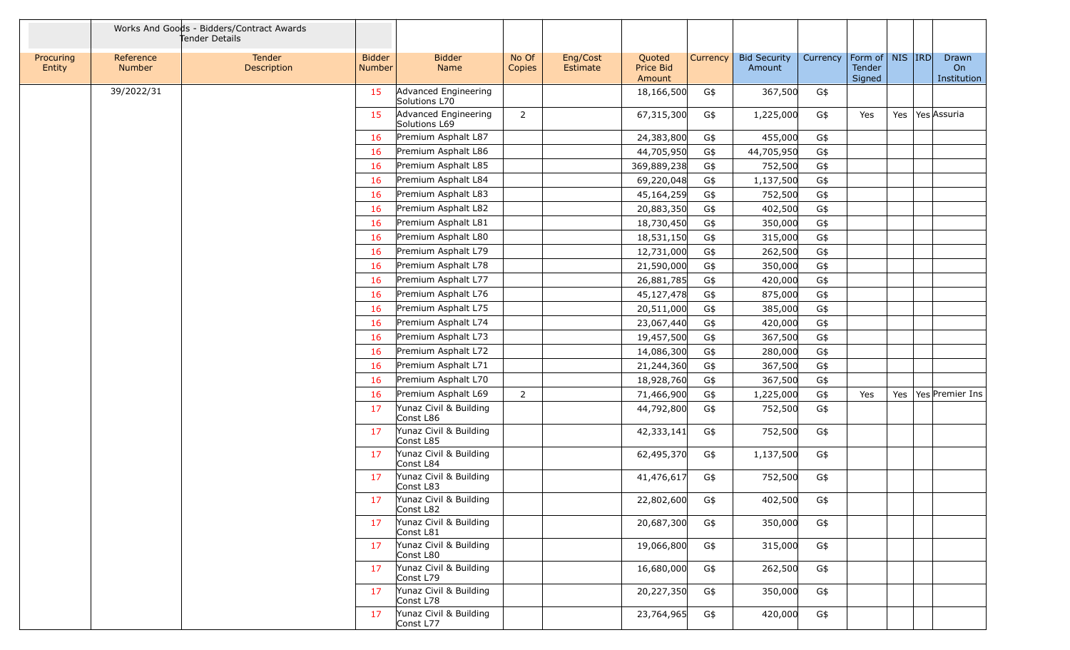| | Works And Goods - Bidders/Contract Awards Tender Details | | | | | | | | | | | | | |
|---|---|---|---|---|---|---|---|---|---|---|---|---|---|---|
| Procuring Entity | Reference Number | Tender Description | Bidder Number | Bidder Name | No Of Copies | Eng/Cost Estimate | Quoted Price Bid Amount | Currency | Bid Security Amount | Currency | Form of Tender Signed | NIS | IRD | Drawn On Institution |
| | 39/2022/31 | | 15 | Advanced Engineering Solutions L70 | | | 18,166,500 | G$ | 367,500 | G$ | | | | |
| | | | 15 | Advanced Engineering Solutions L69 | 2 | | 67,315,300 | G$ | 1,225,000 | G$ | Yes | Yes | Yes | Assuria |
| | | | 16 | Premium Asphalt L87 | | | 24,383,800 | G$ | 455,000 | G$ | | | | |
| | | | 16 | Premium Asphalt L86 | | | 44,705,950 | G$ | 44,705,950 | G$ | | | | |
| | | | 16 | Premium Asphalt L85 | | | 369,889,238 | G$ | 752,500 | G$ | | | | |
| | | | 16 | Premium Asphalt L84 | | | 69,220,048 | G$ | 1,137,500 | G$ | | | | |
| | | | 16 | Premium Asphalt L83 | | | 45,164,259 | G$ | 752,500 | G$ | | | | |
| | | | 16 | Premium Asphalt L82 | | | 20,883,350 | G$ | 402,500 | G$ | | | | |
| | | | 16 | Premium Asphalt L81 | | | 18,730,450 | G$ | 350,000 | G$ | | | | |
| | | | 16 | Premium Asphalt L80 | | | 18,531,150 | G$ | 315,000 | G$ | | | | |
| | | | 16 | Premium Asphalt L79 | | | 12,731,000 | G$ | 262,500 | G$ | | | | |
| | | | 16 | Premium Asphalt L78 | | | 21,590,000 | G$ | 350,000 | G$ | | | | |
| | | | 16 | Premium Asphalt L77 | | | 26,881,785 | G$ | 420,000 | G$ | | | | |
| | | | 16 | Premium Asphalt L76 | | | 45,127,478 | G$ | 875,000 | G$ | | | | |
| | | | 16 | Premium Asphalt L75 | | | 20,511,000 | G$ | 385,000 | G$ | | | | |
| | | | 16 | Premium Asphalt L74 | | | 23,067,440 | G$ | 420,000 | G$ | | | | |
| | | | 16 | Premium Asphalt L73 | | | 19,457,500 | G$ | 367,500 | G$ | | | | |
| | | | 16 | Premium Asphalt L72 | | | 14,086,300 | G$ | 280,000 | G$ | | | | |
| | | | 16 | Premium Asphalt L71 | | | 21,244,360 | G$ | 367,500 | G$ | | | | |
| | | | 16 | Premium Asphalt L70 | | | 18,928,760 | G$ | 367,500 | G$ | | | | |
| | | | 16 | Premium Asphalt L69 | 2 | | 71,466,900 | G$ | 1,225,000 | G$ | Yes | Yes | Yes | Premier Ins |
| | | | 17 | Yunaz Civil & Building Const L86 | | | 44,792,800 | G$ | 752,500 | G$ | | | | |
| | | | 17 | Yunaz Civil & Building Const L85 | | | 42,333,141 | G$ | 752,500 | G$ | | | | |
| | | | 17 | Yunaz Civil & Building Const L84 | | | 62,495,370 | G$ | 1,137,500 | G$ | | | | |
| | | | 17 | Yunaz Civil & Building Const L83 | | | 41,476,617 | G$ | 752,500 | G$ | | | | |
| | | | 17 | Yunaz Civil & Building Const L82 | | | 22,802,600 | G$ | 402,500 | G$ | | | | |
| | | | 17 | Yunaz Civil & Building Const L81 | | | 20,687,300 | G$ | 350,000 | G$ | | | | |
| | | | 17 | Yunaz Civil & Building Const L80 | | | 19,066,800 | G$ | 315,000 | G$ | | | | |
| | | | 17 | Yunaz Civil & Building Const L79 | | | 16,680,000 | G$ | 262,500 | G$ | | | | |
| | | | 17 | Yunaz Civil & Building Const L78 | | | 20,227,350 | G$ | 350,000 | G$ | | | | |
| | | | 17 | Yunaz Civil & Building Const L77 | | | 23,764,965 | G$ | 420,000 | G$ | | | | |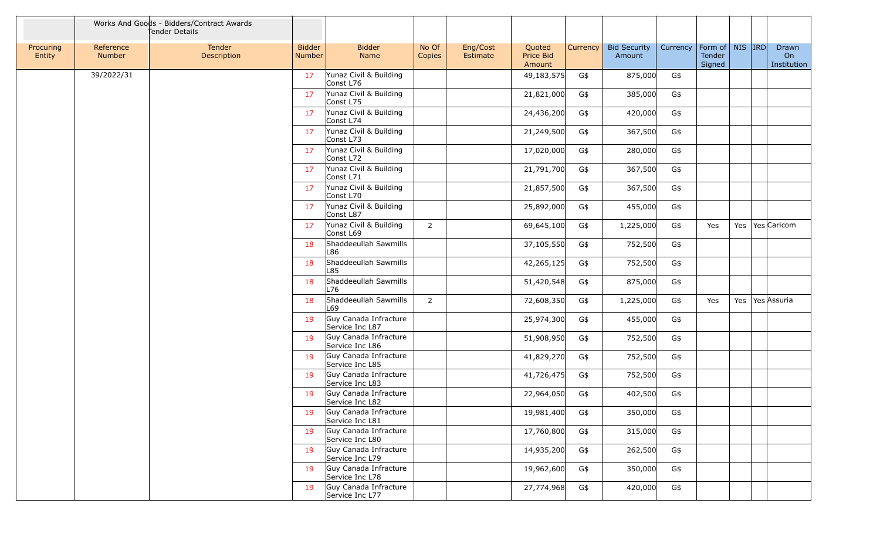| Procuring Entity | Reference Number | Tender Description | Bidder Number | Bidder Name | No Of Copies | Eng/Cost Estimate | Quoted Price Bid Amount | Currency | Bid Security Amount | Currency | Form of Tender Signed | NIS | IRD | Drawn On Institution |
|---|---|---|---|---|---|---|---|---|---|---|---|---|---|---|
| | 39/2022/31 | | 17 | Yunaz Civil & Building Const L76 | | | 49,183,575 | G$ | 875,000 | G$ | | | | |
| | | | 17 | Yunaz Civil & Building Const L75 | | | 21,821,000 | G$ | 385,000 | G$ | | | | |
| | | | 17 | Yunaz Civil & Building Const L74 | | | 24,436,200 | G$ | 420,000 | G$ | | | | |
| | | | 17 | Yunaz Civil & Building Const L73 | | | 21,249,500 | G$ | 367,500 | G$ | | | | |
| | | | 17 | Yunaz Civil & Building Const L72 | | | 17,020,000 | G$ | 280,000 | G$ | | | | |
| | | | 17 | Yunaz Civil & Building Const L71 | | | 21,791,700 | G$ | 367,500 | G$ | | | | |
| | | | 17 | Yunaz Civil & Building Const L70 | | | 21,857,500 | G$ | 367,500 | G$ | | | | |
| | | | 17 | Yunaz Civil & Building Const L87 | | | 25,892,000 | G$ | 455,000 | G$ | | | | |
| | | | 17 | Yunaz Civil & Building Const L69 | 2 | | 69,645,100 | G$ | 1,225,000 | G$ | Yes | Yes | Yes | Caricom |
| | | | 18 | Shaddeeullah Sawmills L86 | | | 37,105,550 | G$ | 752,500 | G$ | | | | |
| | | | 18 | Shaddeeullah Sawmills L85 | | | 42,265,125 | G$ | 752,500 | G$ | | | | |
| | | | 18 | Shaddeeullah Sawmills L76 | | | 51,420,548 | G$ | 875,000 | G$ | | | | |
| | | | 18 | Shaddeeullah Sawmills L69 | 2 | | 72,608,350 | G$ | 1,225,000 | G$ | Yes | Yes | Yes | Assuria |
| | | | 19 | Guy Canada Infracture Service Inc L87 | | | 25,974,300 | G$ | 455,000 | G$ | | | | |
| | | | 19 | Guy Canada Infracture Service Inc L86 | | | 51,908,950 | G$ | 752,500 | G$ | | | | |
| | | | 19 | Guy Canada Infracture Service Inc L85 | | | 41,829,270 | G$ | 752,500 | G$ | | | | |
| | | | 19 | Guy Canada Infracture Service Inc L83 | | | 41,726,475 | G$ | 752,500 | G$ | | | | |
| | | | 19 | Guy Canada Infracture Service Inc L82 | | | 22,964,050 | G$ | 402,500 | G$ | | | | |
| | | | 19 | Guy Canada Infracture Service Inc L81 | | | 19,981,400 | G$ | 350,000 | G$ | | | | |
| | | | 19 | Guy Canada Infracture Service Inc L80 | | | 17,760,800 | G$ | 315,000 | G$ | | | | |
| | | | 19 | Guy Canada Infracture Service Inc L79 | | | 14,935,200 | G$ | 262,500 | G$ | | | | |
| | | | 19 | Guy Canada Infracture Service Inc L78 | | | 19,962,600 | G$ | 350,000 | G$ | | | | |
| | | | 19 | Guy Canada Infracture Service Inc L77 | | | 27,774,968 | G$ | 420,000 | G$ | | | | |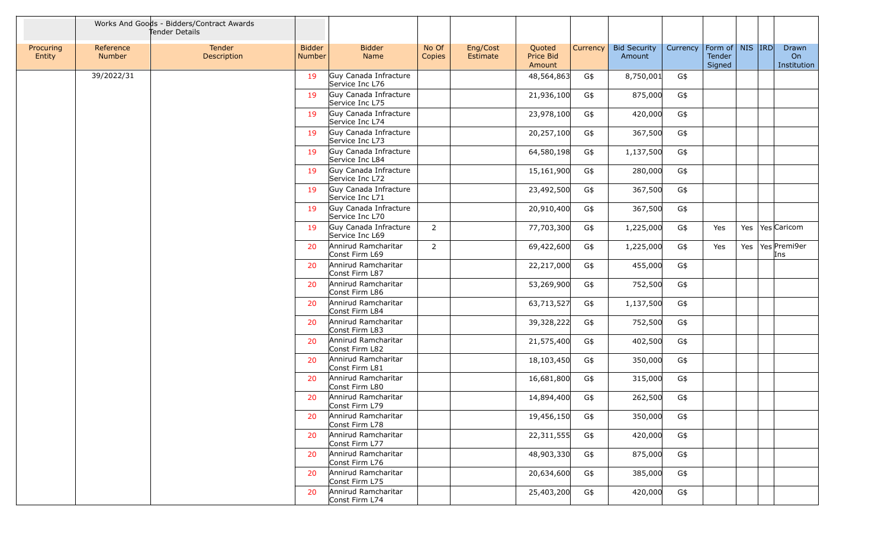| | Works And Goods - Bidders/Contract Awards Tender Details | | | | | | | | | | | | | |
|---|---|---|---|---|---|---|---|---|---|---|---|---|---|---|
| Procuring Entity | Reference Number | Tender Description | Bidder Number | Bidder Name | No Of Copies | Eng/Cost Estimate | Quoted Price Bid Amount | Currency | Bid Security Amount | Currency | Form of Tender Signed | NIS | IRD | Drawn On Institution |
| | 39/2022/31 | | 19 | Guy Canada Infracture Service Inc L76 | | | 48,564,863 | G$ | 8,750,001 | G$ | | | | |
| | | | 19 | Guy Canada Infracture Service Inc L75 | | | 21,936,100 | G$ | 875,000 | G$ | | | | |
| | | | 19 | Guy Canada Infracture Service Inc L74 | | | 23,978,100 | G$ | 420,000 | G$ | | | | |
| | | | 19 | Guy Canada Infracture Service Inc L73 | | | 20,257,100 | G$ | 367,500 | G$ | | | | |
| | | | 19 | Guy Canada Infracture Service Inc L84 | | | 64,580,198 | G$ | 1,137,500 | G$ | | | | |
| | | | 19 | Guy Canada Infracture Service Inc L72 | | | 15,161,900 | G$ | 280,000 | G$ | | | | |
| | | | 19 | Guy Canada Infracture Service Inc L71 | | | 23,492,500 | G$ | 367,500 | G$ | | | | |
| | | | 19 | Guy Canada Infracture Service Inc L70 | | | 20,910,400 | G$ | 367,500 | G$ | | | | |
| | | | 19 | Guy Canada Infracture Service Inc L69 | 2 | | 77,703,300 | G$ | 1,225,000 | G$ | Yes | Yes | Yes | Caricom |
| | | | 20 | Annirud Ramcharitar Const Firm L69 | 2 | | 69,422,600 | G$ | 1,225,000 | G$ | Yes | Yes | Yes | Premi9er Ins |
| | | | 20 | Annirud Ramcharitar Const Firm L87 | | | 22,217,000 | G$ | 455,000 | G$ | | | | |
| | | | 20 | Annirud Ramcharitar Const Firm L86 | | | 53,269,900 | G$ | 752,500 | G$ | | | | |
| | | | 20 | Annirud Ramcharitar Const Firm L84 | | | 63,713,527 | G$ | 1,137,500 | G$ | | | | |
| | | | 20 | Annirud Ramcharitar Const Firm L83 | | | 39,328,222 | G$ | 752,500 | G$ | | | | |
| | | | 20 | Annirud Ramcharitar Const Firm L82 | | | 21,575,400 | G$ | 402,500 | G$ | | | | |
| | | | 20 | Annirud Ramcharitar Const Firm L81 | | | 18,103,450 | G$ | 350,000 | G$ | | | | |
| | | | 20 | Annirud Ramcharitar Const Firm L80 | | | 16,681,800 | G$ | 315,000 | G$ | | | | |
| | | | 20 | Annirud Ramcharitar Const Firm L79 | | | 14,894,400 | G$ | 262,500 | G$ | | | | |
| | | | 20 | Annirud Ramcharitar Const Firm L78 | | | 19,456,150 | G$ | 350,000 | G$ | | | | |
| | | | 20 | Annirud Ramcharitar Const Firm L77 | | | 22,311,555 | G$ | 420,000 | G$ | | | | |
| | | | 20 | Annirud Ramcharitar Const Firm L76 | | | 48,903,330 | G$ | 875,000 | G$ | | | | |
| | | | 20 | Annirud Ramcharitar Const Firm L75 | | | 20,634,600 | G$ | 385,000 | G$ | | | | |
| | | | 20 | Annirud Ramcharitar Const Firm L74 | | | 25,403,200 | G$ | 420,000 | G$ | | | | |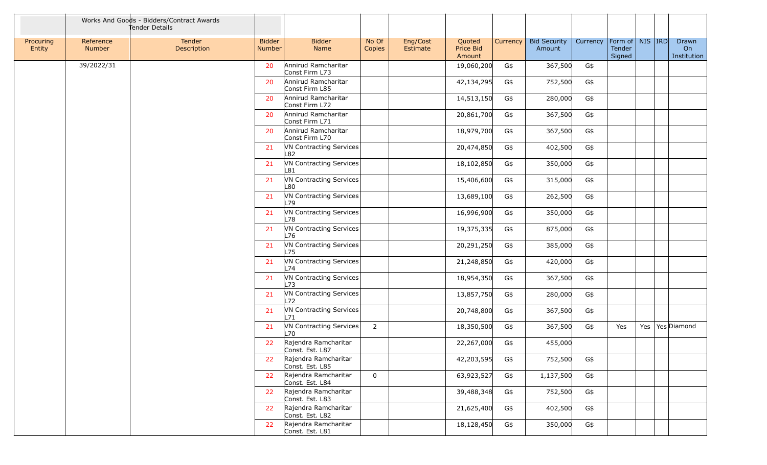| | Works And Goods - Bidders/Contract Awards Tender Details | | | | | | | | | | | | | | |
|---|---|---|---|---|---|---|---|---|---|---|---|---|---|---|---|
| Procuring Entity | Reference Number | Tender Description | Bidder Number | Bidder Name | No Of Copies | Eng/Cost Estimate | Quoted Price Bid Amount | Currency | Bid Security Amount | Currency | Form of Tender Signed | NIS | IRD | Drawn On Institution |
| | 39/2022/31 | | 20 | Annirud Ramcharitar Const Firm L73 | | | 19,060,200 | G$ | 367,500 | G$ | | | | |
| | | | 20 | Annirud Ramcharitar Const Firm L85 | | | 42,134,295 | G$ | 752,500 | G$ | | | | |
| | | | 20 | Annirud Ramcharitar Const Firm L72 | | | 14,513,150 | G$ | 280,000 | G$ | | | | |
| | | | 20 | Annirud Ramcharitar Const Firm L71 | | | 20,861,700 | G$ | 367,500 | G$ | | | | |
| | | | 20 | Annirud Ramcharitar Const Firm L70 | | | 18,979,700 | G$ | 367,500 | G$ | | | | |
| | | | 21 | VN Contracting Services L82 | | | 20,474,850 | G$ | 402,500 | G$ | | | | |
| | | | 21 | VN Contracting Services L81 | | | 18,102,850 | G$ | 350,000 | G$ | | | | |
| | | | 21 | VN Contracting Services L80 | | | 15,406,600 | G$ | 315,000 | G$ | | | | |
| | | | 21 | VN Contracting Services L79 | | | 13,689,100 | G$ | 262,500 | G$ | | | | |
| | | | 21 | VN Contracting Services L78 | | | 16,996,900 | G$ | 350,000 | G$ | | | | |
| | | | 21 | VN Contracting Services L76 | | | 19,375,335 | G$ | 875,000 | G$ | | | | |
| | | | 21 | VN Contracting Services L75 | | | 20,291,250 | G$ | 385,000 | G$ | | | | |
| | | | 21 | VN Contracting Services L74 | | | 21,248,850 | G$ | 420,000 | G$ | | | | |
| | | | 21 | VN Contracting Services L73 | | | 18,954,350 | G$ | 367,500 | G$ | | | | |
| | | | 21 | VN Contracting Services L72 | | | 13,857,750 | G$ | 280,000 | G$ | | | | |
| | | | 21 | VN Contracting Services L71 | | | 20,748,800 | G$ | 367,500 | G$ | | | | |
| | | | 21 | VN Contracting Services L70 | 2 | | 18,350,500 | G$ | 367,500 | G$ | Yes | Yes | Yes | Diamond |
| | | | 22 | Rajendra Ramcharitar Const. Est. L87 | | | 22,267,000 | G$ | 455,000 | | | | | |
| | | | 22 | Rajendra Ramcharitar Const. Est. L85 | | | 42,203,595 | G$ | 752,500 | G$ | | | | |
| | | | 22 | Rajendra Ramcharitar Const. Est. L84 | 0 | | 63,923,527 | G$ | 1,137,500 | G$ | | | | |
| | | | 22 | Rajendra Ramcharitar Const. Est. L83 | | | 39,488,348 | G$ | 752,500 | G$ | | | | |
| | | | 22 | Rajendra Ramcharitar Const. Est. L82 | | | 21,625,400 | G$ | 402,500 | G$ | | | | |
| | | | 22 | Rajendra Ramcharitar Const. Est. L81 | | | 18,128,450 | G$ | 350,000 | G$ | | | | |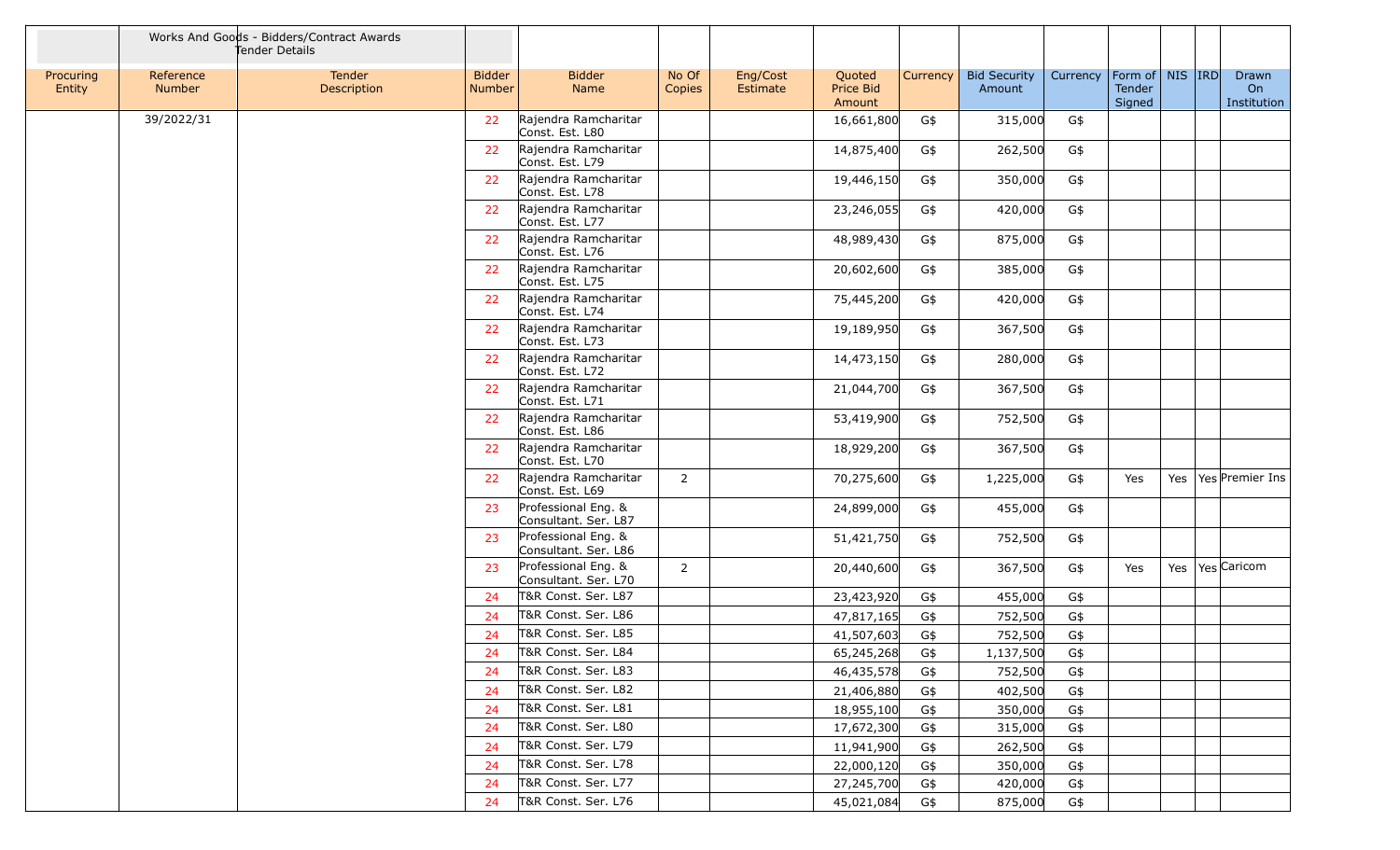| | Works And Goods - Bidders/Contract Awards Tender Details | | | | | | | | | | | | | | |
|---|---|---|---|---|---|---|---|---|---|---|---|---|---|---|---|
| Procuring Entity | Reference Number | Tender Description | Bidder Number | Bidder Name | No Of Copies | Eng/Cost Estimate | Quoted Price Bid Amount | Currency | Bid Security Amount | Currency | Form of Tender Signed | NIS | IRD | Drawn On Institution |
| | 39/2022/31 | | 22 | Rajendra Ramcharitar Const. Est. L80 | | | 16,661,800 | G$ | 315,000 | G$ | | | | |
| | | | 22 | Rajendra Ramcharitar Const. Est. L79 | | | 14,875,400 | G$ | 262,500 | G$ | | | | |
| | | | 22 | Rajendra Ramcharitar Const. Est. L78 | | | 19,446,150 | G$ | 350,000 | G$ | | | | |
| | | | 22 | Rajendra Ramcharitar Const. Est. L77 | | | 23,246,055 | G$ | 420,000 | G$ | | | | |
| | | | 22 | Rajendra Ramcharitar Const. Est. L76 | | | 48,989,430 | G$ | 875,000 | G$ | | | | |
| | | | 22 | Rajendra Ramcharitar Const. Est. L75 | | | 20,602,600 | G$ | 385,000 | G$ | | | | |
| | | | 22 | Rajendra Ramcharitar Const. Est. L74 | | | 75,445,200 | G$ | 420,000 | G$ | | | | |
| | | | 22 | Rajendra Ramcharitar Const. Est. L73 | | | 19,189,950 | G$ | 367,500 | G$ | | | | |
| | | | 22 | Rajendra Ramcharitar Const. Est. L72 | | | 14,473,150 | G$ | 280,000 | G$ | | | | |
| | | | 22 | Rajendra Ramcharitar Const. Est. L71 | | | 21,044,700 | G$ | 367,500 | G$ | | | | |
| | | | 22 | Rajendra Ramcharitar Const. Est. L86 | | | 53,419,900 | G$ | 752,500 | G$ | | | | |
| | | | 22 | Rajendra Ramcharitar Const. Est. L70 | | | 18,929,200 | G$ | 367,500 | G$ | | | | |
| | | | 22 | Rajendra Ramcharitar Const. Est. L69 | 2 | | 70,275,600 | G$ | 1,225,000 | G$ | Yes | Yes | Yes | Premier Ins |
| | | | 23 | Professional Eng. & Consultant. Ser. L87 | | | 24,899,000 | G$ | 455,000 | G$ | | | | |
| | | | 23 | Professional Eng. & Consultant. Ser. L86 | | | 51,421,750 | G$ | 752,500 | G$ | | | | |
| | | | 23 | Professional Eng. & Consultant. Ser. L70 | 2 | | 20,440,600 | G$ | 367,500 | G$ | Yes | Yes | Yes | Caricom |
| | | | 24 | T&R Const. Ser. L87 | | | 23,423,920 | G$ | 455,000 | G$ | | | | |
| | | | 24 | T&R Const. Ser. L86 | | | 47,817,165 | G$ | 752,500 | G$ | | | | |
| | | | 24 | T&R Const. Ser. L85 | | | 41,507,603 | G$ | 752,500 | G$ | | | | |
| | | | 24 | T&R Const. Ser. L84 | | | 65,245,268 | G$ | 1,137,500 | G$ | | | | |
| | | | 24 | T&R Const. Ser. L83 | | | 46,435,578 | G$ | 752,500 | G$ | | | | |
| | | | 24 | T&R Const. Ser. L82 | | | 21,406,880 | G$ | 402,500 | G$ | | | | |
| | | | 24 | T&R Const. Ser. L81 | | | 18,955,100 | G$ | 350,000 | G$ | | | | |
| | | | 24 | T&R Const. Ser. L80 | | | 17,672,300 | G$ | 315,000 | G$ | | | | |
| | | | 24 | T&R Const. Ser. L79 | | | 11,941,900 | G$ | 262,500 | G$ | | | | |
| | | | 24 | T&R Const. Ser. L78 | | | 22,000,120 | G$ | 350,000 | G$ | | | | |
| | | | 24 | T&R Const. Ser. L77 | | | 27,245,700 | G$ | 420,000 | G$ | | | | |
| | | | 24 | T&R Const. Ser. L76 | | | 45,021,084 | G$ | 875,000 | G$ | | | | |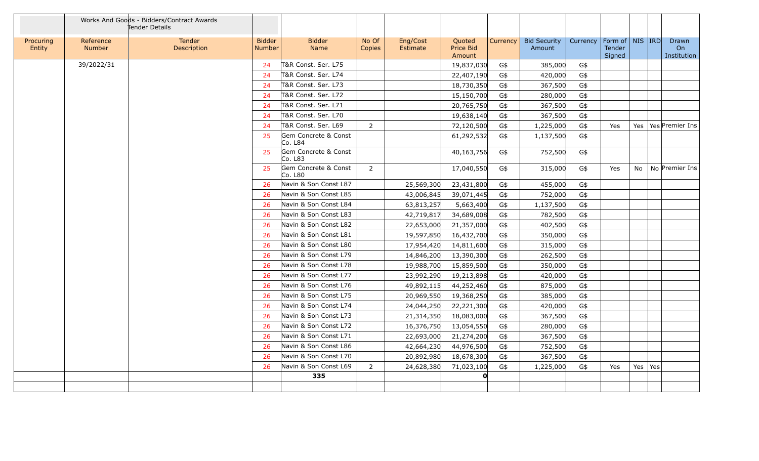| | Works And Goods - Bidders/Contract Awards Tender Details | | | | | | | | | | | | | |
|---|---|---|---|---|---|---|---|---|---|---|---|---|---|---|
| Procuring Entity | Reference Number | Tender Description | Bidder Number | Bidder Name | No Of Copies | Eng/Cost Estimate | Quoted Price Bid Amount | Currency | Bid Security Amount | Currency | Form of Tender Signed | NIS | IRD | Drawn On Institution |
| | 39/2022/31 | | 24 | T&R Const. Ser. L75 | | | 19,837,030 | G$ | 385,000 | G$ | | | | |
| | | | 24 | T&R Const. Ser. L74 | | | 22,407,190 | G$ | 420,000 | G$ | | | | |
| | | | 24 | T&R Const. Ser. L73 | | | 18,730,350 | G$ | 367,500 | G$ | | | | |
| | | | 24 | T&R Const. Ser. L72 | | | 15,150,700 | G$ | 280,000 | G$ | | | | |
| | | | 24 | T&R Const. Ser. L71 | | | 20,765,750 | G$ | 367,500 | G$ | | | | |
| | | | 24 | T&R Const. Ser. L70 | | | 19,638,140 | G$ | 367,500 | G$ | | | | |
| | | | 24 | T&R Const. Ser. L69 | 2 | | 72,120,500 | G$ | 1,225,000 | G$ | Yes | Yes | Yes | Premier Ins |
| | | | 25 | Gem Concrete & Const Co. L84 | | | 61,292,532 | G$ | 1,137,500 | G$ | | | | |
| | | | 25 | Gem Concrete & Const Co. L83 | | | 40,163,756 | G$ | 752,500 | G$ | | | | |
| | | | 25 | Gem Concrete & Const Co. L80 | 2 | | 17,040,550 | G$ | 315,000 | G$ | Yes | No | No | Premier Ins |
| | | | 26 | Navin & Son Const L87 | | 25,569,300 | 23,431,800 | G$ | 455,000 | G$ | | | | |
| | | | 26 | Navin & Son Const L85 | | 43,006,845 | 39,071,445 | G$ | 752,000 | G$ | | | | |
| | | | 26 | Navin & Son Const L84 | | 63,813,257 | 5,663,400 | G$ | 1,137,500 | G$ | | | | |
| | | | 26 | Navin & Son Const L83 | | 42,719,817 | 34,689,008 | G$ | 782,500 | G$ | | | | |
| | | | 26 | Navin & Son Const L82 | | 22,653,000 | 21,357,000 | G$ | 402,500 | G$ | | | | |
| | | | 26 | Navin & Son Const L81 | | 19,597,850 | 16,432,700 | G$ | 350,000 | G$ | | | | |
| | | | 26 | Navin & Son Const L80 | | 17,954,420 | 14,811,600 | G$ | 315,000 | G$ | | | | |
| | | | 26 | Navin & Son Const L79 | | 14,846,200 | 13,390,300 | G$ | 262,500 | G$ | | | | |
| | | | 26 | Navin & Son Const L78 | | 19,988,700 | 15,859,500 | G$ | 350,000 | G$ | | | | |
| | | | 26 | Navin & Son Const L77 | | 23,992,290 | 19,213,898 | G$ | 420,000 | G$ | | | | |
| | | | 26 | Navin & Son Const L76 | | 49,892,115 | 44,252,460 | G$ | 875,000 | G$ | | | | |
| | | | 26 | Navin & Son Const L75 | | 20,969,550 | 19,368,250 | G$ | 385,000 | G$ | | | | |
| | | | 26 | Navin & Son Const L74 | | 24,044,250 | 22,221,300 | G$ | 420,000 | G$ | | | | |
| | | | 26 | Navin & Son Const L73 | | 21,314,350 | 18,083,000 | G$ | 367,500 | G$ | | | | |
| | | | 26 | Navin & Son Const L72 | | 16,376,750 | 13,054,550 | G$ | 280,000 | G$ | | | | |
| | | | 26 | Navin & Son Const L71 | | 22,693,000 | 21,274,200 | G$ | 367,500 | G$ | | | | |
| | | | 26 | Navin & Son Const L86 | | 42,664,230 | 44,976,500 | G$ | 752,500 | G$ | | | | |
| | | | 26 | Navin & Son Const L70 | | 20,892,980 | 18,678,300 | G$ | 367,500 | G$ | | | | |
| | | | 26 | Navin & Son Const L69 | 2 | 24,628,380 | 71,023,100 | G$ | 1,225,000 | G$ | Yes | Yes | Yes | |
| | | | | 335 | | | 0 | | | | | | | |
| | | | | | | | | | | | | | | |